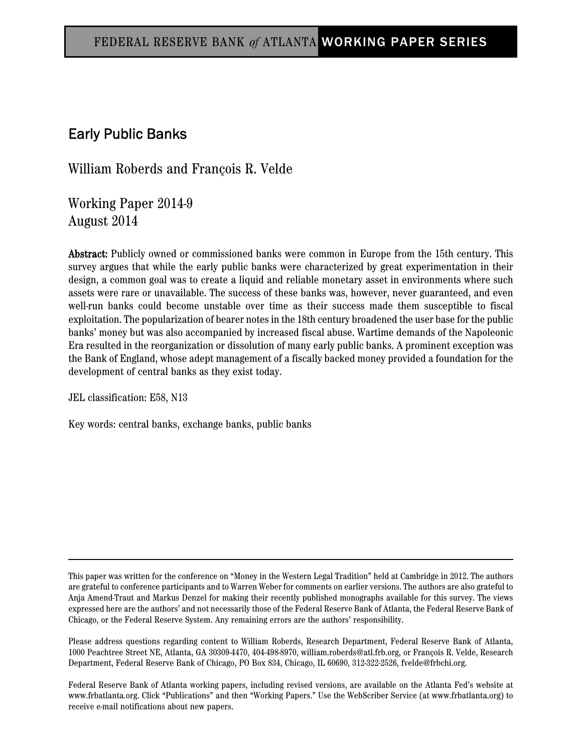FEDERAL RESERVE BANK *of* ATLANTA WORKING PAPER SERIES

# Early Public Banks

William Roberds and François R. Velde

Working Paper 2014-9
August 2014

**Abstract:** Publicly owned or commissioned banks were common in Europe from the 15th century. This survey argues that while the early public banks were characterized by great experimentation in their design, a common goal was to create a liquid and reliable monetary asset in environments where such assets were rare or unavailable. The success of these banks was, however, never guaranteed, and even well-run banks could become unstable over time as their success made them susceptible to fiscal exploitation. The popularization of bearer notes in the 18th century broadened the user base for the public banks' money but was also accompanied by increased fiscal abuse. Wartime demands of the Napoleonic Era resulted in the reorganization or dissolution of many early public banks. A prominent exception was the Bank of England, whose adept management of a fiscally backed money provided a foundation for the development of central banks as they exist today.

JEL classification: E58, N13

Key words: central banks, exchange banks, public banks

---

This paper was written for the conference on "Money in the Western Legal Tradition" held at Cambridge in 2012. The authors are grateful to conference participants and to Warren Weber for comments on earlier versions. The authors are also grateful to Anja Amend-Traut and Markus Denzel for making their recently published monographs available for this survey. The views expressed here are the authors' and not necessarily those of the Federal Reserve Bank of Atlanta, the Federal Reserve Bank of Chicago, or the Federal Reserve System. Any remaining errors are the authors' responsibility.

Please address questions regarding content to William Roberds, Research Department, Federal Reserve Bank of Atlanta, 1000 Peachtree Street NE, Atlanta, GA 30309-4470, 404-498-8970, william.roberds@atl.frb.org, or François R. Velde, Research Department, Federal Reserve Bank of Chicago, PO Box 834, Chicago, IL 60690, 312-322-2526, fvelde@frbchi.org.

Federal Reserve Bank of Atlanta working papers, including revised versions, are available on the Atlanta Fed's website at www.frbatlanta.org. Click "Publications" and then "Working Papers." Use the WebScriber Service (at www.frbatlanta.org) to receive e-mail notifications about new papers.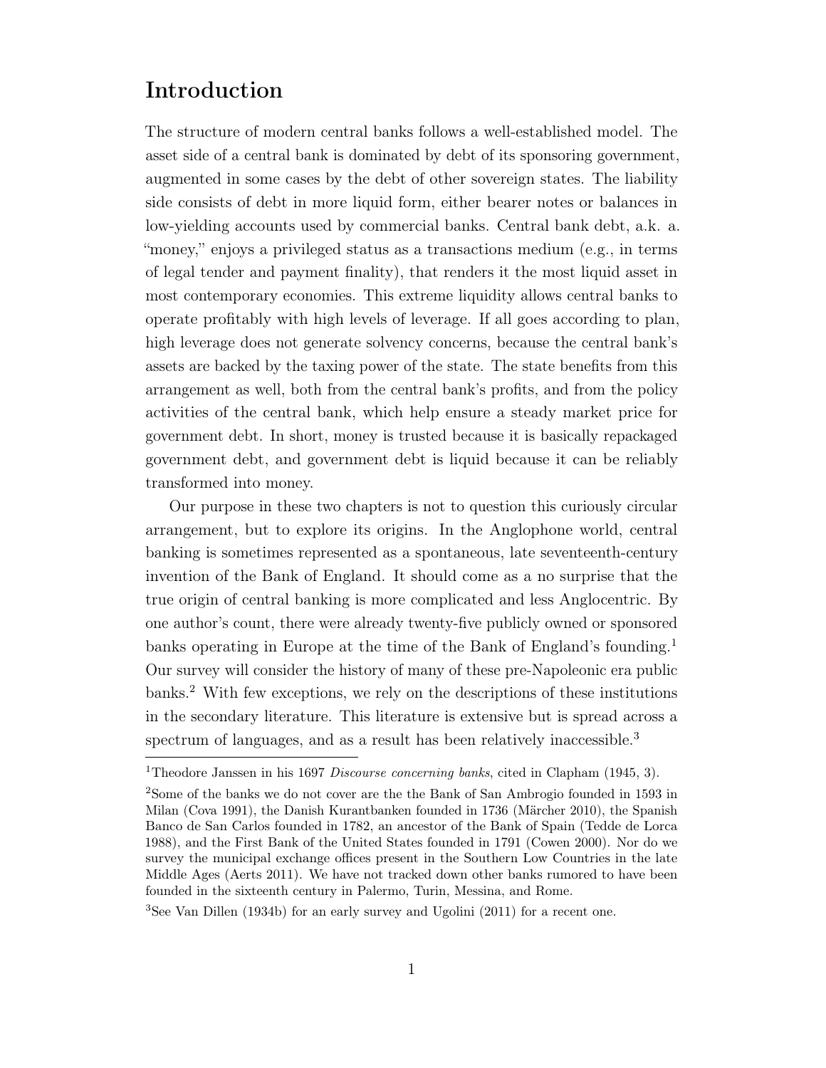# Introduction

The structure of modern central banks follows a well-established model. The asset side of a central bank is dominated by debt of its sponsoring government, augmented in some cases by the debt of other sovereign states. The liability side consists of debt in more liquid form, either bearer notes or balances in low-yielding accounts used by commercial banks. Central bank debt, a.k. a. "money," enjoys a privileged status as a transactions medium (e.g., in terms of legal tender and payment finality), that renders it the most liquid asset in most contemporary economies. This extreme liquidity allows central banks to operate profitably with high levels of leverage. If all goes according to plan, high leverage does not generate solvency concerns, because the central bank's assets are backed by the taxing power of the state. The state benefits from this arrangement as well, both from the central bank's profits, and from the policy activities of the central bank, which help ensure a steady market price for government debt. In short, money is trusted because it is basically repackaged government debt, and government debt is liquid because it can be reliably transformed into money.

Our purpose in these two chapters is not to question this curiously circular arrangement, but to explore its origins. In the Anglophone world, central banking is sometimes represented as a spontaneous, late seventeenth-century invention of the Bank of England. It should come as a no surprise that the true origin of central banking is more complicated and less Anglocentric. By one author's count, there were already twenty-five publicly owned or sponsored banks operating in Europe at the time of the Bank of England's founding.[1] Our survey will consider the history of many of these pre-Napoleonic era public banks.[2] With few exceptions, we rely on the descriptions of these institutions in the secondary literature. This literature is extensive but is spread across a spectrum of languages, and as a result has been relatively inaccessible.[3]

---

[1] Theodore Janssen in his 1697 *Discourse concerning banks*, cited in Clapham (1945, 3).

[2] Some of the banks we do not cover are the the Bank of San Ambrogio founded in 1593 in Milan (Cova 1991), the Danish Kurantbanken founded in 1736 (Märcher 2010), the Spanish Banco de San Carlos founded in 1782, an ancestor of the Bank of Spain (Tedde de Lorca 1988), and the First Bank of the United States founded in 1791 (Cowen 2000). Nor do we survey the municipal exchange offices present in the Southern Low Countries in the late Middle Ages (Aerts 2011). We have not tracked down other banks rumored to have been founded in the sixteenth century in Palermo, Turin, Messina, and Rome.

[3] See Van Dillen (1934b) for an early survey and Ugolini (2011) for a recent one.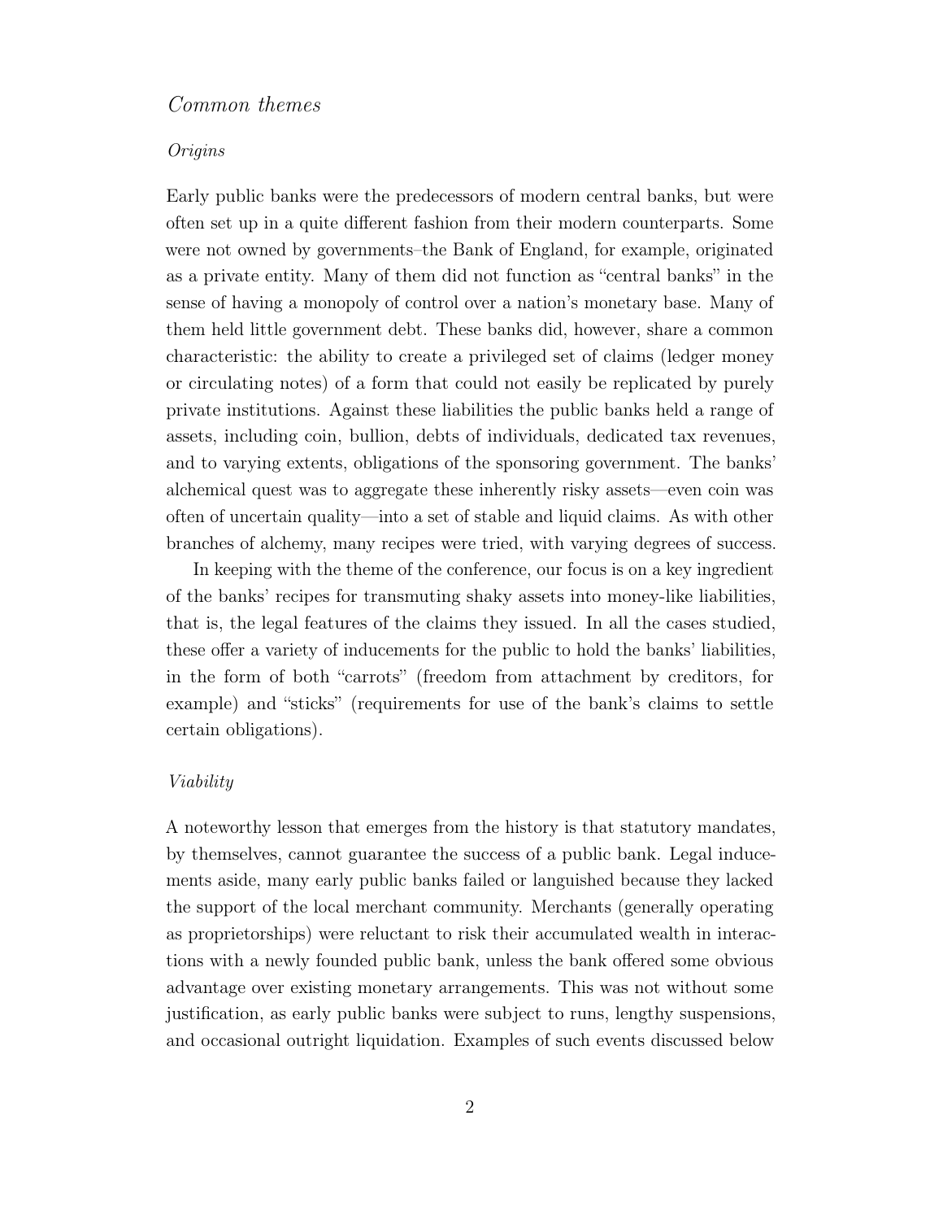## *Common themes*

### *Origins*

Early public banks were the predecessors of modern central banks, but were often set up in a quite different fashion from their modern counterparts. Some were not owned by governments–the Bank of England, for example, originated as a private entity. Many of them did not function as "central banks" in the sense of having a monopoly of control over a nation's monetary base. Many of them held little government debt. These banks did, however, share a common characteristic: the ability to create a privileged set of claims (ledger money or circulating notes) of a form that could not easily be replicated by purely private institutions. Against these liabilities the public banks held a range of assets, including coin, bullion, debts of individuals, dedicated tax revenues, and to varying extents, obligations of the sponsoring government. The banks' alchemical quest was to aggregate these inherently risky assets—even coin was often of uncertain quality—into a set of stable and liquid claims. As with other branches of alchemy, many recipes were tried, with varying degrees of success.

In keeping with the theme of the conference, our focus is on a key ingredient of the banks' recipes for transmuting shaky assets into money-like liabilities, that is, the legal features of the claims they issued. In all the cases studied, these offer a variety of inducements for the public to hold the banks' liabilities, in the form of both "carrots" (freedom from attachment by creditors, for example) and "sticks" (requirements for use of the bank's claims to settle certain obligations).

### *Viability*

A noteworthy lesson that emerges from the history is that statutory mandates, by themselves, cannot guarantee the success of a public bank. Legal inducements aside, many early public banks failed or languished because they lacked the support of the local merchant community. Merchants (generally operating as proprietorships) were reluctant to risk their accumulated wealth in interactions with a newly founded public bank, unless the bank offered some obvious advantage over existing monetary arrangements. This was not without some justification, as early public banks were subject to runs, lengthy suspensions, and occasional outright liquidation. Examples of such events discussed below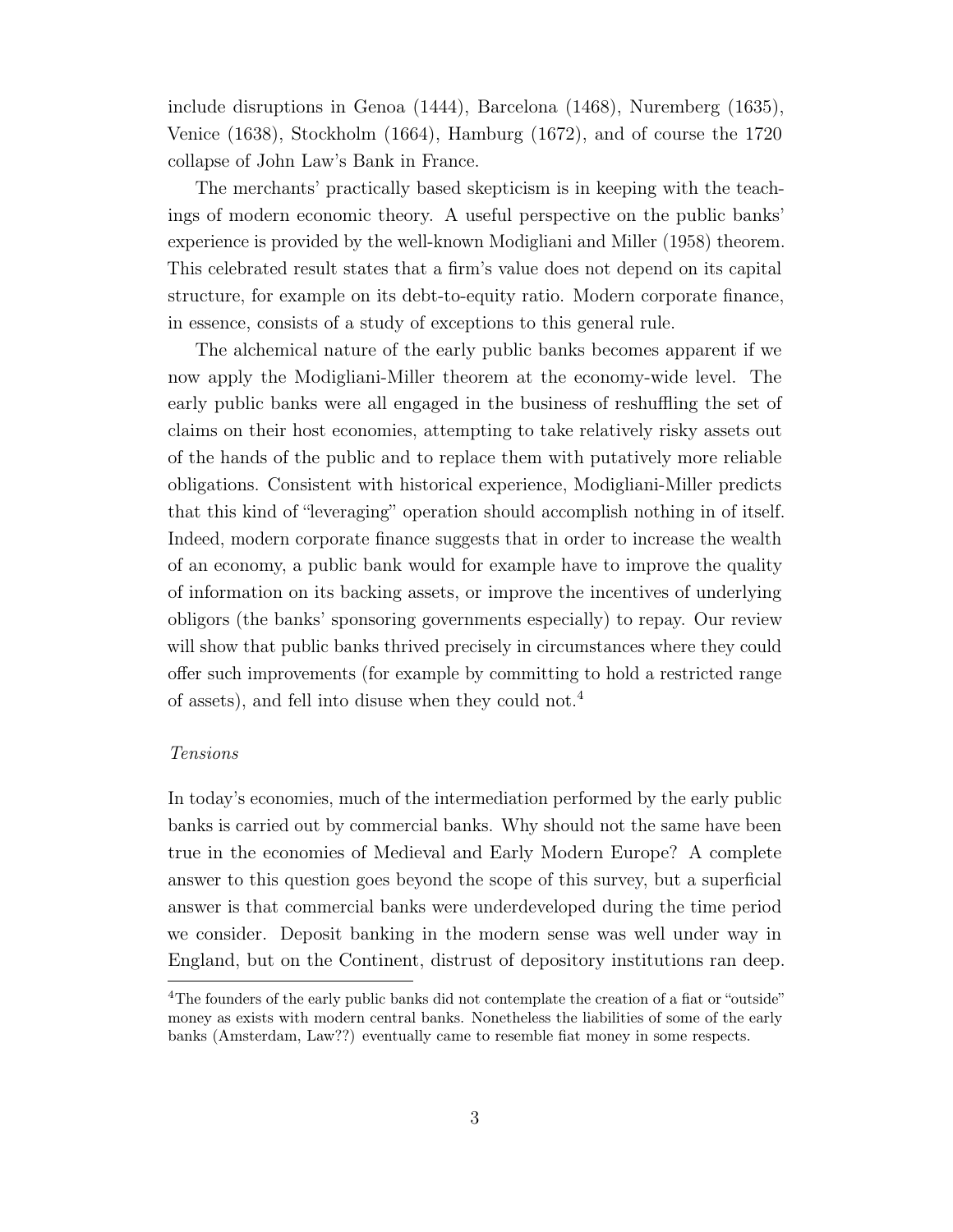include disruptions in Genoa (1444), Barcelona (1468), Nuremberg (1635), Venice (1638), Stockholm (1664), Hamburg (1672), and of course the 1720 collapse of John Law's Bank in France.

The merchants' practically based skepticism is in keeping with the teachings of modern economic theory. A useful perspective on the public banks' experience is provided by the well-known Modigliani and Miller (1958) theorem. This celebrated result states that a firm's value does not depend on its capital structure, for example on its debt-to-equity ratio. Modern corporate finance, in essence, consists of a study of exceptions to this general rule.

The alchemical nature of the early public banks becomes apparent if we now apply the Modigliani-Miller theorem at the economy-wide level. The early public banks were all engaged in the business of reshuffling the set of claims on their host economies, attempting to take relatively risky assets out of the hands of the public and to replace them with putatively more reliable obligations. Consistent with historical experience, Modigliani-Miller predicts that this kind of "leveraging" operation should accomplish nothing in of itself. Indeed, modern corporate finance suggests that in order to increase the wealth of an economy, a public bank would for example have to improve the quality of information on its backing assets, or improve the incentives of underlying obligors (the banks' sponsoring governments especially) to repay. Our review will show that public banks thrived precisely in circumstances where they could offer such improvements (for example by committing to hold a restricted range of assets), and fell into disuse when they could not.[4]

*Tensions*

In today's economies, much of the intermediation performed by the early public banks is carried out by commercial banks. Why should not the same have been true in the economies of Medieval and Early Modern Europe? A complete answer to this question goes beyond the scope of this survey, but a superficial answer is that commercial banks were underdeveloped during the time period we consider. Deposit banking in the modern sense was well under way in England, but on the Continent, distrust of depository institutions ran deep.

[4]The founders of the early public banks did not contemplate the creation of a fiat or "outside" money as exists with modern central banks. Nonetheless the liabilities of some of the early banks (Amsterdam, Law??) eventually came to resemble fiat money in some respects.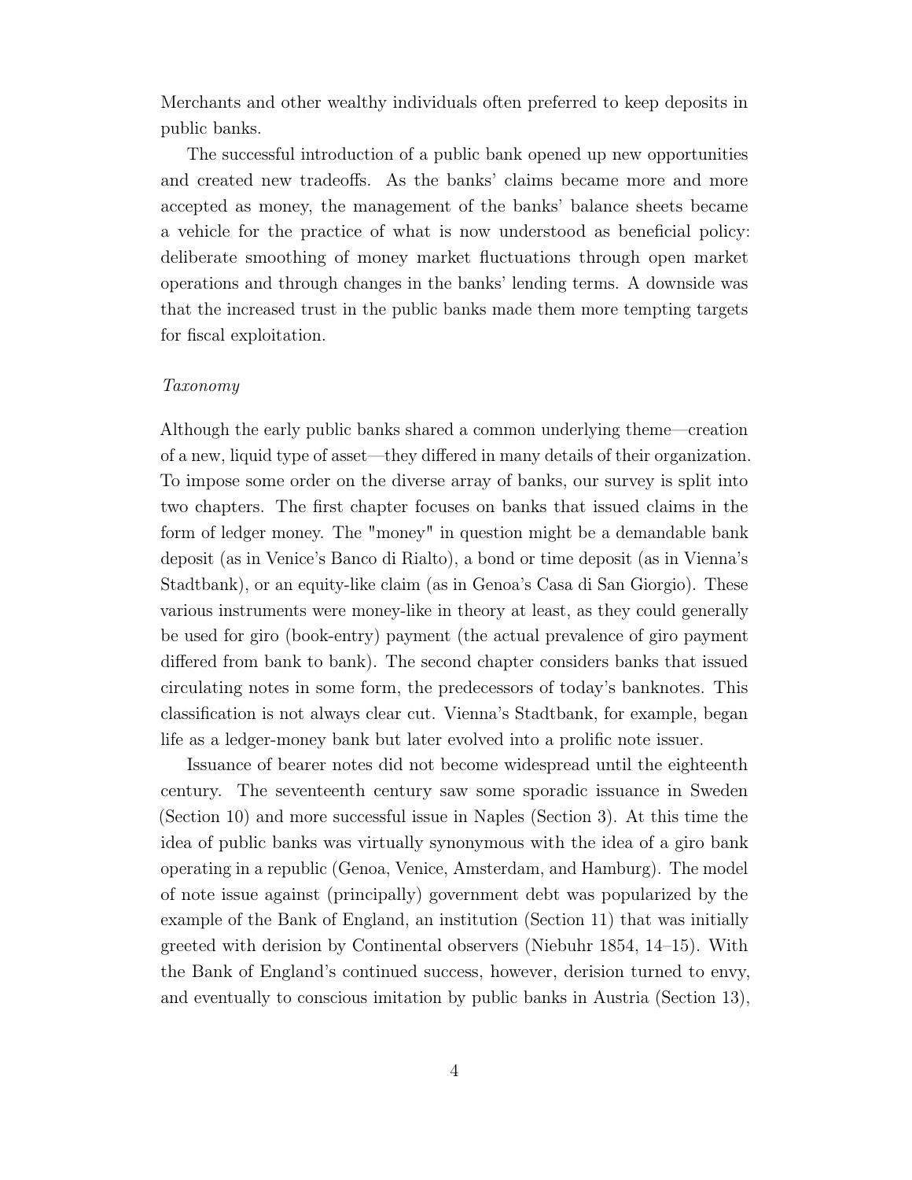Merchants and other wealthy individuals often preferred to keep deposits in public banks.

The successful introduction of a public bank opened up new opportunities and created new tradeoffs. As the banks' claims became more and more accepted as money, the management of the banks' balance sheets became a vehicle for the practice of what is now understood as beneficial policy: deliberate smoothing of money market fluctuations through open market operations and through changes in the banks' lending terms. A downside was that the increased trust in the public banks made them more tempting targets for fiscal exploitation.

*Taxonomy*

Although the early public banks shared a common underlying theme—creation of a new, liquid type of asset—they differed in many details of their organization. To impose some order on the diverse array of banks, our survey is split into two chapters. The first chapter focuses on banks that issued claims in the form of ledger money. The "money" in question might be a demandable bank deposit (as in Venice's Banco di Rialto), a bond or time deposit (as in Vienna's Stadtbank), or an equity-like claim (as in Genoa's Casa di San Giorgio). These various instruments were money-like in theory at least, as they could generally be used for giro (book-entry) payment (the actual prevalence of giro payment differed from bank to bank). The second chapter considers banks that issued circulating notes in some form, the predecessors of today's banknotes. This classification is not always clear cut. Vienna's Stadtbank, for example, began life as a ledger-money bank but later evolved into a prolific note issuer.

Issuance of bearer notes did not become widespread until the eighteenth century. The seventeenth century saw some sporadic issuance in Sweden (Section 10) and more successful issue in Naples (Section 3). At this time the idea of public banks was virtually synonymous with the idea of a giro bank operating in a republic (Genoa, Venice, Amsterdam, and Hamburg). The model of note issue against (principally) government debt was popularized by the example of the Bank of England, an institution (Section 11) that was initially greeted with derision by Continental observers (Niebuhr 1854, 14–15). With the Bank of England's continued success, however, derision turned to envy, and eventually to conscious imitation by public banks in Austria (Section 13),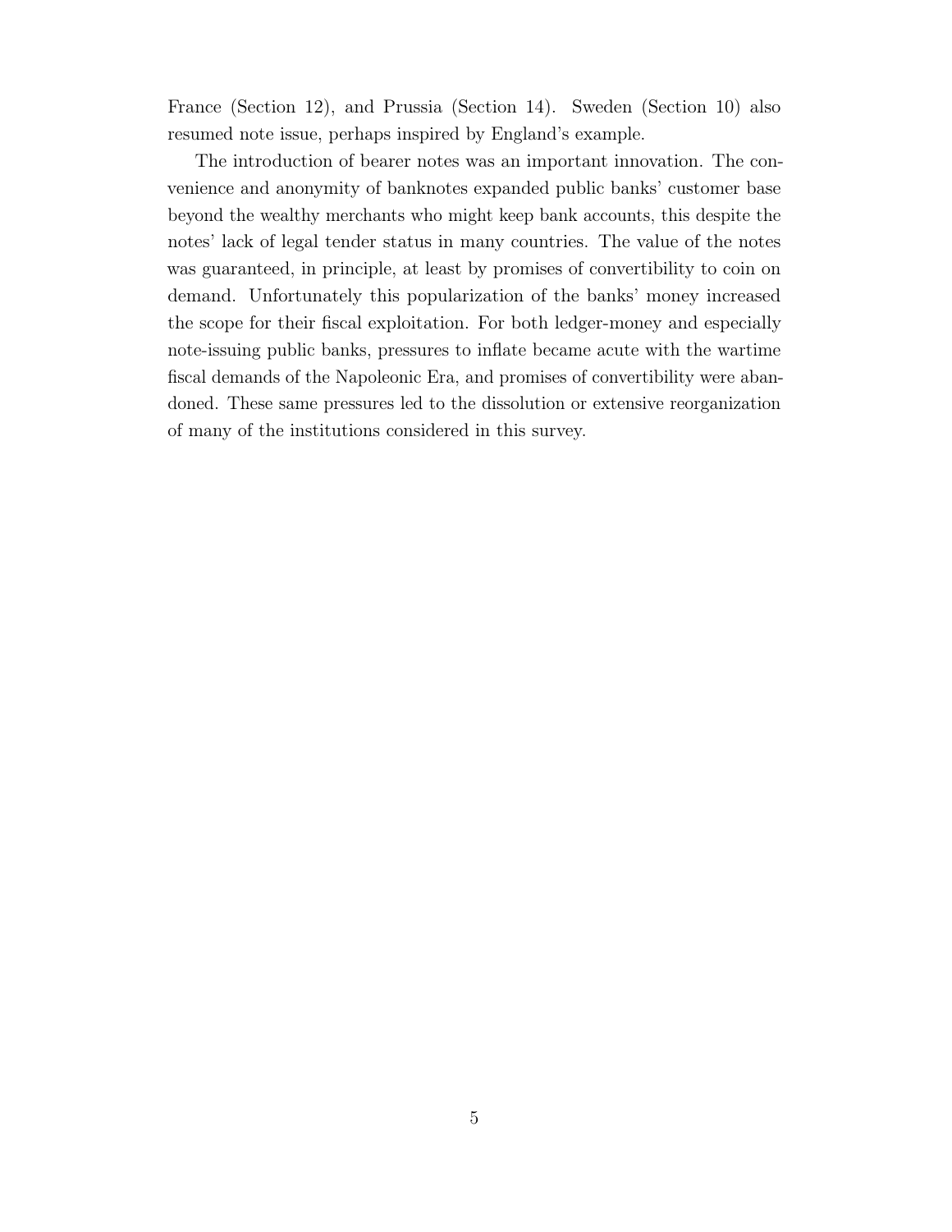France (Section 12), and Prussia (Section 14). Sweden (Section 10) also resumed note issue, perhaps inspired by England's example.

The introduction of bearer notes was an important innovation. The convenience and anonymity of banknotes expanded public banks' customer base beyond the wealthy merchants who might keep bank accounts, this despite the notes' lack of legal tender status in many countries. The value of the notes was guaranteed, in principle, at least by promises of convertibility to coin on demand. Unfortunately this popularization of the banks' money increased the scope for their fiscal exploitation. For both ledger-money and especially note-issuing public banks, pressures to inflate became acute with the wartime fiscal demands of the Napoleonic Era, and promises of convertibility were abandoned. These same pressures led to the dissolution or extensive reorganization of many of the institutions considered in this survey.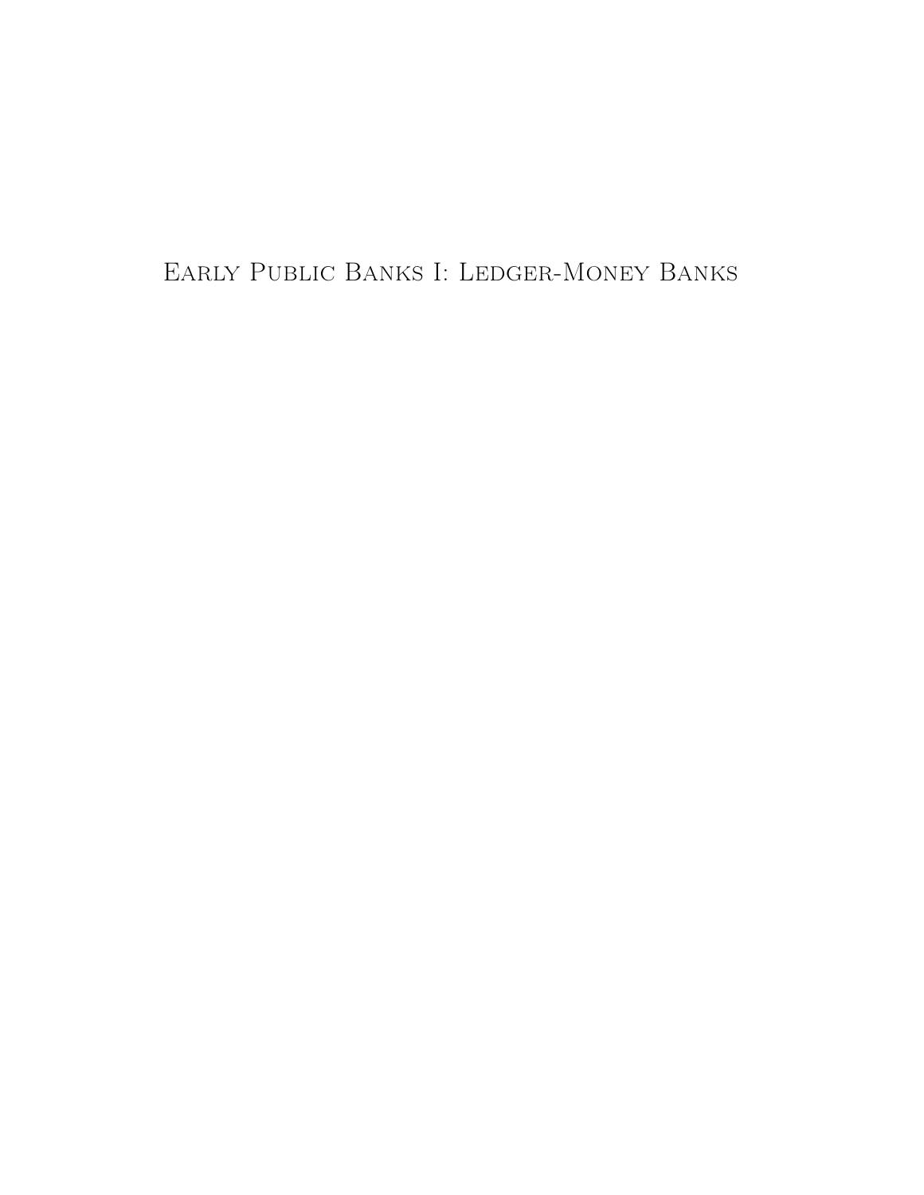# Early Public Banks I: Ledger-Money Banks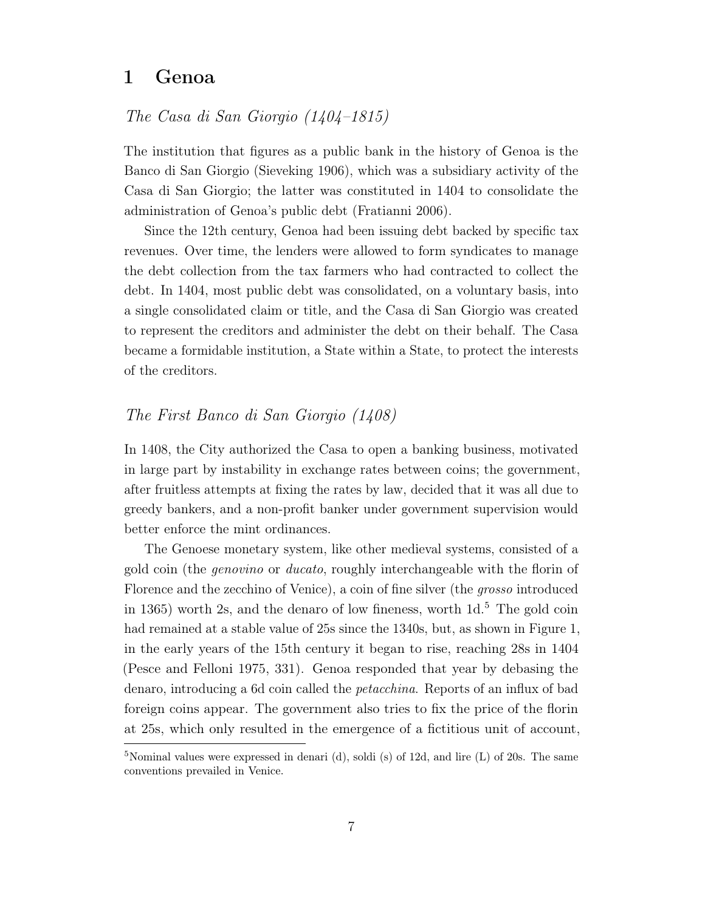# 1 Genoa

*The Casa di San Giorgio (1404–1815)*

The institution that figures as a public bank in the history of Genoa is the Banco di San Giorgio (Sieveking 1906), which was a subsidiary activity of the Casa di San Giorgio; the latter was constituted in 1404 to consolidate the administration of Genoa's public debt (Fratianni 2006).

Since the 12th century, Genoa had been issuing debt backed by specific tax revenues. Over time, the lenders were allowed to form syndicates to manage the debt collection from the tax farmers who had contracted to collect the debt. In 1404, most public debt was consolidated, on a voluntary basis, into a single consolidated claim or title, and the Casa di San Giorgio was created to represent the creditors and administer the debt on their behalf. The Casa became a formidable institution, a State within a State, to protect the interests of the creditors.

*The First Banco di San Giorgio (1408)*

In 1408, the City authorized the Casa to open a banking business, motivated in large part by instability in exchange rates between coins; the government, after fruitless attempts at fixing the rates by law, decided that it was all due to greedy bankers, and a non-profit banker under government supervision would better enforce the mint ordinances.

The Genoese monetary system, like other medieval systems, consisted of a gold coin (the *genovino* or *ducato*, roughly interchangeable with the florin of Florence and the zecchino of Venice), a coin of fine silver (the *grosso* introduced in 1365) worth 2s, and the denaro of low fineness, worth 1d.[5] The gold coin had remained at a stable value of 25s since the 1340s, but, as shown in Figure 1, in the early years of the 15th century it began to rise, reaching 28s in 1404 (Pesce and Felloni 1975, 331). Genoa responded that year by debasing the denaro, introducing a 6d coin called the *petacchina*. Reports of an influx of bad foreign coins appear. The government also tries to fix the price of the florin at 25s, which only resulted in the emergence of a fictitious unit of account,

[5] Nominal values were expressed in denari (d), soldi (s) of 12d, and lire (L) of 20s. The same conventions prevailed in Venice.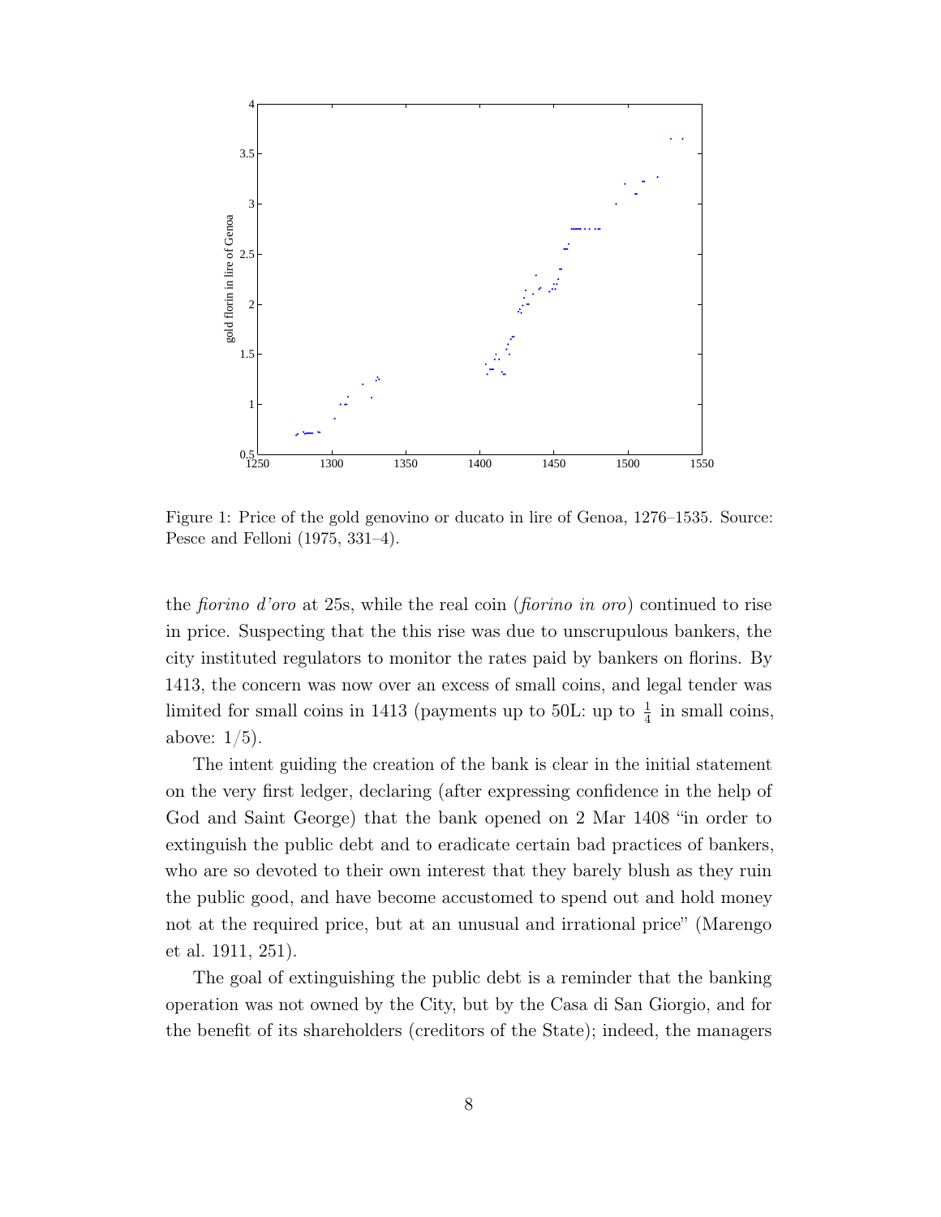Figure 1: Price of the gold genovino or ducato in lire of Genoa, 1276–1535. Source: Pesce and Felloni (1975, 331–4).

the *fiorino d'oro* at 25s, while the real coin (*fiorino in oro*) continued to rise in price. Suspecting that the this rise was due to unscrupulous bankers, the city instituted regulators to monitor the rates paid by bankers on florins. By 1413, the concern was now over an excess of small coins, and legal tender was limited for small coins in 1413 (payments up to 50L: up to $\frac{1}{4}$ in small coins, above: 1/5).

The intent guiding the creation of the bank is clear in the initial statement on the very first ledger, declaring (after expressing confidence in the help of God and Saint George) that the bank opened on 2 Mar 1408 "in order to extinguish the public debt and to eradicate certain bad practices of bankers, who are so devoted to their own interest that they barely blush as they ruin the public good, and have become accustomed to spend out and hold money not at the required price, but at an unusual and irrational price" (Marengo et al. 1911, 251).

The goal of extinguishing the public debt is a reminder that the banking operation was not owned by the City, but by the Casa di San Giorgio, and for the benefit of its shareholders (creditors of the State); indeed, the managers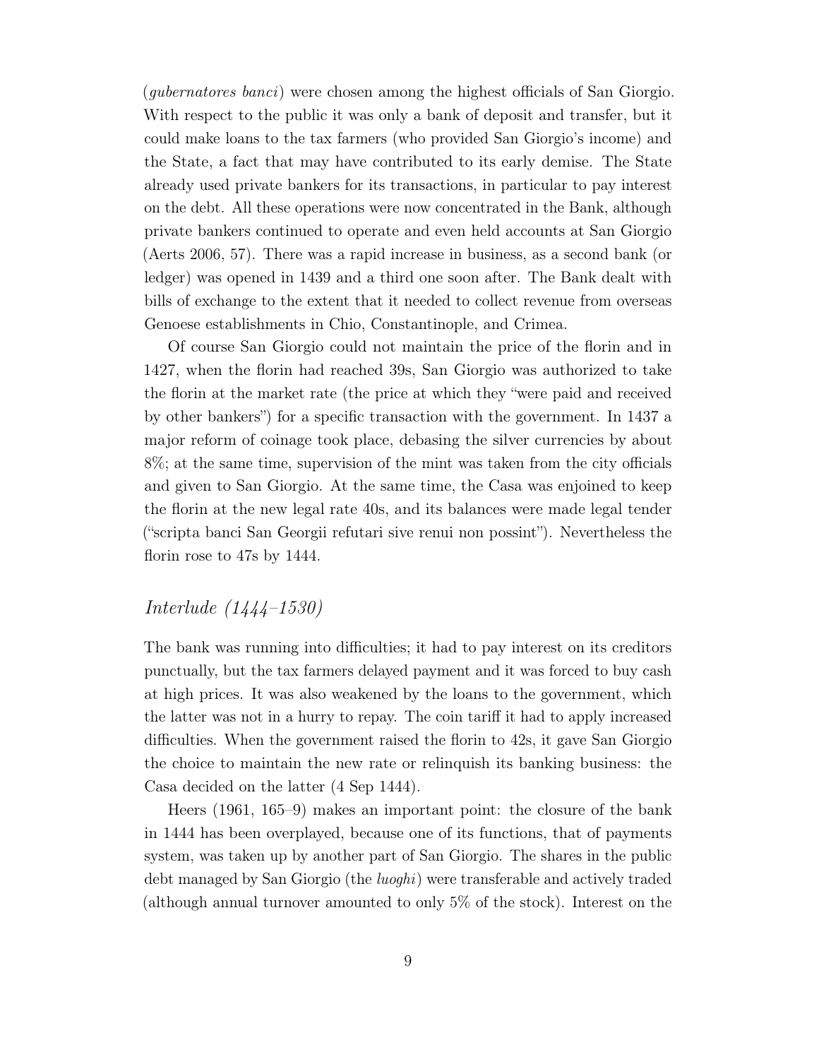(*gubernatores banci*) were chosen among the highest officials of San Giorgio. With respect to the public it was only a bank of deposit and transfer, but it could make loans to the tax farmers (who provided San Giorgio's income) and the State, a fact that may have contributed to its early demise. The State already used private bankers for its transactions, in particular to pay interest on the debt. All these operations were now concentrated in the Bank, although private bankers continued to operate and even held accounts at San Giorgio (Aerts 2006, 57). There was a rapid increase in business, as a second bank (or ledger) was opened in 1439 and a third one soon after. The Bank dealt with bills of exchange to the extent that it needed to collect revenue from overseas Genoese establishments in Chio, Constantinople, and Crimea.

Of course San Giorgio could not maintain the price of the florin and in 1427, when the florin had reached 39s, San Giorgio was authorized to take the florin at the market rate (the price at which they "were paid and received by other bankers") for a specific transaction with the government. In 1437 a major reform of coinage took place, debasing the silver currencies by about 8%; at the same time, supervision of the mint was taken from the city officials and given to San Giorgio. At the same time, the Casa was enjoined to keep the florin at the new legal rate 40s, and its balances were made legal tender ("scripta banci San Georgii refutari sive renui non possint"). Nevertheless the florin rose to 47s by 1444.

## *Interlude (1444–1530)*

The bank was running into difficulties; it had to pay interest on its creditors punctually, but the tax farmers delayed payment and it was forced to buy cash at high prices. It was also weakened by the loans to the government, which the latter was not in a hurry to repay. The coin tariff it had to apply increased difficulties. When the government raised the florin to 42s, it gave San Giorgio the choice to maintain the new rate or relinquish its banking business: the Casa decided on the latter (4 Sep 1444).

Heers (1961, 165–9) makes an important point: the closure of the bank in 1444 has been overplayed, because one of its functions, that of payments system, was taken up by another part of San Giorgio. The shares in the public debt managed by San Giorgio (the *luoghi*) were transferable and actively traded (although annual turnover amounted to only 5% of the stock). Interest on the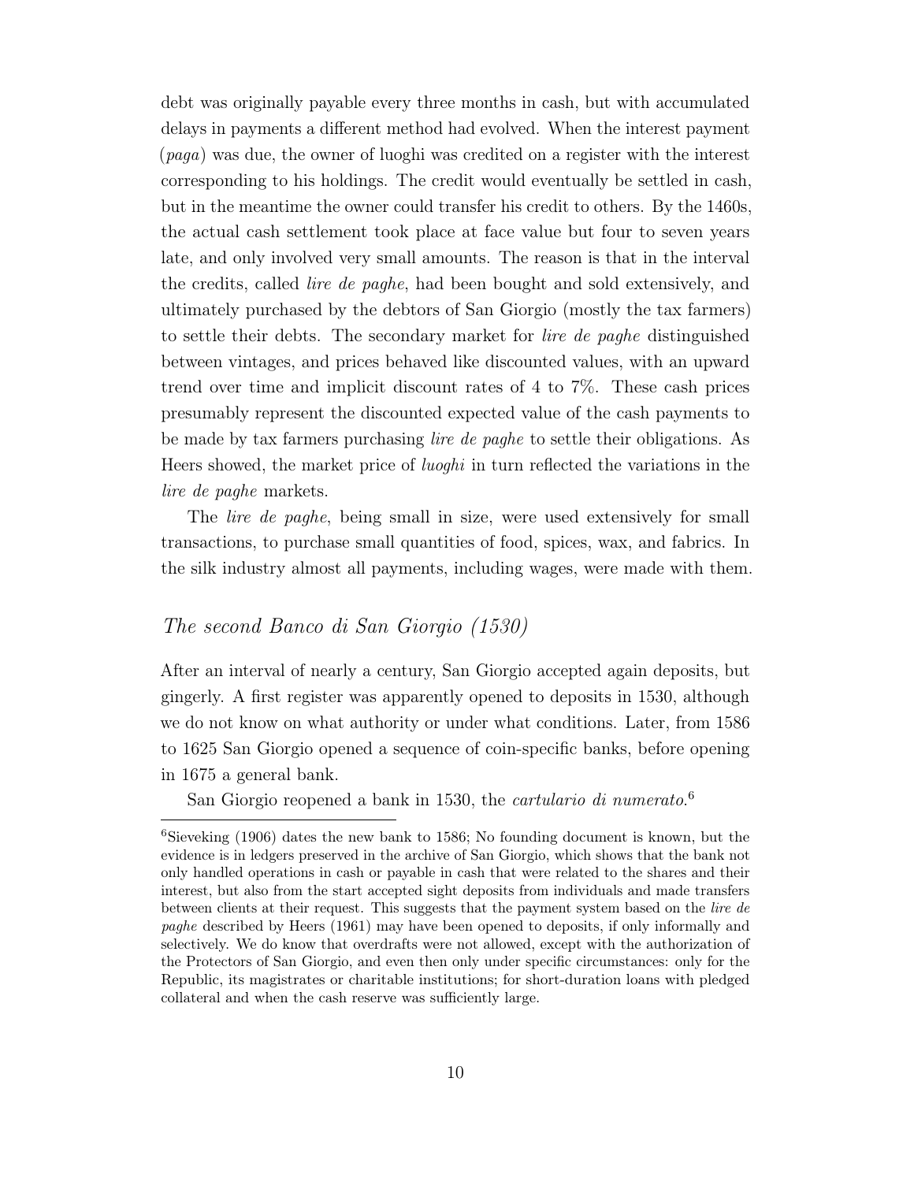debt was originally payable every three months in cash, but with accumulated delays in payments a different method had evolved. When the interest payment (*paga*) was due, the owner of luoghi was credited on a register with the interest corresponding to his holdings. The credit would eventually be settled in cash, but in the meantime the owner could transfer his credit to others. By the 1460s, the actual cash settlement took place at face value but four to seven years late, and only involved very small amounts. The reason is that in the interval the credits, called *lire de paghe*, had been bought and sold extensively, and ultimately purchased by the debtors of San Giorgio (mostly the tax farmers) to settle their debts. The secondary market for *lire de paghe* distinguished between vintages, and prices behaved like discounted values, with an upward trend over time and implicit discount rates of 4 to 7%. These cash prices presumably represent the discounted expected value of the cash payments to be made by tax farmers purchasing *lire de paghe* to settle their obligations. As Heers showed, the market price of *luoghi* in turn reflected the variations in the *lire de paghe* markets.

The *lire de paghe*, being small in size, were used extensively for small transactions, to purchase small quantities of food, spices, wax, and fabrics. In the silk industry almost all payments, including wages, were made with them.

### *The second Banco di San Giorgio (1530)*

After an interval of nearly a century, San Giorgio accepted again deposits, but gingerly. A first register was apparently opened to deposits in 1530, although we do not know on what authority or under what conditions. Later, from 1586 to 1625 San Giorgio opened a sequence of coin-specific banks, before opening in 1675 a general bank.

San Giorgio reopened a bank in 1530, the *cartulario di numerato*.[6]

---

[6] Sieveking (1906) dates the new bank to 1586; No founding document is known, but the evidence is in ledgers preserved in the archive of San Giorgio, which shows that the bank not only handled operations in cash or payable in cash that were related to the shares and their interest, but also from the start accepted sight deposits from individuals and made transfers between clients at their request. This suggests that the payment system based on the *lire de paghe* described by Heers (1961) may have been opened to deposits, if only informally and selectively. We do know that overdrafts were not allowed, except with the authorization of the Protectors of San Giorgio, and even then only under specific circumstances: only for the Republic, its magistrates or charitable institutions; for short-duration loans with pledged collateral and when the cash reserve was sufficiently large.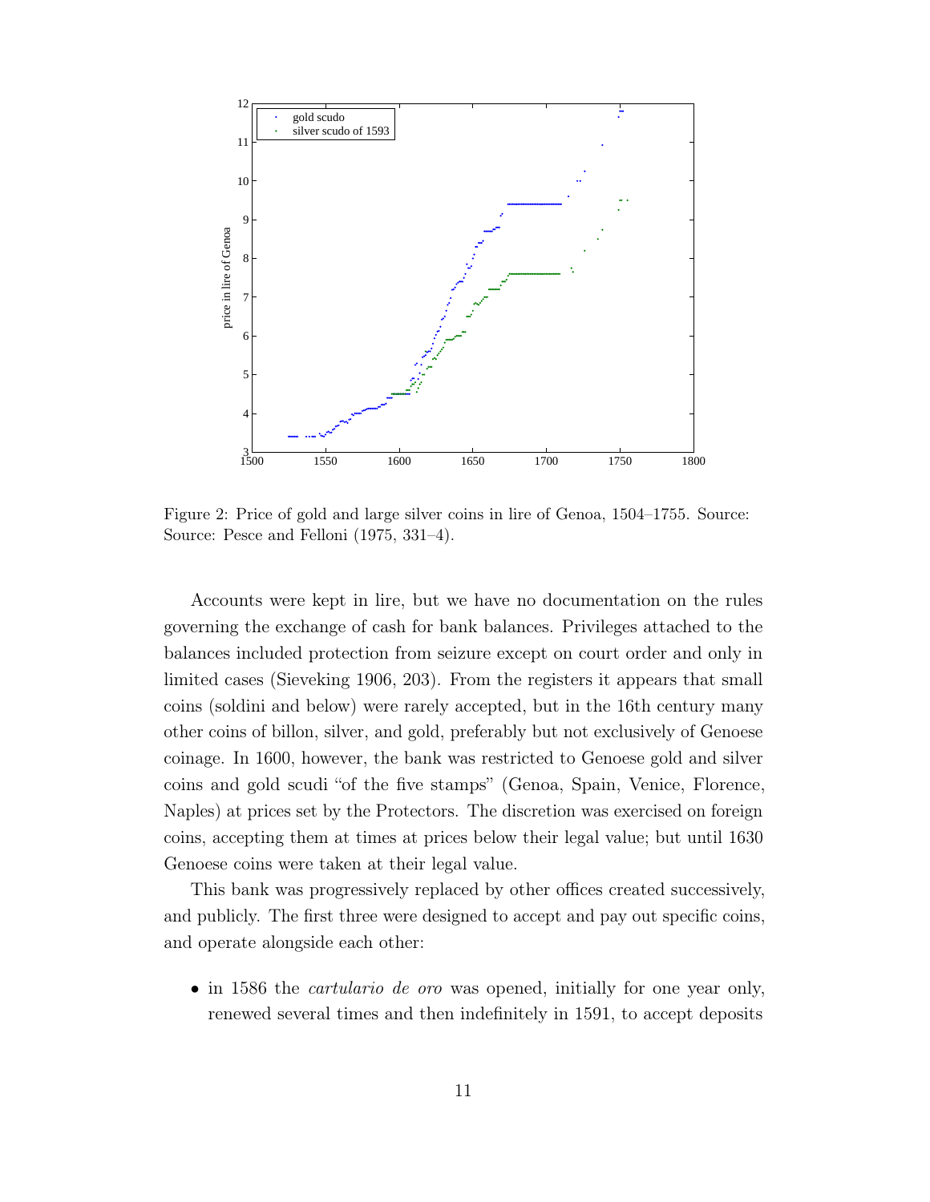Figure 2: Price of gold and large silver coins in lire of Genoa, 1504–1755. Source: Source: Pesce and Felloni (1975, 331–4).

Accounts were kept in lire, but we have no documentation on the rules governing the exchange of cash for bank balances. Privileges attached to the balances included protection from seizure except on court order and only in limited cases (Sieveking 1906, 203). From the registers it appears that small coins (soldini and below) were rarely accepted, but in the 16th century many other coins of billon, silver, and gold, preferably but not exclusively of Genoese coinage. In 1600, however, the bank was restricted to Genoese gold and silver coins and gold scudi "of the five stamps" (Genoa, Spain, Venice, Florence, Naples) at prices set by the Protectors. The discretion was exercised on foreign coins, accepting them at times at prices below their legal value; but until 1630 Genoese coins were taken at their legal value.

This bank was progressively replaced by other offices created successively, and publicly. The first three were designed to accept and pay out specific coins, and operate alongside each other:

- in 1586 the *cartulario de oro* was opened, initially for one year only, renewed several times and then indefinitely in 1591, to accept deposits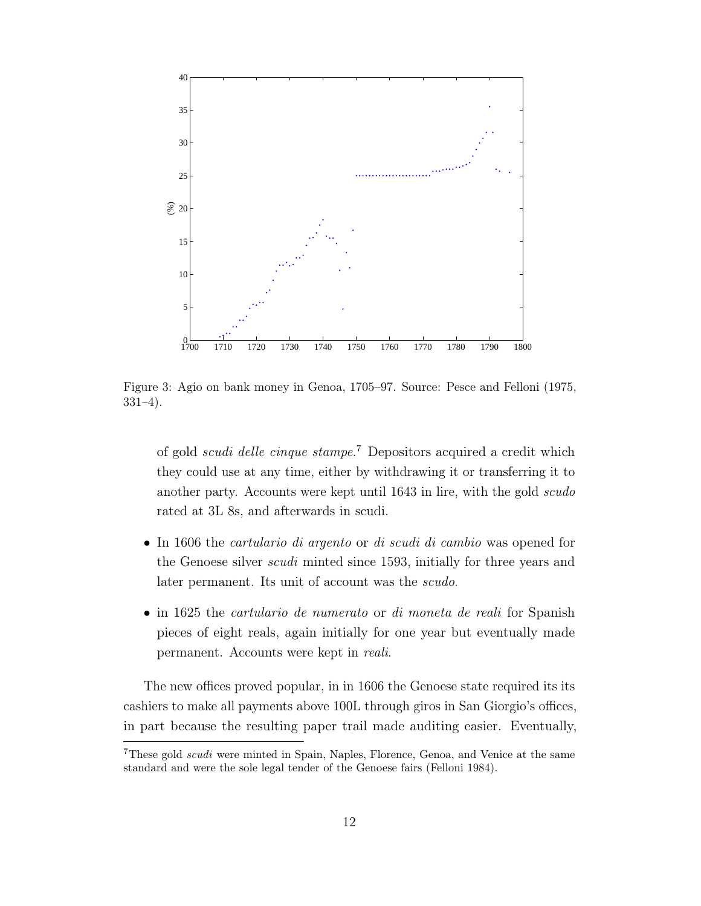Figure 3: Agio on bank money in Genoa, 1705–97. Source: Pesce and Felloni (1975, 331–4).

of gold *scudi delle cinque stampe*.[7] Depositors acquired a credit which they could use at any time, either by withdrawing it or transferring it to another party. Accounts were kept until 1643 in lire, with the gold *scudo* rated at 3L 8s, and afterwards in scudi.

- In 1606 the *cartulario di argento* or *di scudi di cambio* was opened for the Genoese silver *scudi* minted since 1593, initially for three years and later permanent. Its unit of account was the *scudo*.

- in 1625 the *cartulario de numerato* or *di moneta de reali* for Spanish pieces of eight reals, again initially for one year but eventually made permanent. Accounts were kept in *reali*.

The new offices proved popular, in in 1606 the Genoese state required its its cashiers to make all payments above 100L through giros in San Giorgio's offices, in part because the resulting paper trail made auditing easier. Eventually,

[7] These gold *scudi* were minted in Spain, Naples, Florence, Genoa, and Venice at the same standard and were the sole legal tender of the Genoese fairs (Felloni 1984).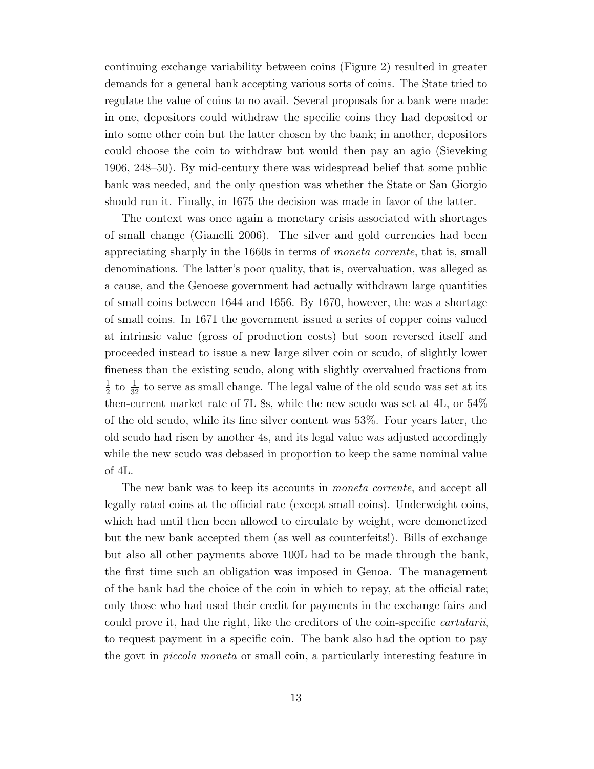continuing exchange variability between coins (Figure 2) resulted in greater demands for a general bank accepting various sorts of coins. The State tried to regulate the value of coins to no avail. Several proposals for a bank were made: in one, depositors could withdraw the specific coins they had deposited or into some other coin but the latter chosen by the bank; in another, depositors could choose the coin to withdraw but would then pay an agio (Sieveking 1906, 248–50). By mid-century there was widespread belief that some public bank was needed, and the only question was whether the State or San Giorgio should run it. Finally, in 1675 the decision was made in favor of the latter.

The context was once again a monetary crisis associated with shortages of small change (Gianelli 2006). The silver and gold currencies had been appreciating sharply in the 1660s in terms of *moneta corrente*, that is, small denominations. The latter's poor quality, that is, overvaluation, was alleged as a cause, and the Genoese government had actually withdrawn large quantities of small coins between 1644 and 1656. By 1670, however, the was a shortage of small coins. In 1671 the government issued a series of copper coins valued at intrinsic value (gross of production costs) but soon reversed itself and proceeded instead to issue a new large silver coin or scudo, of slightly lower fineness than the existing scudo, along with slightly overvalued fractions from $\frac{1}{2}$ to $\frac{1}{32}$ to serve as small change. The legal value of the old scudo was set at its then-current market rate of 7L 8s, while the new scudo was set at 4L, or 54% of the old scudo, while its fine silver content was 53%. Four years later, the old scudo had risen by another 4s, and its legal value was adjusted accordingly while the new scudo was debased in proportion to keep the same nominal value of 4L.

The new bank was to keep its accounts in *moneta corrente*, and accept all legally rated coins at the official rate (except small coins). Underweight coins, which had until then been allowed to circulate by weight, were demonetized but the new bank accepted them (as well as counterfeits!). Bills of exchange but also all other payments above 100L had to be made through the bank, the first time such an obligation was imposed in Genoa. The management of the bank had the choice of the coin in which to repay, at the official rate; only those who had used their credit for payments in the exchange fairs and could prove it, had the right, like the creditors of the coin-specific *cartularii*, to request payment in a specific coin. The bank also had the option to pay the govt in *piccola moneta* or small coin, a particularly interesting feature in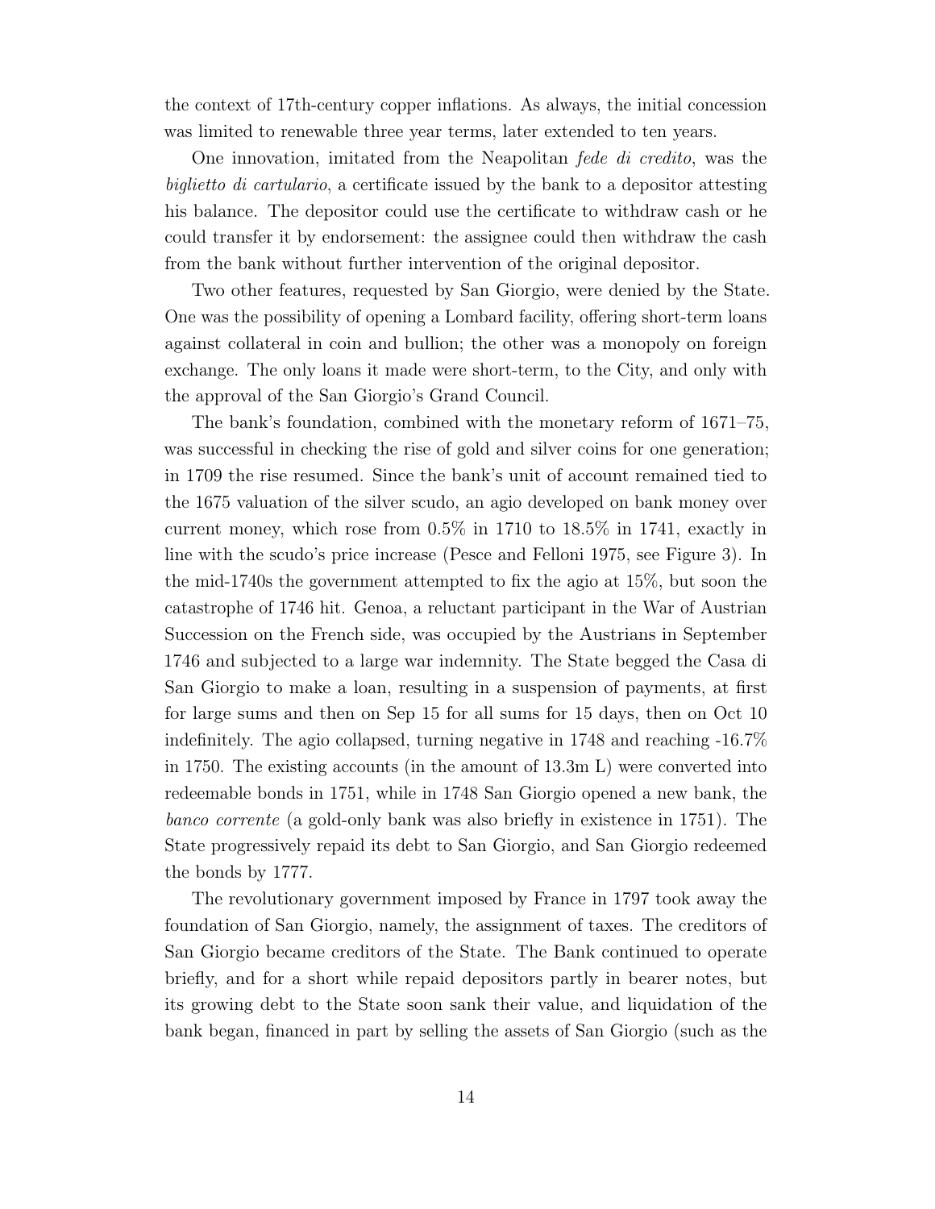the context of 17th-century copper inflations. As always, the initial concession was limited to renewable three year terms, later extended to ten years.

One innovation, imitated from the Neapolitan *fede di credito*, was the *biglietto di cartulario*, a certificate issued by the bank to a depositor attesting his balance. The depositor could use the certificate to withdraw cash or he could transfer it by endorsement: the assignee could then withdraw the cash from the bank without further intervention of the original depositor.

Two other features, requested by San Giorgio, were denied by the State. One was the possibility of opening a Lombard facility, offering short-term loans against collateral in coin and bullion; the other was a monopoly on foreign exchange. The only loans it made were short-term, to the City, and only with the approval of the San Giorgio's Grand Council.

The bank's foundation, combined with the monetary reform of 1671–75, was successful in checking the rise of gold and silver coins for one generation; in 1709 the rise resumed. Since the bank's unit of account remained tied to the 1675 valuation of the silver scudo, an agio developed on bank money over current money, which rose from 0.5% in 1710 to 18.5% in 1741, exactly in line with the scudo's price increase (Pesce and Felloni 1975, see Figure 3). In the mid-1740s the government attempted to fix the agio at 15%, but soon the catastrophe of 1746 hit. Genoa, a reluctant participant in the War of Austrian Succession on the French side, was occupied by the Austrians in September 1746 and subjected to a large war indemnity. The State begged the Casa di San Giorgio to make a loan, resulting in a suspension of payments, at first for large sums and then on Sep 15 for all sums for 15 days, then on Oct 10 indefinitely. The agio collapsed, turning negative in 1748 and reaching -16.7% in 1750. The existing accounts (in the amount of 13.3m L) were converted into redeemable bonds in 1751, while in 1748 San Giorgio opened a new bank, the *banco corrente* (a gold-only bank was also briefly in existence in 1751). The State progressively repaid its debt to San Giorgio, and San Giorgio redeemed the bonds by 1777.

The revolutionary government imposed by France in 1797 took away the foundation of San Giorgio, namely, the assignment of taxes. The creditors of San Giorgio became creditors of the State. The Bank continued to operate briefly, and for a short while repaid depositors partly in bearer notes, but its growing debt to the State soon sank their value, and liquidation of the bank began, financed in part by selling the assets of San Giorgio (such as the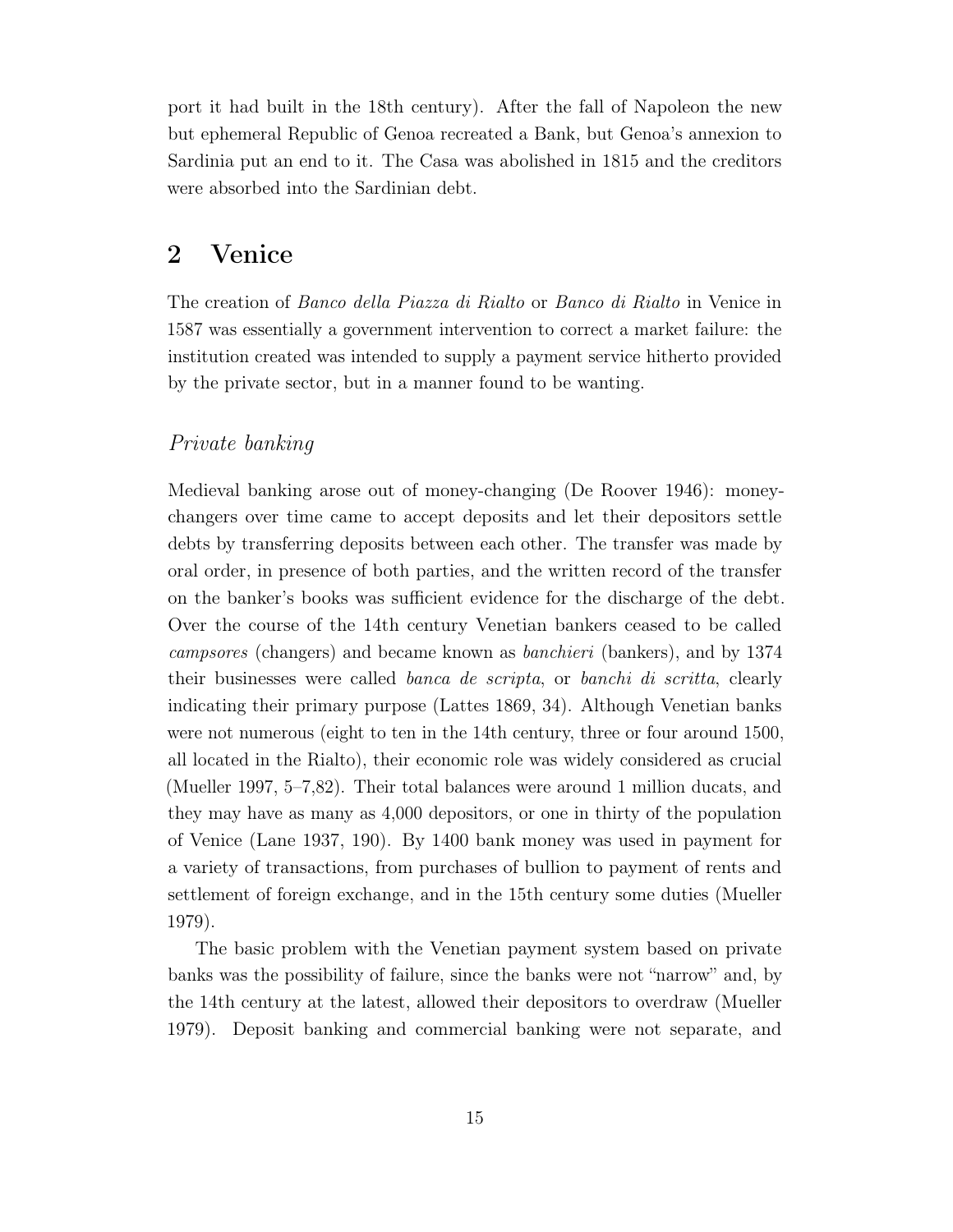port it had built in the 18th century). After the fall of Napoleon the new but ephemeral Republic of Genoa recreated a Bank, but Genoa's annexion to Sardinia put an end to it. The Casa was abolished in 1815 and the creditors were absorbed into the Sardinian debt.

## 2 Venice

The creation of *Banco della Piazza di Rialto* or *Banco di Rialto* in Venice in 1587 was essentially a government intervention to correct a market failure: the institution created was intended to supply a payment service hitherto provided by the private sector, but in a manner found to be wanting.

### *Private banking*

Medieval banking arose out of money-changing (De Roover 1946): money-changers over time came to accept deposits and let their depositors settle debts by transferring deposits between each other. The transfer was made by oral order, in presence of both parties, and the written record of the transfer on the banker's books was sufficient evidence for the discharge of the debt. Over the course of the 14th century Venetian bankers ceased to be called *campsores* (changers) and became known as *banchieri* (bankers), and by 1374 their businesses were called *banca de scripta*, or *banchi di scritta*, clearly indicating their primary purpose (Lattes 1869, 34). Although Venetian banks were not numerous (eight to ten in the 14th century, three or four around 1500, all located in the Rialto), their economic role was widely considered as crucial (Mueller 1997, 5–7,82). Their total balances were around 1 million ducats, and they may have as many as 4,000 depositors, or one in thirty of the population of Venice (Lane 1937, 190). By 1400 bank money was used in payment for a variety of transactions, from purchases of bullion to payment of rents and settlement of foreign exchange, and in the 15th century some duties (Mueller 1979).

The basic problem with the Venetian payment system based on private banks was the possibility of failure, since the banks were not "narrow" and, by the 14th century at the latest, allowed their depositors to overdraw (Mueller 1979). Deposit banking and commercial banking were not separate, and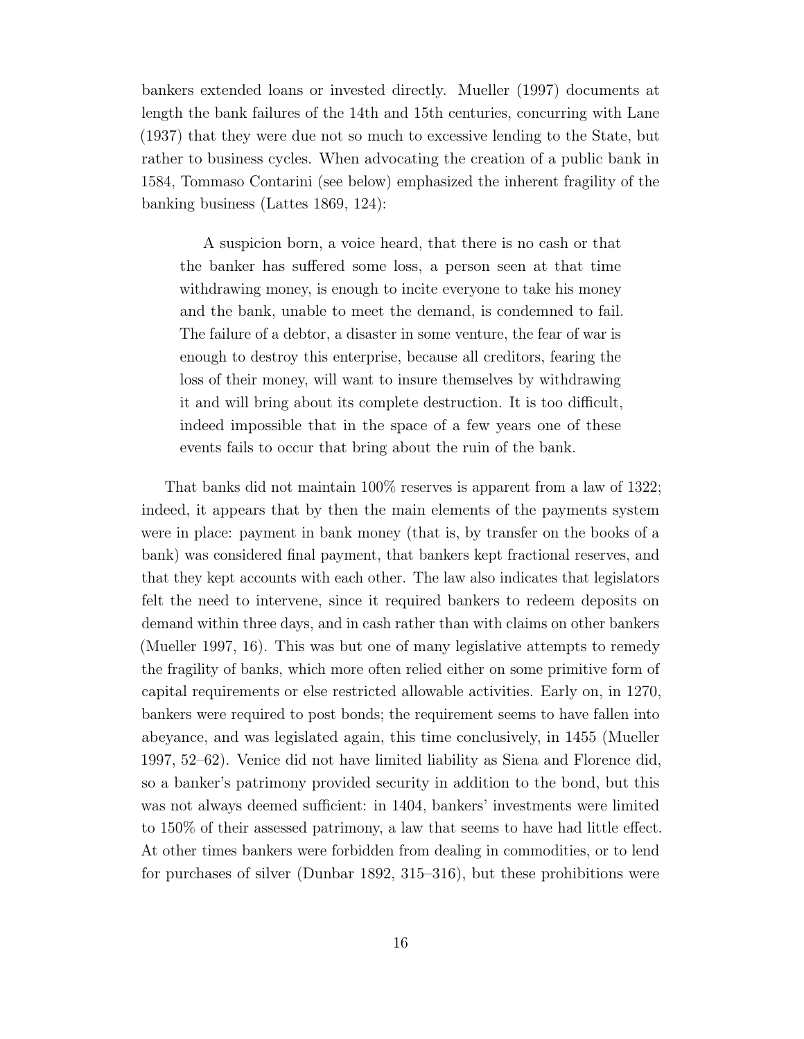bankers extended loans or invested directly. Mueller (1997) documents at length the bank failures of the 14th and 15th centuries, concurring with Lane (1937) that they were due not so much to excessive lending to the State, but rather to business cycles. When advocating the creation of a public bank in 1584, Tommaso Contarini (see below) emphasized the inherent fragility of the banking business (Lattes 1869, 124):

> A suspicion born, a voice heard, that there is no cash or that the banker has suffered some loss, a person seen at that time withdrawing money, is enough to incite everyone to take his money and the bank, unable to meet the demand, is condemned to fail. The failure of a debtor, a disaster in some venture, the fear of war is enough to destroy this enterprise, because all creditors, fearing the loss of their money, will want to insure themselves by withdrawing it and will bring about its complete destruction. It is too difficult, indeed impossible that in the space of a few years one of these events fails to occur that bring about the ruin of the bank.

That banks did not maintain 100% reserves is apparent from a law of 1322; indeed, it appears that by then the main elements of the payments system were in place: payment in bank money (that is, by transfer on the books of a bank) was considered final payment, that bankers kept fractional reserves, and that they kept accounts with each other. The law also indicates that legislators felt the need to intervene, since it required bankers to redeem deposits on demand within three days, and in cash rather than with claims on other bankers (Mueller 1997, 16). This was but one of many legislative attempts to remedy the fragility of banks, which more often relied either on some primitive form of capital requirements or else restricted allowable activities. Early on, in 1270, bankers were required to post bonds; the requirement seems to have fallen into abeyance, and was legislated again, this time conclusively, in 1455 (Mueller 1997, 52–62). Venice did not have limited liability as Siena and Florence did, so a banker's patrimony provided security in addition to the bond, but this was not always deemed sufficient: in 1404, bankers' investments were limited to 150% of their assessed patrimony, a law that seems to have had little effect. At other times bankers were forbidden from dealing in commodities, or to lend for purchases of silver (Dunbar 1892, 315–316), but these prohibitions were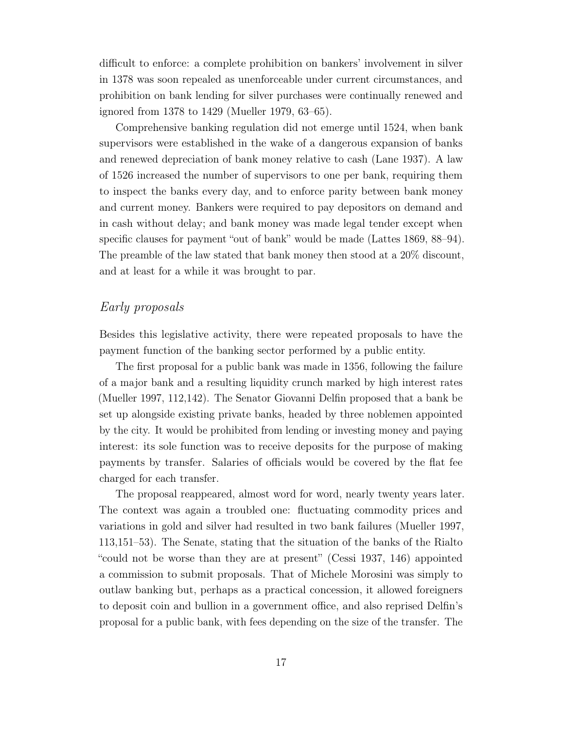difficult to enforce: a complete prohibition on bankers' involvement in silver in 1378 was soon repealed as unenforceable under current circumstances, and prohibition on bank lending for silver purchases were continually renewed and ignored from 1378 to 1429 (Mueller 1979, 63–65).

Comprehensive banking regulation did not emerge until 1524, when bank supervisors were established in the wake of a dangerous expansion of banks and renewed depreciation of bank money relative to cash (Lane 1937). A law of 1526 increased the number of supervisors to one per bank, requiring them to inspect the banks every day, and to enforce parity between bank money and current money. Bankers were required to pay depositors on demand and in cash without delay; and bank money was made legal tender except when specific clauses for payment "out of bank" would be made (Lattes 1869, 88–94). The preamble of the law stated that bank money then stood at a 20% discount, and at least for a while it was brought to par.

### *Early proposals*

Besides this legislative activity, there were repeated proposals to have the payment function of the banking sector performed by a public entity.

The first proposal for a public bank was made in 1356, following the failure of a major bank and a resulting liquidity crunch marked by high interest rates (Mueller 1997, 112,142). The Senator Giovanni Delfin proposed that a bank be set up alongside existing private banks, headed by three noblemen appointed by the city. It would be prohibited from lending or investing money and paying interest: its sole function was to receive deposits for the purpose of making payments by transfer. Salaries of officials would be covered by the flat fee charged for each transfer.

The proposal reappeared, almost word for word, nearly twenty years later. The context was again a troubled one: fluctuating commodity prices and variations in gold and silver had resulted in two bank failures (Mueller 1997, 113,151–53). The Senate, stating that the situation of the banks of the Rialto "could not be worse than they are at present" (Cessi 1937, 146) appointed a commission to submit proposals. That of Michele Morosini was simply to outlaw banking but, perhaps as a practical concession, it allowed foreigners to deposit coin and bullion in a government office, and also reprised Delfin's proposal for a public bank, with fees depending on the size of the transfer. The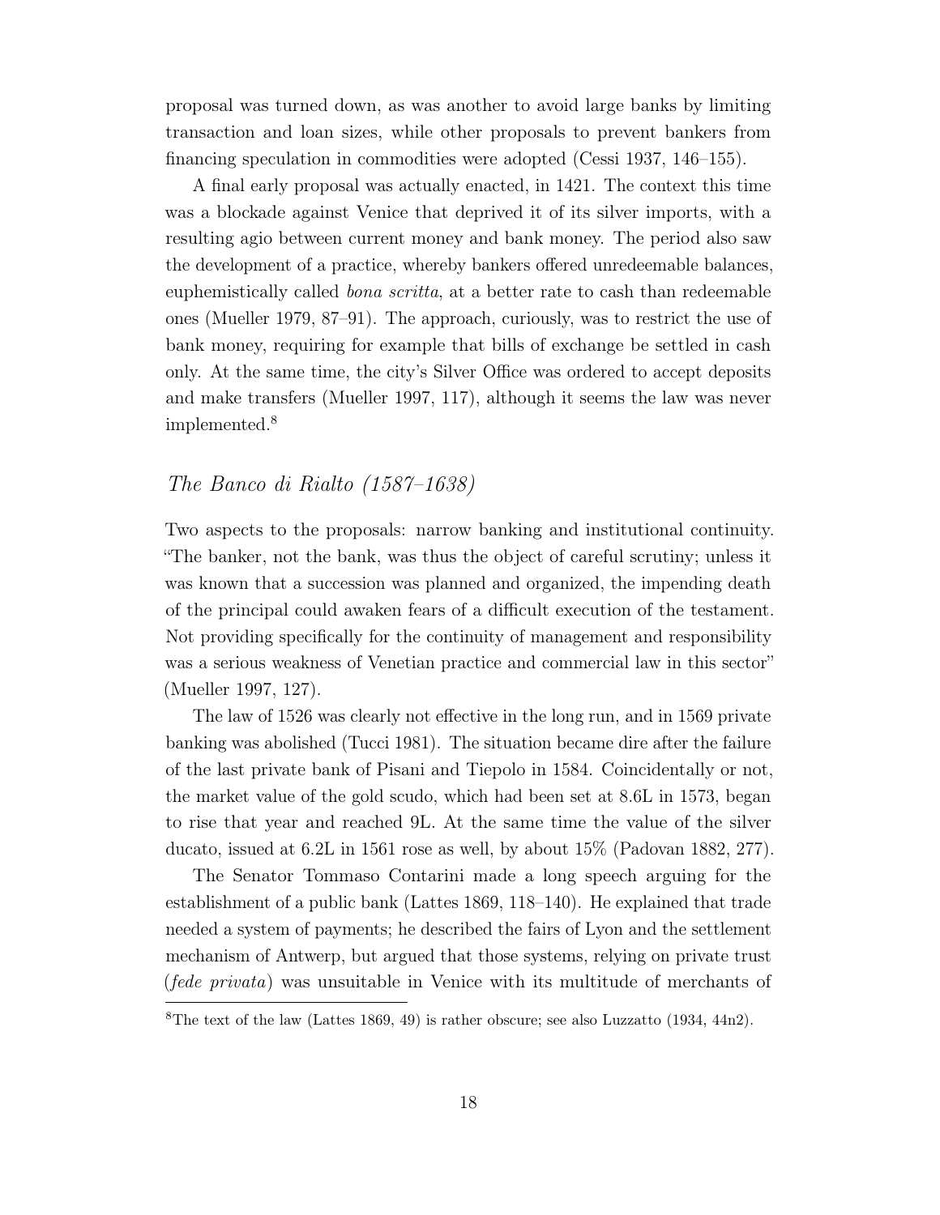proposal was turned down, as was another to avoid large banks by limiting transaction and loan sizes, while other proposals to prevent bankers from financing speculation in commodities were adopted (Cessi 1937, 146–155).

A final early proposal was actually enacted, in 1421. The context this time was a blockade against Venice that deprived it of its silver imports, with a resulting agio between current money and bank money. The period also saw the development of a practice, whereby bankers offered unredeemable balances, euphemistically called *bona scritta*, at a better rate to cash than redeemable ones (Mueller 1979, 87–91). The approach, curiously, was to restrict the use of bank money, requiring for example that bills of exchange be settled in cash only. At the same time, the city's Silver Office was ordered to accept deposits and make transfers (Mueller 1997, 117), although it seems the law was never implemented.[8]

## *The Banco di Rialto (1587–1638)*

Two aspects to the proposals: narrow banking and institutional continuity. "The banker, not the bank, was thus the object of careful scrutiny; unless it was known that a succession was planned and organized, the impending death of the principal could awaken fears of a difficult execution of the testament. Not providing specifically for the continuity of management and responsibility was a serious weakness of Venetian practice and commercial law in this sector" (Mueller 1997, 127).

The law of 1526 was clearly not effective in the long run, and in 1569 private banking was abolished (Tucci 1981). The situation became dire after the failure of the last private bank of Pisani and Tiepolo in 1584. Coincidentally or not, the market value of the gold scudo, which had been set at 8.6L in 1573, began to rise that year and reached 9L. At the same time the value of the silver ducato, issued at 6.2L in 1561 rose as well, by about 15% (Padovan 1882, 277).

The Senator Tommaso Contarini made a long speech arguing for the establishment of a public bank (Lattes 1869, 118–140). He explained that trade needed a system of payments; he described the fairs of Lyon and the settlement mechanism of Antwerp, but argued that those systems, relying on private trust (*fede privata*) was unsuitable in Venice with its multitude of merchants of

---

[8] The text of the law (Lattes 1869, 49) is rather obscure; see also Luzzatto (1934, 44n2).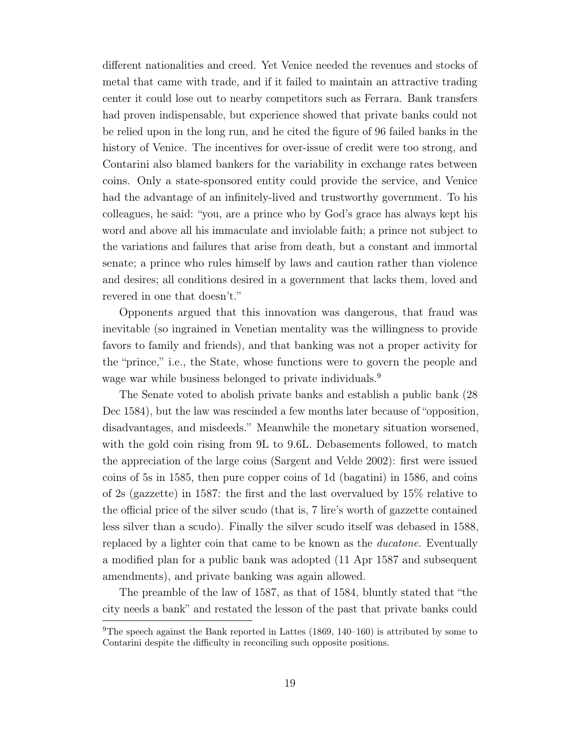different nationalities and creed. Yet Venice needed the revenues and stocks of metal that came with trade, and if it failed to maintain an attractive trading center it could lose out to nearby competitors such as Ferrara. Bank transfers had proven indispensable, but experience showed that private banks could not be relied upon in the long run, and he cited the figure of 96 failed banks in the history of Venice. The incentives for over-issue of credit were too strong, and Contarini also blamed bankers for the variability in exchange rates between coins. Only a state-sponsored entity could provide the service, and Venice had the advantage of an infinitely-lived and trustworthy government. To his colleagues, he said: "you, are a prince who by God's grace has always kept his word and above all his immaculate and inviolable faith; a prince not subject to the variations and failures that arise from death, but a constant and immortal senate; a prince who rules himself by laws and caution rather than violence and desires; all conditions desired in a government that lacks them, loved and revered in one that doesn't."

Opponents argued that this innovation was dangerous, that fraud was inevitable (so ingrained in Venetian mentality was the willingness to provide favors to family and friends), and that banking was not a proper activity for the "prince," i.e., the State, whose functions were to govern the people and wage war while business belonged to private individuals.[9]

The Senate voted to abolish private banks and establish a public bank (28 Dec 1584), but the law was rescinded a few months later because of "opposition, disadvantages, and misdeeds." Meanwhile the monetary situation worsened, with the gold coin rising from 9L to 9.6L. Debasements followed, to match the appreciation of the large coins (Sargent and Velde 2002): first were issued coins of 5s in 1585, then pure copper coins of 1d (bagatini) in 1586, and coins of 2s (gazzette) in 1587: the first and the last overvalued by 15% relative to the official price of the silver scudo (that is, 7 lire's worth of gazzette contained less silver than a scudo). Finally the silver scudo itself was debased in 1588, replaced by a lighter coin that came to be known as the *ducatone*. Eventually a modified plan for a public bank was adopted (11 Apr 1587 and subsequent amendments), and private banking was again allowed.

The preamble of the law of 1587, as that of 1584, bluntly stated that "the city needs a bank" and restated the lesson of the past that private banks could

[9]The speech against the Bank reported in Lattes (1869, 140–160) is attributed by some to Contarini despite the difficulty in reconciling such opposite positions.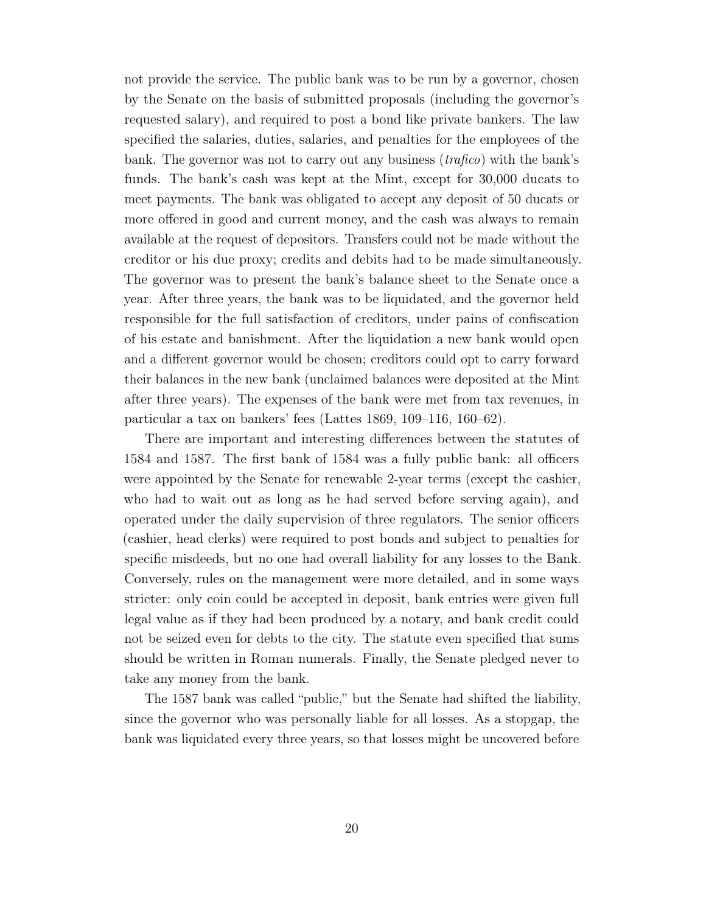not provide the service. The public bank was to be run by a governor, chosen by the Senate on the basis of submitted proposals (including the governor's requested salary), and required to post a bond like private bankers. The law specified the salaries, duties, salaries, and penalties for the employees of the bank. The governor was not to carry out any business (*trafico*) with the bank's funds. The bank's cash was kept at the Mint, except for 30,000 ducats to meet payments. The bank was obligated to accept any deposit of 50 ducats or more offered in good and current money, and the cash was always to remain available at the request of depositors. Transfers could not be made without the creditor or his due proxy; credits and debits had to be made simultaneously. The governor was to present the bank's balance sheet to the Senate once a year. After three years, the bank was to be liquidated, and the governor held responsible for the full satisfaction of creditors, under pains of confiscation of his estate and banishment. After the liquidation a new bank would open and a different governor would be chosen; creditors could opt to carry forward their balances in the new bank (unclaimed balances were deposited at the Mint after three years). The expenses of the bank were met from tax revenues, in particular a tax on bankers' fees (Lattes 1869, 109–116, 160–62).

There are important and interesting differences between the statutes of 1584 and 1587. The first bank of 1584 was a fully public bank: all officers were appointed by the Senate for renewable 2-year terms (except the cashier, who had to wait out as long as he had served before serving again), and operated under the daily supervision of three regulators. The senior officers (cashier, head clerks) were required to post bonds and subject to penalties for specific misdeeds, but no one had overall liability for any losses to the Bank. Conversely, rules on the management were more detailed, and in some ways stricter: only coin could be accepted in deposit, bank entries were given full legal value as if they had been produced by a notary, and bank credit could not be seized even for debts to the city. The statute even specified that sums should be written in Roman numerals. Finally, the Senate pledged never to take any money from the bank.

The 1587 bank was called "public," but the Senate had shifted the liability, since the governor who was personally liable for all losses. As a stopgap, the bank was liquidated every three years, so that losses might be uncovered before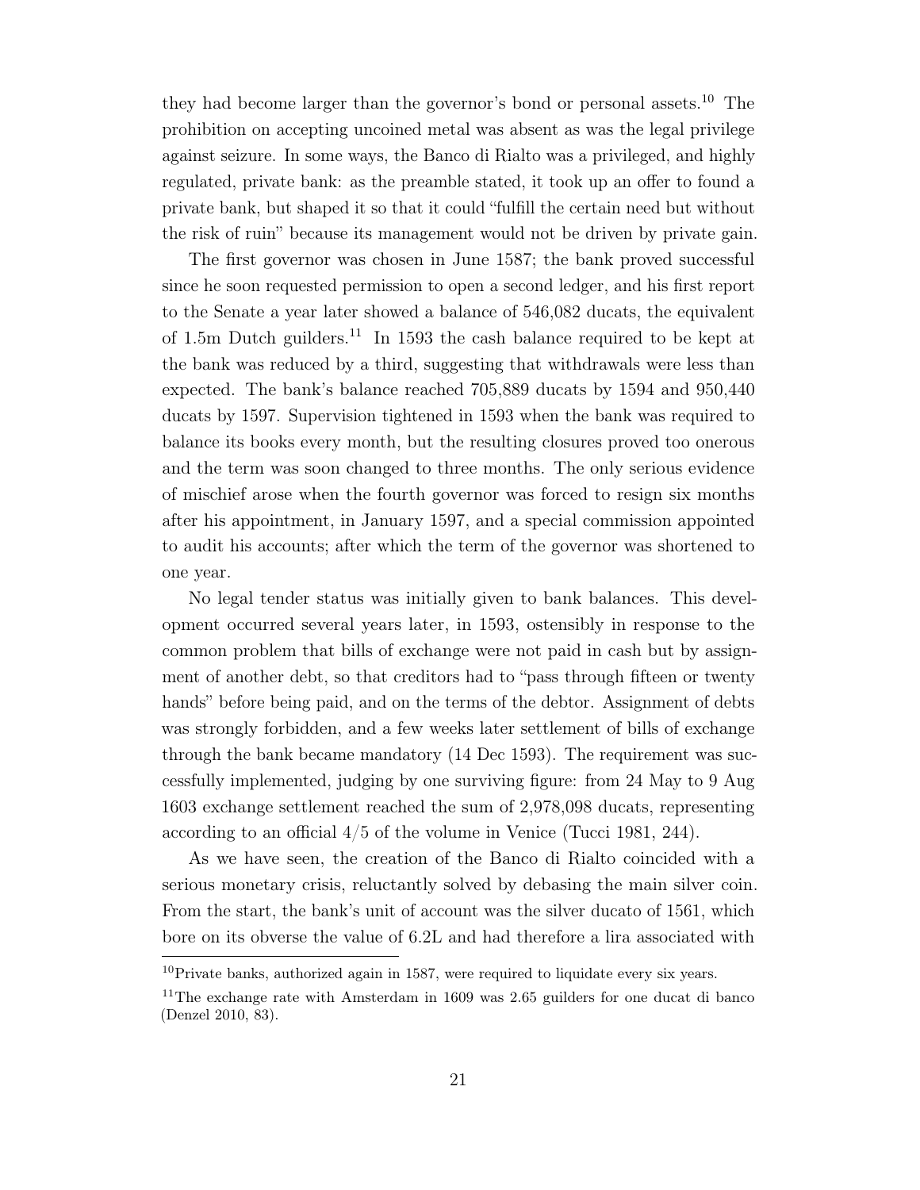they had become larger than the governor's bond or personal assets.[10] The prohibition on accepting uncoined metal was absent as was the legal privilege against seizure. In some ways, the Banco di Rialto was a privileged, and highly regulated, private bank: as the preamble stated, it took up an offer to found a private bank, but shaped it so that it could "fulfill the certain need but without the risk of ruin" because its management would not be driven by private gain.

The first governor was chosen in June 1587; the bank proved successful since he soon requested permission to open a second ledger, and his first report to the Senate a year later showed a balance of 546,082 ducats, the equivalent of 1.5m Dutch guilders.[11] In 1593 the cash balance required to be kept at the bank was reduced by a third, suggesting that withdrawals were less than expected. The bank's balance reached 705,889 ducats by 1594 and 950,440 ducats by 1597. Supervision tightened in 1593 when the bank was required to balance its books every month, but the resulting closures proved too onerous and the term was soon changed to three months. The only serious evidence of mischief arose when the fourth governor was forced to resign six months after his appointment, in January 1597, and a special commission appointed to audit his accounts; after which the term of the governor was shortened to one year.

No legal tender status was initially given to bank balances. This development occurred several years later, in 1593, ostensibly in response to the common problem that bills of exchange were not paid in cash but by assignment of another debt, so that creditors had to "pass through fifteen or twenty hands" before being paid, and on the terms of the debtor. Assignment of debts was strongly forbidden, and a few weeks later settlement of bills of exchange through the bank became mandatory (14 Dec 1593). The requirement was successfully implemented, judging by one surviving figure: from 24 May to 9 Aug 1603 exchange settlement reached the sum of 2,978,098 ducats, representing according to an official 4/5 of the volume in Venice (Tucci 1981, 244).

As we have seen, the creation of the Banco di Rialto coincided with a serious monetary crisis, reluctantly solved by debasing the main silver coin. From the start, the bank's unit of account was the silver ducato of 1561, which bore on its obverse the value of 6.2L and had therefore a lira associated with

---

[10] Private banks, authorized again in 1587, were required to liquidate every six years.

[11] The exchange rate with Amsterdam in 1609 was 2.65 guilders for one ducat di banco (Denzel 2010, 83).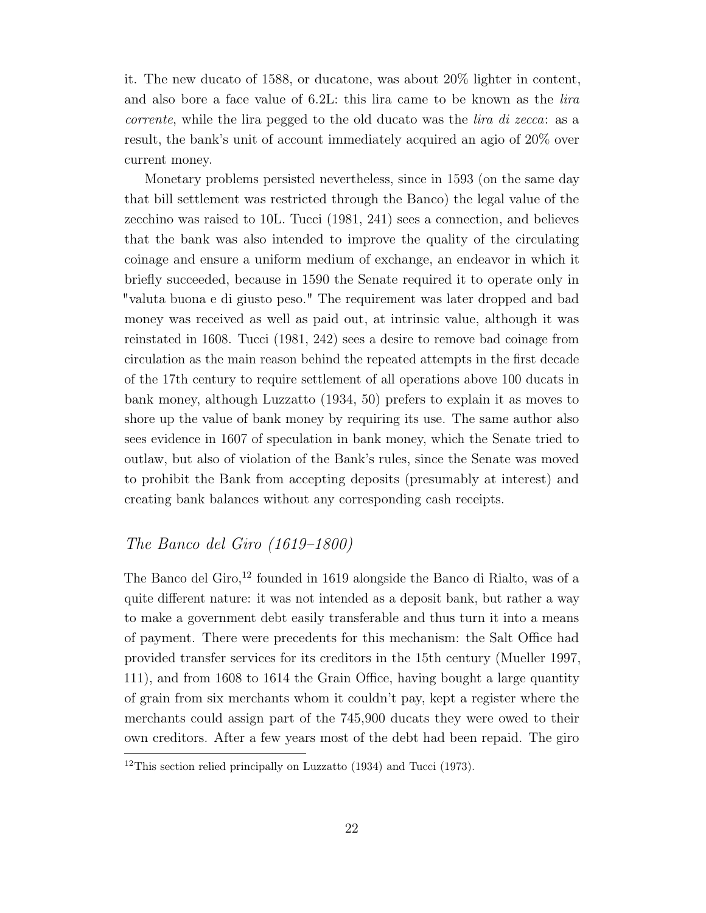it. The new ducato of 1588, or ducatone, was about 20% lighter in content, and also bore a face value of 6.2L: this lira came to be known as the *lira corrente*, while the lira pegged to the old ducato was the *lira di zecca*: as a result, the bank's unit of account immediately acquired an agio of 20% over current money.

Monetary problems persisted nevertheless, since in 1593 (on the same day that bill settlement was restricted through the Banco) the legal value of the zecchino was raised to 10L. Tucci (1981, 241) sees a connection, and believes that the bank was also intended to improve the quality of the circulating coinage and ensure a uniform medium of exchange, an endeavor in which it briefly succeeded, because in 1590 the Senate required it to operate only in "valuta buona e di giusto peso." The requirement was later dropped and bad money was received as well as paid out, at intrinsic value, although it was reinstated in 1608. Tucci (1981, 242) sees a desire to remove bad coinage from circulation as the main reason behind the repeated attempts in the first decade of the 17th century to require settlement of all operations above 100 ducats in bank money, although Luzzatto (1934, 50) prefers to explain it as moves to shore up the value of bank money by requiring its use. The same author also sees evidence in 1607 of speculation in bank money, which the Senate tried to outlaw, but also of violation of the Bank's rules, since the Senate was moved to prohibit the Bank from accepting deposits (presumably at interest) and creating bank balances without any corresponding cash receipts.

## *The Banco del Giro (1619–1800)*

The Banco del Giro,[12] founded in 1619 alongside the Banco di Rialto, was of a quite different nature: it was not intended as a deposit bank, but rather a way to make a government debt easily transferable and thus turn it into a means of payment. There were precedents for this mechanism: the Salt Office had provided transfer services for its creditors in the 15th century (Mueller 1997, 111), and from 1608 to 1614 the Grain Office, having bought a large quantity of grain from six merchants whom it couldn't pay, kept a register where the merchants could assign part of the 745,900 ducats they were owed to their own creditors. After a few years most of the debt had been repaid. The giro

[12] This section relied principally on Luzzatto (1934) and Tucci (1973).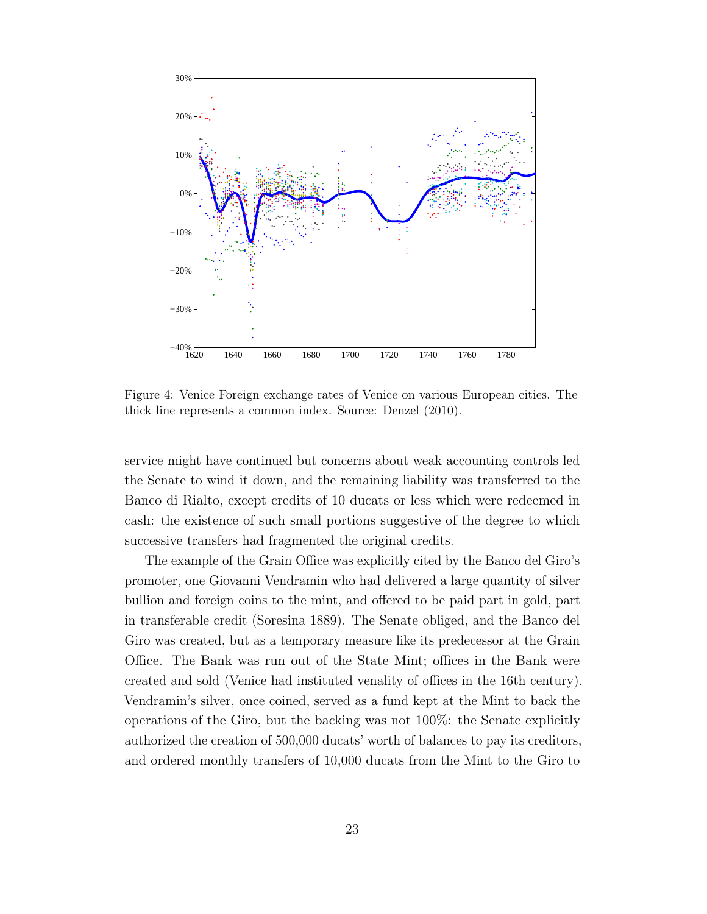Figure 4: Venice Foreign exchange rates of Venice on various European cities. The thick line represents a common index. Source: Denzel (2010).

service might have continued but concerns about weak accounting controls led the Senate to wind it down, and the remaining liability was transferred to the Banco di Rialto, except credits of 10 ducats or less which were redeemed in cash: the existence of such small portions suggestive of the degree to which successive transfers had fragmented the original credits.

The example of the Grain Office was explicitly cited by the Banco del Giro's promoter, one Giovanni Vendramin who had delivered a large quantity of silver bullion and foreign coins to the mint, and offered to be paid part in gold, part in transferable credit (Soresina 1889). The Senate obliged, and the Banco del Giro was created, but as a temporary measure like its predecessor at the Grain Office. The Bank was run out of the State Mint; offices in the Bank were created and sold (Venice had instituted venality of offices in the 16th century). Vendramin's silver, once coined, served as a fund kept at the Mint to back the operations of the Giro, but the backing was not 100%: the Senate explicitly authorized the creation of 500,000 ducats' worth of balances to pay its creditors, and ordered monthly transfers of 10,000 ducats from the Mint to the Giro to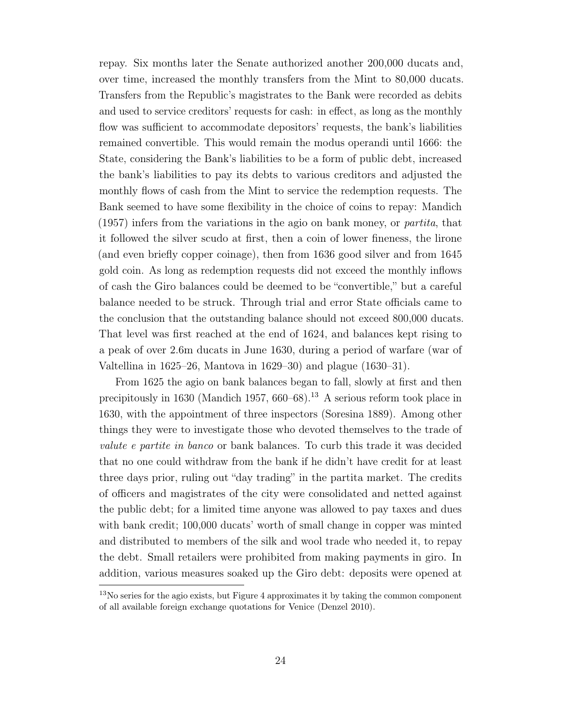repay. Six months later the Senate authorized another 200,000 ducats and, over time, increased the monthly transfers from the Mint to 80,000 ducats. Transfers from the Republic's magistrates to the Bank were recorded as debits and used to service creditors' requests for cash: in effect, as long as the monthly flow was sufficient to accommodate depositors' requests, the bank's liabilities remained convertible. This would remain the modus operandi until 1666: the State, considering the Bank's liabilities to be a form of public debt, increased the bank's liabilities to pay its debts to various creditors and adjusted the monthly flows of cash from the Mint to service the redemption requests. The Bank seemed to have some flexibility in the choice of coins to repay: Mandich (1957) infers from the variations in the agio on bank money, or *partita*, that it followed the silver scudo at first, then a coin of lower fineness, the lirone (and even briefly copper coinage), then from 1636 good silver and from 1645 gold coin. As long as redemption requests did not exceed the monthly inflows of cash the Giro balances could be deemed to be "convertible," but a careful balance needed to be struck. Through trial and error State officials came to the conclusion that the outstanding balance should not exceed 800,000 ducats. That level was first reached at the end of 1624, and balances kept rising to a peak of over 2.6m ducats in June 1630, during a period of warfare (war of Valtellina in 1625–26, Mantova in 1629–30) and plague (1630–31).

From 1625 the agio on bank balances began to fall, slowly at first and then precipitously in 1630 (Mandich 1957, 660–68).[13] A serious reform took place in 1630, with the appointment of three inspectors (Soresina 1889). Among other things they were to investigate those who devoted themselves to the trade of *valute e partite in banco* or bank balances. To curb this trade it was decided that no one could withdraw from the bank if he didn't have credit for at least three days prior, ruling out "day trading" in the partita market. The credits of officers and magistrates of the city were consolidated and netted against the public debt; for a limited time anyone was allowed to pay taxes and dues with bank credit; 100,000 ducats' worth of small change in copper was minted and distributed to members of the silk and wool trade who needed it, to repay the debt. Small retailers were prohibited from making payments in giro. In addition, various measures soaked up the Giro debt: deposits were opened at

[13] No series for the agio exists, but Figure 4 approximates it by taking the common component of all available foreign exchange quotations for Venice (Denzel 2010).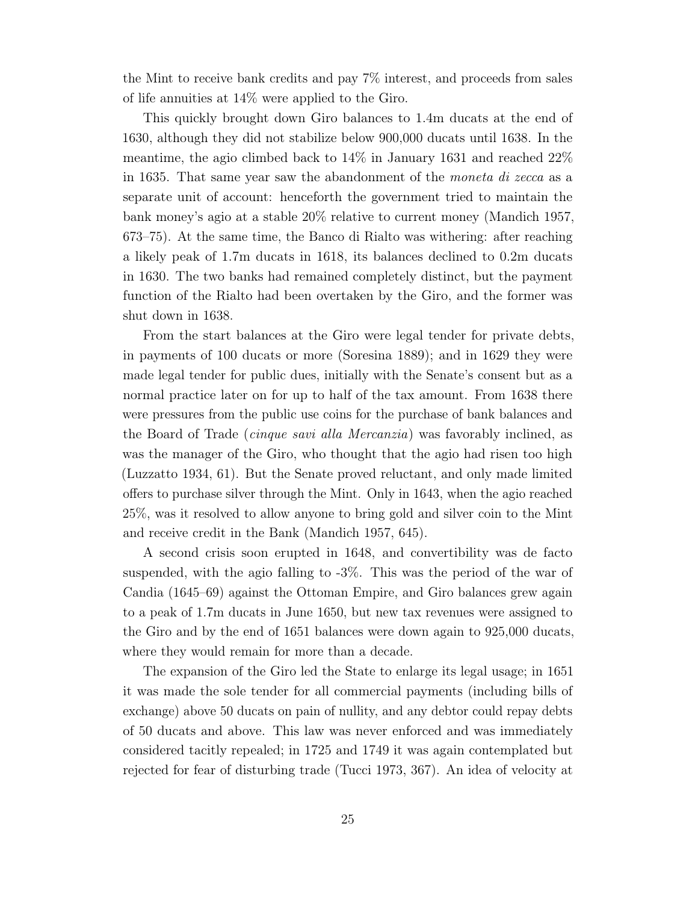the Mint to receive bank credits and pay 7% interest, and proceeds from sales of life annuities at 14% were applied to the Giro.

This quickly brought down Giro balances to 1.4m ducats at the end of 1630, although they did not stabilize below 900,000 ducats until 1638. In the meantime, the agio climbed back to 14% in January 1631 and reached 22% in 1635. That same year saw the abandonment of the *moneta di zecca* as a separate unit of account: henceforth the government tried to maintain the bank money's agio at a stable 20% relative to current money (Mandich 1957, 673–75). At the same time, the Banco di Rialto was withering: after reaching a likely peak of 1.7m ducats in 1618, its balances declined to 0.2m ducats in 1630. The two banks had remained completely distinct, but the payment function of the Rialto had been overtaken by the Giro, and the former was shut down in 1638.

From the start balances at the Giro were legal tender for private debts, in payments of 100 ducats or more (Soresina 1889); and in 1629 they were made legal tender for public dues, initially with the Senate's consent but as a normal practice later on for up to half of the tax amount. From 1638 there were pressures from the public use coins for the purchase of bank balances and the Board of Trade (*cinque savi alla Mercanzia*) was favorably inclined, as was the manager of the Giro, who thought that the agio had risen too high (Luzzatto 1934, 61). But the Senate proved reluctant, and only made limited offers to purchase silver through the Mint. Only in 1643, when the agio reached 25%, was it resolved to allow anyone to bring gold and silver coin to the Mint and receive credit in the Bank (Mandich 1957, 645).

A second crisis soon erupted in 1648, and convertibility was de facto suspended, with the agio falling to -3%. This was the period of the war of Candia (1645–69) against the Ottoman Empire, and Giro balances grew again to a peak of 1.7m ducats in June 1650, but new tax revenues were assigned to the Giro and by the end of 1651 balances were down again to 925,000 ducats, where they would remain for more than a decade.

The expansion of the Giro led the State to enlarge its legal usage; in 1651 it was made the sole tender for all commercial payments (including bills of exchange) above 50 ducats on pain of nullity, and any debtor could repay debts of 50 ducats and above. This law was never enforced and was immediately considered tacitly repealed; in 1725 and 1749 it was again contemplated but rejected for fear of disturbing trade (Tucci 1973, 367). An idea of velocity at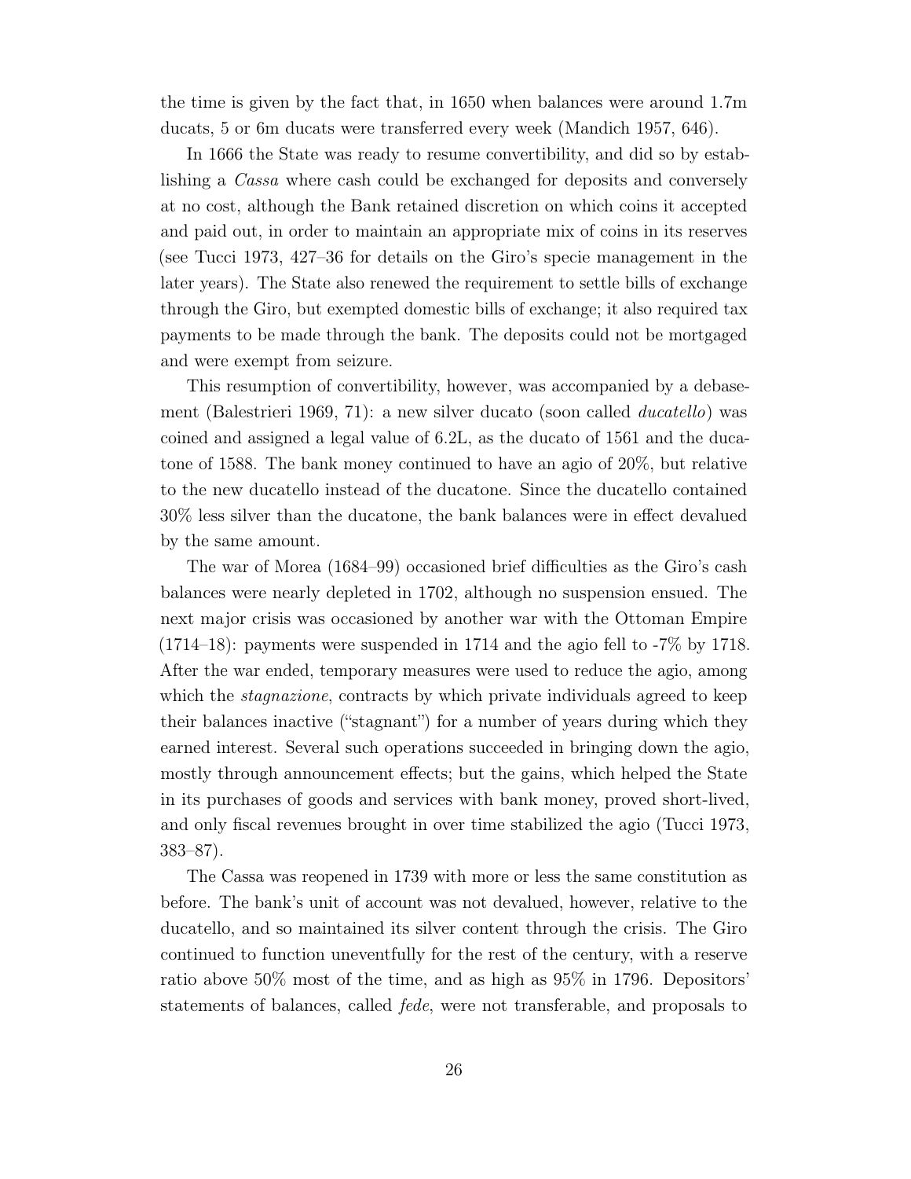the time is given by the fact that, in 1650 when balances were around 1.7m ducats, 5 or 6m ducats were transferred every week (Mandich 1957, 646).

In 1666 the State was ready to resume convertibility, and did so by establishing a *Cassa* where cash could be exchanged for deposits and conversely at no cost, although the Bank retained discretion on which coins it accepted and paid out, in order to maintain an appropriate mix of coins in its reserves (see Tucci 1973, 427–36 for details on the Giro's specie management in the later years). The State also renewed the requirement to settle bills of exchange through the Giro, but exempted domestic bills of exchange; it also required tax payments to be made through the bank. The deposits could not be mortgaged and were exempt from seizure.

This resumption of convertibility, however, was accompanied by a debasement (Balestrieri 1969, 71): a new silver ducato (soon called *ducatello*) was coined and assigned a legal value of 6.2L, as the ducato of 1561 and the ducatone of 1588. The bank money continued to have an agio of 20%, but relative to the new ducatello instead of the ducatone. Since the ducatello contained 30% less silver than the ducatone, the bank balances were in effect devalued by the same amount.

The war of Morea (1684–99) occasioned brief difficulties as the Giro's cash balances were nearly depleted in 1702, although no suspension ensued. The next major crisis was occasioned by another war with the Ottoman Empire (1714–18): payments were suspended in 1714 and the agio fell to -7% by 1718. After the war ended, temporary measures were used to reduce the agio, among which the *stagnazione*, contracts by which private individuals agreed to keep their balances inactive ("stagnant") for a number of years during which they earned interest. Several such operations succeeded in bringing down the agio, mostly through announcement effects; but the gains, which helped the State in its purchases of goods and services with bank money, proved short-lived, and only fiscal revenues brought in over time stabilized the agio (Tucci 1973, 383–87).

The Cassa was reopened in 1739 with more or less the same constitution as before. The bank's unit of account was not devalued, however, relative to the ducatello, and so maintained its silver content through the crisis. The Giro continued to function uneventfully for the rest of the century, with a reserve ratio above 50% most of the time, and as high as 95% in 1796. Depositors' statements of balances, called *fede*, were not transferable, and proposals to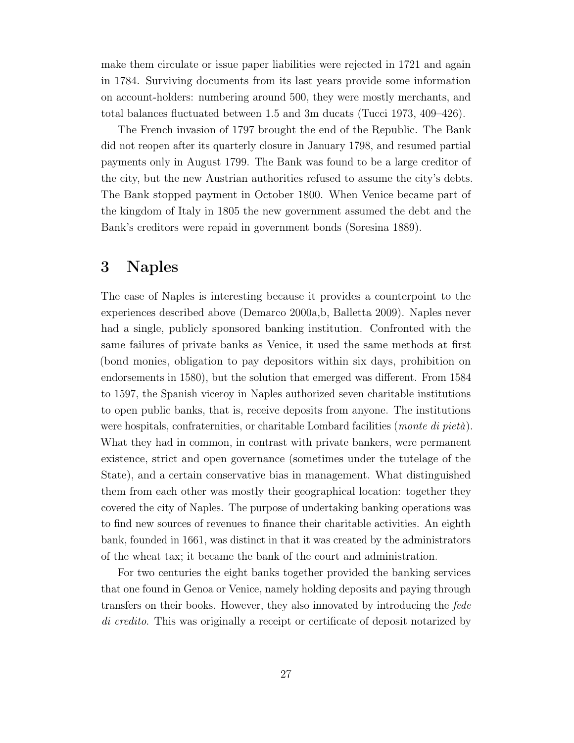make them circulate or issue paper liabilities were rejected in 1721 and again in 1784. Surviving documents from its last years provide some information on account-holders: numbering around 500, they were mostly merchants, and total balances fluctuated between 1.5 and 3m ducats (Tucci 1973, 409–426).

The French invasion of 1797 brought the end of the Republic. The Bank did not reopen after its quarterly closure in January 1798, and resumed partial payments only in August 1799. The Bank was found to be a large creditor of the city, but the new Austrian authorities refused to assume the city's debts. The Bank stopped payment in October 1800. When Venice became part of the kingdom of Italy in 1805 the new government assumed the debt and the Bank's creditors were repaid in government bonds (Soresina 1889).

# 3 Naples

The case of Naples is interesting because it provides a counterpoint to the experiences described above (Demarco 2000a,b, Balletta 2009). Naples never had a single, publicly sponsored banking institution. Confronted with the same failures of private banks as Venice, it used the same methods at first (bond monies, obligation to pay depositors within six days, prohibition on endorsements in 1580), but the solution that emerged was different. From 1584 to 1597, the Spanish viceroy in Naples authorized seven charitable institutions to open public banks, that is, receive deposits from anyone. The institutions were hospitals, confraternities, or charitable Lombard facilities (*monte di pietà*). What they had in common, in contrast with private bankers, were permanent existence, strict and open governance (sometimes under the tutelage of the State), and a certain conservative bias in management. What distinguished them from each other was mostly their geographical location: together they covered the city of Naples. The purpose of undertaking banking operations was to find new sources of revenues to finance their charitable activities. An eighth bank, founded in 1661, was distinct in that it was created by the administrators of the wheat tax; it became the bank of the court and administration.

For two centuries the eight banks together provided the banking services that one found in Genoa or Venice, namely holding deposits and paying through transfers on their books. However, they also innovated by introducing the *fede di credito*. This was originally a receipt or certificate of deposit notarized by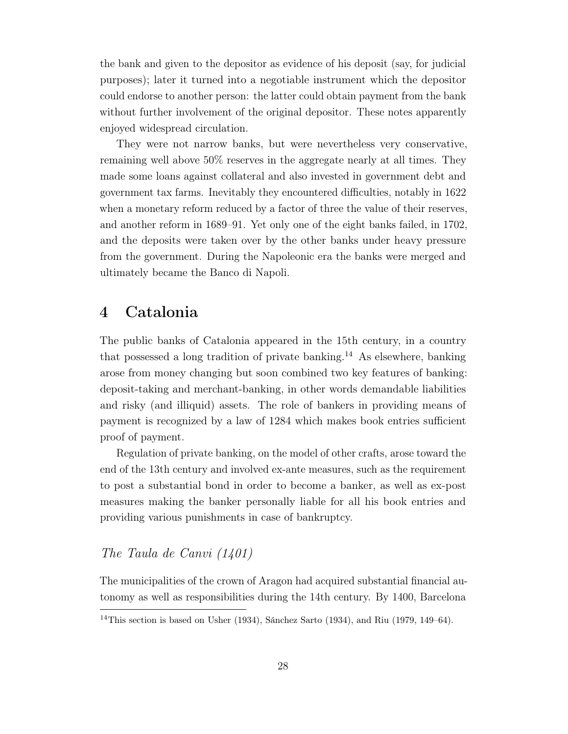the bank and given to the depositor as evidence of his deposit (say, for judicial purposes); later it turned into a negotiable instrument which the depositor could endorse to another person: the latter could obtain payment from the bank without further involvement of the original depositor. These notes apparently enjoyed widespread circulation.

They were not narrow banks, but were nevertheless very conservative, remaining well above 50% reserves in the aggregate nearly at all times. They made some loans against collateral and also invested in government debt and government tax farms. Inevitably they encountered difficulties, notably in 1622 when a monetary reform reduced by a factor of three the value of their reserves, and another reform in 1689–91. Yet only one of the eight banks failed, in 1702, and the deposits were taken over by the other banks under heavy pressure from the government. During the Napoleonic era the banks were merged and ultimately became the Banco di Napoli.

# 4 Catalonia

The public banks of Catalonia appeared in the 15th century, in a country that possessed a long tradition of private banking.[14] As elsewhere, banking arose from money changing but soon combined two key features of banking: deposit-taking and merchant-banking, in other words demandable liabilities and risky (and illiquid) assets. The role of bankers in providing means of payment is recognized by a law of 1284 which makes book entries sufficient proof of payment.

Regulation of private banking, on the model of other crafts, arose toward the end of the 13th century and involved ex-ante measures, such as the requirement to post a substantial bond in order to become a banker, as well as ex-post measures making the banker personally liable for all his book entries and providing various punishments in case of bankruptcy.

### *The Taula de Canvi (1401)*

The municipalities of the crown of Aragon had acquired substantial financial autonomy as well as responsibilities during the 14th century. By 1400, Barcelona

[14] This section is based on Usher (1934), Sánchez Sarto (1934), and Riu (1979, 149–64).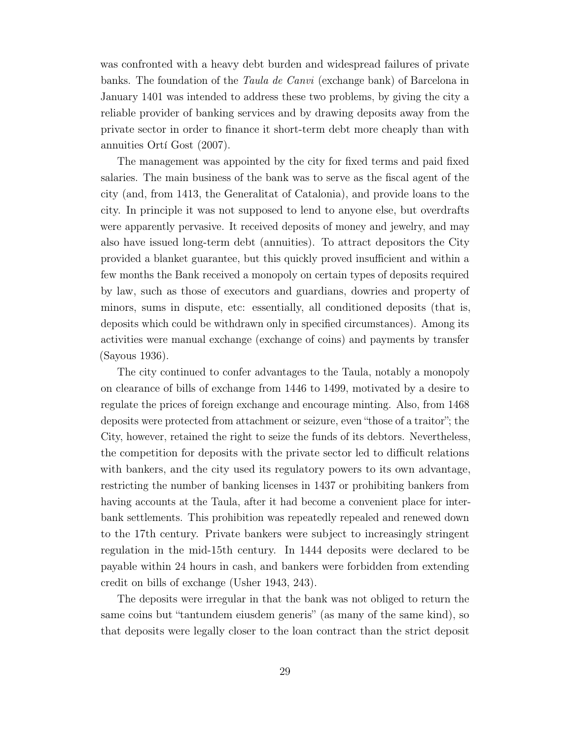was confronted with a heavy debt burden and widespread failures of private banks. The foundation of the *Taula de Canvi* (exchange bank) of Barcelona in January 1401 was intended to address these two problems, by giving the city a reliable provider of banking services and by drawing deposits away from the private sector in order to finance it short-term debt more cheaply than with annuities Ortí Gost (2007).

The management was appointed by the city for fixed terms and paid fixed salaries. The main business of the bank was to serve as the fiscal agent of the city (and, from 1413, the Generalitat of Catalonia), and provide loans to the city. In principle it was not supposed to lend to anyone else, but overdrafts were apparently pervasive. It received deposits of money and jewelry, and may also have issued long-term debt (annuities). To attract depositors the City provided a blanket guarantee, but this quickly proved insufficient and within a few months the Bank received a monopoly on certain types of deposits required by law, such as those of executors and guardians, dowries and property of minors, sums in dispute, etc: essentially, all conditioned deposits (that is, deposits which could be withdrawn only in specified circumstances). Among its activities were manual exchange (exchange of coins) and payments by transfer (Sayous 1936).

The city continued to confer advantages to the Taula, notably a monopoly on clearance of bills of exchange from 1446 to 1499, motivated by a desire to regulate the prices of foreign exchange and encourage minting. Also, from 1468 deposits were protected from attachment or seizure, even "those of a traitor"; the City, however, retained the right to seize the funds of its debtors. Nevertheless, the competition for deposits with the private sector led to difficult relations with bankers, and the city used its regulatory powers to its own advantage, restricting the number of banking licenses in 1437 or prohibiting bankers from having accounts at the Taula, after it had become a convenient place for inter-bank settlements. This prohibition was repeatedly repealed and renewed down to the 17th century. Private bankers were subject to increasingly stringent regulation in the mid-15th century. In 1444 deposits were declared to be payable within 24 hours in cash, and bankers were forbidden from extending credit on bills of exchange (Usher 1943, 243).

The deposits were irregular in that the bank was not obliged to return the same coins but "tantundem eiusdem generis" (as many of the same kind), so that deposits were legally closer to the loan contract than the strict deposit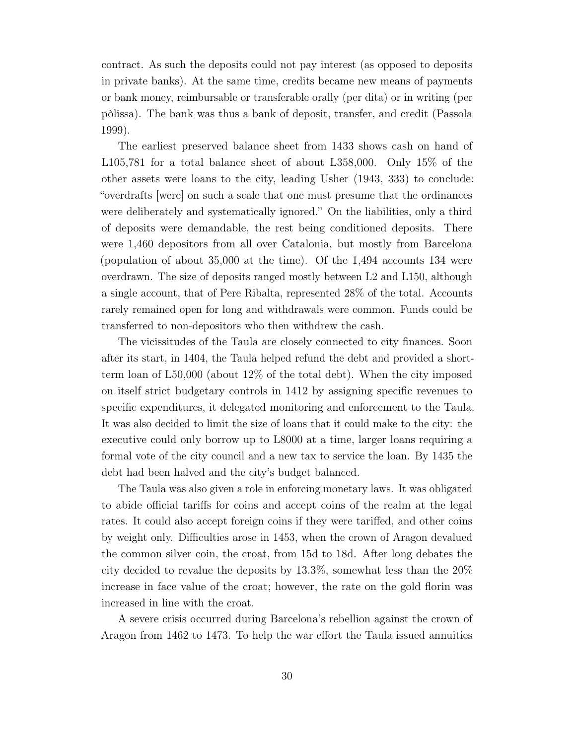contract. As such the deposits could not pay interest (as opposed to deposits in private banks). At the same time, credits became new means of payments or bank money, reimbursable or transferable orally (per dita) or in writing (per pòlissa). The bank was thus a bank of deposit, transfer, and credit (Passola 1999).

The earliest preserved balance sheet from 1433 shows cash on hand of L105,781 for a total balance sheet of about L358,000. Only 15% of the other assets were loans to the city, leading Usher (1943, 333) to conclude: "overdrafts [were] on such a scale that one must presume that the ordinances were deliberately and systematically ignored." On the liabilities, only a third of deposits were demandable, the rest being conditioned deposits. There were 1,460 depositors from all over Catalonia, but mostly from Barcelona (population of about 35,000 at the time). Of the 1,494 accounts 134 were overdrawn. The size of deposits ranged mostly between L2 and L150, although a single account, that of Pere Ribalta, represented 28% of the total. Accounts rarely remained open for long and withdrawals were common. Funds could be transferred to non-depositors who then withdrew the cash.

The vicissitudes of the Taula are closely connected to city finances. Soon after its start, in 1404, the Taula helped refund the debt and provided a short-term loan of L50,000 (about 12% of the total debt). When the city imposed on itself strict budgetary controls in 1412 by assigning specific revenues to specific expenditures, it delegated monitoring and enforcement to the Taula. It was also decided to limit the size of loans that it could make to the city: the executive could only borrow up to L8000 at a time, larger loans requiring a formal vote of the city council and a new tax to service the loan. By 1435 the debt had been halved and the city's budget balanced.

The Taula was also given a role in enforcing monetary laws. It was obligated to abide official tariffs for coins and accept coins of the realm at the legal rates. It could also accept foreign coins if they were tariffed, and other coins by weight only. Difficulties arose in 1453, when the crown of Aragon devalued the common silver coin, the croat, from 15d to 18d. After long debates the city decided to revalue the deposits by 13.3%, somewhat less than the 20% increase in face value of the croat; however, the rate on the gold florin was increased in line with the croat.

A severe crisis occurred during Barcelona's rebellion against the crown of Aragon from 1462 to 1473. To help the war effort the Taula issued annuities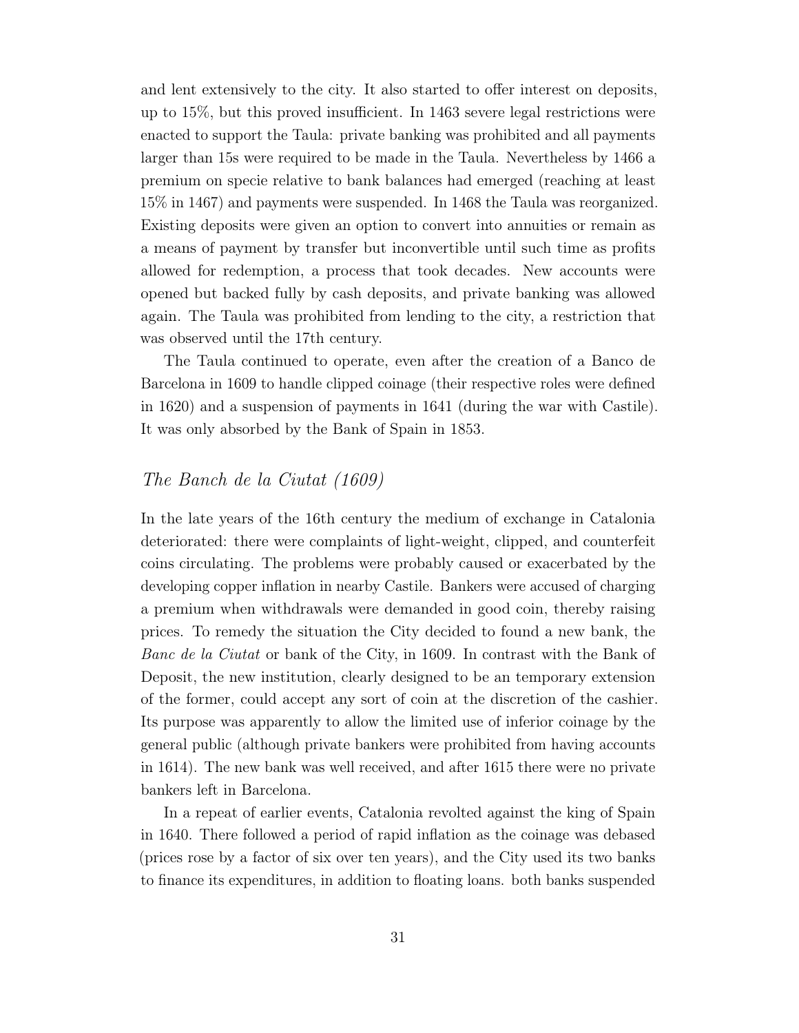and lent extensively to the city. It also started to offer interest on deposits, up to 15%, but this proved insufficient. In 1463 severe legal restrictions were enacted to support the Taula: private banking was prohibited and all payments larger than 15s were required to be made in the Taula. Nevertheless by 1466 a premium on specie relative to bank balances had emerged (reaching at least 15% in 1467) and payments were suspended. In 1468 the Taula was reorganized. Existing deposits were given an option to convert into annuities or remain as a means of payment by transfer but inconvertible until such time as profits allowed for redemption, a process that took decades. New accounts were opened but backed fully by cash deposits, and private banking was allowed again. The Taula was prohibited from lending to the city, a restriction that was observed until the 17th century.

The Taula continued to operate, even after the creation of a Banco de Barcelona in 1609 to handle clipped coinage (their respective roles were defined in 1620) and a suspension of payments in 1641 (during the war with Castile). It was only absorbed by the Bank of Spain in 1853.

### *The Banch de la Ciutat (1609)*

In the late years of the 16th century the medium of exchange in Catalonia deteriorated: there were complaints of light-weight, clipped, and counterfeit coins circulating. The problems were probably caused or exacerbated by the developing copper inflation in nearby Castile. Bankers were accused of charging a premium when withdrawals were demanded in good coin, thereby raising prices. To remedy the situation the City decided to found a new bank, the *Banc de la Ciutat* or bank of the City, in 1609. In contrast with the Bank of Deposit, the new institution, clearly designed to be an temporary extension of the former, could accept any sort of coin at the discretion of the cashier. Its purpose was apparently to allow the limited use of inferior coinage by the general public (although private bankers were prohibited from having accounts in 1614). The new bank was well received, and after 1615 there were no private bankers left in Barcelona.

In a repeat of earlier events, Catalonia revolted against the king of Spain in 1640. There followed a period of rapid inflation as the coinage was debased (prices rose by a factor of six over ten years), and the City used its two banks to finance its expenditures, in addition to floating loans. both banks suspended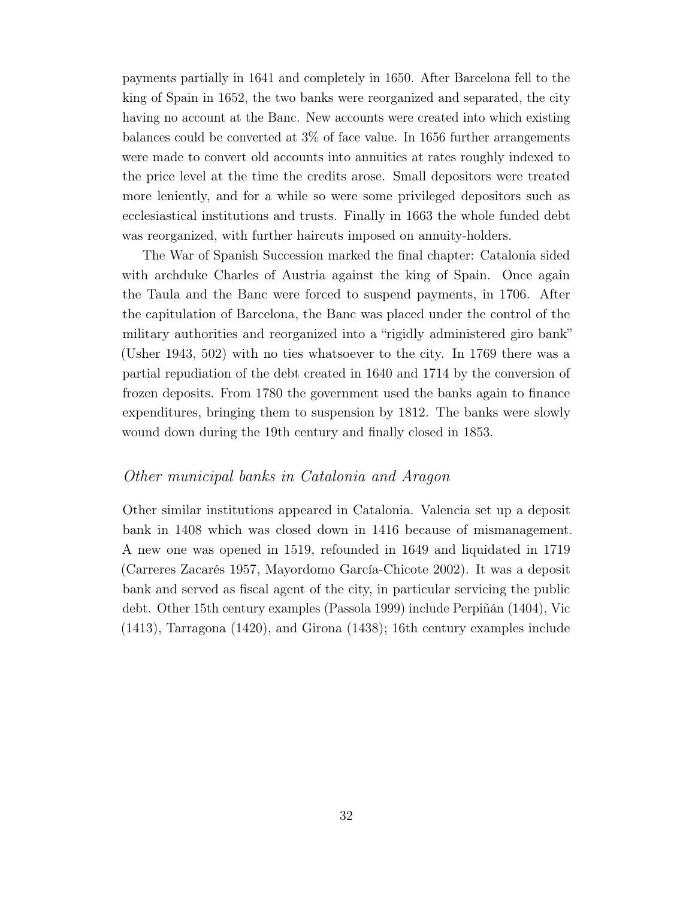payments partially in 1641 and completely in 1650. After Barcelona fell to the king of Spain in 1652, the two banks were reorganized and separated, the city having no account at the Banc. New accounts were created into which existing balances could be converted at 3% of face value. In 1656 further arrangements were made to convert old accounts into annuities at rates roughly indexed to the price level at the time the credits arose. Small depositors were treated more leniently, and for a while so were some privileged depositors such as ecclesiastical institutions and trusts. Finally in 1663 the whole funded debt was reorganized, with further haircuts imposed on annuity-holders.

The War of Spanish Succession marked the final chapter: Catalonia sided with archduke Charles of Austria against the king of Spain. Once again the Taula and the Banc were forced to suspend payments, in 1706. After the capitulation of Barcelona, the Banc was placed under the control of the military authorities and reorganized into a "rigidly administered giro bank" (Usher 1943, 502) with no ties whatsoever to the city. In 1769 there was a partial repudiation of the debt created in 1640 and 1714 by the conversion of frozen deposits. From 1780 the government used the banks again to finance expenditures, bringing them to suspension by 1812. The banks were slowly wound down during the 19th century and finally closed in 1853.

### *Other municipal banks in Catalonia and Aragon*

Other similar institutions appeared in Catalonia. Valencia set up a deposit bank in 1408 which was closed down in 1416 because of mismanagement. A new one was opened in 1519, refounded in 1649 and liquidated in 1719 (Carreres Zacarés 1957, Mayordomo García-Chicote 2002). It was a deposit bank and served as fiscal agent of the city, in particular servicing the public debt. Other 15th century examples (Passola 1999) include Perpiñán (1404), Vic (1413), Tarragona (1420), and Girona (1438); 16th century examples include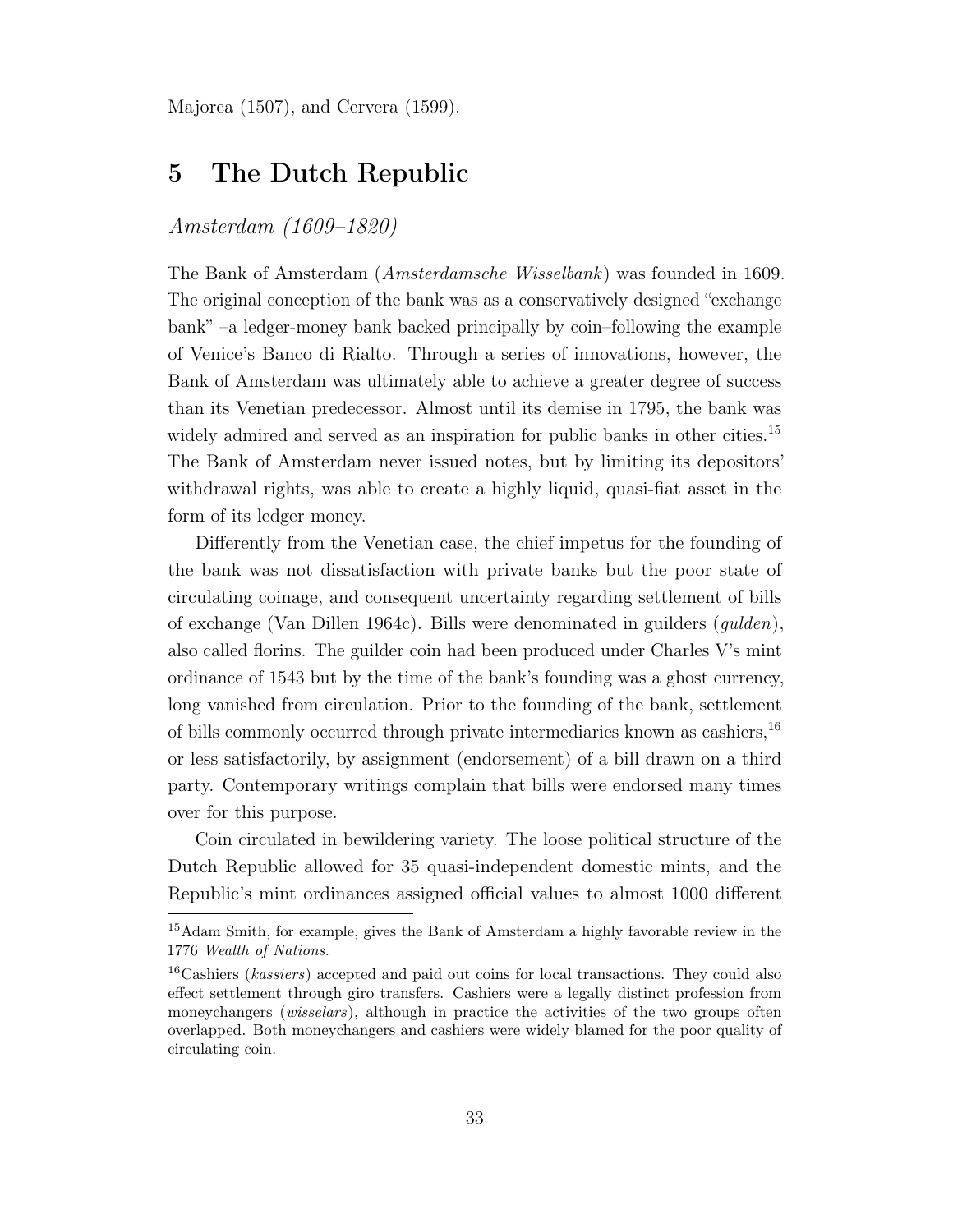Majorca (1507), and Cervera (1599).

# 5 The Dutch Republic

*Amsterdam (1609–1820)*

The Bank of Amsterdam (*Amsterdamsche Wisselbank*) was founded in 1609. The original conception of the bank was as a conservatively designed "exchange bank" –a ledger-money bank backed principally by coin–following the example of Venice's Banco di Rialto. Through a series of innovations, however, the Bank of Amsterdam was ultimately able to achieve a greater degree of success than its Venetian predecessor. Almost until its demise in 1795, the bank was widely admired and served as an inspiration for public banks in other cities.[15] The Bank of Amsterdam never issued notes, but by limiting its depositors' withdrawal rights, was able to create a highly liquid, quasi-fiat asset in the form of its ledger money.

Differently from the Venetian case, the chief impetus for the founding of the bank was not dissatisfaction with private banks but the poor state of circulating coinage, and consequent uncertainty regarding settlement of bills of exchange (Van Dillen 1964c). Bills were denominated in guilders (*gulden*), also called florins. The guilder coin had been produced under Charles V's mint ordinance of 1543 but by the time of the bank's founding was a ghost currency, long vanished from circulation. Prior to the founding of the bank, settlement of bills commonly occurred through private intermediaries known as cashiers,[16] or less satisfactorily, by assignment (endorsement) of a bill drawn on a third party. Contemporary writings complain that bills were endorsed many times over for this purpose.

Coin circulated in bewildering variety. The loose political structure of the Dutch Republic allowed for 35 quasi-independent domestic mints, and the Republic's mint ordinances assigned official values to almost 1000 different

---

[15] Adam Smith, for example, gives the Bank of Amsterdam a highly favorable review in the 1776 *Wealth of Nations.*

[16] Cashiers (*kassiers*) accepted and paid out coins for local transactions. They could also effect settlement through giro transfers. Cashiers were a legally distinct profession from moneychangers (*wisselars*), although in practice the activities of the two groups often overlapped. Both moneychangers and cashiers were widely blamed for the poor quality of circulating coin.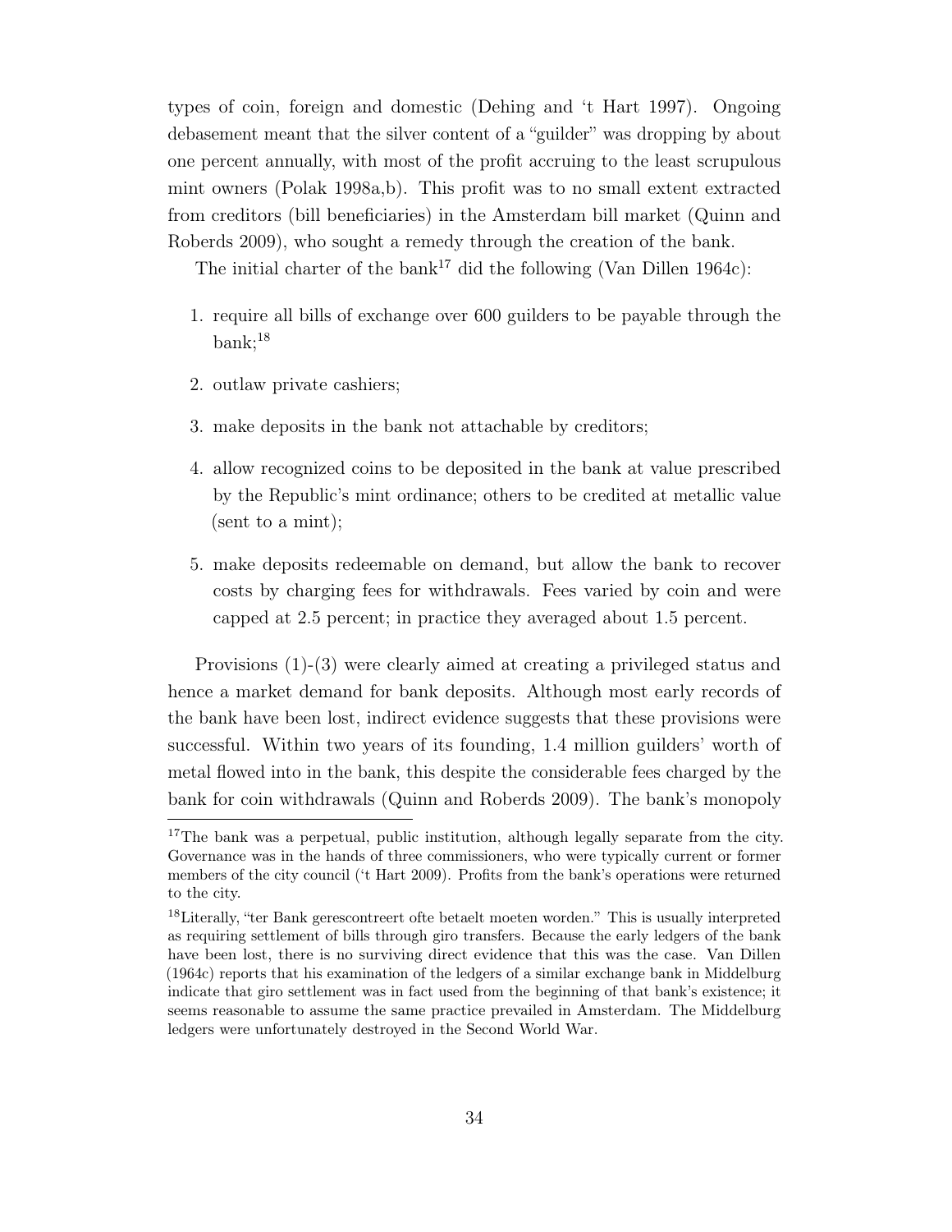types of coin, foreign and domestic (Dehing and 't Hart 1997). Ongoing debasement meant that the silver content of a "guilder" was dropping by about one percent annually, with most of the profit accruing to the least scrupulous mint owners (Polak 1998a,b). This profit was to no small extent extracted from creditors (bill beneficiaries) in the Amsterdam bill market (Quinn and Roberds 2009), who sought a remedy through the creation of the bank.

The initial charter of the bank[17] did the following (Van Dillen 1964c):

1. require all bills of exchange over 600 guilders to be payable through the bank;[18]

2. outlaw private cashiers;

3. make deposits in the bank not attachable by creditors;

4. allow recognized coins to be deposited in the bank at value prescribed by the Republic's mint ordinance; others to be credited at metallic value (sent to a mint);

5. make deposits redeemable on demand, but allow the bank to recover costs by charging fees for withdrawals. Fees varied by coin and were capped at 2.5 percent; in practice they averaged about 1.5 percent.

Provisions (1)-(3) were clearly aimed at creating a privileged status and hence a market demand for bank deposits. Although most early records of the bank have been lost, indirect evidence suggests that these provisions were successful. Within two years of its founding, 1.4 million guilders' worth of metal flowed into in the bank, this despite the considerable fees charged by the bank for coin withdrawals (Quinn and Roberds 2009). The bank's monopoly

[17] The bank was a perpetual, public institution, although legally separate from the city. Governance was in the hands of three commissioners, who were typically current or former members of the city council ('t Hart 2009). Profits from the bank's operations were returned to the city.

[18] Literally, "ter Bank gerescontreert ofte betaelt moeten worden." This is usually interpreted as requiring settlement of bills through giro transfers. Because the early ledgers of the bank have been lost, there is no surviving direct evidence that this was the case. Van Dillen (1964c) reports that his examination of the ledgers of a similar exchange bank in Middelburg indicate that giro settlement was in fact used from the beginning of that bank's existence; it seems reasonable to assume the same practice prevailed in Amsterdam. The Middelburg ledgers were unfortunately destroyed in the Second World War.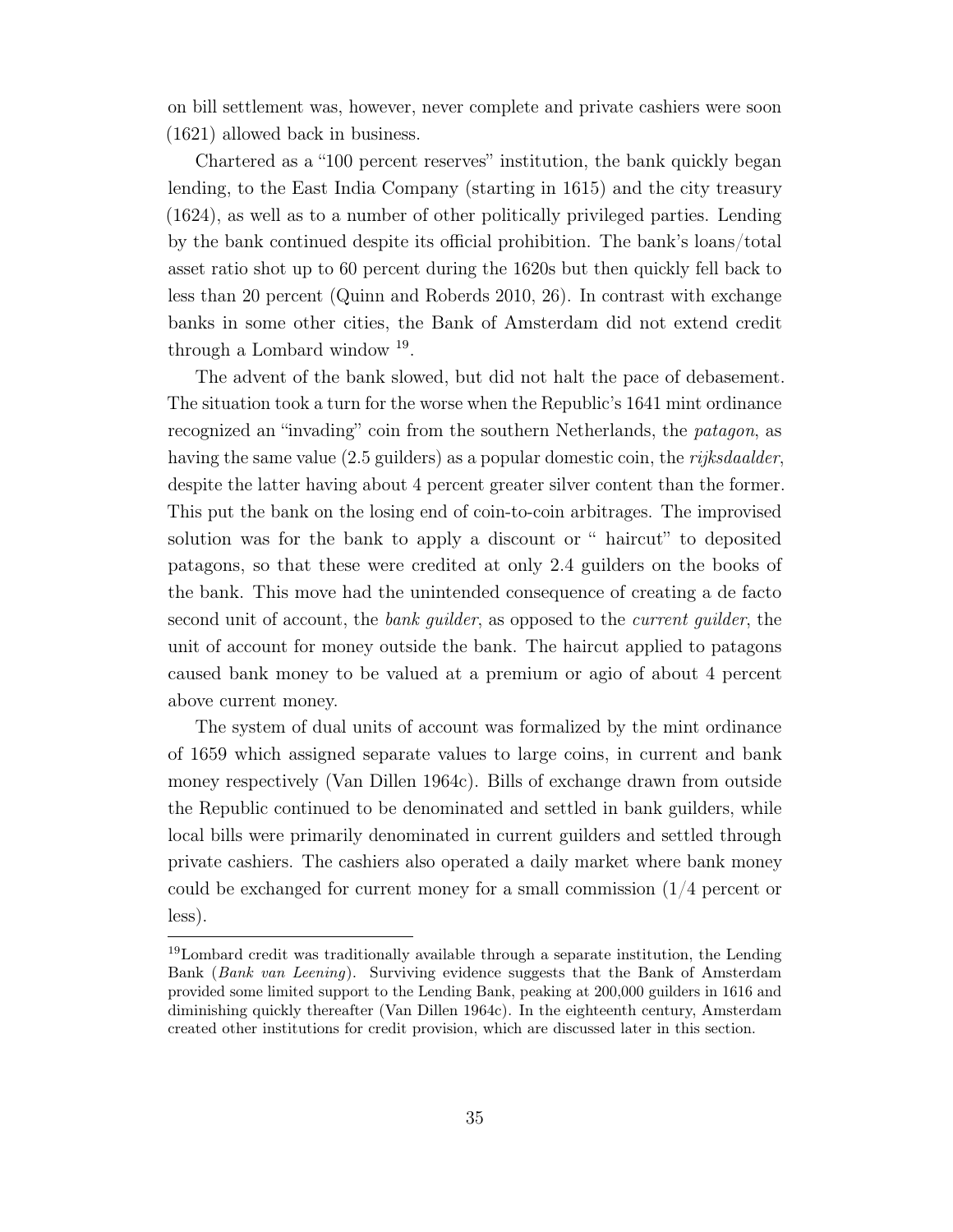on bill settlement was, however, never complete and private cashiers were soon (1621) allowed back in business.

Chartered as a "100 percent reserves" institution, the bank quickly began lending, to the East India Company (starting in 1615) and the city treasury (1624), as well as to a number of other politically privileged parties. Lending by the bank continued despite its official prohibition. The bank's loans/total asset ratio shot up to 60 percent during the 1620s but then quickly fell back to less than 20 percent (Quinn and Roberds 2010, 26). In contrast with exchange banks in some other cities, the Bank of Amsterdam did not extend credit through a Lombard window [19].

The advent of the bank slowed, but did not halt the pace of debasement. The situation took a turn for the worse when the Republic's 1641 mint ordinance recognized an "invading" coin from the southern Netherlands, the *patagon*, as having the same value (2.5 guilders) as a popular domestic coin, the *rijksdaalder*, despite the latter having about 4 percent greater silver content than the former. This put the bank on the losing end of coin-to-coin arbitrages. The improvised solution was for the bank to apply a discount or " haircut" to deposited patagons, so that these were credited at only 2.4 guilders on the books of the bank. This move had the unintended consequence of creating a de facto second unit of account, the *bank guilder*, as opposed to the *current guilder*, the unit of account for money outside the bank. The haircut applied to patagons caused bank money to be valued at a premium or agio of about 4 percent above current money.

The system of dual units of account was formalized by the mint ordinance of 1659 which assigned separate values to large coins, in current and bank money respectively (Van Dillen 1964c). Bills of exchange drawn from outside the Republic continued to be denominated and settled in bank guilders, while local bills were primarily denominated in current guilders and settled through private cashiers. The cashiers also operated a daily market where bank money could be exchanged for current money for a small commission (1/4 percent or less).

[19] Lombard credit was traditionally available through a separate institution, the Lending Bank (*Bank van Leening*). Surviving evidence suggests that the Bank of Amsterdam provided some limited support to the Lending Bank, peaking at 200,000 guilders in 1616 and diminishing quickly thereafter (Van Dillen 1964c). In the eighteenth century, Amsterdam created other institutions for credit provision, which are discussed later in this section.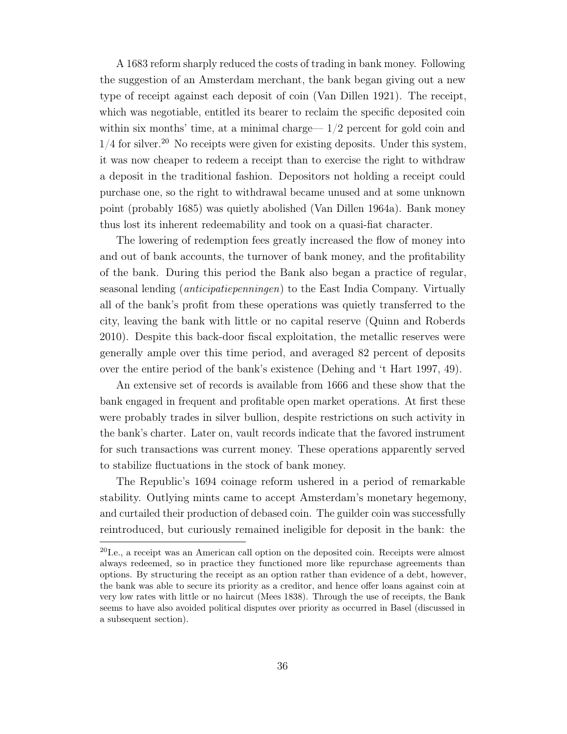A 1683 reform sharply reduced the costs of trading in bank money. Following the suggestion of an Amsterdam merchant, the bank began giving out a new type of receipt against each deposit of coin (Van Dillen 1921). The receipt, which was negotiable, entitled its bearer to reclaim the specific deposited coin within six months' time, at a minimal charge— 1/2 percent for gold coin and 1/4 for silver.[20] No receipts were given for existing deposits. Under this system, it was now cheaper to redeem a receipt than to exercise the right to withdraw a deposit in the traditional fashion. Depositors not holding a receipt could purchase one, so the right to withdrawal became unused and at some unknown point (probably 1685) was quietly abolished (Van Dillen 1964a). Bank money thus lost its inherent redeemability and took on a quasi-fiat character.

The lowering of redemption fees greatly increased the flow of money into and out of bank accounts, the turnover of bank money, and the profitability of the bank. During this period the Bank also began a practice of regular, seasonal lending (*anticipatiepenningen*) to the East India Company. Virtually all of the bank's profit from these operations was quietly transferred to the city, leaving the bank with little or no capital reserve (Quinn and Roberds 2010). Despite this back-door fiscal exploitation, the metallic reserves were generally ample over this time period, and averaged 82 percent of deposits over the entire period of the bank's existence (Dehing and 't Hart 1997, 49).

An extensive set of records is available from 1666 and these show that the bank engaged in frequent and profitable open market operations. At first these were probably trades in silver bullion, despite restrictions on such activity in the bank's charter. Later on, vault records indicate that the favored instrument for such transactions was current money. These operations apparently served to stabilize fluctuations in the stock of bank money.

The Republic's 1694 coinage reform ushered in a period of remarkable stability. Outlying mints came to accept Amsterdam's monetary hegemony, and curtailed their production of debased coin. The guilder coin was successfully reintroduced, but curiously remained ineligible for deposit in the bank: the

[20] I.e., a receipt was an American call option on the deposited coin. Receipts were almost always redeemed, so in practice they functioned more like repurchase agreements than options. By structuring the receipt as an option rather than evidence of a debt, however, the bank was able to secure its priority as a creditor, and hence offer loans against coin at very low rates with little or no haircut (Mees 1838). Through the use of receipts, the Bank seems to have also avoided political disputes over priority as occurred in Basel (discussed in a subsequent section).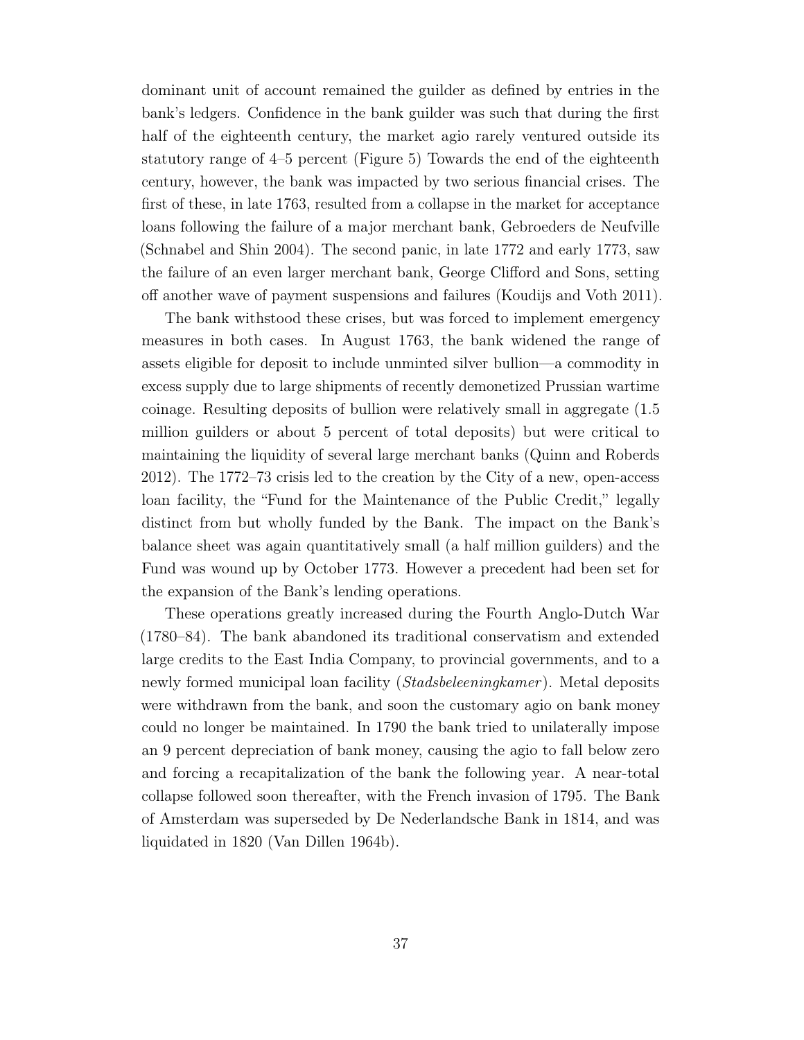dominant unit of account remained the guilder as defined by entries in the bank's ledgers. Confidence in the bank guilder was such that during the first half of the eighteenth century, the market agio rarely ventured outside its statutory range of 4–5 percent (Figure 5) Towards the end of the eighteenth century, however, the bank was impacted by two serious financial crises. The first of these, in late 1763, resulted from a collapse in the market for acceptance loans following the failure of a major merchant bank, Gebroeders de Neufville (Schnabel and Shin 2004). The second panic, in late 1772 and early 1773, saw the failure of an even larger merchant bank, George Clifford and Sons, setting off another wave of payment suspensions and failures (Koudijs and Voth 2011).

The bank withstood these crises, but was forced to implement emergency measures in both cases. In August 1763, the bank widened the range of assets eligible for deposit to include unminted silver bullion—a commodity in excess supply due to large shipments of recently demonetized Prussian wartime coinage. Resulting deposits of bullion were relatively small in aggregate (1.5 million guilders or about 5 percent of total deposits) but were critical to maintaining the liquidity of several large merchant banks (Quinn and Roberds 2012). The 1772–73 crisis led to the creation by the City of a new, open-access loan facility, the "Fund for the Maintenance of the Public Credit," legally distinct from but wholly funded by the Bank. The impact on the Bank's balance sheet was again quantitatively small (a half million guilders) and the Fund was wound up by October 1773. However a precedent had been set for the expansion of the Bank's lending operations.

These operations greatly increased during the Fourth Anglo-Dutch War (1780–84). The bank abandoned its traditional conservatism and extended large credits to the East India Company, to provincial governments, and to a newly formed municipal loan facility (*Stadsbeleeningkamer*). Metal deposits were withdrawn from the bank, and soon the customary agio on bank money could no longer be maintained. In 1790 the bank tried to unilaterally impose an 9 percent depreciation of bank money, causing the agio to fall below zero and forcing a recapitalization of the bank the following year. A near-total collapse followed soon thereafter, with the French invasion of 1795. The Bank of Amsterdam was superseded by De Nederlandsche Bank in 1814, and was liquidated in 1820 (Van Dillen 1964b).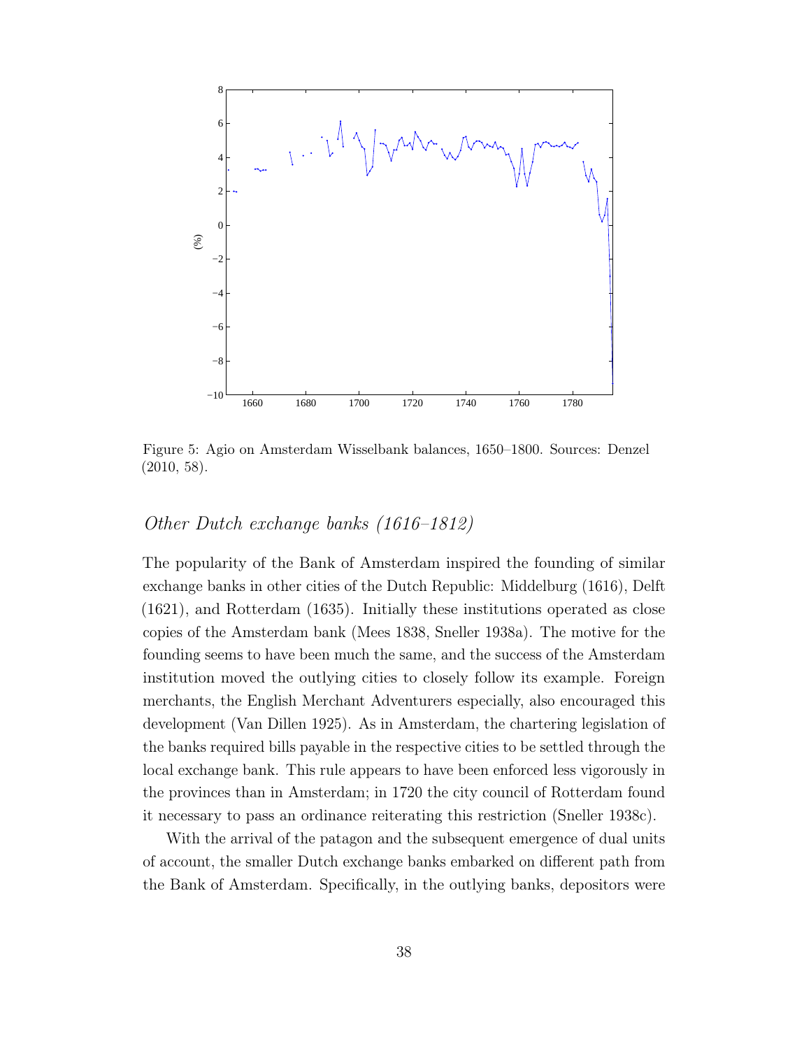Figure 5: Agio on Amsterdam Wisselbank balances, 1650–1800. Sources: Denzel (2010, 58).

### *Other Dutch exchange banks (1616–1812)*

The popularity of the Bank of Amsterdam inspired the founding of similar exchange banks in other cities of the Dutch Republic: Middelburg (1616), Delft (1621), and Rotterdam (1635). Initially these institutions operated as close copies of the Amsterdam bank (Mees 1838, Sneller 1938a). The motive for the founding seems to have been much the same, and the success of the Amsterdam institution moved the outlying cities to closely follow its example. Foreign merchants, the English Merchant Adventurers especially, also encouraged this development (Van Dillen 1925). As in Amsterdam, the chartering legislation of the banks required bills payable in the respective cities to be settled through the local exchange bank. This rule appears to have been enforced less vigorously in the provinces than in Amsterdam; in 1720 the city council of Rotterdam found it necessary to pass an ordinance reiterating this restriction (Sneller 1938c).

With the arrival of the patagon and the subsequent emergence of dual units of account, the smaller Dutch exchange banks embarked on different path from the Bank of Amsterdam. Specifically, in the outlying banks, depositors were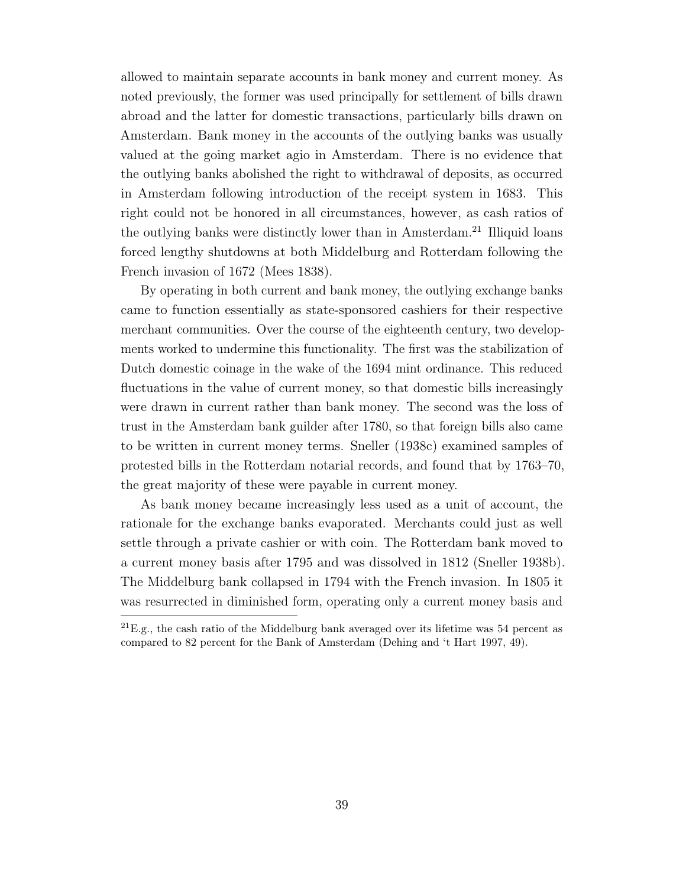allowed to maintain separate accounts in bank money and current money. As noted previously, the former was used principally for settlement of bills drawn abroad and the latter for domestic transactions, particularly bills drawn on Amsterdam. Bank money in the accounts of the outlying banks was usually valued at the going market agio in Amsterdam. There is no evidence that the outlying banks abolished the right to withdrawal of deposits, as occurred in Amsterdam following introduction of the receipt system in 1683. This right could not be honored in all circumstances, however, as cash ratios of the outlying banks were distinctly lower than in Amsterdam.[21] Illiquid loans forced lengthy shutdowns at both Middelburg and Rotterdam following the French invasion of 1672 (Mees 1838).

By operating in both current and bank money, the outlying exchange banks came to function essentially as state-sponsored cashiers for their respective merchant communities. Over the course of the eighteenth century, two developments worked to undermine this functionality. The first was the stabilization of Dutch domestic coinage in the wake of the 1694 mint ordinance. This reduced fluctuations in the value of current money, so that domestic bills increasingly were drawn in current rather than bank money. The second was the loss of trust in the Amsterdam bank guilder after 1780, so that foreign bills also came to be written in current money terms. Sneller (1938c) examined samples of protested bills in the Rotterdam notarial records, and found that by 1763–70, the great majority of these were payable in current money.

As bank money became increasingly less used as a unit of account, the rationale for the exchange banks evaporated. Merchants could just as well settle through a private cashier or with coin. The Rotterdam bank moved to a current money basis after 1795 and was dissolved in 1812 (Sneller 1938b). The Middelburg bank collapsed in 1794 with the French invasion. In 1805 it was resurrected in diminished form, operating only a current money basis and

[21] E.g., the cash ratio of the Middelburg bank averaged over its lifetime was 54 percent as compared to 82 percent for the Bank of Amsterdam (Dehing and 't Hart 1997, 49).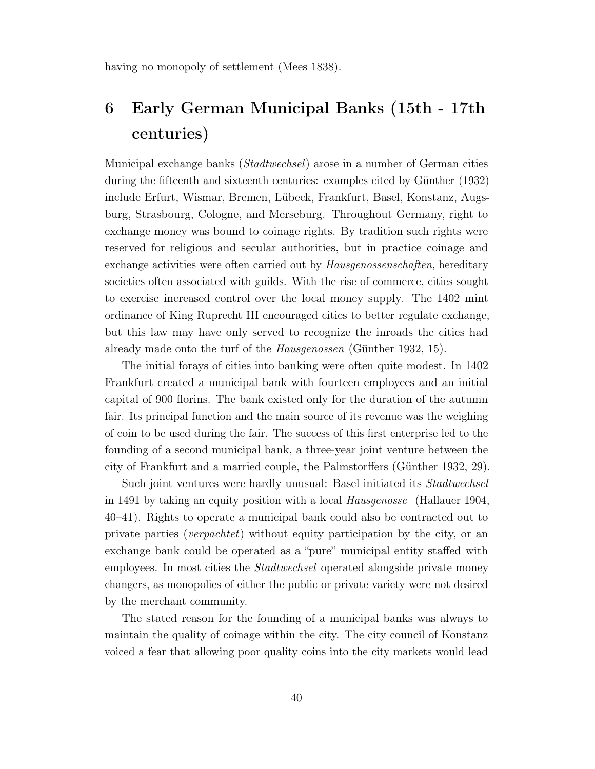having no monopoly of settlement (Mees 1838).

# 6 Early German Municipal Banks (15th - 17th centuries)

Municipal exchange banks (*Stadtwechsel*) arose in a number of German cities during the fifteenth and sixteenth centuries: examples cited by Günther (1932) include Erfurt, Wismar, Bremen, Lübeck, Frankfurt, Basel, Konstanz, Augsburg, Strasbourg, Cologne, and Merseburg. Throughout Germany, right to exchange money was bound to coinage rights. By tradition such rights were reserved for religious and secular authorities, but in practice coinage and exchange activities were often carried out by *Hausgenossenschaften*, hereditary societies often associated with guilds. With the rise of commerce, cities sought to exercise increased control over the local money supply. The 1402 mint ordinance of King Ruprecht III encouraged cities to better regulate exchange, but this law may have only served to recognize the inroads the cities had already made onto the turf of the *Hausgenossen* (Günther 1932, 15).

The initial forays of cities into banking were often quite modest. In 1402 Frankfurt created a municipal bank with fourteen employees and an initial capital of 900 florins. The bank existed only for the duration of the autumn fair. Its principal function and the main source of its revenue was the weighing of coin to be used during the fair. The success of this first enterprise led to the founding of a second municipal bank, a three-year joint venture between the city of Frankfurt and a married couple, the Palmstorffers (Günther 1932, 29).

Such joint ventures were hardly unusual: Basel initiated its *Stadtwechsel* in 1491 by taking an equity position with a local *Hausgenosse* (Hallauer 1904, 40–41). Rights to operate a municipal bank could also be contracted out to private parties (*verpachtet*) without equity participation by the city, or an exchange bank could be operated as a "pure" municipal entity staffed with employees. In most cities the *Stadtwechsel* operated alongside private money changers, as monopolies of either the public or private variety were not desired by the merchant community.

The stated reason for the founding of a municipal banks was always to maintain the quality of coinage within the city. The city council of Konstanz voiced a fear that allowing poor quality coins into the city markets would lead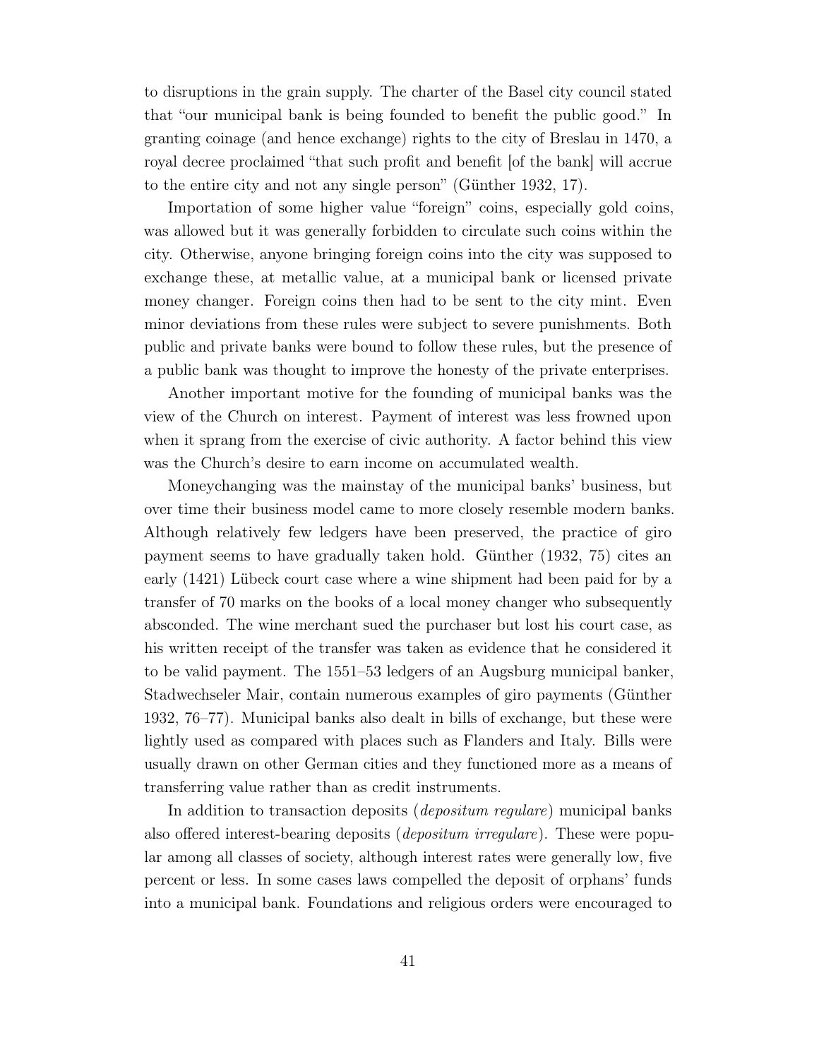to disruptions in the grain supply. The charter of the Basel city council stated that "our municipal bank is being founded to benefit the public good." In granting coinage (and hence exchange) rights to the city of Breslau in 1470, a royal decree proclaimed "that such profit and benefit [of the bank] will accrue to the entire city and not any single person" (Günther 1932, 17).

Importation of some higher value "foreign" coins, especially gold coins, was allowed but it was generally forbidden to circulate such coins within the city. Otherwise, anyone bringing foreign coins into the city was supposed to exchange these, at metallic value, at a municipal bank or licensed private money changer. Foreign coins then had to be sent to the city mint. Even minor deviations from these rules were subject to severe punishments. Both public and private banks were bound to follow these rules, but the presence of a public bank was thought to improve the honesty of the private enterprises.

Another important motive for the founding of municipal banks was the view of the Church on interest. Payment of interest was less frowned upon when it sprang from the exercise of civic authority. A factor behind this view was the Church's desire to earn income on accumulated wealth.

Moneychanging was the mainstay of the municipal banks' business, but over time their business model came to more closely resemble modern banks. Although relatively few ledgers have been preserved, the practice of giro payment seems to have gradually taken hold. Günther (1932, 75) cites an early (1421) Lübeck court case where a wine shipment had been paid for by a transfer of 70 marks on the books of a local money changer who subsequently absconded. The wine merchant sued the purchaser but lost his court case, as his written receipt of the transfer was taken as evidence that he considered it to be valid payment. The 1551–53 ledgers of an Augsburg municipal banker, Stadwechseler Mair, contain numerous examples of giro payments (Günther 1932, 76–77). Municipal banks also dealt in bills of exchange, but these were lightly used as compared with places such as Flanders and Italy. Bills were usually drawn on other German cities and they functioned more as a means of transferring value rather than as credit instruments.

In addition to transaction deposits (*depositum regulare*) municipal banks also offered interest-bearing deposits (*depositum irregulare*). These were popular among all classes of society, although interest rates were generally low, five percent or less. In some cases laws compelled the deposit of orphans' funds into a municipal bank. Foundations and religious orders were encouraged to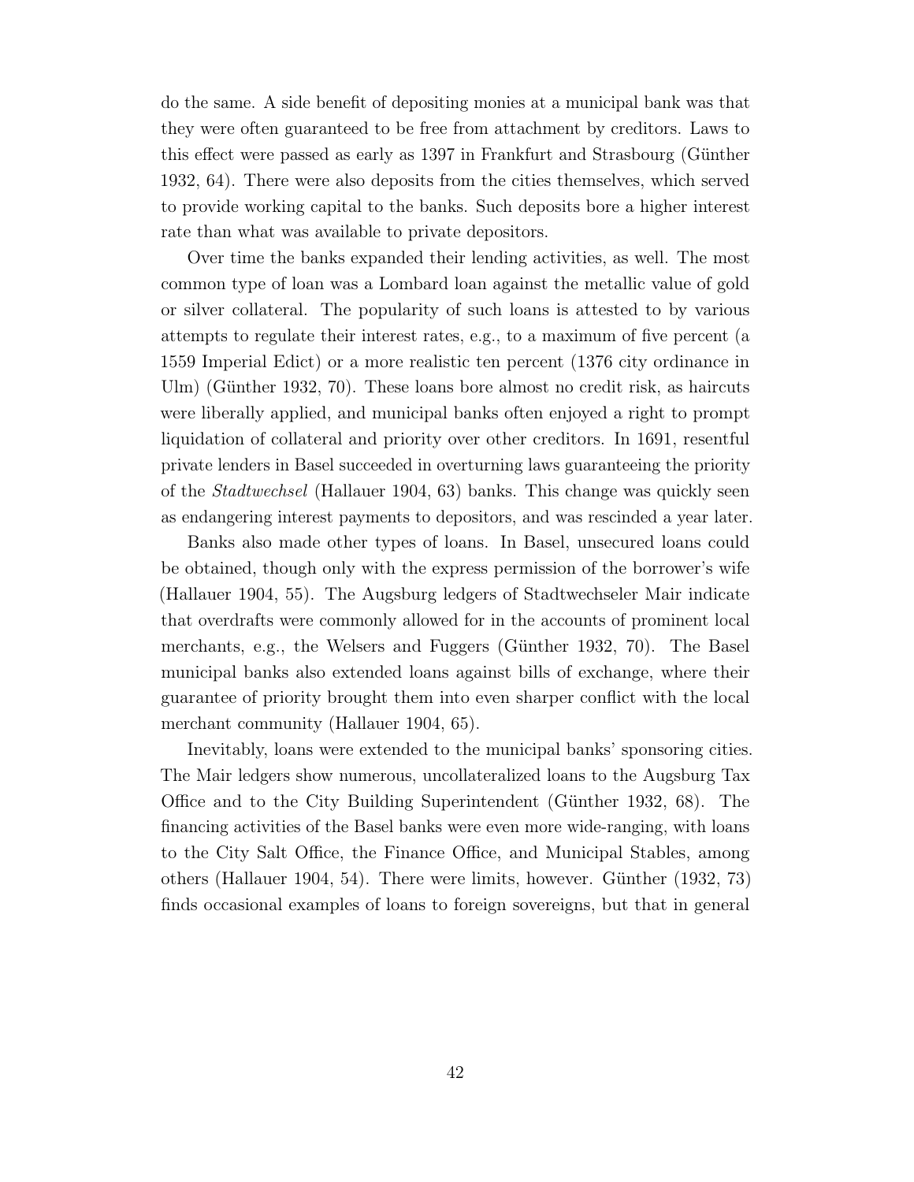do the same. A side benefit of depositing monies at a municipal bank was that they were often guaranteed to be free from attachment by creditors. Laws to this effect were passed as early as 1397 in Frankfurt and Strasbourg (Günther 1932, 64). There were also deposits from the cities themselves, which served to provide working capital to the banks. Such deposits bore a higher interest rate than what was available to private depositors.

Over time the banks expanded their lending activities, as well. The most common type of loan was a Lombard loan against the metallic value of gold or silver collateral. The popularity of such loans is attested to by various attempts to regulate their interest rates, e.g., to a maximum of five percent (a 1559 Imperial Edict) or a more realistic ten percent (1376 city ordinance in Ulm) (Günther 1932, 70). These loans bore almost no credit risk, as haircuts were liberally applied, and municipal banks often enjoyed a right to prompt liquidation of collateral and priority over other creditors. In 1691, resentful private lenders in Basel succeeded in overturning laws guaranteeing the priority of the *Stadtwechsel* (Hallauer 1904, 63) banks. This change was quickly seen as endangering interest payments to depositors, and was rescinded a year later.

Banks also made other types of loans. In Basel, unsecured loans could be obtained, though only with the express permission of the borrower's wife (Hallauer 1904, 55). The Augsburg ledgers of Stadtwechseler Mair indicate that overdrafts were commonly allowed for in the accounts of prominent local merchants, e.g., the Welsers and Fuggers (Günther 1932, 70). The Basel municipal banks also extended loans against bills of exchange, where their guarantee of priority brought them into even sharper conflict with the local merchant community (Hallauer 1904, 65).

Inevitably, loans were extended to the municipal banks' sponsoring cities. The Mair ledgers show numerous, uncollateralized loans to the Augsburg Tax Office and to the City Building Superintendent (Günther 1932, 68). The financing activities of the Basel banks were even more wide-ranging, with loans to the City Salt Office, the Finance Office, and Municipal Stables, among others (Hallauer 1904, 54). There were limits, however. Günther (1932, 73) finds occasional examples of loans to foreign sovereigns, but that in general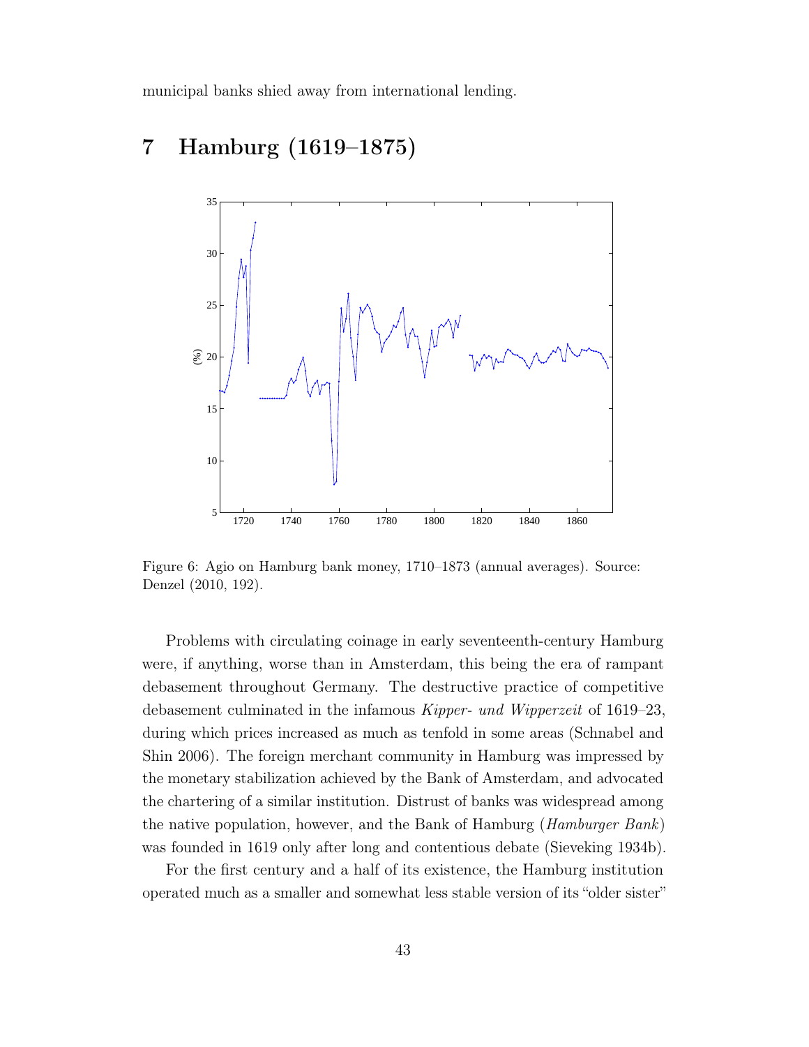municipal banks shied away from international lending.

# 7 Hamburg (1619–1875)

Figure 6: Agio on Hamburg bank money, 1710–1873 (annual averages). Source: Denzel (2010, 192).

Problems with circulating coinage in early seventeenth-century Hamburg were, if anything, worse than in Amsterdam, this being the era of rampant debasement throughout Germany. The destructive practice of competitive debasement culminated in the infamous *Kipper- und Wipperzeit* of 1619–23, during which prices increased as much as tenfold in some areas (Schnabel and Shin 2006). The foreign merchant community in Hamburg was impressed by the monetary stabilization achieved by the Bank of Amsterdam, and advocated the chartering of a similar institution. Distrust of banks was widespread among the native population, however, and the Bank of Hamburg (*Hamburger Bank*) was founded in 1619 only after long and contentious debate (Sieveking 1934b).

For the first century and a half of its existence, the Hamburg institution operated much as a smaller and somewhat less stable version of its "older sister"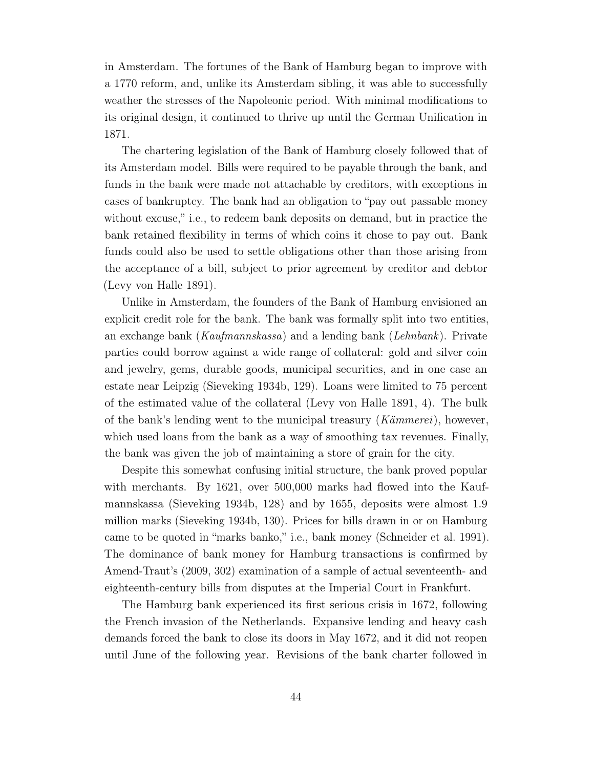in Amsterdam. The fortunes of the Bank of Hamburg began to improve with a 1770 reform, and, unlike its Amsterdam sibling, it was able to successfully weather the stresses of the Napoleonic period. With minimal modifications to its original design, it continued to thrive up until the German Unification in 1871.

The chartering legislation of the Bank of Hamburg closely followed that of its Amsterdam model. Bills were required to be payable through the bank, and funds in the bank were made not attachable by creditors, with exceptions in cases of bankruptcy. The bank had an obligation to "pay out passable money without excuse," i.e., to redeem bank deposits on demand, but in practice the bank retained flexibility in terms of which coins it chose to pay out. Bank funds could also be used to settle obligations other than those arising from the acceptance of a bill, subject to prior agreement by creditor and debtor (Levy von Halle 1891).

Unlike in Amsterdam, the founders of the Bank of Hamburg envisioned an explicit credit role for the bank. The bank was formally split into two entities, an exchange bank (*Kaufmannskassa*) and a lending bank (*Lehnbank*). Private parties could borrow against a wide range of collateral: gold and silver coin and jewelry, gems, durable goods, municipal securities, and in one case an estate near Leipzig (Sieveking 1934b, 129). Loans were limited to 75 percent of the estimated value of the collateral (Levy von Halle 1891, 4). The bulk of the bank's lending went to the municipal treasury (*Kämmerei*), however, which used loans from the bank as a way of smoothing tax revenues. Finally, the bank was given the job of maintaining a store of grain for the city.

Despite this somewhat confusing initial structure, the bank proved popular with merchants. By 1621, over 500,000 marks had flowed into the Kaufmannskassa (Sieveking 1934b, 128) and by 1655, deposits were almost 1.9 million marks (Sieveking 1934b, 130). Prices for bills drawn in or on Hamburg came to be quoted in "marks banko," i.e., bank money (Schneider et al. 1991). The dominance of bank money for Hamburg transactions is confirmed by Amend-Traut's (2009, 302) examination of a sample of actual seventeenth- and eighteenth-century bills from disputes at the Imperial Court in Frankfurt.

The Hamburg bank experienced its first serious crisis in 1672, following the French invasion of the Netherlands. Expansive lending and heavy cash demands forced the bank to close its doors in May 1672, and it did not reopen until June of the following year. Revisions of the bank charter followed in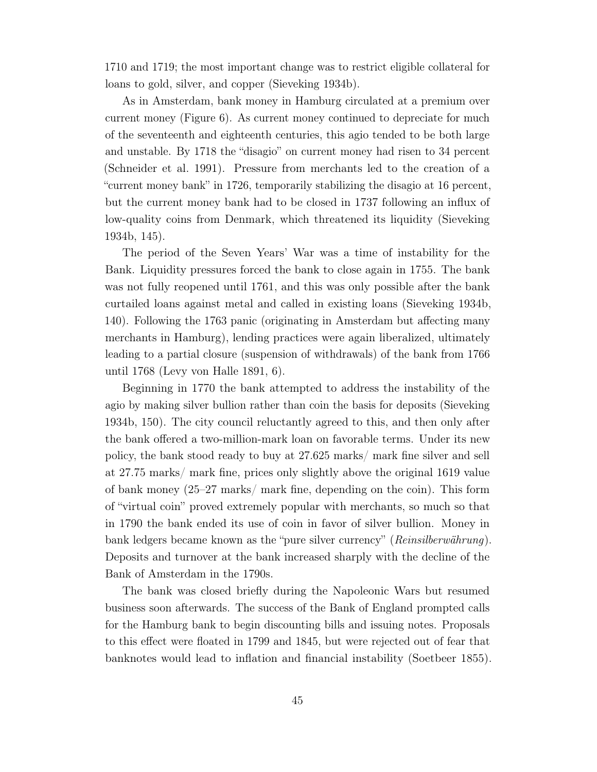1710 and 1719; the most important change was to restrict eligible collateral for loans to gold, silver, and copper (Sieveking 1934b).

As in Amsterdam, bank money in Hamburg circulated at a premium over current money (Figure 6). As current money continued to depreciate for much of the seventeenth and eighteenth centuries, this agio tended to be both large and unstable. By 1718 the "disagio" on current money had risen to 34 percent (Schneider et al. 1991). Pressure from merchants led to the creation of a "current money bank" in 1726, temporarily stabilizing the disagio at 16 percent, but the current money bank had to be closed in 1737 following an influx of low-quality coins from Denmark, which threatened its liquidity (Sieveking 1934b, 145).

The period of the Seven Years' War was a time of instability for the Bank. Liquidity pressures forced the bank to close again in 1755. The bank was not fully reopened until 1761, and this was only possible after the bank curtailed loans against metal and called in existing loans (Sieveking 1934b, 140). Following the 1763 panic (originating in Amsterdam but affecting many merchants in Hamburg), lending practices were again liberalized, ultimately leading to a partial closure (suspension of withdrawals) of the bank from 1766 until 1768 (Levy von Halle 1891, 6).

Beginning in 1770 the bank attempted to address the instability of the agio by making silver bullion rather than coin the basis for deposits (Sieveking 1934b, 150). The city council reluctantly agreed to this, and then only after the bank offered a two-million-mark loan on favorable terms. Under its new policy, the bank stood ready to buy at 27.625 marks/ mark fine silver and sell at 27.75 marks/ mark fine, prices only slightly above the original 1619 value of bank money (25–27 marks/ mark fine, depending on the coin). This form of "virtual coin" proved extremely popular with merchants, so much so that in 1790 the bank ended its use of coin in favor of silver bullion. Money in bank ledgers became known as the "pure silver currency" (*Reinsilberwährung*). Deposits and turnover at the bank increased sharply with the decline of the Bank of Amsterdam in the 1790s.

The bank was closed briefly during the Napoleonic Wars but resumed business soon afterwards. The success of the Bank of England prompted calls for the Hamburg bank to begin discounting bills and issuing notes. Proposals to this effect were floated in 1799 and 1845, but were rejected out of fear that banknotes would lead to inflation and financial instability (Soetbeer 1855).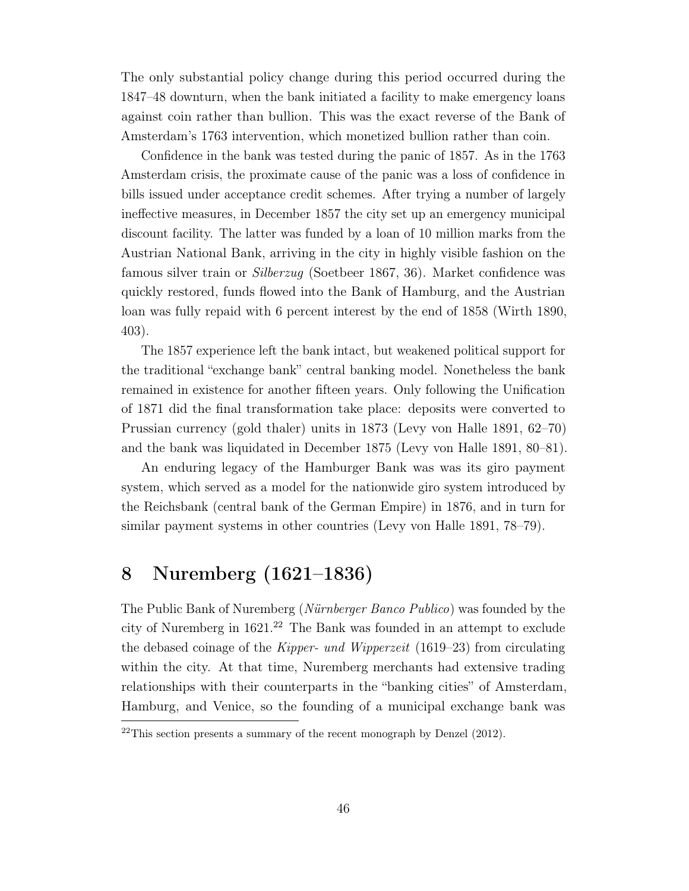The only substantial policy change during this period occurred during the 1847–48 downturn, when the bank initiated a facility to make emergency loans against coin rather than bullion. This was the exact reverse of the Bank of Amsterdam's 1763 intervention, which monetized bullion rather than coin.

Confidence in the bank was tested during the panic of 1857. As in the 1763 Amsterdam crisis, the proximate cause of the panic was a loss of confidence in bills issued under acceptance credit schemes. After trying a number of largely ineffective measures, in December 1857 the city set up an emergency municipal discount facility. The latter was funded by a loan of 10 million marks from the Austrian National Bank, arriving in the city in highly visible fashion on the famous silver train or *Silberzug* (Soetbeer 1867, 36). Market confidence was quickly restored, funds flowed into the Bank of Hamburg, and the Austrian loan was fully repaid with 6 percent interest by the end of 1858 (Wirth 1890, 403).

The 1857 experience left the bank intact, but weakened political support for the traditional "exchange bank" central banking model. Nonetheless the bank remained in existence for another fifteen years. Only following the Unification of 1871 did the final transformation take place: deposits were converted to Prussian currency (gold thaler) units in 1873 (Levy von Halle 1891, 62–70) and the bank was liquidated in December 1875 (Levy von Halle 1891, 80–81).

An enduring legacy of the Hamburger Bank was was its giro payment system, which served as a model for the nationwide giro system introduced by the Reichsbank (central bank of the German Empire) in 1876, and in turn for similar payment systems in other countries (Levy von Halle 1891, 78–79).

# 8 Nuremberg (1621–1836)

The Public Bank of Nuremberg (*Nürnberger Banco Publico*) was founded by the city of Nuremberg in 1621.[22] The Bank was founded in an attempt to exclude the debased coinage of the *Kipper- und Wipperzeit* (1619–23) from circulating within the city. At that time, Nuremberg merchants had extensive trading relationships with their counterparts in the "banking cities" of Amsterdam, Hamburg, and Venice, so the founding of a municipal exchange bank was

[22] This section presents a summary of the recent monograph by Denzel (2012).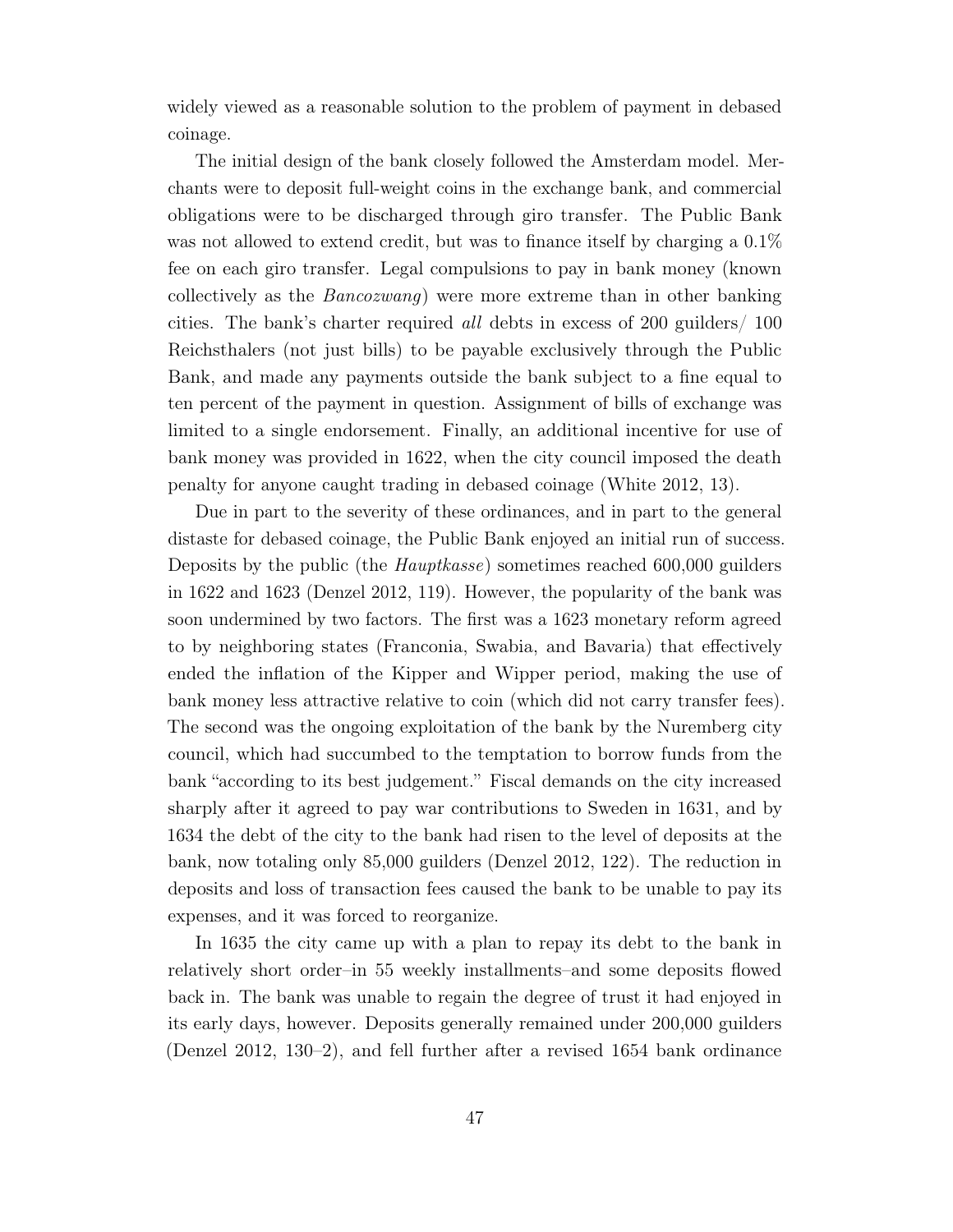widely viewed as a reasonable solution to the problem of payment in debased coinage.

The initial design of the bank closely followed the Amsterdam model. Merchants were to deposit full-weight coins in the exchange bank, and commercial obligations were to be discharged through giro transfer. The Public Bank was not allowed to extend credit, but was to finance itself by charging a 0.1% fee on each giro transfer. Legal compulsions to pay in bank money (known collectively as the *Bancozwang*) were more extreme than in other banking cities. The bank's charter required *all* debts in excess of 200 guilders/ 100 Reichsthalers (not just bills) to be payable exclusively through the Public Bank, and made any payments outside the bank subject to a fine equal to ten percent of the payment in question. Assignment of bills of exchange was limited to a single endorsement. Finally, an additional incentive for use of bank money was provided in 1622, when the city council imposed the death penalty for anyone caught trading in debased coinage (White 2012, 13).

Due in part to the severity of these ordinances, and in part to the general distaste for debased coinage, the Public Bank enjoyed an initial run of success. Deposits by the public (the *Hauptkasse*) sometimes reached 600,000 guilders in 1622 and 1623 (Denzel 2012, 119). However, the popularity of the bank was soon undermined by two factors. The first was a 1623 monetary reform agreed to by neighboring states (Franconia, Swabia, and Bavaria) that effectively ended the inflation of the Kipper and Wipper period, making the use of bank money less attractive relative to coin (which did not carry transfer fees). The second was the ongoing exploitation of the bank by the Nuremberg city council, which had succumbed to the temptation to borrow funds from the bank "according to its best judgement." Fiscal demands on the city increased sharply after it agreed to pay war contributions to Sweden in 1631, and by 1634 the debt of the city to the bank had risen to the level of deposits at the bank, now totaling only 85,000 guilders (Denzel 2012, 122). The reduction in deposits and loss of transaction fees caused the bank to be unable to pay its expenses, and it was forced to reorganize.

In 1635 the city came up with a plan to repay its debt to the bank in relatively short order–in 55 weekly installments–and some deposits flowed back in. The bank was unable to regain the degree of trust it had enjoyed in its early days, however. Deposits generally remained under 200,000 guilders (Denzel 2012, 130–2), and fell further after a revised 1654 bank ordinance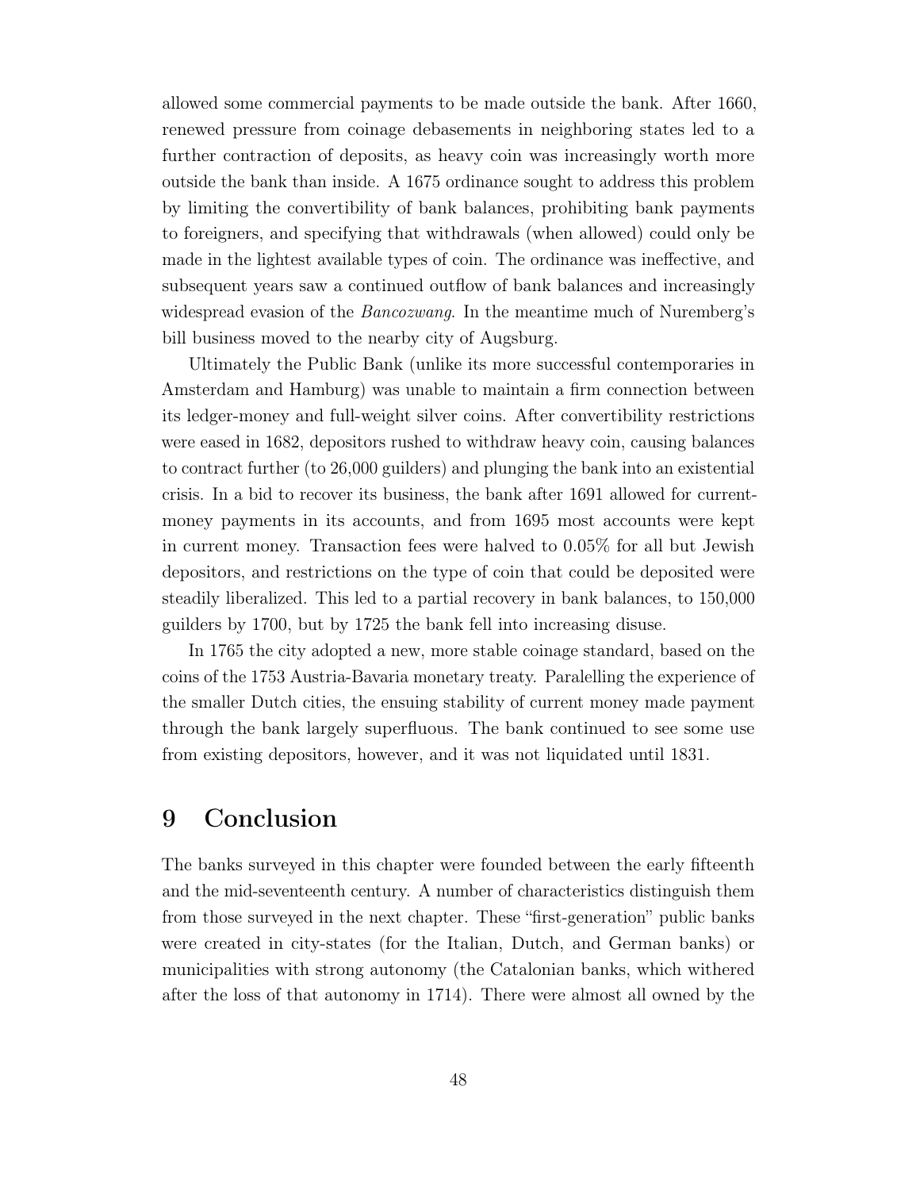allowed some commercial payments to be made outside the bank. After 1660, renewed pressure from coinage debasements in neighboring states led to a further contraction of deposits, as heavy coin was increasingly worth more outside the bank than inside. A 1675 ordinance sought to address this problem by limiting the convertibility of bank balances, prohibiting bank payments to foreigners, and specifying that withdrawals (when allowed) could only be made in the lightest available types of coin. The ordinance was ineffective, and subsequent years saw a continued outflow of bank balances and increasingly widespread evasion of the *Bancozwang*. In the meantime much of Nuremberg's bill business moved to the nearby city of Augsburg.

Ultimately the Public Bank (unlike its more successful contemporaries in Amsterdam and Hamburg) was unable to maintain a firm connection between its ledger-money and full-weight silver coins. After convertibility restrictions were eased in 1682, depositors rushed to withdraw heavy coin, causing balances to contract further (to 26,000 guilders) and plunging the bank into an existential crisis. In a bid to recover its business, the bank after 1691 allowed for current-money payments in its accounts, and from 1695 most accounts were kept in current money. Transaction fees were halved to 0.05% for all but Jewish depositors, and restrictions on the type of coin that could be deposited were steadily liberalized. This led to a partial recovery in bank balances, to 150,000 guilders by 1700, but by 1725 the bank fell into increasing disuse.

In 1765 the city adopted a new, more stable coinage standard, based on the coins of the 1753 Austria-Bavaria monetary treaty. Paralelling the experience of the smaller Dutch cities, the ensuing stability of current money made payment through the bank largely superfluous. The bank continued to see some use from existing depositors, however, and it was not liquidated until 1831.

# 9 Conclusion

The banks surveyed in this chapter were founded between the early fifteenth and the mid-seventeenth century. A number of characteristics distinguish them from those surveyed in the next chapter. These "first-generation" public banks were created in city-states (for the Italian, Dutch, and German banks) or municipalities with strong autonomy (the Catalonian banks, which withered after the loss of that autonomy in 1714). There were almost all owned by the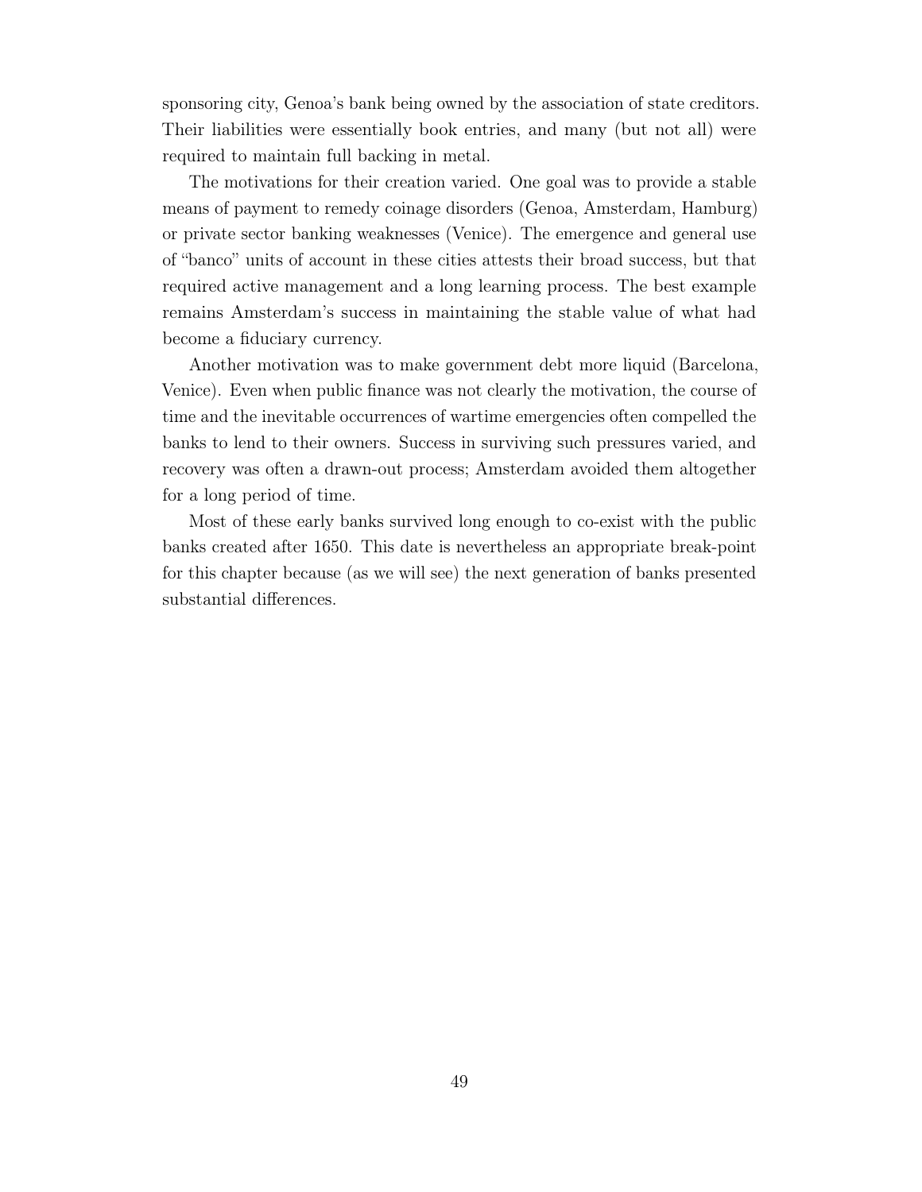sponsoring city, Genoa's bank being owned by the association of state creditors. Their liabilities were essentially book entries, and many (but not all) were required to maintain full backing in metal.

The motivations for their creation varied. One goal was to provide a stable means of payment to remedy coinage disorders (Genoa, Amsterdam, Hamburg) or private sector banking weaknesses (Venice). The emergence and general use of "banco" units of account in these cities attests their broad success, but that required active management and a long learning process. The best example remains Amsterdam's success in maintaining the stable value of what had become a fiduciary currency.

Another motivation was to make government debt more liquid (Barcelona, Venice). Even when public finance was not clearly the motivation, the course of time and the inevitable occurrences of wartime emergencies often compelled the banks to lend to their owners. Success in surviving such pressures varied, and recovery was often a drawn-out process; Amsterdam avoided them altogether for a long period of time.

Most of these early banks survived long enough to co-exist with the public banks created after 1650. This date is nevertheless an appropriate break-point for this chapter because (as we will see) the next generation of banks presented substantial differences.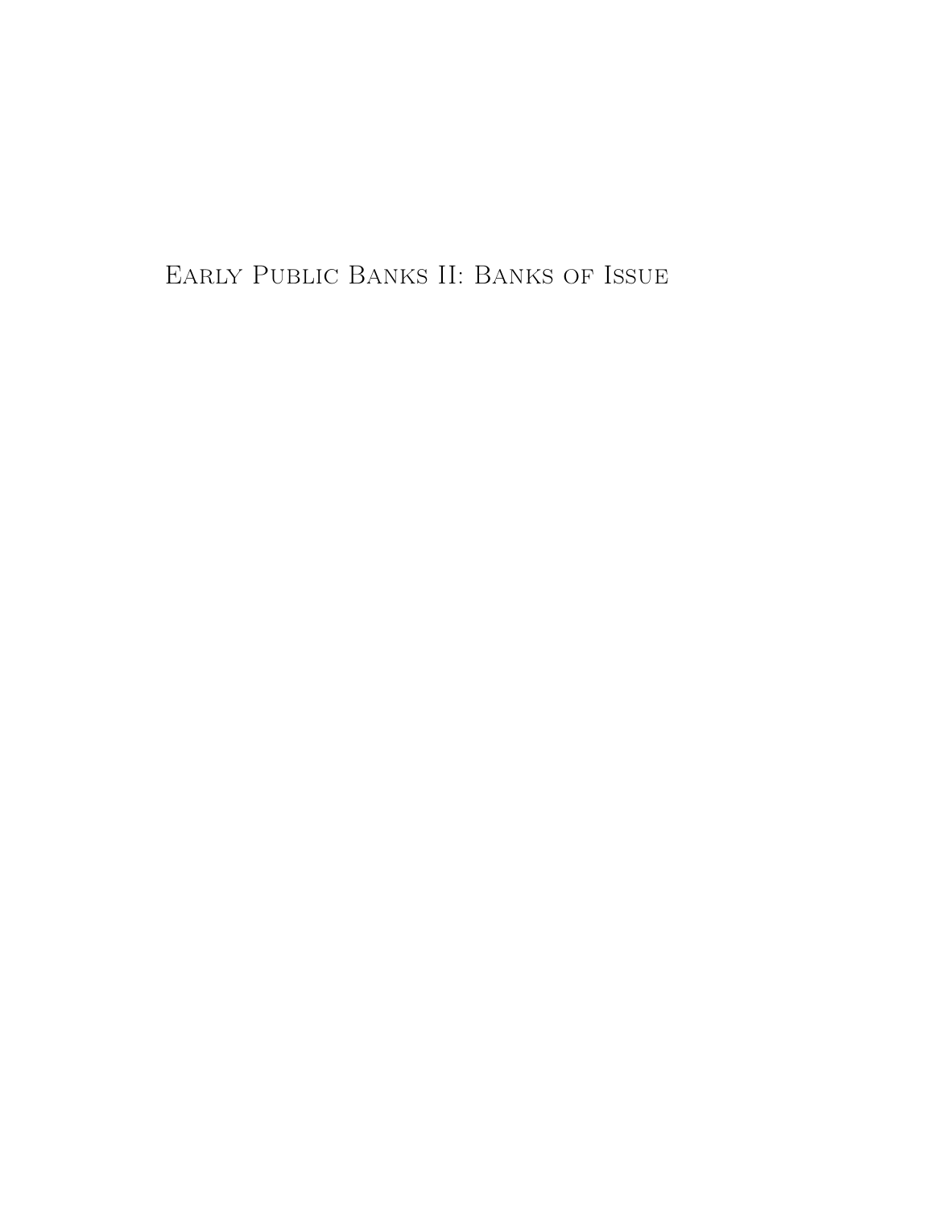# Early Public Banks II: Banks of Issue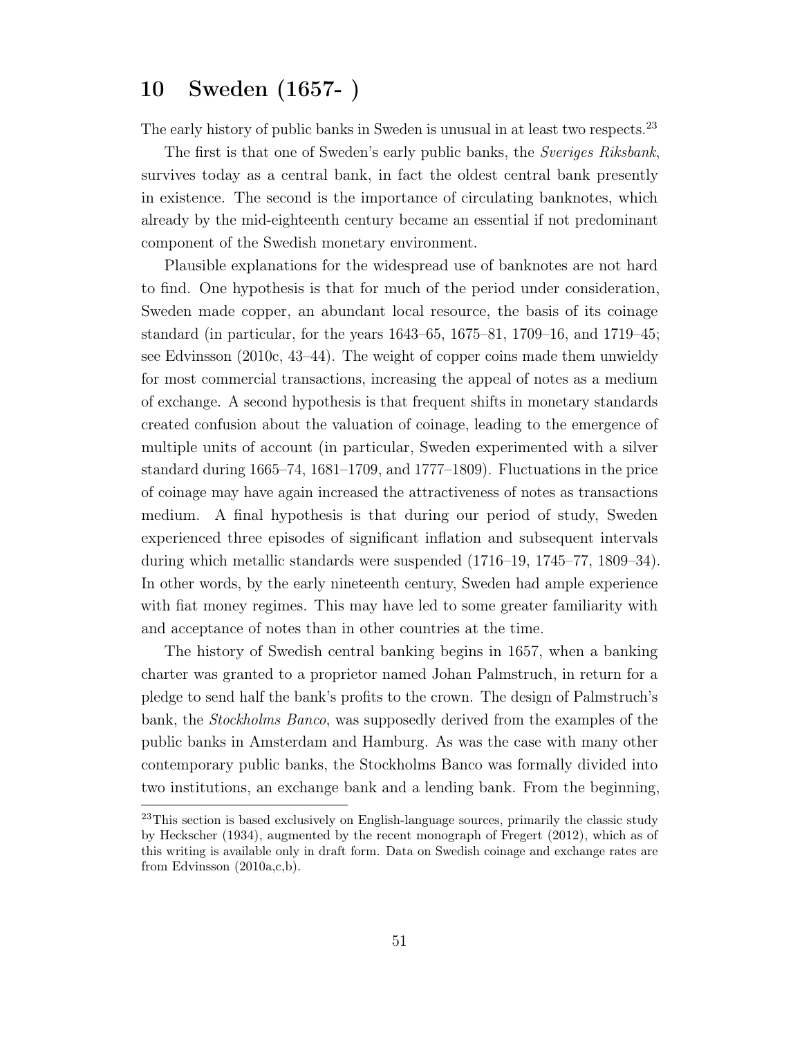# 10 Sweden (1657- )

The early history of public banks in Sweden is unusual in at least two respects.[23]

The first is that one of Sweden's early public banks, the *Sveriges Riksbank*, survives today as a central bank, in fact the oldest central bank presently in existence. The second is the importance of circulating banknotes, which already by the mid-eighteenth century became an essential if not predominant component of the Swedish monetary environment.

Plausible explanations for the widespread use of banknotes are not hard to find. One hypothesis is that for much of the period under consideration, Sweden made copper, an abundant local resource, the basis of its coinage standard (in particular, for the years 1643–65, 1675–81, 1709–16, and 1719–45; see Edvinsson (2010c, 43–44). The weight of copper coins made them unwieldy for most commercial transactions, increasing the appeal of notes as a medium of exchange. A second hypothesis is that frequent shifts in monetary standards created confusion about the valuation of coinage, leading to the emergence of multiple units of account (in particular, Sweden experimented with a silver standard during 1665–74, 1681–1709, and 1777–1809). Fluctuations in the price of coinage may have again increased the attractiveness of notes as transactions medium. A final hypothesis is that during our period of study, Sweden experienced three episodes of significant inflation and subsequent intervals during which metallic standards were suspended (1716–19, 1745–77, 1809–34). In other words, by the early nineteenth century, Sweden had ample experience with fiat money regimes. This may have led to some greater familiarity with and acceptance of notes than in other countries at the time.

The history of Swedish central banking begins in 1657, when a banking charter was granted to a proprietor named Johan Palmstruch, in return for a pledge to send half the bank's profits to the crown. The design of Palmstruch's bank, the *Stockholms Banco*, was supposedly derived from the examples of the public banks in Amsterdam and Hamburg. As was the case with many other contemporary public banks, the Stockholms Banco was formally divided into two institutions, an exchange bank and a lending bank. From the beginning,

[23] This section is based exclusively on English-language sources, primarily the classic study by Heckscher (1934), augmented by the recent monograph of Fregert (2012), which as of this writing is available only in draft form. Data on Swedish coinage and exchange rates are from Edvinsson (2010a,c,b).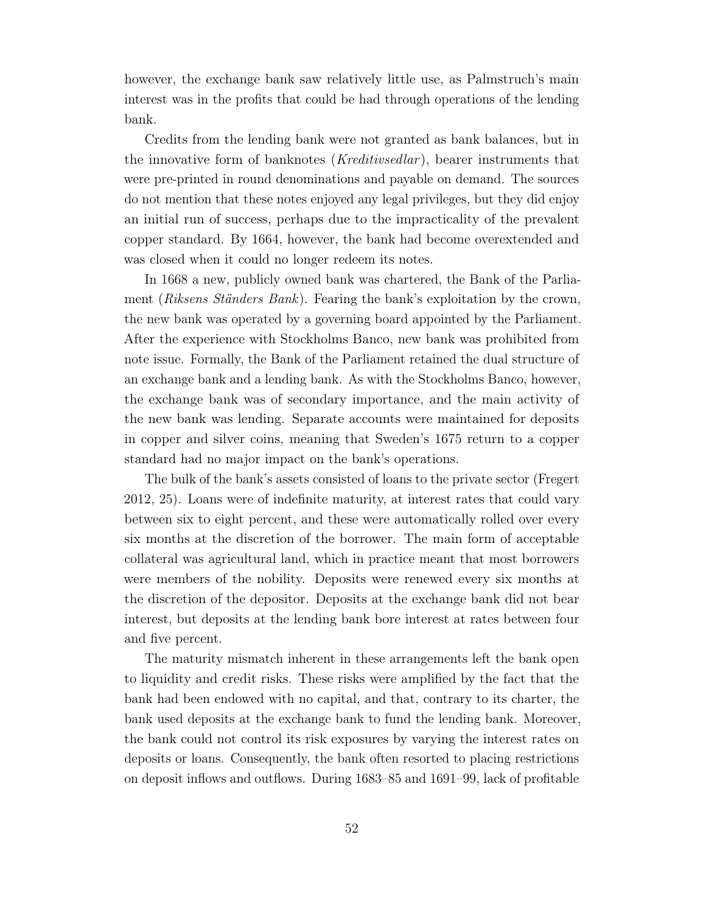however, the exchange bank saw relatively little use, as Palmstruch's main interest was in the profits that could be had through operations of the lending bank.

Credits from the lending bank were not granted as bank balances, but in the innovative form of banknotes (*Kreditivsedlar*), bearer instruments that were pre-printed in round denominations and payable on demand. The sources do not mention that these notes enjoyed any legal privileges, but they did enjoy an initial run of success, perhaps due to the impracticality of the prevalent copper standard. By 1664, however, the bank had become overextended and was closed when it could no longer redeem its notes.

In 1668 a new, publicly owned bank was chartered, the Bank of the Parliament (*Riksens Ständers Bank*). Fearing the bank's exploitation by the crown, the new bank was operated by a governing board appointed by the Parliament. After the experience with Stockholms Banco, new bank was prohibited from note issue. Formally, the Bank of the Parliament retained the dual structure of an exchange bank and a lending bank. As with the Stockholms Banco, however, the exchange bank was of secondary importance, and the main activity of the new bank was lending. Separate accounts were maintained for deposits in copper and silver coins, meaning that Sweden's 1675 return to a copper standard had no major impact on the bank's operations.

The bulk of the bank's assets consisted of loans to the private sector (Fregert 2012, 25). Loans were of indefinite maturity, at interest rates that could vary between six to eight percent, and these were automatically rolled over every six months at the discretion of the borrower. The main form of acceptable collateral was agricultural land, which in practice meant that most borrowers were members of the nobility. Deposits were renewed every six months at the discretion of the depositor. Deposits at the exchange bank did not bear interest, but deposits at the lending bank bore interest at rates between four and five percent.

The maturity mismatch inherent in these arrangements left the bank open to liquidity and credit risks. These risks were amplified by the fact that the bank had been endowed with no capital, and that, contrary to its charter, the bank used deposits at the exchange bank to fund the lending bank. Moreover, the bank could not control its risk exposures by varying the interest rates on deposits or loans. Consequently, the bank often resorted to placing restrictions on deposit inflows and outflows. During 1683–85 and 1691–99, lack of profitable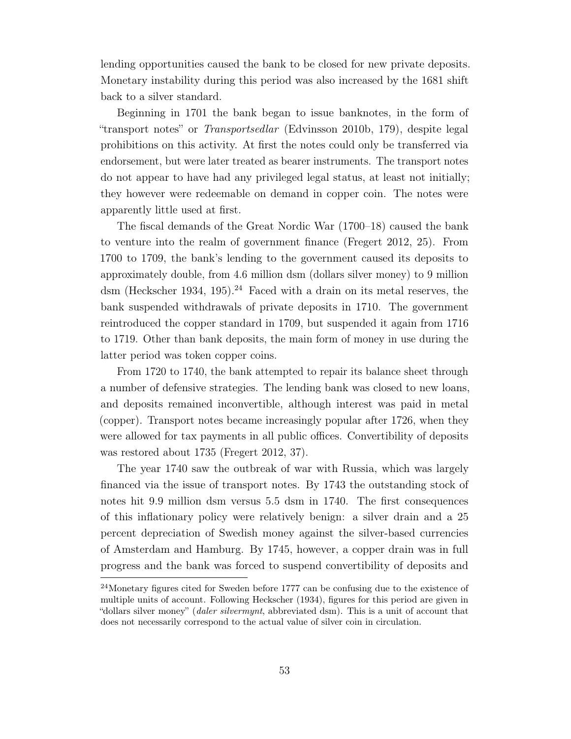lending opportunities caused the bank to be closed for new private deposits. Monetary instability during this period was also increased by the 1681 shift back to a silver standard.

Beginning in 1701 the bank began to issue banknotes, in the form of "transport notes" or *Transportsedlar* (Edvinsson 2010b, 179), despite legal prohibitions on this activity. At first the notes could only be transferred via endorsement, but were later treated as bearer instruments. The transport notes do not appear to have had any privileged legal status, at least not initially; they however were redeemable on demand in copper coin. The notes were apparently little used at first.

The fiscal demands of the Great Nordic War (1700–18) caused the bank to venture into the realm of government finance (Fregert 2012, 25). From 1700 to 1709, the bank's lending to the government caused its deposits to approximately double, from 4.6 million dsm (dollars silver money) to 9 million dsm (Heckscher 1934, 195).[24] Faced with a drain on its metal reserves, the bank suspended withdrawals of private deposits in 1710. The government reintroduced the copper standard in 1709, but suspended it again from 1716 to 1719. Other than bank deposits, the main form of money in use during the latter period was token copper coins.

From 1720 to 1740, the bank attempted to repair its balance sheet through a number of defensive strategies. The lending bank was closed to new loans, and deposits remained inconvertible, although interest was paid in metal (copper). Transport notes became increasingly popular after 1726, when they were allowed for tax payments in all public offices. Convertibility of deposits was restored about 1735 (Fregert 2012, 37).

The year 1740 saw the outbreak of war with Russia, which was largely financed via the issue of transport notes. By 1743 the outstanding stock of notes hit 9.9 million dsm versus 5.5 dsm in 1740. The first consequences of this inflationary policy were relatively benign: a silver drain and a 25 percent depreciation of Swedish money against the silver-based currencies of Amsterdam and Hamburg. By 1745, however, a copper drain was in full progress and the bank was forced to suspend convertibility of deposits and

[24] Monetary figures cited for Sweden before 1777 can be confusing due to the existence of multiple units of account. Following Heckscher (1934), figures for this period are given in "dollars silver money" (*daler silvermynt*, abbreviated dsm). This is a unit of account that does not necessarily correspond to the actual value of silver coin in circulation.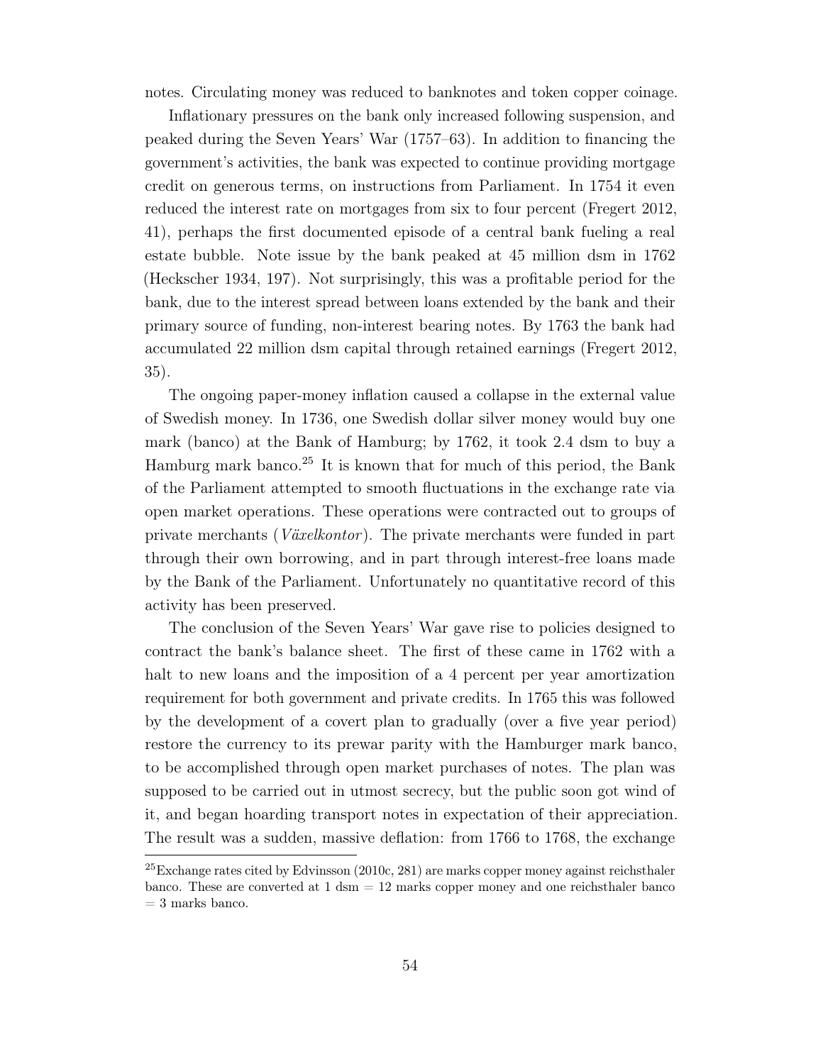notes. Circulating money was reduced to banknotes and token copper coinage.

Inflationary pressures on the bank only increased following suspension, and peaked during the Seven Years' War (1757–63). In addition to financing the government's activities, the bank was expected to continue providing mortgage credit on generous terms, on instructions from Parliament. In 1754 it even reduced the interest rate on mortgages from six to four percent (Fregert 2012, 41), perhaps the first documented episode of a central bank fueling a real estate bubble. Note issue by the bank peaked at 45 million dsm in 1762 (Heckscher 1934, 197). Not surprisingly, this was a profitable period for the bank, due to the interest spread between loans extended by the bank and their primary source of funding, non-interest bearing notes. By 1763 the bank had accumulated 22 million dsm capital through retained earnings (Fregert 2012, 35).

The ongoing paper-money inflation caused a collapse in the external value of Swedish money. In 1736, one Swedish dollar silver money would buy one mark (banco) at the Bank of Hamburg; by 1762, it took 2.4 dsm to buy a Hamburg mark banco.[25] It is known that for much of this period, the Bank of the Parliament attempted to smooth fluctuations in the exchange rate via open market operations. These operations were contracted out to groups of private merchants (*Växelkontor*). The private merchants were funded in part through their own borrowing, and in part through interest-free loans made by the Bank of the Parliament. Unfortunately no quantitative record of this activity has been preserved.

The conclusion of the Seven Years' War gave rise to policies designed to contract the bank's balance sheet. The first of these came in 1762 with a halt to new loans and the imposition of a 4 percent per year amortization requirement for both government and private credits. In 1765 this was followed by the development of a covert plan to gradually (over a five year period) restore the currency to its prewar parity with the Hamburger mark banco, to be accomplished through open market purchases of notes. The plan was supposed to be carried out in utmost secrecy, but the public soon got wind of it, and began hoarding transport notes in expectation of their appreciation. The result was a sudden, massive deflation: from 1766 to 1768, the exchange

[25] Exchange rates cited by Edvinsson (2010c, 281) are marks copper money against reichsthaler banco. These are converted at 1 dsm = 12 marks copper money and one reichsthaler banco = 3 marks banco.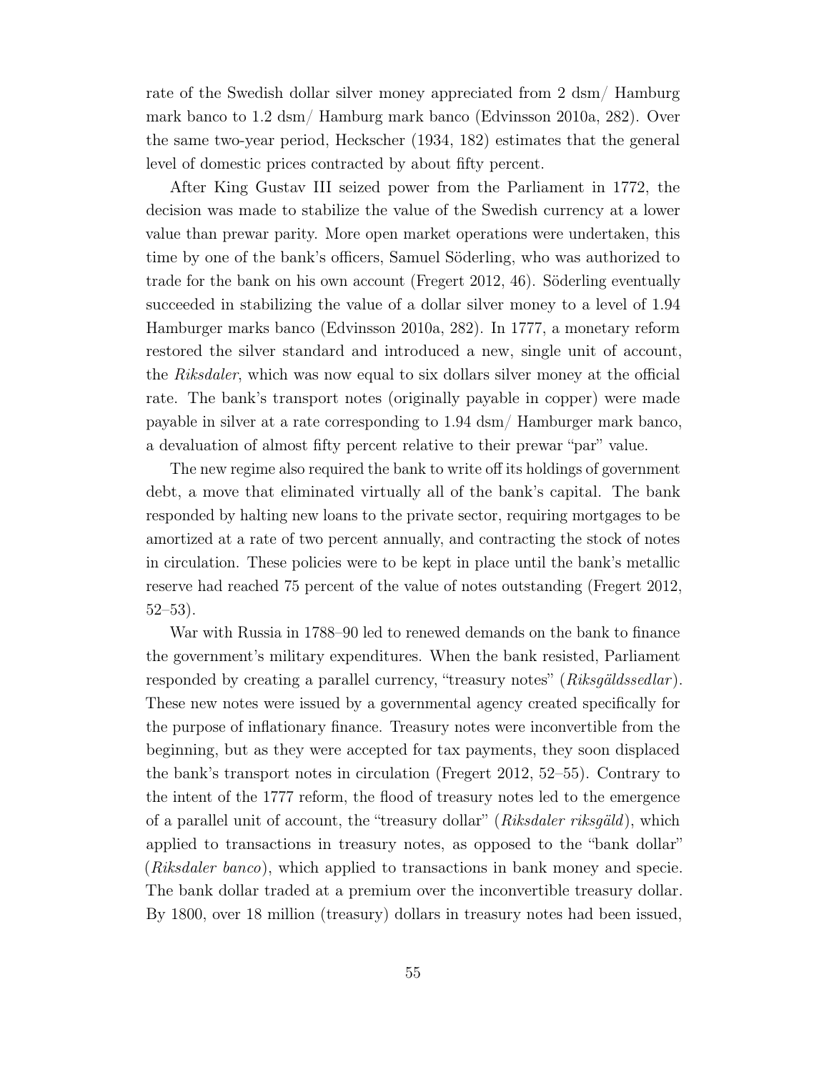rate of the Swedish dollar silver money appreciated from 2 dsm/ Hamburg mark banco to 1.2 dsm/ Hamburg mark banco (Edvinsson 2010a, 282). Over the same two-year period, Heckscher (1934, 182) estimates that the general level of domestic prices contracted by about fifty percent.

After King Gustav III seized power from the Parliament in 1772, the decision was made to stabilize the value of the Swedish currency at a lower value than prewar parity. More open market operations were undertaken, this time by one of the bank's officers, Samuel Söderling, who was authorized to trade for the bank on his own account (Fregert 2012, 46). Söderling eventually succeeded in stabilizing the value of a dollar silver money to a level of 1.94 Hamburger marks banco (Edvinsson 2010a, 282). In 1777, a monetary reform restored the silver standard and introduced a new, single unit of account, the *Riksdaler*, which was now equal to six dollars silver money at the official rate. The bank's transport notes (originally payable in copper) were made payable in silver at a rate corresponding to 1.94 dsm/ Hamburger mark banco, a devaluation of almost fifty percent relative to their prewar "par" value.

The new regime also required the bank to write off its holdings of government debt, a move that eliminated virtually all of the bank's capital. The bank responded by halting new loans to the private sector, requiring mortgages to be amortized at a rate of two percent annually, and contracting the stock of notes in circulation. These policies were to be kept in place until the bank's metallic reserve had reached 75 percent of the value of notes outstanding (Fregert 2012, 52–53).

War with Russia in 1788–90 led to renewed demands on the bank to finance the government's military expenditures. When the bank resisted, Parliament responded by creating a parallel currency, "treasury notes" (*Riksgäldssedlar*). These new notes were issued by a governmental agency created specifically for the purpose of inflationary finance. Treasury notes were inconvertible from the beginning, but as they were accepted for tax payments, they soon displaced the bank's transport notes in circulation (Fregert 2012, 52–55). Contrary to the intent of the 1777 reform, the flood of treasury notes led to the emergence of a parallel unit of account, the "treasury dollar" (*Riksdaler riksgäld*), which applied to transactions in treasury notes, as opposed to the "bank dollar" (*Riksdaler banco*), which applied to transactions in bank money and specie. The bank dollar traded at a premium over the inconvertible treasury dollar. By 1800, over 18 million (treasury) dollars in treasury notes had been issued,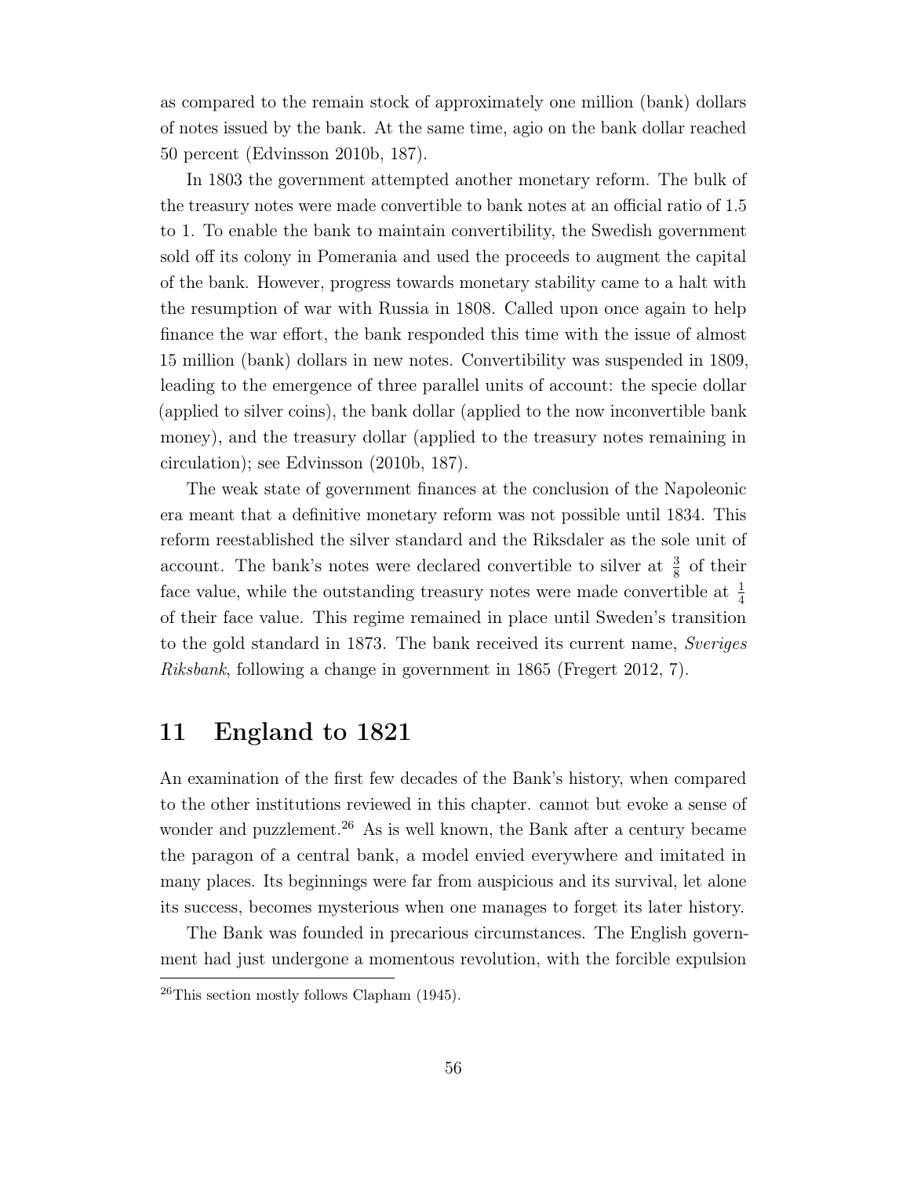as compared to the remain stock of approximately one million (bank) dollars of notes issued by the bank. At the same time, agio on the bank dollar reached 50 percent (Edvinsson 2010b, 187).

In 1803 the government attempted another monetary reform. The bulk of the treasury notes were made convertible to bank notes at an official ratio of 1.5 to 1. To enable the bank to maintain convertibility, the Swedish government sold off its colony in Pomerania and used the proceeds to augment the capital of the bank. However, progress towards monetary stability came to a halt with the resumption of war with Russia in 1808. Called upon once again to help finance the war effort, the bank responded this time with the issue of almost 15 million (bank) dollars in new notes. Convertibility was suspended in 1809, leading to the emergence of three parallel units of account: the specie dollar (applied to silver coins), the bank dollar (applied to the now inconvertible bank money), and the treasury dollar (applied to the treasury notes remaining in circulation); see Edvinsson (2010b, 187).

The weak state of government finances at the conclusion of the Napoleonic era meant that a definitive monetary reform was not possible until 1834. This reform reestablished the silver standard and the Riksdaler as the sole unit of account. The bank's notes were declared convertible to silver at $\frac{3}{8}$ of their face value, while the outstanding treasury notes were made convertible at $\frac{1}{4}$ of their face value. This regime remained in place until Sweden's transition to the gold standard in 1873. The bank received its current name, *Sveriges Riksbank*, following a change in government in 1865 (Fregert 2012, 7).

## 11 England to 1821

An examination of the first few decades of the Bank's history, when compared to the other institutions reviewed in this chapter. cannot but evoke a sense of wonder and puzzlement.[26] As is well known, the Bank after a century became the paragon of a central bank, a model envied everywhere and imitated in many places. Its beginnings were far from auspicious and its survival, let alone its success, becomes mysterious when one manages to forget its later history.

The Bank was founded in precarious circumstances. The English government had just undergone a momentous revolution, with the forcible expulsion

[26] This section mostly follows Clapham (1945).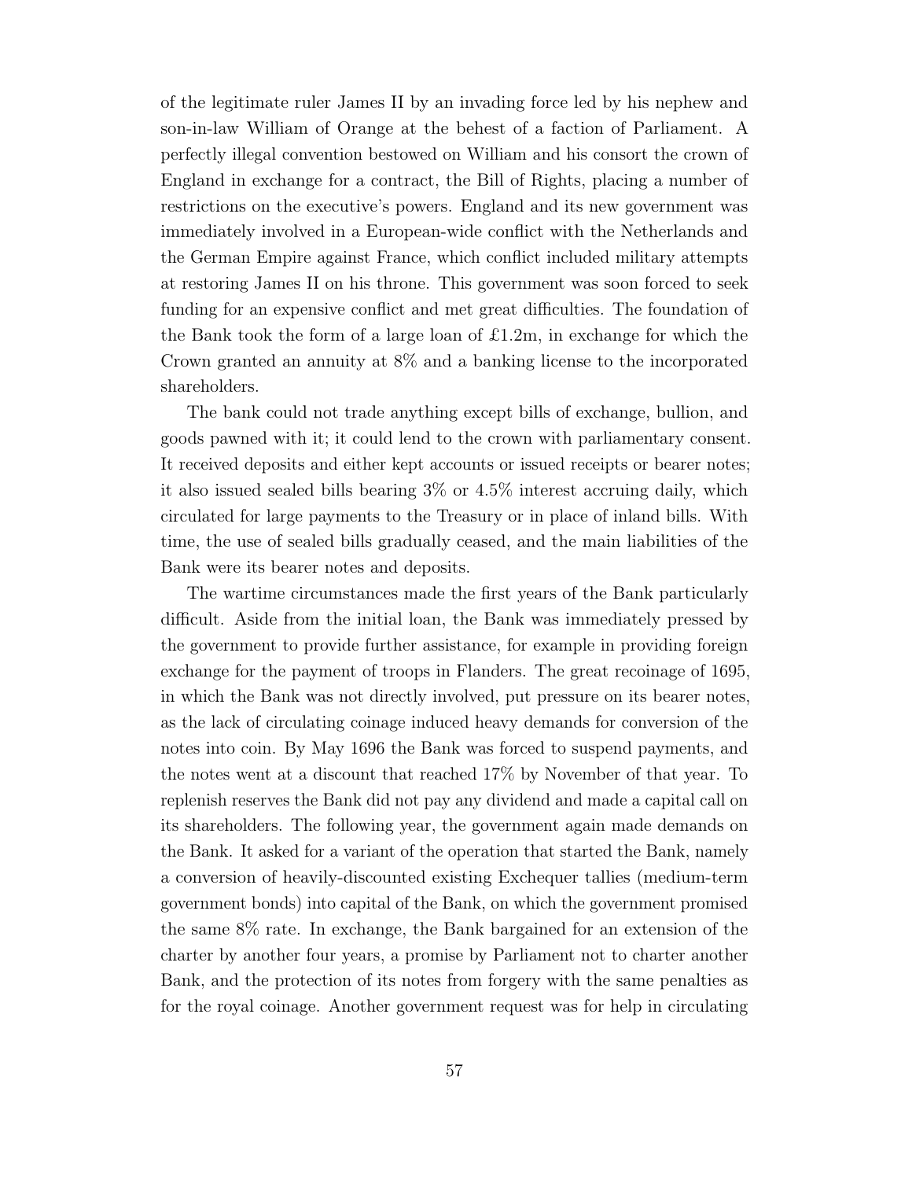of the legitimate ruler James II by an invading force led by his nephew and son-in-law William of Orange at the behest of a faction of Parliament. A perfectly illegal convention bestowed on William and his consort the crown of England in exchange for a contract, the Bill of Rights, placing a number of restrictions on the executive's powers. England and its new government was immediately involved in a European-wide conflict with the Netherlands and the German Empire against France, which conflict included military attempts at restoring James II on his throne. This government was soon forced to seek funding for an expensive conflict and met great difficulties. The foundation of the Bank took the form of a large loan of £1.2m, in exchange for which the Crown granted an annuity at 8% and a banking license to the incorporated shareholders.

The bank could not trade anything except bills of exchange, bullion, and goods pawned with it; it could lend to the crown with parliamentary consent. It received deposits and either kept accounts or issued receipts or bearer notes; it also issued sealed bills bearing 3% or 4.5% interest accruing daily, which circulated for large payments to the Treasury or in place of inland bills. With time, the use of sealed bills gradually ceased, and the main liabilities of the Bank were its bearer notes and deposits.

The wartime circumstances made the first years of the Bank particularly difficult. Aside from the initial loan, the Bank was immediately pressed by the government to provide further assistance, for example in providing foreign exchange for the payment of troops in Flanders. The great recoinage of 1695, in which the Bank was not directly involved, put pressure on its bearer notes, as the lack of circulating coinage induced heavy demands for conversion of the notes into coin. By May 1696 the Bank was forced to suspend payments, and the notes went at a discount that reached 17% by November of that year. To replenish reserves the Bank did not pay any dividend and made a capital call on its shareholders. The following year, the government again made demands on the Bank. It asked for a variant of the operation that started the Bank, namely a conversion of heavily-discounted existing Exchequer tallies (medium-term government bonds) into capital of the Bank, on which the government promised the same 8% rate. In exchange, the Bank bargained for an extension of the charter by another four years, a promise by Parliament not to charter another Bank, and the protection of its notes from forgery with the same penalties as for the royal coinage. Another government request was for help in circulating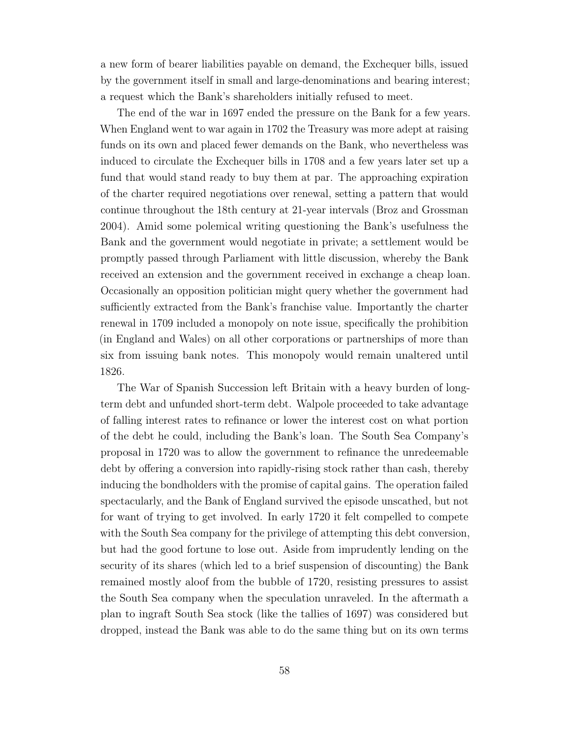a new form of bearer liabilities payable on demand, the Exchequer bills, issued by the government itself in small and large-denominations and bearing interest; a request which the Bank's shareholders initially refused to meet.

The end of the war in 1697 ended the pressure on the Bank for a few years. When England went to war again in 1702 the Treasury was more adept at raising funds on its own and placed fewer demands on the Bank, who nevertheless was induced to circulate the Exchequer bills in 1708 and a few years later set up a fund that would stand ready to buy them at par. The approaching expiration of the charter required negotiations over renewal, setting a pattern that would continue throughout the 18th century at 21-year intervals (Broz and Grossman 2004). Amid some polemical writing questioning the Bank's usefulness the Bank and the government would negotiate in private; a settlement would be promptly passed through Parliament with little discussion, whereby the Bank received an extension and the government received in exchange a cheap loan. Occasionally an opposition politician might query whether the government had sufficiently extracted from the Bank's franchise value. Importantly the charter renewal in 1709 included a monopoly on note issue, specifically the prohibition (in England and Wales) on all other corporations or partnerships of more than six from issuing bank notes. This monopoly would remain unaltered until 1826.

The War of Spanish Succession left Britain with a heavy burden of long-term debt and unfunded short-term debt. Walpole proceeded to take advantage of falling interest rates to refinance or lower the interest cost on what portion of the debt he could, including the Bank's loan. The South Sea Company's proposal in 1720 was to allow the government to refinance the unredeemable debt by offering a conversion into rapidly-rising stock rather than cash, thereby inducing the bondholders with the promise of capital gains. The operation failed spectacularly, and the Bank of England survived the episode unscathed, but not for want of trying to get involved. In early 1720 it felt compelled to compete with the South Sea company for the privilege of attempting this debt conversion, but had the good fortune to lose out. Aside from imprudently lending on the security of its shares (which led to a brief suspension of discounting) the Bank remained mostly aloof from the bubble of 1720, resisting pressures to assist the South Sea company when the speculation unraveled. In the aftermath a plan to ingraft South Sea stock (like the tallies of 1697) was considered but dropped, instead the Bank was able to do the same thing but on its own terms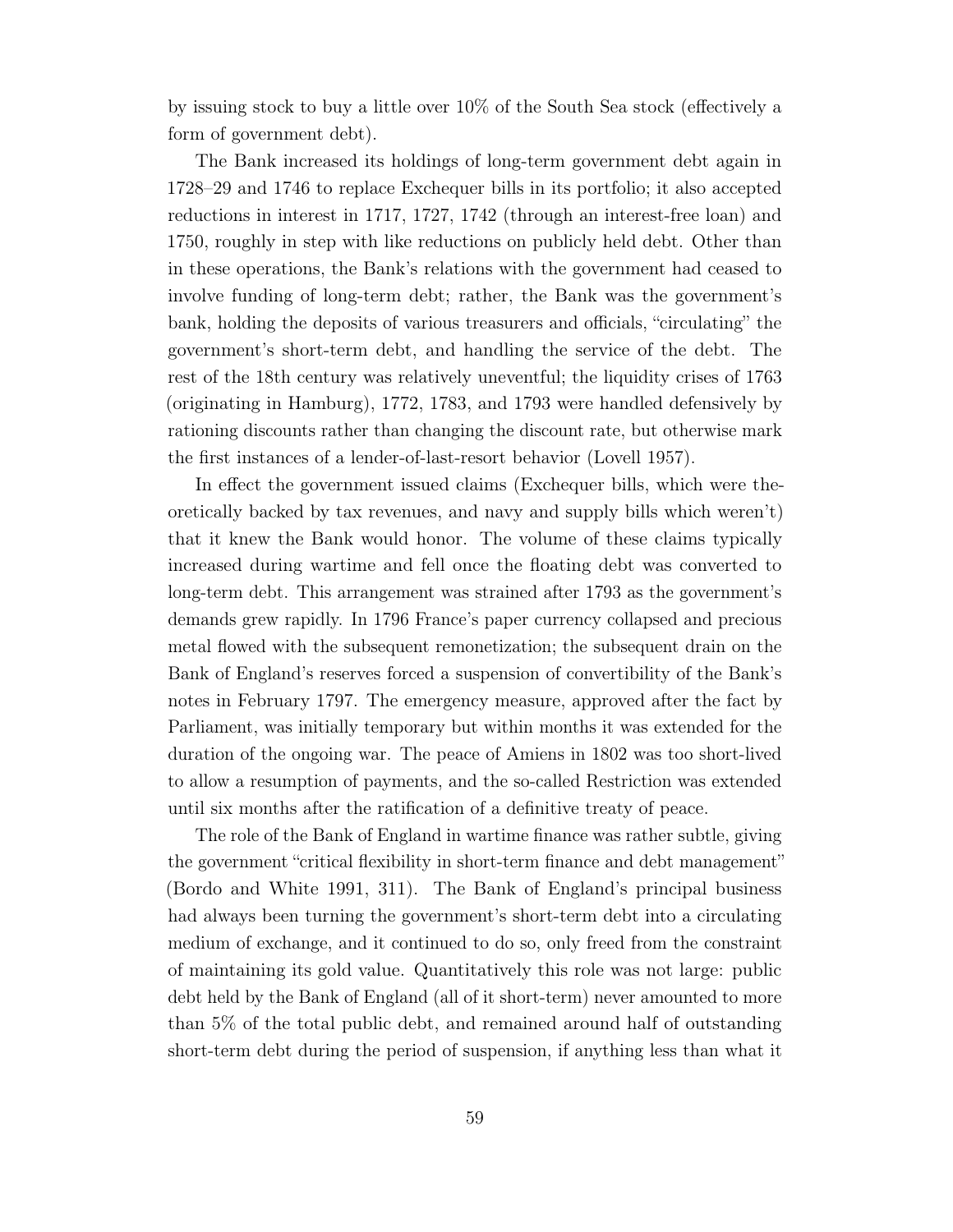by issuing stock to buy a little over 10% of the South Sea stock (effectively a form of government debt).

The Bank increased its holdings of long-term government debt again in 1728–29 and 1746 to replace Exchequer bills in its portfolio; it also accepted reductions in interest in 1717, 1727, 1742 (through an interest-free loan) and 1750, roughly in step with like reductions on publicly held debt. Other than in these operations, the Bank's relations with the government had ceased to involve funding of long-term debt; rather, the Bank was the government's bank, holding the deposits of various treasurers and officials, "circulating" the government's short-term debt, and handling the service of the debt. The rest of the 18th century was relatively uneventful; the liquidity crises of 1763 (originating in Hamburg), 1772, 1783, and 1793 were handled defensively by rationing discounts rather than changing the discount rate, but otherwise mark the first instances of a lender-of-last-resort behavior (Lovell 1957).

In effect the government issued claims (Exchequer bills, which were theoretically backed by tax revenues, and navy and supply bills which weren't) that it knew the Bank would honor. The volume of these claims typically increased during wartime and fell once the floating debt was converted to long-term debt. This arrangement was strained after 1793 as the government's demands grew rapidly. In 1796 France's paper currency collapsed and precious metal flowed with the subsequent remonetization; the subsequent drain on the Bank of England's reserves forced a suspension of convertibility of the Bank's notes in February 1797. The emergency measure, approved after the fact by Parliament, was initially temporary but within months it was extended for the duration of the ongoing war. The peace of Amiens in 1802 was too short-lived to allow a resumption of payments, and the so-called Restriction was extended until six months after the ratification of a definitive treaty of peace.

The role of the Bank of England in wartime finance was rather subtle, giving the government "critical flexibility in short-term finance and debt management" (Bordo and White 1991, 311). The Bank of England's principal business had always been turning the government's short-term debt into a circulating medium of exchange, and it continued to do so, only freed from the constraint of maintaining its gold value. Quantitatively this role was not large: public debt held by the Bank of England (all of it short-term) never amounted to more than 5% of the total public debt, and remained around half of outstanding short-term debt during the period of suspension, if anything less than what it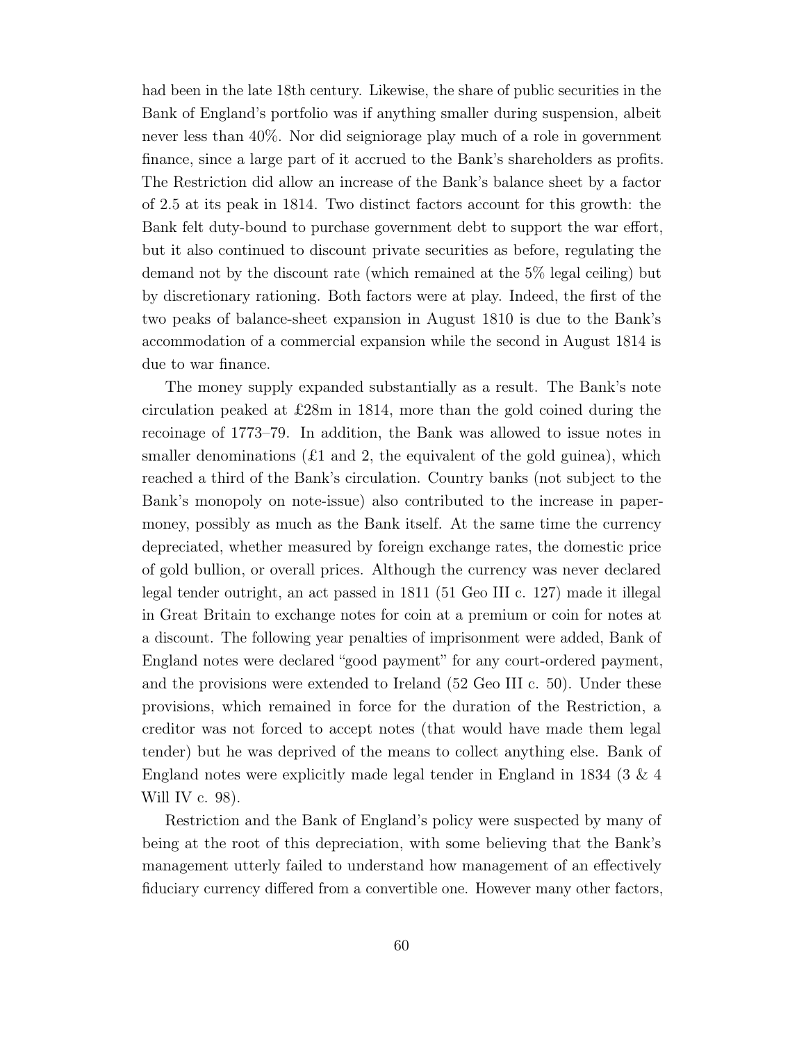had been in the late 18th century. Likewise, the share of public securities in the Bank of England's portfolio was if anything smaller during suspension, albeit never less than 40%. Nor did seigniorage play much of a role in government finance, since a large part of it accrued to the Bank's shareholders as profits. The Restriction did allow an increase of the Bank's balance sheet by a factor of 2.5 at its peak in 1814. Two distinct factors account for this growth: the Bank felt duty-bound to purchase government debt to support the war effort, but it also continued to discount private securities as before, regulating the demand not by the discount rate (which remained at the 5% legal ceiling) but by discretionary rationing. Both factors were at play. Indeed, the first of the two peaks of balance-sheet expansion in August 1810 is due to the Bank's accommodation of a commercial expansion while the second in August 1814 is due to war finance.

The money supply expanded substantially as a result. The Bank's note circulation peaked at £28m in 1814, more than the gold coined during the recoinage of 1773–79. In addition, the Bank was allowed to issue notes in smaller denominations (£1 and 2, the equivalent of the gold guinea), which reached a third of the Bank's circulation. Country banks (not subject to the Bank's monopoly on note-issue) also contributed to the increase in paper-money, possibly as much as the Bank itself. At the same time the currency depreciated, whether measured by foreign exchange rates, the domestic price of gold bullion, or overall prices. Although the currency was never declared legal tender outright, an act passed in 1811 (51 Geo III c. 127) made it illegal in Great Britain to exchange notes for coin at a premium or coin for notes at a discount. The following year penalties of imprisonment were added, Bank of England notes were declared "good payment" for any court-ordered payment, and the provisions were extended to Ireland (52 Geo III c. 50). Under these provisions, which remained in force for the duration of the Restriction, a creditor was not forced to accept notes (that would have made them legal tender) but he was deprived of the means to collect anything else. Bank of England notes were explicitly made legal tender in England in 1834 (3 & 4 Will IV c. 98).

Restriction and the Bank of England's policy were suspected by many of being at the root of this depreciation, with some believing that the Bank's management utterly failed to understand how management of an effectively fiduciary currency differed from a convertible one. However many other factors,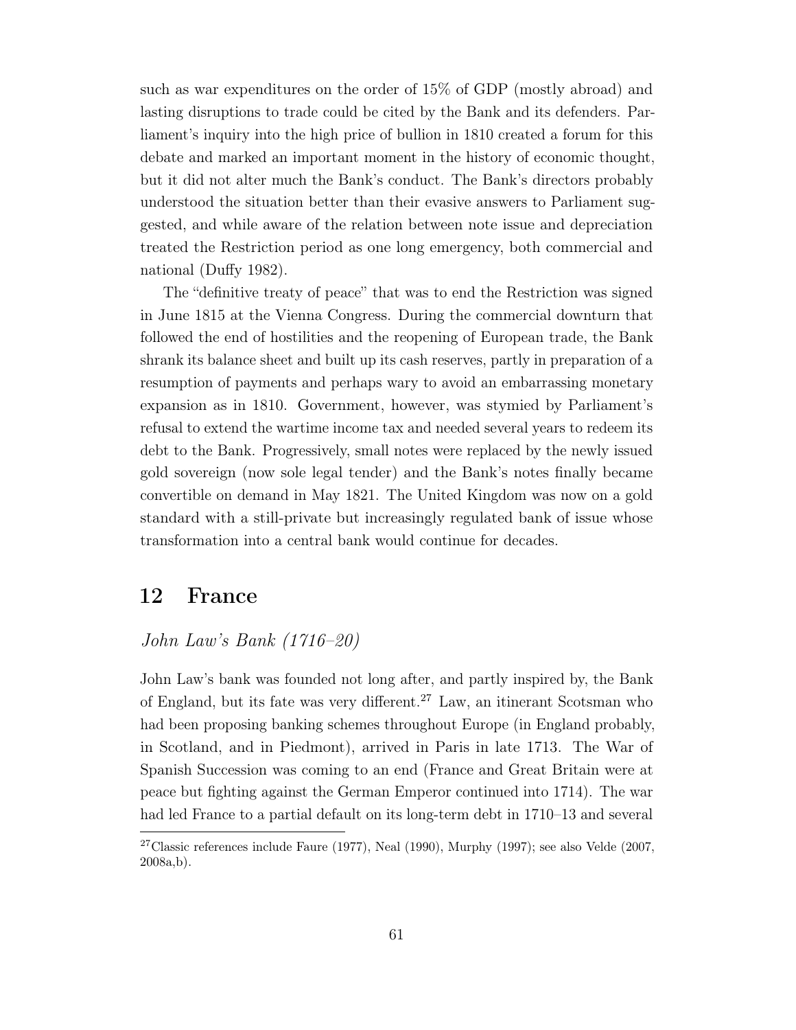such as war expenditures on the order of 15% of GDP (mostly abroad) and lasting disruptions to trade could be cited by the Bank and its defenders. Parliament's inquiry into the high price of bullion in 1810 created a forum for this debate and marked an important moment in the history of economic thought, but it did not alter much the Bank's conduct. The Bank's directors probably understood the situation better than their evasive answers to Parliament suggested, and while aware of the relation between note issue and depreciation treated the Restriction period as one long emergency, both commercial and national (Duffy 1982).

The "definitive treaty of peace" that was to end the Restriction was signed in June 1815 at the Vienna Congress. During the commercial downturn that followed the end of hostilities and the reopening of European trade, the Bank shrank its balance sheet and built up its cash reserves, partly in preparation of a resumption of payments and perhaps wary to avoid an embarrassing monetary expansion as in 1810. Government, however, was stymied by Parliament's refusal to extend the wartime income tax and needed several years to redeem its debt to the Bank. Progressively, small notes were replaced by the newly issued gold sovereign (now sole legal tender) and the Bank's notes finally became convertible on demand in May 1821. The United Kingdom was now on a gold standard with a still-private but increasingly regulated bank of issue whose transformation into a central bank would continue for decades.

## 12 France

### *John Law's Bank (1716–20)*

John Law's bank was founded not long after, and partly inspired by, the Bank of England, but its fate was very different.[27] Law, an itinerant Scotsman who had been proposing banking schemes throughout Europe (in England probably, in Scotland, and in Piedmont), arrived in Paris in late 1713. The War of Spanish Succession was coming to an end (France and Great Britain were at peace but fighting against the German Emperor continued into 1714). The war had led France to a partial default on its long-term debt in 1710–13 and several

[27] Classic references include Faure (1977), Neal (1990), Murphy (1997); see also Velde (2007, 2008a,b).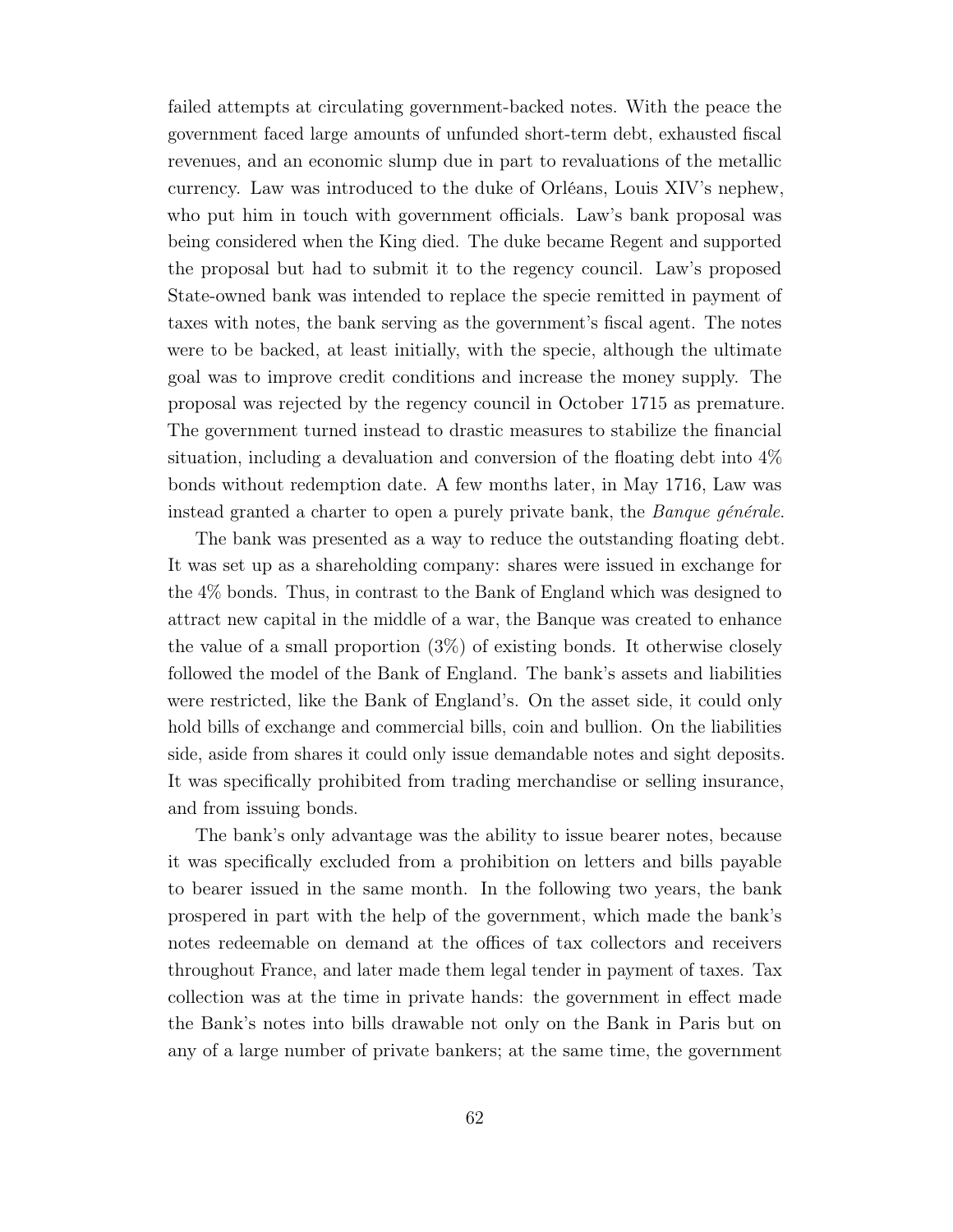failed attempts at circulating government-backed notes. With the peace the government faced large amounts of unfunded short-term debt, exhausted fiscal revenues, and an economic slump due in part to revaluations of the metallic currency. Law was introduced to the duke of Orléans, Louis XIV's nephew, who put him in touch with government officials. Law's bank proposal was being considered when the King died. The duke became Regent and supported the proposal but had to submit it to the regency council. Law's proposed State-owned bank was intended to replace the specie remitted in payment of taxes with notes, the bank serving as the government's fiscal agent. The notes were to be backed, at least initially, with the specie, although the ultimate goal was to improve credit conditions and increase the money supply. The proposal was rejected by the regency council in October 1715 as premature. The government turned instead to drastic measures to stabilize the financial situation, including a devaluation and conversion of the floating debt into 4% bonds without redemption date. A few months later, in May 1716, Law was instead granted a charter to open a purely private bank, the *Banque générale*.

The bank was presented as a way to reduce the outstanding floating debt. It was set up as a shareholding company: shares were issued in exchange for the 4% bonds. Thus, in contrast to the Bank of England which was designed to attract new capital in the middle of a war, the Banque was created to enhance the value of a small proportion (3%) of existing bonds. It otherwise closely followed the model of the Bank of England. The bank's assets and liabilities were restricted, like the Bank of England's. On the asset side, it could only hold bills of exchange and commercial bills, coin and bullion. On the liabilities side, aside from shares it could only issue demandable notes and sight deposits. It was specifically prohibited from trading merchandise or selling insurance, and from issuing bonds.

The bank's only advantage was the ability to issue bearer notes, because it was specifically excluded from a prohibition on letters and bills payable to bearer issued in the same month. In the following two years, the bank prospered in part with the help of the government, which made the bank's notes redeemable on demand at the offices of tax collectors and receivers throughout France, and later made them legal tender in payment of taxes. Tax collection was at the time in private hands: the government in effect made the Bank's notes into bills drawable not only on the Bank in Paris but on any of a large number of private bankers; at the same time, the government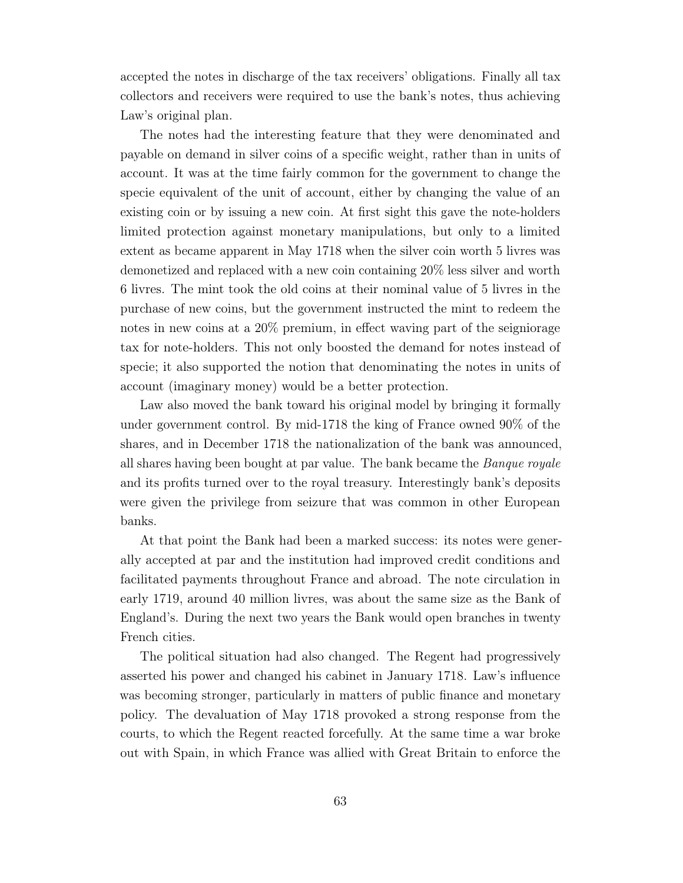accepted the notes in discharge of the tax receivers' obligations. Finally all tax collectors and receivers were required to use the bank's notes, thus achieving Law's original plan.

The notes had the interesting feature that they were denominated and payable on demand in silver coins of a specific weight, rather than in units of account. It was at the time fairly common for the government to change the specie equivalent of the unit of account, either by changing the value of an existing coin or by issuing a new coin. At first sight this gave the note-holders limited protection against monetary manipulations, but only to a limited extent as became apparent in May 1718 when the silver coin worth 5 livres was demonetized and replaced with a new coin containing 20% less silver and worth 6 livres. The mint took the old coins at their nominal value of 5 livres in the purchase of new coins, but the government instructed the mint to redeem the notes in new coins at a 20% premium, in effect waving part of the seigniorage tax for note-holders. This not only boosted the demand for notes instead of specie; it also supported the notion that denominating the notes in units of account (imaginary money) would be a better protection.

Law also moved the bank toward his original model by bringing it formally under government control. By mid-1718 the king of France owned 90% of the shares, and in December 1718 the nationalization of the bank was announced, all shares having been bought at par value. The bank became the *Banque royale* and its profits turned over to the royal treasury. Interestingly bank's deposits were given the privilege from seizure that was common in other European banks.

At that point the Bank had been a marked success: its notes were generally accepted at par and the institution had improved credit conditions and facilitated payments throughout France and abroad. The note circulation in early 1719, around 40 million livres, was about the same size as the Bank of England's. During the next two years the Bank would open branches in twenty French cities.

The political situation had also changed. The Regent had progressively asserted his power and changed his cabinet in January 1718. Law's influence was becoming stronger, particularly in matters of public finance and monetary policy. The devaluation of May 1718 provoked a strong response from the courts, to which the Regent reacted forcefully. At the same time a war broke out with Spain, in which France was allied with Great Britain to enforce the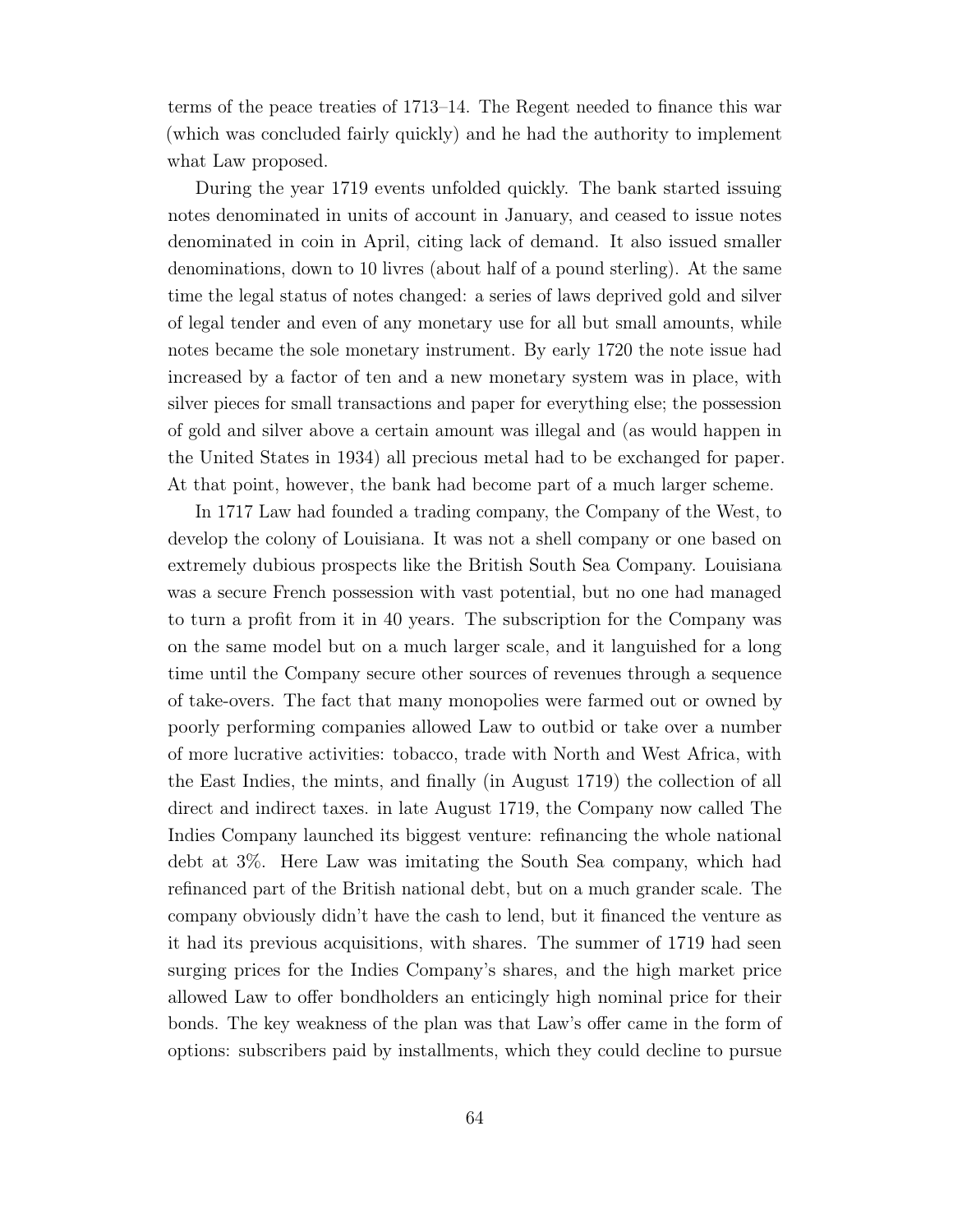terms of the peace treaties of 1713–14. The Regent needed to finance this war (which was concluded fairly quickly) and he had the authority to implement what Law proposed.

During the year 1719 events unfolded quickly. The bank started issuing notes denominated in units of account in January, and ceased to issue notes denominated in coin in April, citing lack of demand. It also issued smaller denominations, down to 10 livres (about half of a pound sterling). At the same time the legal status of notes changed: a series of laws deprived gold and silver of legal tender and even of any monetary use for all but small amounts, while notes became the sole monetary instrument. By early 1720 the note issue had increased by a factor of ten and a new monetary system was in place, with silver pieces for small transactions and paper for everything else; the possession of gold and silver above a certain amount was illegal and (as would happen in the United States in 1934) all precious metal had to be exchanged for paper. At that point, however, the bank had become part of a much larger scheme.

In 1717 Law had founded a trading company, the Company of the West, to develop the colony of Louisiana. It was not a shell company or one based on extremely dubious prospects like the British South Sea Company. Louisiana was a secure French possession with vast potential, but no one had managed to turn a profit from it in 40 years. The subscription for the Company was on the same model but on a much larger scale, and it languished for a long time until the Company secure other sources of revenues through a sequence of take-overs. The fact that many monopolies were farmed out or owned by poorly performing companies allowed Law to outbid or take over a number of more lucrative activities: tobacco, trade with North and West Africa, with the East Indies, the mints, and finally (in August 1719) the collection of all direct and indirect taxes. in late August 1719, the Company now called The Indies Company launched its biggest venture: refinancing the whole national debt at 3%. Here Law was imitating the South Sea company, which had refinanced part of the British national debt, but on a much grander scale. The company obviously didn't have the cash to lend, but it financed the venture as it had its previous acquisitions, with shares. The summer of 1719 had seen surging prices for the Indies Company's shares, and the high market price allowed Law to offer bondholders an enticingly high nominal price for their bonds. The key weakness of the plan was that Law's offer came in the form of options: subscribers paid by installments, which they could decline to pursue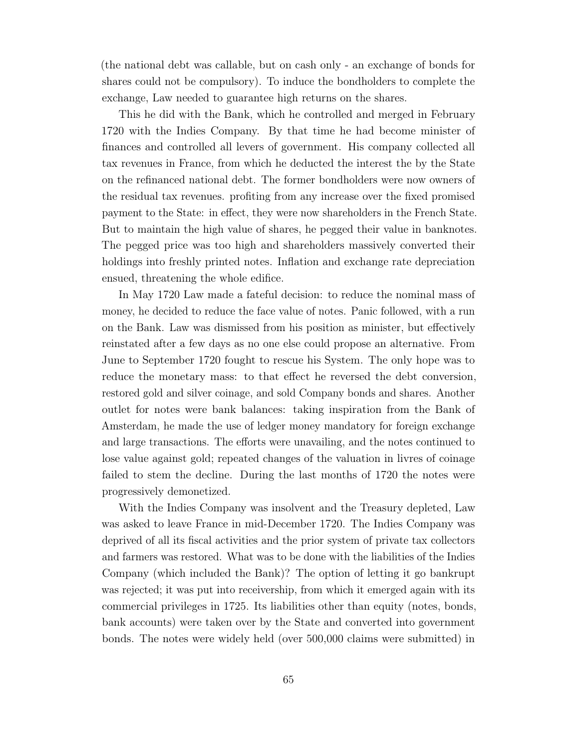(the national debt was callable, but on cash only - an exchange of bonds for shares could not be compulsory). To induce the bondholders to complete the exchange, Law needed to guarantee high returns on the shares.

This he did with the Bank, which he controlled and merged in February 1720 with the Indies Company. By that time he had become minister of finances and controlled all levers of government. His company collected all tax revenues in France, from which he deducted the interest the by the State on the refinanced national debt. The former bondholders were now owners of the residual tax revenues. profiting from any increase over the fixed promised payment to the State: in effect, they were now shareholders in the French State. But to maintain the high value of shares, he pegged their value in banknotes. The pegged price was too high and shareholders massively converted their holdings into freshly printed notes. Inflation and exchange rate depreciation ensued, threatening the whole edifice.

In May 1720 Law made a fateful decision: to reduce the nominal mass of money, he decided to reduce the face value of notes. Panic followed, with a run on the Bank. Law was dismissed from his position as minister, but effectively reinstated after a few days as no one else could propose an alternative. From June to September 1720 fought to rescue his System. The only hope was to reduce the monetary mass: to that effect he reversed the debt conversion, restored gold and silver coinage, and sold Company bonds and shares. Another outlet for notes were bank balances: taking inspiration from the Bank of Amsterdam, he made the use of ledger money mandatory for foreign exchange and large transactions. The efforts were unavailing, and the notes continued to lose value against gold; repeated changes of the valuation in livres of coinage failed to stem the decline. During the last months of 1720 the notes were progressively demonetized.

With the Indies Company was insolvent and the Treasury depleted, Law was asked to leave France in mid-December 1720. The Indies Company was deprived of all its fiscal activities and the prior system of private tax collectors and farmers was restored. What was to be done with the liabilities of the Indies Company (which included the Bank)? The option of letting it go bankrupt was rejected; it was put into receivership, from which it emerged again with its commercial privileges in 1725. Its liabilities other than equity (notes, bonds, bank accounts) were taken over by the State and converted into government bonds. The notes were widely held (over 500,000 claims were submitted) in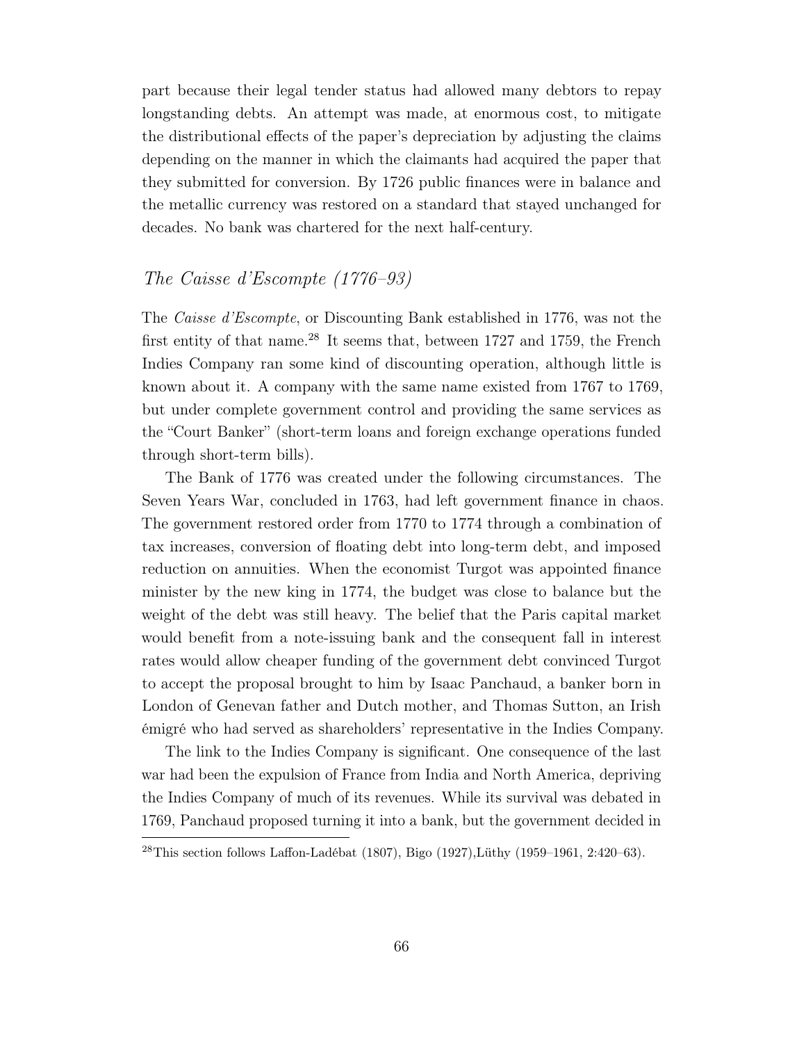part because their legal tender status had allowed many debtors to repay longstanding debts. An attempt was made, at enormous cost, to mitigate the distributional effects of the paper's depreciation by adjusting the claims depending on the manner in which the claimants had acquired the paper that they submitted for conversion. By 1726 public finances were in balance and the metallic currency was restored on a standard that stayed unchanged for decades. No bank was chartered for the next half-century.

### *The Caisse d'Escompte (1776–93)*

The *Caisse d'Escompte*, or Discounting Bank established in 1776, was not the first entity of that name.[28] It seems that, between 1727 and 1759, the French Indies Company ran some kind of discounting operation, although little is known about it. A company with the same name existed from 1767 to 1769, but under complete government control and providing the same services as the "Court Banker" (short-term loans and foreign exchange operations funded through short-term bills).

The Bank of 1776 was created under the following circumstances. The Seven Years War, concluded in 1763, had left government finance in chaos. The government restored order from 1770 to 1774 through a combination of tax increases, conversion of floating debt into long-term debt, and imposed reduction on annuities. When the economist Turgot was appointed finance minister by the new king in 1774, the budget was close to balance but the weight of the debt was still heavy. The belief that the Paris capital market would benefit from a note-issuing bank and the consequent fall in interest rates would allow cheaper funding of the government debt convinced Turgot to accept the proposal brought to him by Isaac Panchaud, a banker born in London of Genevan father and Dutch mother, and Thomas Sutton, an Irish émigré who had served as shareholders' representative in the Indies Company.

The link to the Indies Company is significant. One consequence of the last war had been the expulsion of France from India and North America, depriving the Indies Company of much of its revenues. While its survival was debated in 1769, Panchaud proposed turning it into a bank, but the government decided in

[28] This section follows Laffon-Ladébat (1807), Bigo (1927), Lüthy (1959–1961, 2:420–63).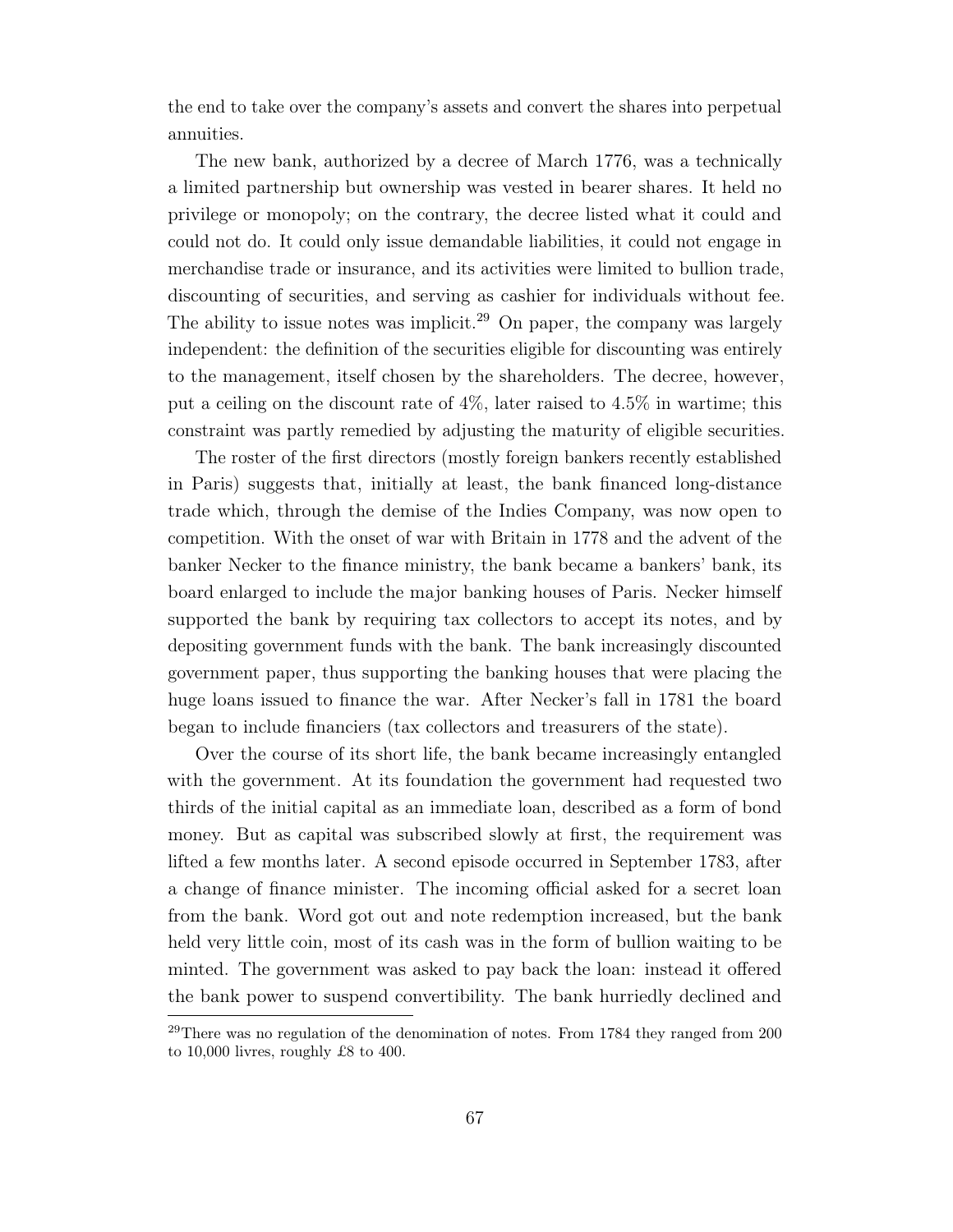the end to take over the company's assets and convert the shares into perpetual annuities.

The new bank, authorized by a decree of March 1776, was a technically a limited partnership but ownership was vested in bearer shares. It held no privilege or monopoly; on the contrary, the decree listed what it could and could not do. It could only issue demandable liabilities, it could not engage in merchandise trade or insurance, and its activities were limited to bullion trade, discounting of securities, and serving as cashier for individuals without fee. The ability to issue notes was implicit.[29] On paper, the company was largely independent: the definition of the securities eligible for discounting was entirely to the management, itself chosen by the shareholders. The decree, however, put a ceiling on the discount rate of 4%, later raised to 4.5% in wartime; this constraint was partly remedied by adjusting the maturity of eligible securities.

The roster of the first directors (mostly foreign bankers recently established in Paris) suggests that, initially at least, the bank financed long-distance trade which, through the demise of the Indies Company, was now open to competition. With the onset of war with Britain in 1778 and the advent of the banker Necker to the finance ministry, the bank became a bankers' bank, its board enlarged to include the major banking houses of Paris. Necker himself supported the bank by requiring tax collectors to accept its notes, and by depositing government funds with the bank. The bank increasingly discounted government paper, thus supporting the banking houses that were placing the huge loans issued to finance the war. After Necker's fall in 1781 the board began to include financiers (tax collectors and treasurers of the state).

Over the course of its short life, the bank became increasingly entangled with the government. At its foundation the government had requested two thirds of the initial capital as an immediate loan, described as a form of bond money. But as capital was subscribed slowly at first, the requirement was lifted a few months later. A second episode occurred in September 1783, after a change of finance minister. The incoming official asked for a secret loan from the bank. Word got out and note redemption increased, but the bank held very little coin, most of its cash was in the form of bullion waiting to be minted. The government was asked to pay back the loan: instead it offered the bank power to suspend convertibility. The bank hurriedly declined and

[29] There was no regulation of the denomination of notes. From 1784 they ranged from 200 to 10,000 livres, roughly £8 to 400.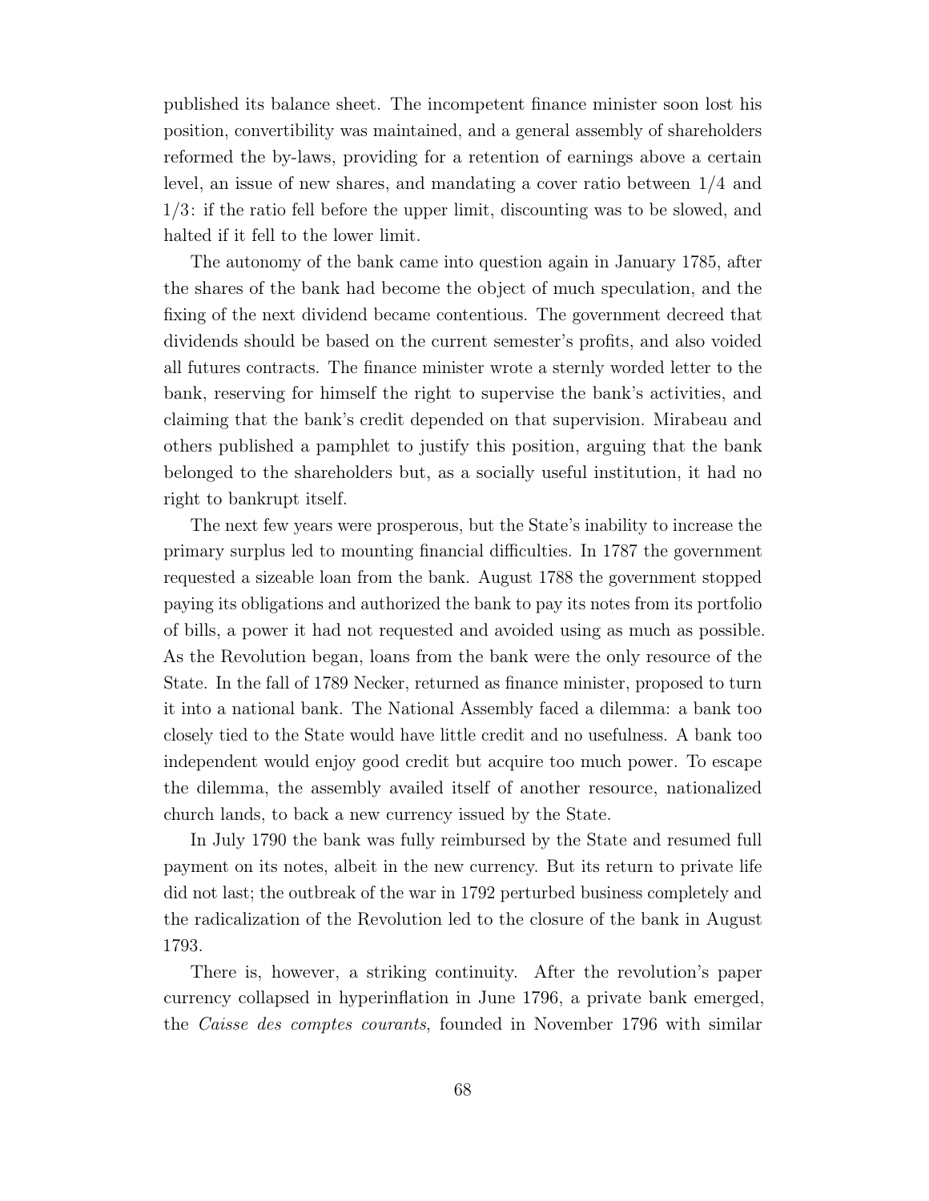published its balance sheet. The incompetent finance minister soon lost his position, convertibility was maintained, and a general assembly of shareholders reformed the by-laws, providing for a retention of earnings above a certain level, an issue of new shares, and mandating a cover ratio between 1/4 and 1/3: if the ratio fell before the upper limit, discounting was to be slowed, and halted if it fell to the lower limit.

The autonomy of the bank came into question again in January 1785, after the shares of the bank had become the object of much speculation, and the fixing of the next dividend became contentious. The government decreed that dividends should be based on the current semester's profits, and also voided all futures contracts. The finance minister wrote a sternly worded letter to the bank, reserving for himself the right to supervise the bank's activities, and claiming that the bank's credit depended on that supervision. Mirabeau and others published a pamphlet to justify this position, arguing that the bank belonged to the shareholders but, as a socially useful institution, it had no right to bankrupt itself.

The next few years were prosperous, but the State's inability to increase the primary surplus led to mounting financial difficulties. In 1787 the government requested a sizeable loan from the bank. August 1788 the government stopped paying its obligations and authorized the bank to pay its notes from its portfolio of bills, a power it had not requested and avoided using as much as possible. As the Revolution began, loans from the bank were the only resource of the State. In the fall of 1789 Necker, returned as finance minister, proposed to turn it into a national bank. The National Assembly faced a dilemma: a bank too closely tied to the State would have little credit and no usefulness. A bank too independent would enjoy good credit but acquire too much power. To escape the dilemma, the assembly availed itself of another resource, nationalized church lands, to back a new currency issued by the State.

In July 1790 the bank was fully reimbursed by the State and resumed full payment on its notes, albeit in the new currency. But its return to private life did not last; the outbreak of the war in 1792 perturbed business completely and the radicalization of the Revolution led to the closure of the bank in August 1793.

There is, however, a striking continuity. After the revolution's paper currency collapsed in hyperinflation in June 1796, a private bank emerged, the *Caisse des comptes courants*, founded in November 1796 with similar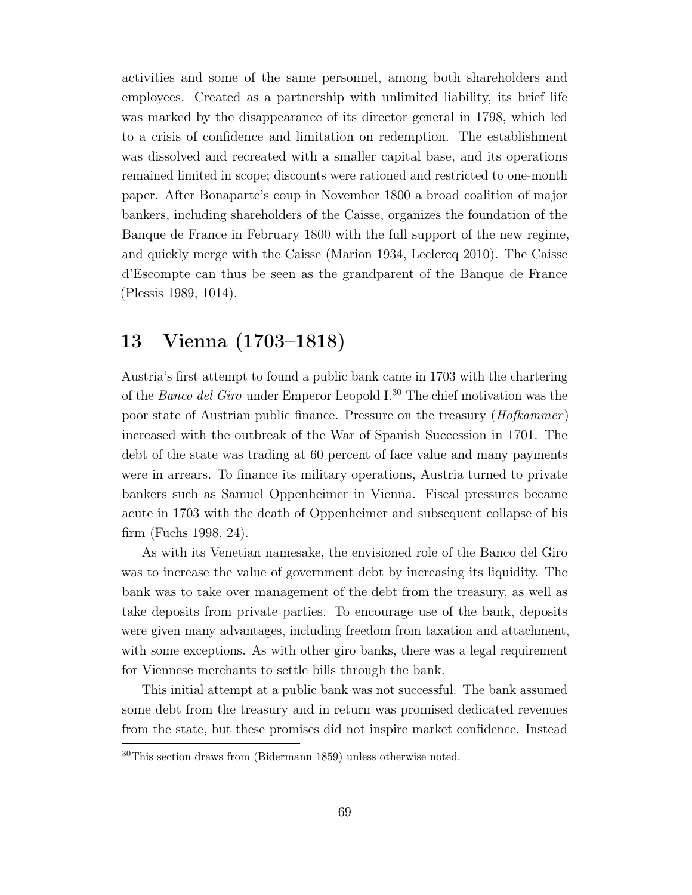activities and some of the same personnel, among both shareholders and employees. Created as a partnership with unlimited liability, its brief life was marked by the disappearance of its director general in 1798, which led to a crisis of confidence and limitation on redemption. The establishment was dissolved and recreated with a smaller capital base, and its operations remained limited in scope; discounts were rationed and restricted to one-month paper. After Bonaparte's coup in November 1800 a broad coalition of major bankers, including shareholders of the Caisse, organizes the foundation of the Banque de France in February 1800 with the full support of the new regime, and quickly merge with the Caisse (Marion 1934, Leclercq 2010). The Caisse d'Escompte can thus be seen as the grandparent of the Banque de France (Plessis 1989, 1014).

## 13 Vienna (1703–1818)

Austria's first attempt to found a public bank came in 1703 with the chartering of the *Banco del Giro* under Emperor Leopold I.[30] The chief motivation was the poor state of Austrian public finance. Pressure on the treasury (*Hofkammer*) increased with the outbreak of the War of Spanish Succession in 1701. The debt of the state was trading at 60 percent of face value and many payments were in arrears. To finance its military operations, Austria turned to private bankers such as Samuel Oppenheimer in Vienna. Fiscal pressures became acute in 1703 with the death of Oppenheimer and subsequent collapse of his firm (Fuchs 1998, 24).

As with its Venetian namesake, the envisioned role of the Banco del Giro was to increase the value of government debt by increasing its liquidity. The bank was to take over management of the debt from the treasury, as well as take deposits from private parties. To encourage use of the bank, deposits were given many advantages, including freedom from taxation and attachment, with some exceptions. As with other giro banks, there was a legal requirement for Viennese merchants to settle bills through the bank.

This initial attempt at a public bank was not successful. The bank assumed some debt from the treasury and in return was promised dedicated revenues from the state, but these promises did not inspire market confidence. Instead

[30]This section draws from (Bidermann 1859) unless otherwise noted.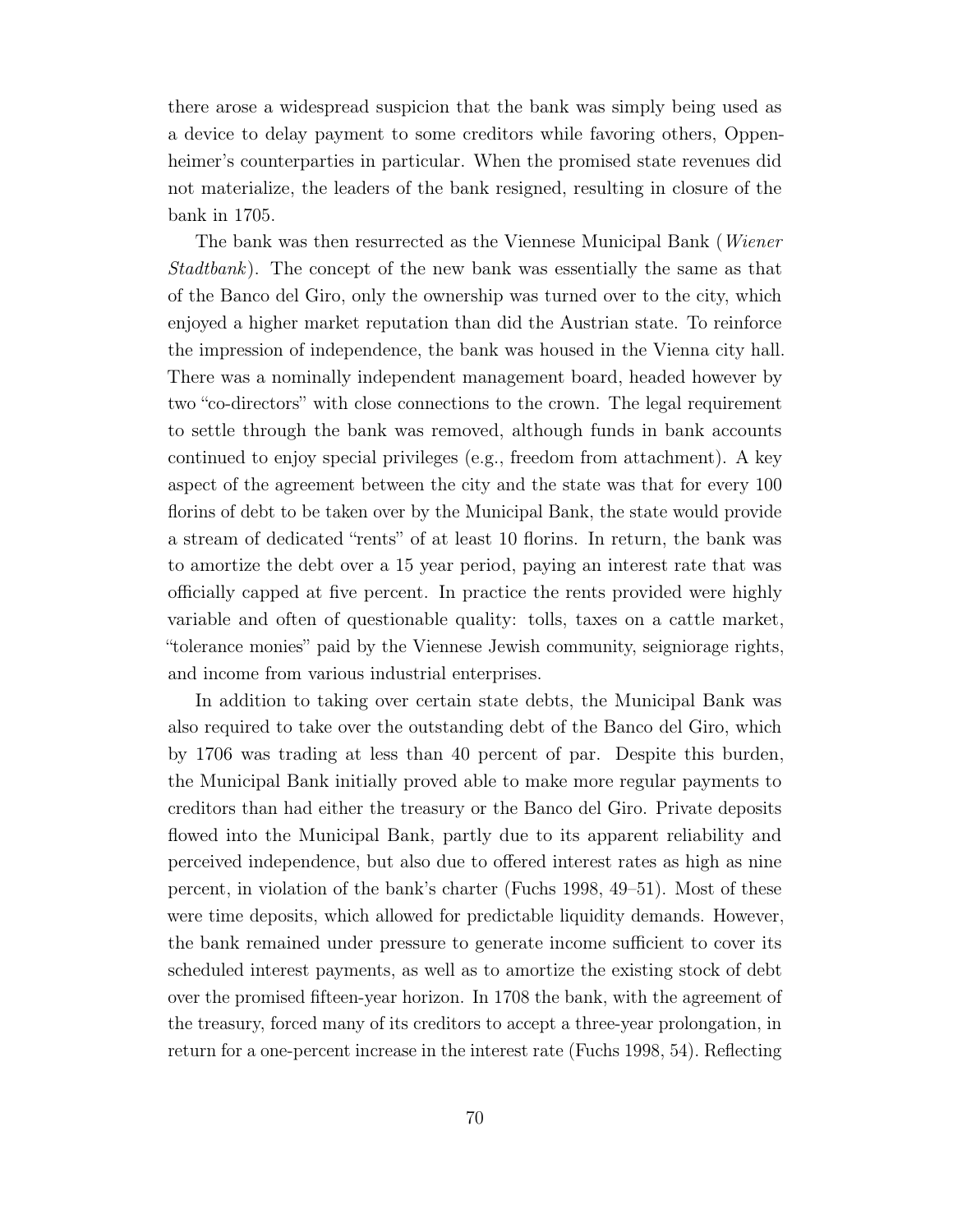there arose a widespread suspicion that the bank was simply being used as a device to delay payment to some creditors while favoring others, Oppenheimer's counterparties in particular. When the promised state revenues did not materialize, the leaders of the bank resigned, resulting in closure of the bank in 1705.

The bank was then resurrected as the Viennese Municipal Bank (*Wiener Stadtbank*). The concept of the new bank was essentially the same as that of the Banco del Giro, only the ownership was turned over to the city, which enjoyed a higher market reputation than did the Austrian state. To reinforce the impression of independence, the bank was housed in the Vienna city hall. There was a nominally independent management board, headed however by two "co-directors" with close connections to the crown. The legal requirement to settle through the bank was removed, although funds in bank accounts continued to enjoy special privileges (e.g., freedom from attachment). A key aspect of the agreement between the city and the state was that for every 100 florins of debt to be taken over by the Municipal Bank, the state would provide a stream of dedicated "rents" of at least 10 florins. In return, the bank was to amortize the debt over a 15 year period, paying an interest rate that was officially capped at five percent. In practice the rents provided were highly variable and often of questionable quality: tolls, taxes on a cattle market, "tolerance monies" paid by the Viennese Jewish community, seigniorage rights, and income from various industrial enterprises.

In addition to taking over certain state debts, the Municipal Bank was also required to take over the outstanding debt of the Banco del Giro, which by 1706 was trading at less than 40 percent of par. Despite this burden, the Municipal Bank initially proved able to make more regular payments to creditors than had either the treasury or the Banco del Giro. Private deposits flowed into the Municipal Bank, partly due to its apparent reliability and perceived independence, but also due to offered interest rates as high as nine percent, in violation of the bank's charter (Fuchs 1998, 49–51). Most of these were time deposits, which allowed for predictable liquidity demands. However, the bank remained under pressure to generate income sufficient to cover its scheduled interest payments, as well as to amortize the existing stock of debt over the promised fifteen-year horizon. In 1708 the bank, with the agreement of the treasury, forced many of its creditors to accept a three-year prolongation, in return for a one-percent increase in the interest rate (Fuchs 1998, 54). Reflecting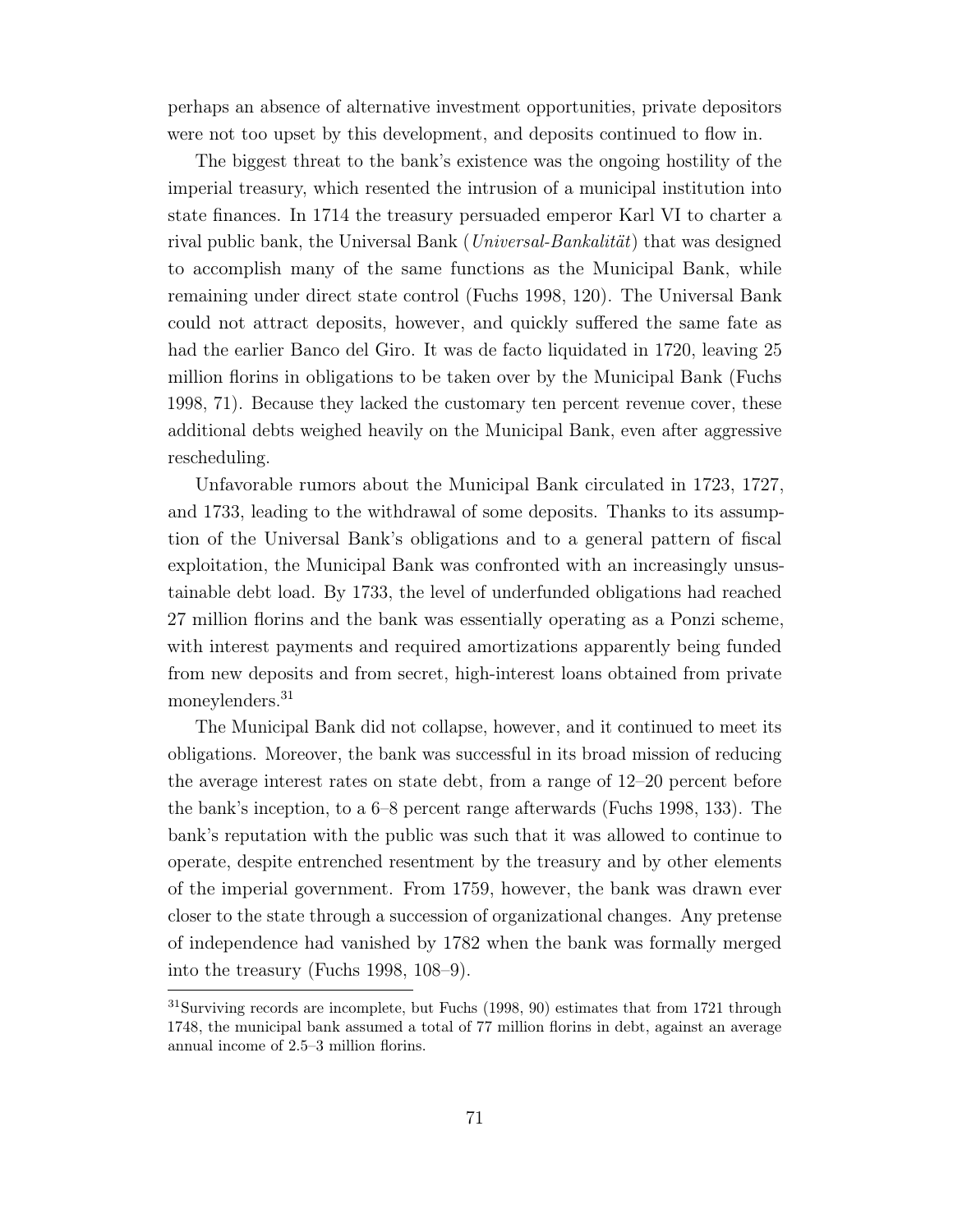perhaps an absence of alternative investment opportunities, private depositors were not too upset by this development, and deposits continued to flow in.

The biggest threat to the bank's existence was the ongoing hostility of the imperial treasury, which resented the intrusion of a municipal institution into state finances. In 1714 the treasury persuaded emperor Karl VI to charter a rival public bank, the Universal Bank (*Universal-Bankalität*) that was designed to accomplish many of the same functions as the Municipal Bank, while remaining under direct state control (Fuchs 1998, 120). The Universal Bank could not attract deposits, however, and quickly suffered the same fate as had the earlier Banco del Giro. It was de facto liquidated in 1720, leaving 25 million florins in obligations to be taken over by the Municipal Bank (Fuchs 1998, 71). Because they lacked the customary ten percent revenue cover, these additional debts weighed heavily on the Municipal Bank, even after aggressive rescheduling.

Unfavorable rumors about the Municipal Bank circulated in 1723, 1727, and 1733, leading to the withdrawal of some deposits. Thanks to its assumption of the Universal Bank's obligations and to a general pattern of fiscal exploitation, the Municipal Bank was confronted with an increasingly unsustainable debt load. By 1733, the level of underfunded obligations had reached 27 million florins and the bank was essentially operating as a Ponzi scheme, with interest payments and required amortizations apparently being funded from new deposits and from secret, high-interest loans obtained from private moneylenders.[31]

The Municipal Bank did not collapse, however, and it continued to meet its obligations. Moreover, the bank was successful in its broad mission of reducing the average interest rates on state debt, from a range of 12–20 percent before the bank's inception, to a 6–8 percent range afterwards (Fuchs 1998, 133). The bank's reputation with the public was such that it was allowed to continue to operate, despite entrenched resentment by the treasury and by other elements of the imperial government. From 1759, however, the bank was drawn ever closer to the state through a succession of organizational changes. Any pretense of independence had vanished by 1782 when the bank was formally merged into the treasury (Fuchs 1998, 108–9).

[31] Surviving records are incomplete, but Fuchs (1998, 90) estimates that from 1721 through 1748, the municipal bank assumed a total of 77 million florins in debt, against an average annual income of 2.5–3 million florins.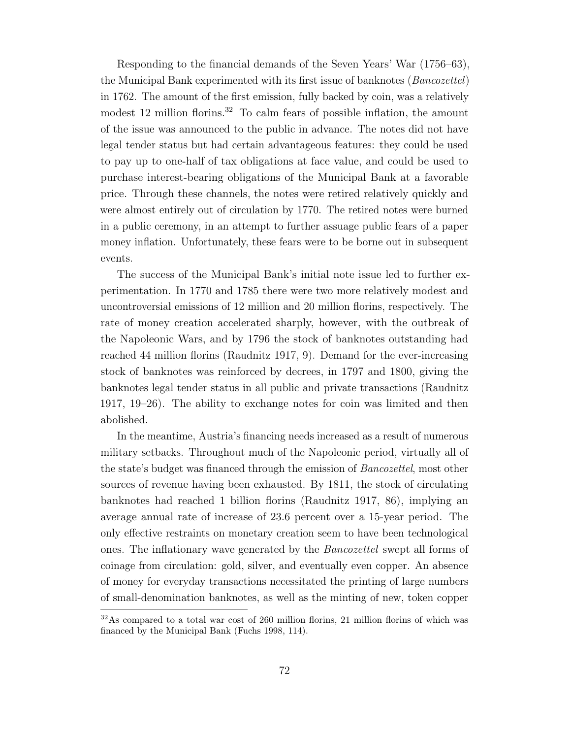Responding to the financial demands of the Seven Years' War (1756–63), the Municipal Bank experimented with its first issue of banknotes (*Bancozettel*) in 1762. The amount of the first emission, fully backed by coin, was a relatively modest 12 million florins.[32] To calm fears of possible inflation, the amount of the issue was announced to the public in advance. The notes did not have legal tender status but had certain advantageous features: they could be used to pay up to one-half of tax obligations at face value, and could be used to purchase interest-bearing obligations of the Municipal Bank at a favorable price. Through these channels, the notes were retired relatively quickly and were almost entirely out of circulation by 1770. The retired notes were burned in a public ceremony, in an attempt to further assuage public fears of a paper money inflation. Unfortunately, these fears were to be borne out in subsequent events.

The success of the Municipal Bank's initial note issue led to further experimentation. In 1770 and 1785 there were two more relatively modest and uncontroversial emissions of 12 million and 20 million florins, respectively. The rate of money creation accelerated sharply, however, with the outbreak of the Napoleonic Wars, and by 1796 the stock of banknotes outstanding had reached 44 million florins (Raudnitz 1917, 9). Demand for the ever-increasing stock of banknotes was reinforced by decrees, in 1797 and 1800, giving the banknotes legal tender status in all public and private transactions (Raudnitz 1917, 19–26). The ability to exchange notes for coin was limited and then abolished.

In the meantime, Austria's financing needs increased as a result of numerous military setbacks. Throughout much of the Napoleonic period, virtually all of the state's budget was financed through the emission of *Bancozettel*, most other sources of revenue having been exhausted. By 1811, the stock of circulating banknotes had reached 1 billion florins (Raudnitz 1917, 86), implying an average annual rate of increase of 23.6 percent over a 15-year period. The only effective restraints on monetary creation seem to have been technological ones. The inflationary wave generated by the *Bancozettel* swept all forms of coinage from circulation: gold, silver, and eventually even copper. An absence of money for everyday transactions necessitated the printing of large numbers of small-denomination banknotes, as well as the minting of new, token copper

[32] As compared to a total war cost of 260 million florins, 21 million florins of which was financed by the Municipal Bank (Fuchs 1998, 114).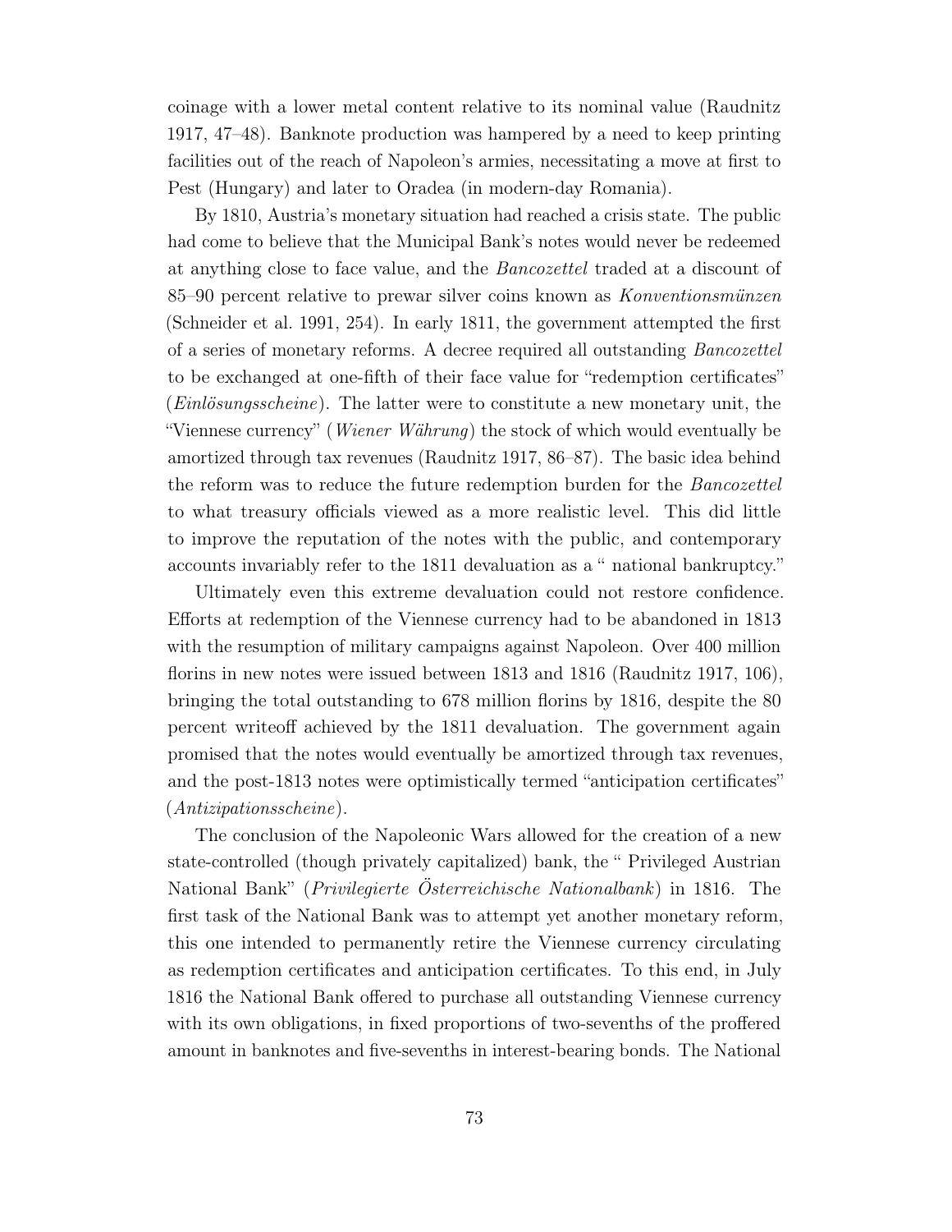coinage with a lower metal content relative to its nominal value (Raudnitz 1917, 47–48). Banknote production was hampered by a need to keep printing facilities out of the reach of Napoleon's armies, necessitating a move at first to Pest (Hungary) and later to Oradea (in modern-day Romania).

By 1810, Austria's monetary situation had reached a crisis state. The public had come to believe that the Municipal Bank's notes would never be redeemed at anything close to face value, and the *Bancozettel* traded at a discount of 85–90 percent relative to prewar silver coins known as *Konventionsmünzen* (Schneider et al. 1991, 254). In early 1811, the government attempted the first of a series of monetary reforms. A decree required all outstanding *Bancozettel* to be exchanged at one-fifth of their face value for "redemption certificates" (*Einlösungsscheine*). The latter were to constitute a new monetary unit, the "Viennese currency" (*Wiener Währung*) the stock of which would eventually be amortized through tax revenues (Raudnitz 1917, 86–87). The basic idea behind the reform was to reduce the future redemption burden for the *Bancozettel* to what treasury officials viewed as a more realistic level. This did little to improve the reputation of the notes with the public, and contemporary accounts invariably refer to the 1811 devaluation as a " national bankruptcy."

Ultimately even this extreme devaluation could not restore confidence. Efforts at redemption of the Viennese currency had to be abandoned in 1813 with the resumption of military campaigns against Napoleon. Over 400 million florins in new notes were issued between 1813 and 1816 (Raudnitz 1917, 106), bringing the total outstanding to 678 million florins by 1816, despite the 80 percent writeoff achieved by the 1811 devaluation. The government again promised that the notes would eventually be amortized through tax revenues, and the post-1813 notes were optimistically termed "anticipation certificates" (*Antizipationsscheine*).

The conclusion of the Napoleonic Wars allowed for the creation of a new state-controlled (though privately capitalized) bank, the " Privileged Austrian National Bank" (*Privilegierte Österreichische Nationalbank*) in 1816. The first task of the National Bank was to attempt yet another monetary reform, this one intended to permanently retire the Viennese currency circulating as redemption certificates and anticipation certificates. To this end, in July 1816 the National Bank offered to purchase all outstanding Viennese currency with its own obligations, in fixed proportions of two-sevenths of the proffered amount in banknotes and five-sevenths in interest-bearing bonds. The National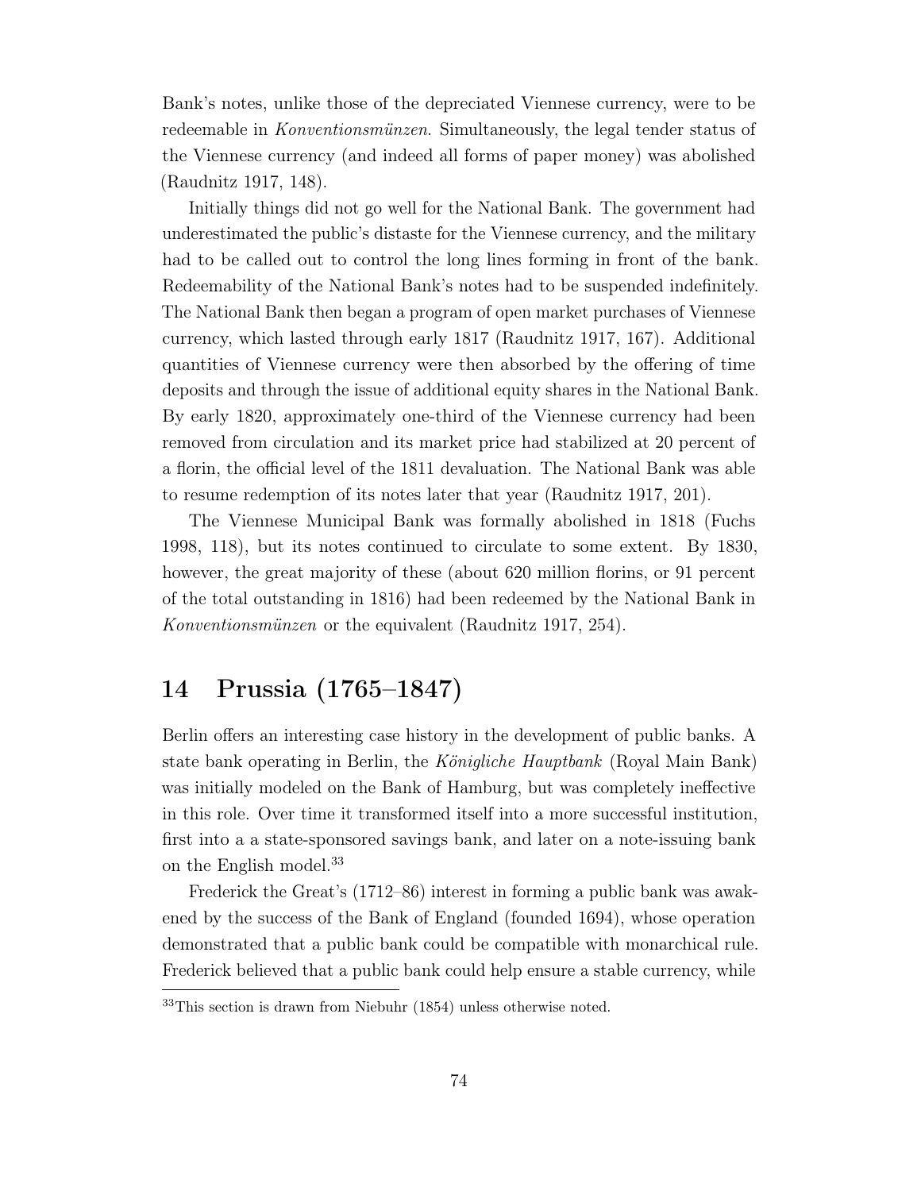Bank's notes, unlike those of the depreciated Viennese currency, were to be redeemable in *Konventionsmünzen*. Simultaneously, the legal tender status of the Viennese currency (and indeed all forms of paper money) was abolished (Raudnitz 1917, 148).

Initially things did not go well for the National Bank. The government had underestimated the public's distaste for the Viennese currency, and the military had to be called out to control the long lines forming in front of the bank. Redeemability of the National Bank's notes had to be suspended indefinitely. The National Bank then began a program of open market purchases of Viennese currency, which lasted through early 1817 (Raudnitz 1917, 167). Additional quantities of Viennese currency were then absorbed by the offering of time deposits and through the issue of additional equity shares in the National Bank. By early 1820, approximately one-third of the Viennese currency had been removed from circulation and its market price had stabilized at 20 percent of a florin, the official level of the 1811 devaluation. The National Bank was able to resume redemption of its notes later that year (Raudnitz 1917, 201).

The Viennese Municipal Bank was formally abolished in 1818 (Fuchs 1998, 118), but its notes continued to circulate to some extent. By 1830, however, the great majority of these (about 620 million florins, or 91 percent of the total outstanding in 1816) had been redeemed by the National Bank in *Konventionsmünzen* or the equivalent (Raudnitz 1917, 254).

## 14 Prussia (1765–1847)

Berlin offers an interesting case history in the development of public banks. A state bank operating in Berlin, the *Königliche Hauptbank* (Royal Main Bank) was initially modeled on the Bank of Hamburg, but was completely ineffective in this role. Over time it transformed itself into a more successful institution, first into a a state-sponsored savings bank, and later on a note-issuing bank on the English model.[33]

Frederick the Great's (1712–86) interest in forming a public bank was awakened by the success of the Bank of England (founded 1694), whose operation demonstrated that a public bank could be compatible with monarchical rule. Frederick believed that a public bank could help ensure a stable currency, while

[33] This section is drawn from Niebuhr (1854) unless otherwise noted.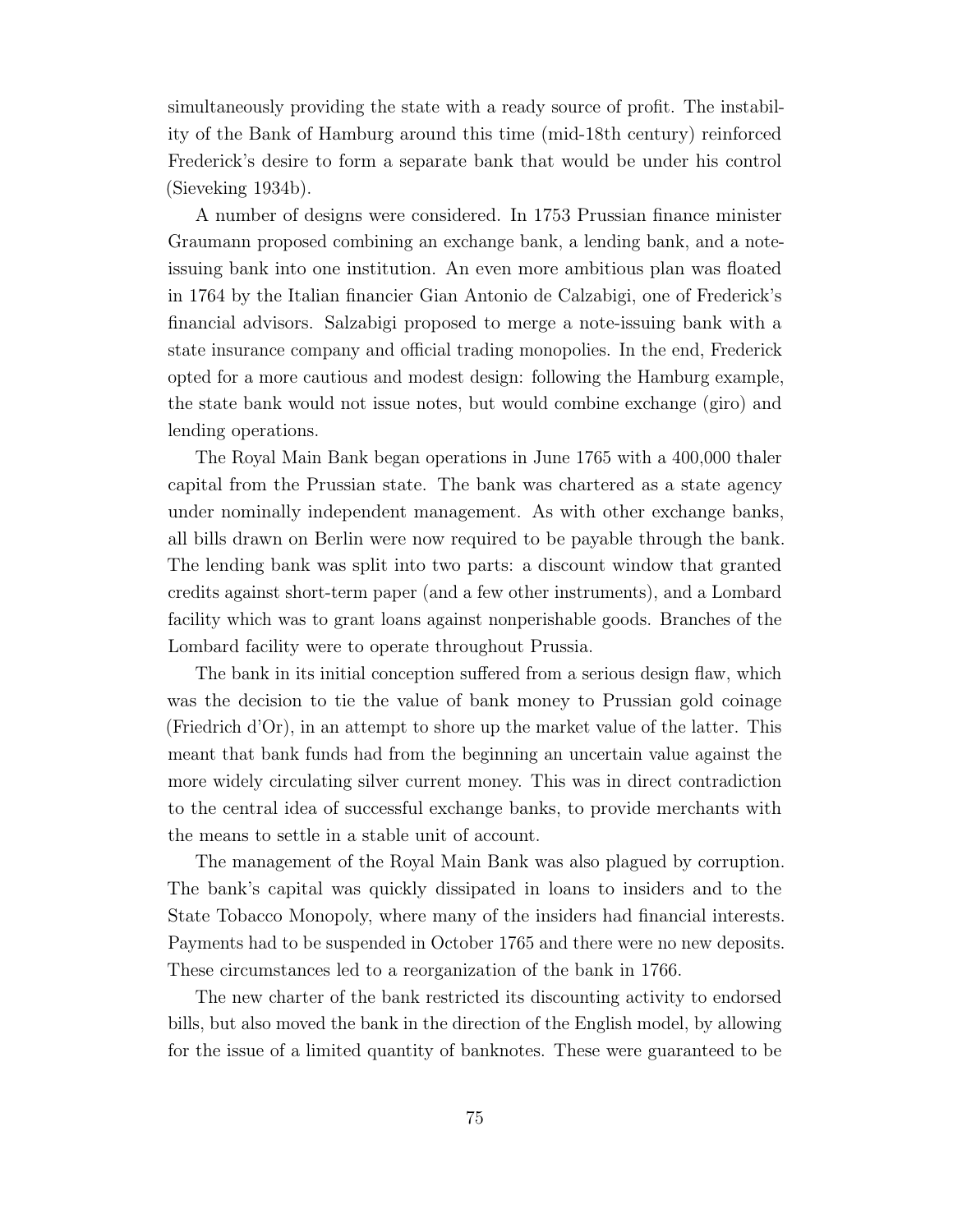simultaneously providing the state with a ready source of profit. The instability of the Bank of Hamburg around this time (mid-18th century) reinforced Frederick's desire to form a separate bank that would be under his control (Sieveking 1934b).

A number of designs were considered. In 1753 Prussian finance minister Graumann proposed combining an exchange bank, a lending bank, and a note-issuing bank into one institution. An even more ambitious plan was floated in 1764 by the Italian financier Gian Antonio de Calzabigi, one of Frederick's financial advisors. Salzabigi proposed to merge a note-issuing bank with a state insurance company and official trading monopolies. In the end, Frederick opted for a more cautious and modest design: following the Hamburg example, the state bank would not issue notes, but would combine exchange (giro) and lending operations.

The Royal Main Bank began operations in June 1765 with a 400,000 thaler capital from the Prussian state. The bank was chartered as a state agency under nominally independent management. As with other exchange banks, all bills drawn on Berlin were now required to be payable through the bank. The lending bank was split into two parts: a discount window that granted credits against short-term paper (and a few other instruments), and a Lombard facility which was to grant loans against nonperishable goods. Branches of the Lombard facility were to operate throughout Prussia.

The bank in its initial conception suffered from a serious design flaw, which was the decision to tie the value of bank money to Prussian gold coinage (Friedrich d'Or), in an attempt to shore up the market value of the latter. This meant that bank funds had from the beginning an uncertain value against the more widely circulating silver current money. This was in direct contradiction to the central idea of successful exchange banks, to provide merchants with the means to settle in a stable unit of account.

The management of the Royal Main Bank was also plagued by corruption. The bank's capital was quickly dissipated in loans to insiders and to the State Tobacco Monopoly, where many of the insiders had financial interests. Payments had to be suspended in October 1765 and there were no new deposits. These circumstances led to a reorganization of the bank in 1766.

The new charter of the bank restricted its discounting activity to endorsed bills, but also moved the bank in the direction of the English model, by allowing for the issue of a limited quantity of banknotes. These were guaranteed to be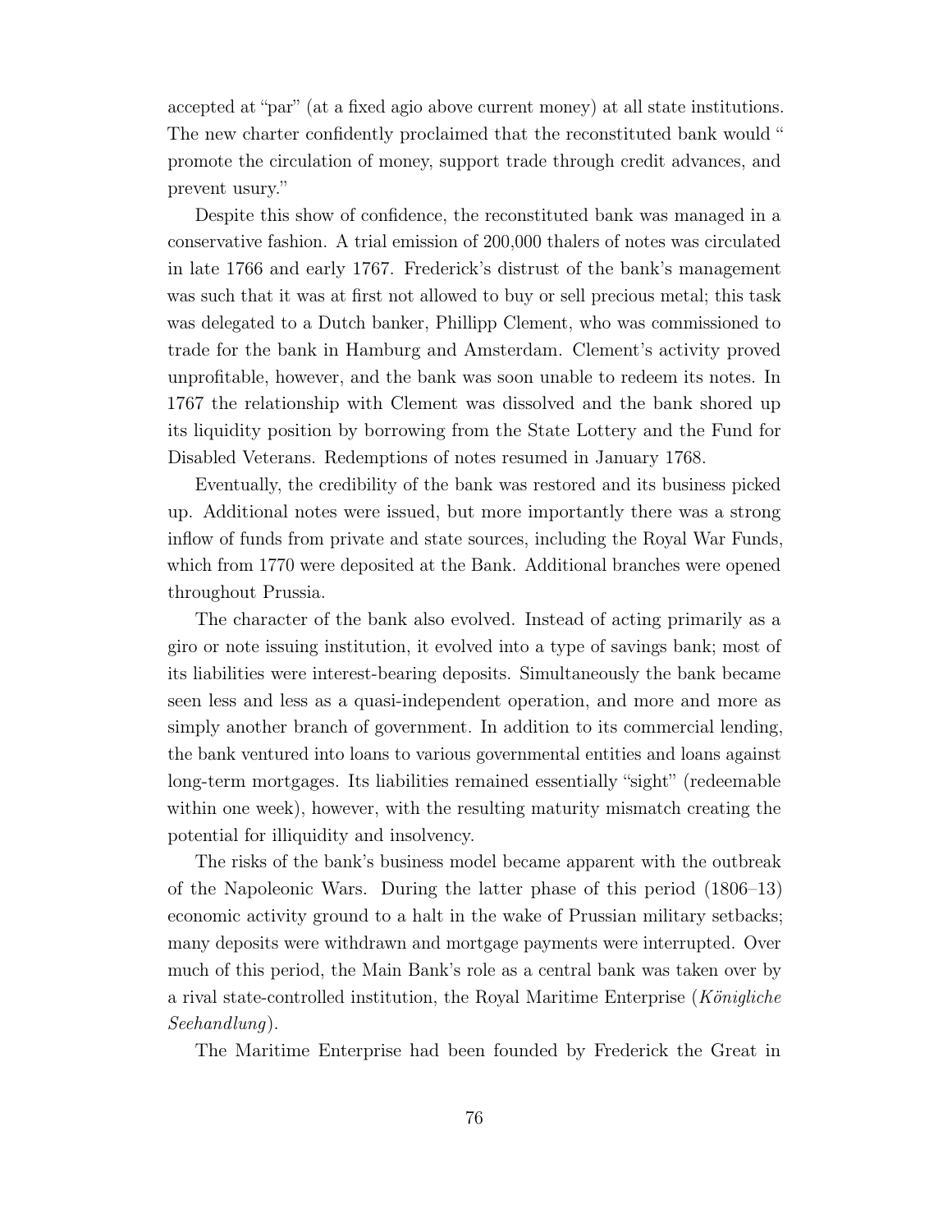accepted at "par" (at a fixed agio above current money) at all state institutions. The new charter confidently proclaimed that the reconstituted bank would " promote the circulation of money, support trade through credit advances, and prevent usury."

Despite this show of confidence, the reconstituted bank was managed in a conservative fashion. A trial emission of 200,000 thalers of notes was circulated in late 1766 and early 1767. Frederick's distrust of the bank's management was such that it was at first not allowed to buy or sell precious metal; this task was delegated to a Dutch banker, Phillipp Clement, who was commissioned to trade for the bank in Hamburg and Amsterdam. Clement's activity proved unprofitable, however, and the bank was soon unable to redeem its notes. In 1767 the relationship with Clement was dissolved and the bank shored up its liquidity position by borrowing from the State Lottery and the Fund for Disabled Veterans. Redemptions of notes resumed in January 1768.

Eventually, the credibility of the bank was restored and its business picked up. Additional notes were issued, but more importantly there was a strong inflow of funds from private and state sources, including the Royal War Funds, which from 1770 were deposited at the Bank. Additional branches were opened throughout Prussia.

The character of the bank also evolved. Instead of acting primarily as a giro or note issuing institution, it evolved into a type of savings bank; most of its liabilities were interest-bearing deposits. Simultaneously the bank became seen less and less as a quasi-independent operation, and more and more as simply another branch of government. In addition to its commercial lending, the bank ventured into loans to various governmental entities and loans against long-term mortgages. Its liabilities remained essentially "sight" (redeemable within one week), however, with the resulting maturity mismatch creating the potential for illiquidity and insolvency.

The risks of the bank's business model became apparent with the outbreak of the Napoleonic Wars. During the latter phase of this period (1806–13) economic activity ground to a halt in the wake of Prussian military setbacks; many deposits were withdrawn and mortgage payments were interrupted. Over much of this period, the Main Bank's role as a central bank was taken over by a rival state-controlled institution, the Royal Maritime Enterprise (*Königliche Seehandlung*).

The Maritime Enterprise had been founded by Frederick the Great in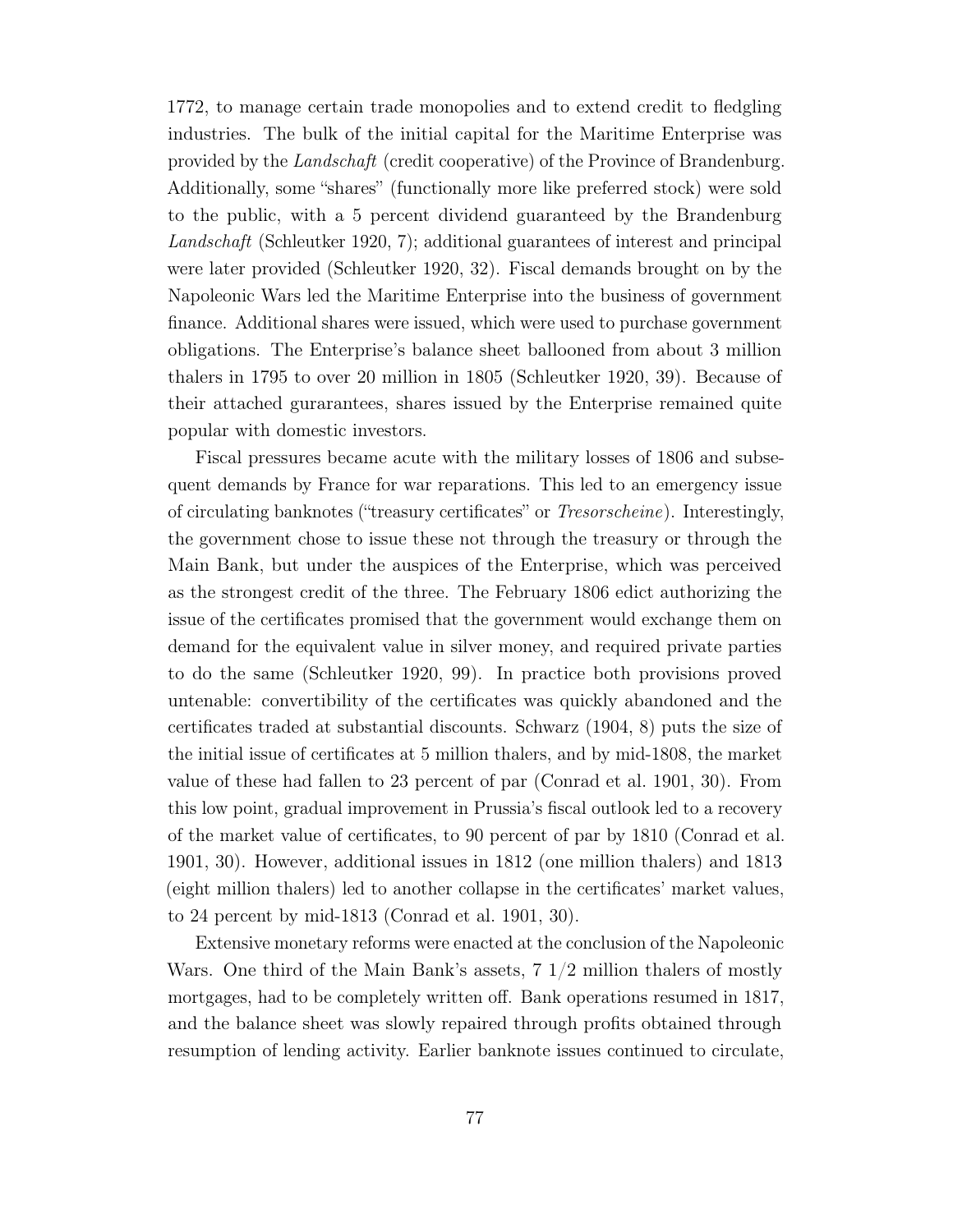1772, to manage certain trade monopolies and to extend credit to fledgling industries. The bulk of the initial capital for the Maritime Enterprise was provided by the *Landschaft* (credit cooperative) of the Province of Brandenburg. Additionally, some "shares" (functionally more like preferred stock) were sold to the public, with a 5 percent dividend guaranteed by the Brandenburg *Landschaft* (Schleutker 1920, 7); additional guarantees of interest and principal were later provided (Schleutker 1920, 32). Fiscal demands brought on by the Napoleonic Wars led the Maritime Enterprise into the business of government finance. Additional shares were issued, which were used to purchase government obligations. The Enterprise's balance sheet ballooned from about 3 million thalers in 1795 to over 20 million in 1805 (Schleutker 1920, 39). Because of their attached gurarantees, shares issued by the Enterprise remained quite popular with domestic investors.

Fiscal pressures became acute with the military losses of 1806 and subsequent demands by France for war reparations. This led to an emergency issue of circulating banknotes ("treasury certificates" or *Tresorscheine*). Interestingly, the government chose to issue these not through the treasury or through the Main Bank, but under the auspices of the Enterprise, which was perceived as the strongest credit of the three. The February 1806 edict authorizing the issue of the certificates promised that the government would exchange them on demand for the equivalent value in silver money, and required private parties to do the same (Schleutker 1920, 99). In practice both provisions proved untenable: convertibility of the certificates was quickly abandoned and the certificates traded at substantial discounts. Schwarz (1904, 8) puts the size of the initial issue of certificates at 5 million thalers, and by mid-1808, the market value of these had fallen to 23 percent of par (Conrad et al. 1901, 30). From this low point, gradual improvement in Prussia's fiscal outlook led to a recovery of the market value of certificates, to 90 percent of par by 1810 (Conrad et al. 1901, 30). However, additional issues in 1812 (one million thalers) and 1813 (eight million thalers) led to another collapse in the certificates' market values, to 24 percent by mid-1813 (Conrad et al. 1901, 30).

Extensive monetary reforms were enacted at the conclusion of the Napoleonic Wars. One third of the Main Bank's assets, 7 1/2 million thalers of mostly mortgages, had to be completely written off. Bank operations resumed in 1817, and the balance sheet was slowly repaired through profits obtained through resumption of lending activity. Earlier banknote issues continued to circulate,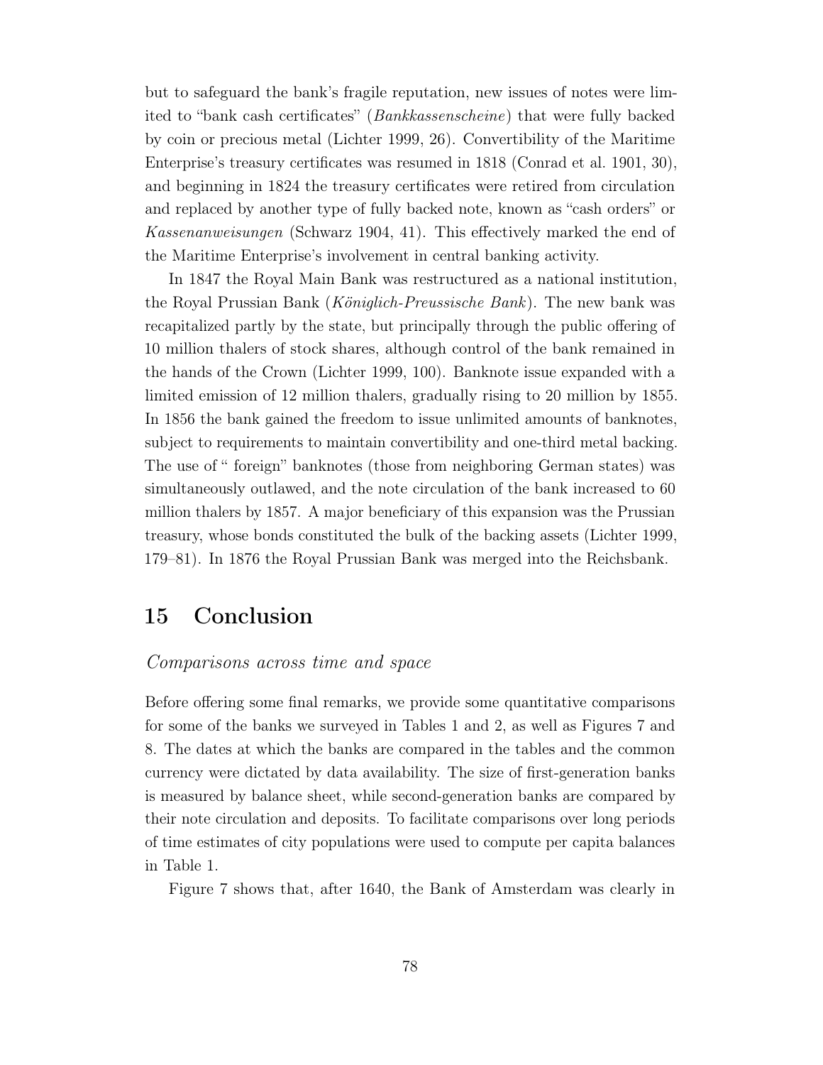but to safeguard the bank's fragile reputation, new issues of notes were limited to "bank cash certificates" (*Bankkassenscheine*) that were fully backed by coin or precious metal (Lichter 1999, 26). Convertibility of the Maritime Enterprise's treasury certificates was resumed in 1818 (Conrad et al. 1901, 30), and beginning in 1824 the treasury certificates were retired from circulation and replaced by another type of fully backed note, known as "cash orders" or *Kassenanweisungen* (Schwarz 1904, 41). This effectively marked the end of the Maritime Enterprise's involvement in central banking activity.

In 1847 the Royal Main Bank was restructured as a national institution, the Royal Prussian Bank (*Königlich-Preussische Bank*). The new bank was recapitalized partly by the state, but principally through the public offering of 10 million thalers of stock shares, although control of the bank remained in the hands of the Crown (Lichter 1999, 100). Banknote issue expanded with a limited emission of 12 million thalers, gradually rising to 20 million by 1855. In 1856 the bank gained the freedom to issue unlimited amounts of banknotes, subject to requirements to maintain convertibility and one-third metal backing. The use of " foreign" banknotes (those from neighboring German states) was simultaneously outlawed, and the note circulation of the bank increased to 60 million thalers by 1857. A major beneficiary of this expansion was the Prussian treasury, whose bonds constituted the bulk of the backing assets (Lichter 1999, 179–81). In 1876 the Royal Prussian Bank was merged into the Reichsbank.

# 15 Conclusion

*Comparisons across time and space*

Before offering some final remarks, we provide some quantitative comparisons for some of the banks we surveyed in Tables 1 and 2, as well as Figures 7 and 8. The dates at which the banks are compared in the tables and the common currency were dictated by data availability. The size of first-generation banks is measured by balance sheet, while second-generation banks are compared by their note circulation and deposits. To facilitate comparisons over long periods of time estimates of city populations were used to compute per capita balances in Table 1.

Figure 7 shows that, after 1640, the Bank of Amsterdam was clearly in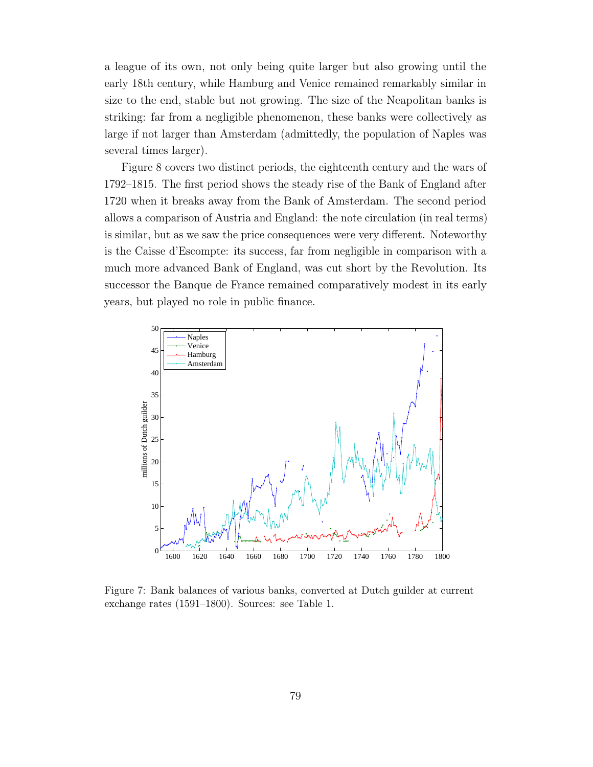a league of its own, not only being quite larger but also growing until the early 18th century, while Hamburg and Venice remained remarkably similar in size to the end, stable but not growing. The size of the Neapolitan banks is striking: far from a negligible phenomenon, these banks were collectively as large if not larger than Amsterdam (admittedly, the population of Naples was several times larger).

Figure 8 covers two distinct periods, the eighteenth century and the wars of 1792–1815. The first period shows the steady rise of the Bank of England after 1720 when it breaks away from the Bank of Amsterdam. The second period allows a comparison of Austria and England: the note circulation (in real terms) is similar, but as we saw the price consequences were very different. Noteworthy is the Caisse d'Escompte: its success, far from negligible in comparison with a much more advanced Bank of England, was cut short by the Revolution. Its successor the Banque de France remained comparatively modest in its early years, but played no role in public finance.

Figure 7: Bank balances of various banks, converted at Dutch guilder at current exchange rates (1591–1800). Sources: see Table 1.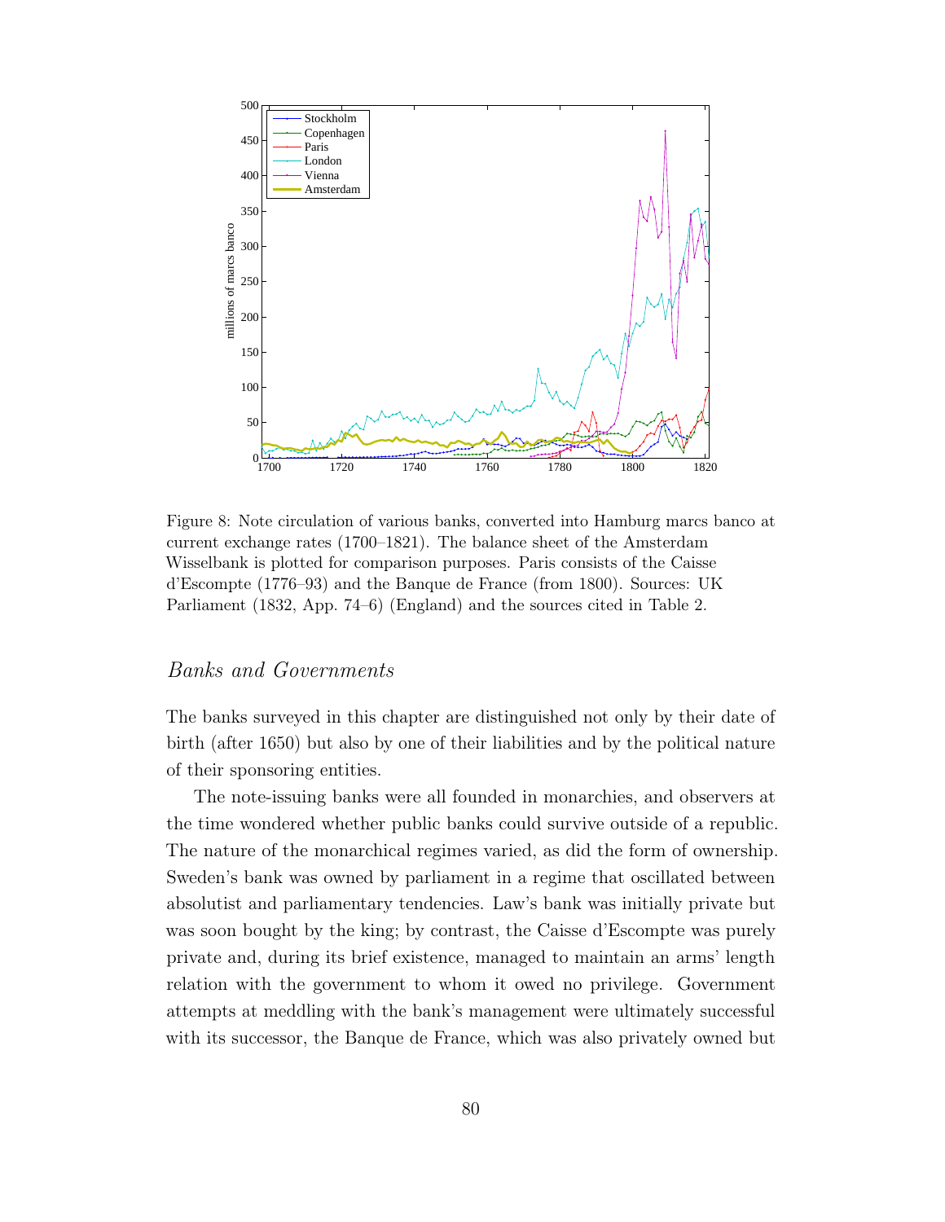Figure 8: Note circulation of various banks, converted into Hamburg marcs banco at current exchange rates (1700–1821). The balance sheet of the Amsterdam Wisselbank is plotted for comparison purposes. Paris consists of the Caisse d'Escompte (1776–93) and the Banque de France (from 1800). Sources: UK Parliament (1832, App. 74–6) (England) and the sources cited in Table 2.

## *Banks and Governments*

The banks surveyed in this chapter are distinguished not only by their date of birth (after 1650) but also by one of their liabilities and by the political nature of their sponsoring entities.

The note-issuing banks were all founded in monarchies, and observers at the time wondered whether public banks could survive outside of a republic. The nature of the monarchical regimes varied, as did the form of ownership. Sweden's bank was owned by parliament in a regime that oscillated between absolutist and parliamentary tendencies. Law's bank was initially private but was soon bought by the king; by contrast, the Caisse d'Escompte was purely private and, during its brief existence, managed to maintain an arms' length relation with the government to whom it owed no privilege. Government attempts at meddling with the bank's management were ultimately successful with its successor, the Banque de France, which was also privately owned but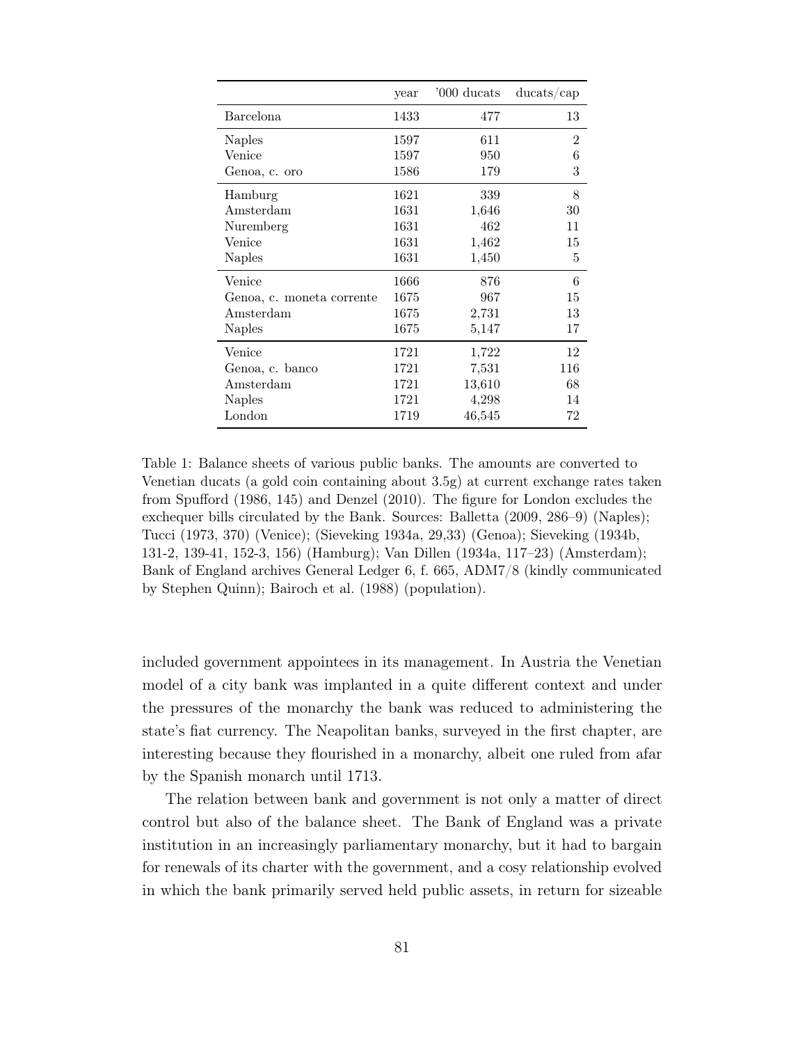| | year | '000 ducats | ducats/cap |
|---|---|---|---|
| Barcelona | 1433 | 477 | 13 |
| Naples | 1597 | 611 | 2 |
| Venice | 1597 | 950 | 6 |
| Genoa, c. oro | 1586 | 179 | 3 |
| Hamburg | 1621 | 339 | 8 |
| Amsterdam | 1631 | 1,646 | 30 |
| Nuremberg | 1631 | 462 | 11 |
| Venice | 1631 | 1,462 | 15 |
| Naples | 1631 | 1,450 | 5 |
| Venice | 1666 | 876 | 6 |
| Genoa, c. moneta corrente | 1675 | 967 | 15 |
| Amsterdam | 1675 | 2,731 | 13 |
| Naples | 1675 | 5,147 | 17 |
| Venice | 1721 | 1,722 | 12 |
| Genoa, c. banco | 1721 | 7,531 | 116 |
| Amsterdam | 1721 | 13,610 | 68 |
| Naples | 1721 | 4,298 | 14 |
| London | 1719 | 46,545 | 72 |

Table 1: Balance sheets of various public banks. The amounts are converted to Venetian ducats (a gold coin containing about 3.5g) at current exchange rates taken from Spufford (1986, 145) and Denzel (2010). The figure for London excludes the exchequer bills circulated by the Bank. Sources: Balletta (2009, 286–9) (Naples); Tucci (1973, 370) (Venice); (Sieveking 1934a, 29,33) (Genoa); Sieveking (1934b, 131-2, 139-41, 152-3, 156) (Hamburg); Van Dillen (1934a, 117–23) (Amsterdam); Bank of England archives General Ledger 6, f. 665, ADM7/8 (kindly communicated by Stephen Quinn); Bairoch et al. (1988) (population).

included government appointees in its management. In Austria the Venetian model of a city bank was implanted in a quite different context and under the pressures of the monarchy the bank was reduced to administering the state's fiat currency. The Neapolitan banks, surveyed in the first chapter, are interesting because they flourished in a monarchy, albeit one ruled from afar by the Spanish monarch until 1713.

The relation between bank and government is not only a matter of direct control but also of the balance sheet. The Bank of England was a private institution in an increasingly parliamentary monarchy, but it had to bargain for renewals of its charter with the government, and a cosy relationship evolved in which the bank primarily served held public assets, in return for sizeable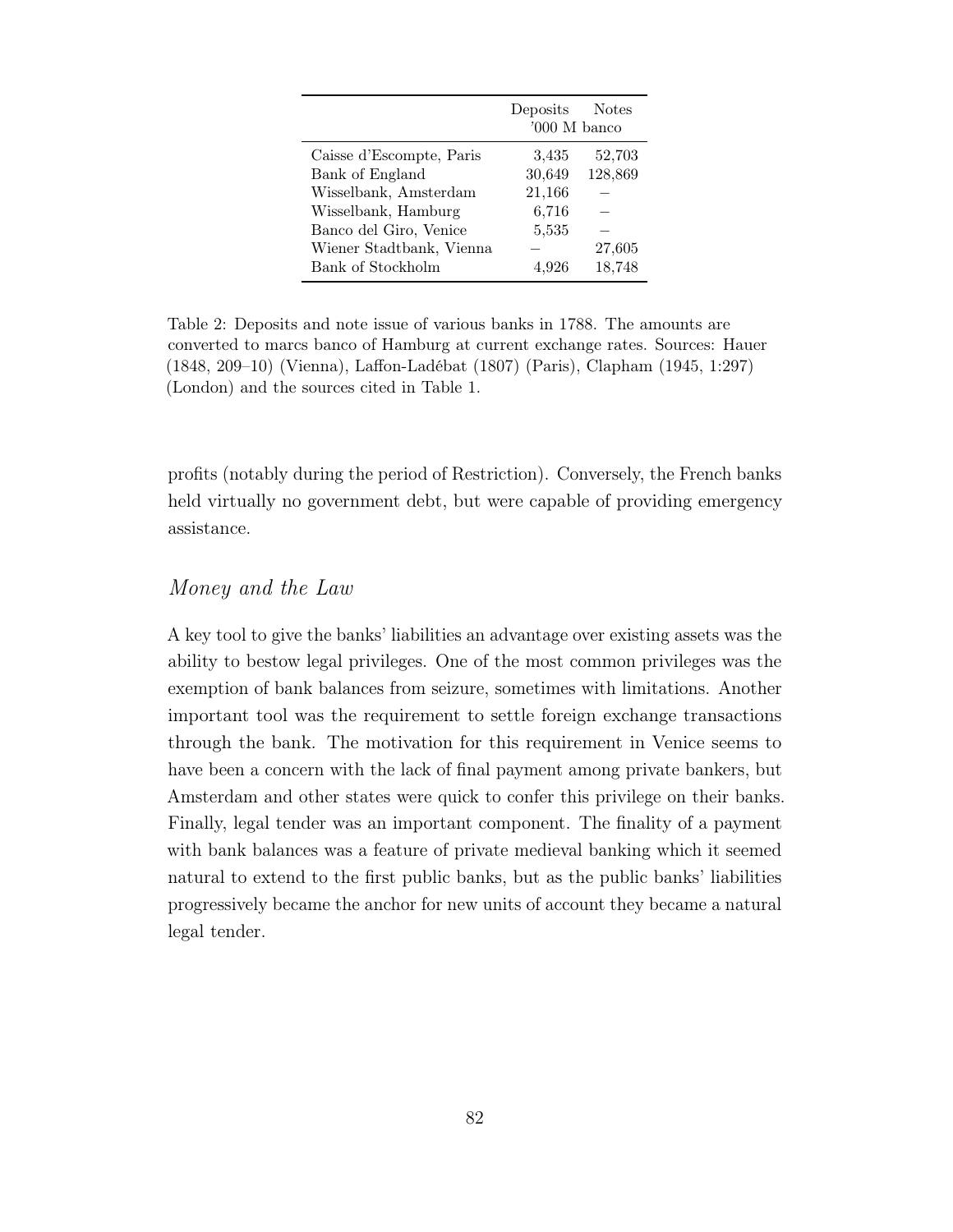| | Deposits | Notes |
|---|---|---|
| | '000 M banco | |
| Caisse d'Escompte, Paris | 3,435 | 52,703 |
| Bank of England | 30,649 | 128,869 |
| Wisselbank, Amsterdam | 21,166 | – |
| Wisselbank, Hamburg | 6,716 | – |
| Banco del Giro, Venice | 5,535 | – |
| Wiener Stadtbank, Vienna | – | 27,605 |
| Bank of Stockholm | 4,926 | 18,748 |

Table 2: Deposits and note issue of various banks in 1788. The amounts are converted to marcs banco of Hamburg at current exchange rates. Sources: Hauer (1848, 209–10) (Vienna), Laffon-Ladébat (1807) (Paris), Clapham (1945, 1:297) (London) and the sources cited in Table 1.

profits (notably during the period of Restriction). Conversely, the French banks held virtually no government debt, but were capable of providing emergency assistance.

### *Money and the Law*

A key tool to give the banks' liabilities an advantage over existing assets was the ability to bestow legal privileges. One of the most common privileges was the exemption of bank balances from seizure, sometimes with limitations. Another important tool was the requirement to settle foreign exchange transactions through the bank. The motivation for this requirement in Venice seems to have been a concern with the lack of final payment among private bankers, but Amsterdam and other states were quick to confer this privilege on their banks. Finally, legal tender was an important component. The finality of a payment with bank balances was a feature of private medieval banking which it seemed natural to extend to the first public banks, but as the public banks' liabilities progressively became the anchor for new units of account they became a natural legal tender.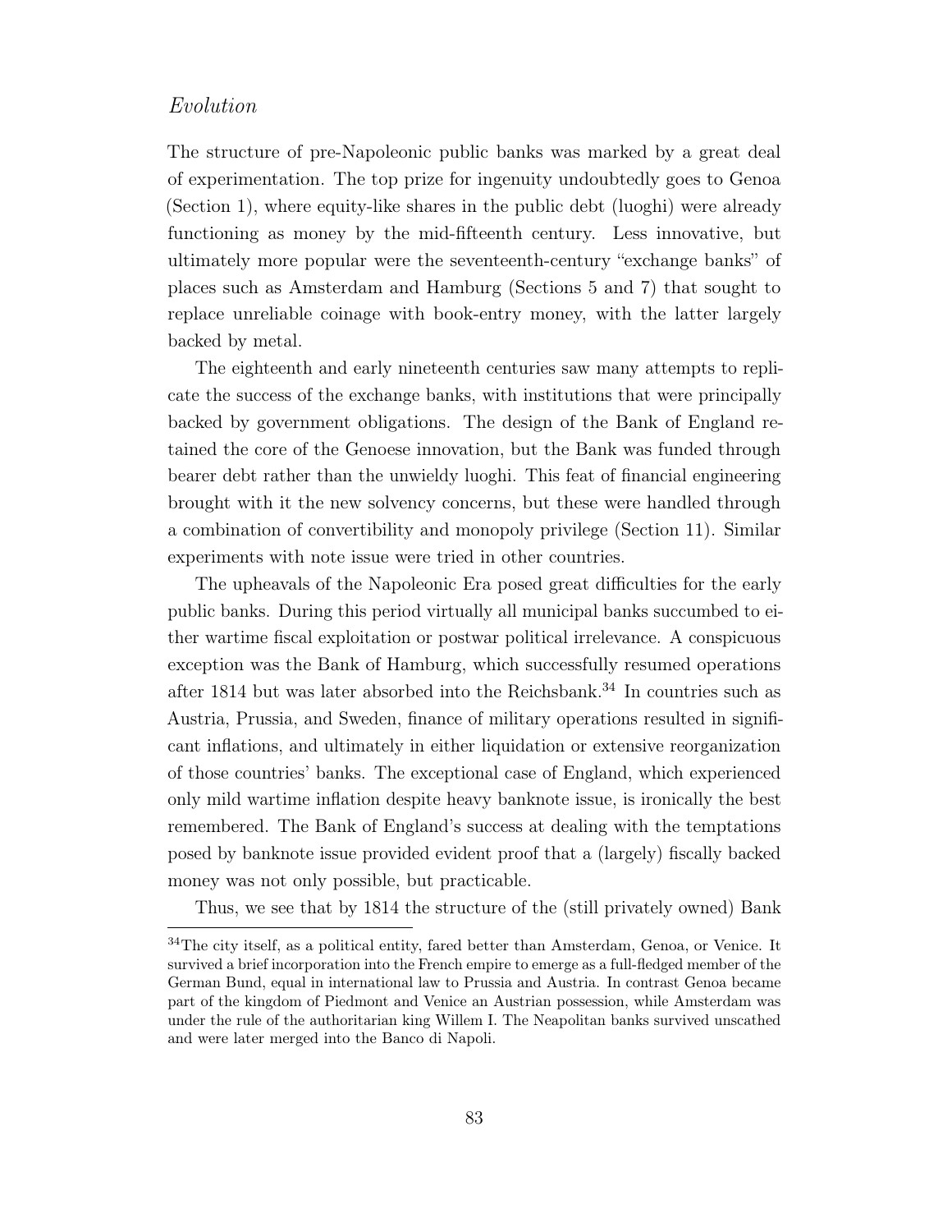*Evolution*

The structure of pre-Napoleonic public banks was marked by a great deal of experimentation. The top prize for ingenuity undoubtedly goes to Genoa (Section 1), where equity-like shares in the public debt (luoghi) were already functioning as money by the mid-fifteenth century. Less innovative, but ultimately more popular were the seventeenth-century "exchange banks" of places such as Amsterdam and Hamburg (Sections 5 and 7) that sought to replace unreliable coinage with book-entry money, with the latter largely backed by metal.

The eighteenth and early nineteenth centuries saw many attempts to replicate the success of the exchange banks, with institutions that were principally backed by government obligations. The design of the Bank of England retained the core of the Genoese innovation, but the Bank was funded through bearer debt rather than the unwieldy luoghi. This feat of financial engineering brought with it the new solvency concerns, but these were handled through a combination of convertibility and monopoly privilege (Section 11). Similar experiments with note issue were tried in other countries.

The upheavals of the Napoleonic Era posed great difficulties for the early public banks. During this period virtually all municipal banks succumbed to either wartime fiscal exploitation or postwar political irrelevance. A conspicuous exception was the Bank of Hamburg, which successfully resumed operations after 1814 but was later absorbed into the Reichsbank.[34] In countries such as Austria, Prussia, and Sweden, finance of military operations resulted in significant inflations, and ultimately in either liquidation or extensive reorganization of those countries' banks. The exceptional case of England, which experienced only mild wartime inflation despite heavy banknote issue, is ironically the best remembered. The Bank of England's success at dealing with the temptations posed by banknote issue provided evident proof that a (largely) fiscally backed money was not only possible, but practicable.

Thus, we see that by 1814 the structure of the (still privately owned) Bank

[34] The city itself, as a political entity, fared better than Amsterdam, Genoa, or Venice. It survived a brief incorporation into the French empire to emerge as a full-fledged member of the German Bund, equal in international law to Prussia and Austria. In contrast Genoa became part of the kingdom of Piedmont and Venice an Austrian possession, while Amsterdam was under the rule of the authoritarian king Willem I. The Neapolitan banks survived unscathed and were later merged into the Banco di Napoli.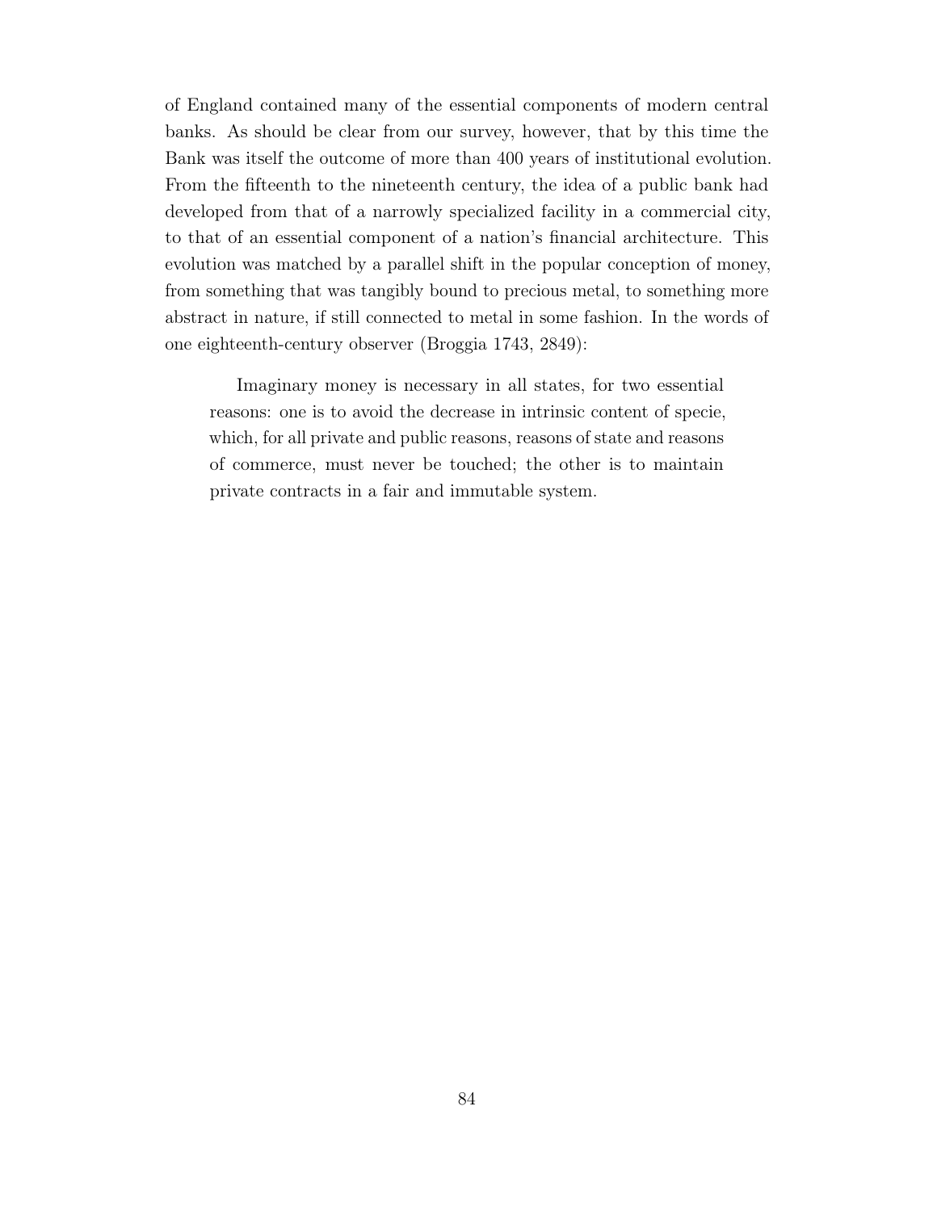of England contained many of the essential components of modern central banks. As should be clear from our survey, however, that by this time the Bank was itself the outcome of more than 400 years of institutional evolution. From the fifteenth to the nineteenth century, the idea of a public bank had developed from that of a narrowly specialized facility in a commercial city, to that of an essential component of a nation's financial architecture. This evolution was matched by a parallel shift in the popular conception of money, from something that was tangibly bound to precious metal, to something more abstract in nature, if still connected to metal in some fashion. In the words of one eighteenth-century observer (Broggia 1743, 2849):

> Imaginary money is necessary in all states, for two essential reasons: one is to avoid the decrease in intrinsic content of specie, which, for all private and public reasons, reasons of state and reasons of commerce, must never be touched; the other is to maintain private contracts in a fair and immutable system.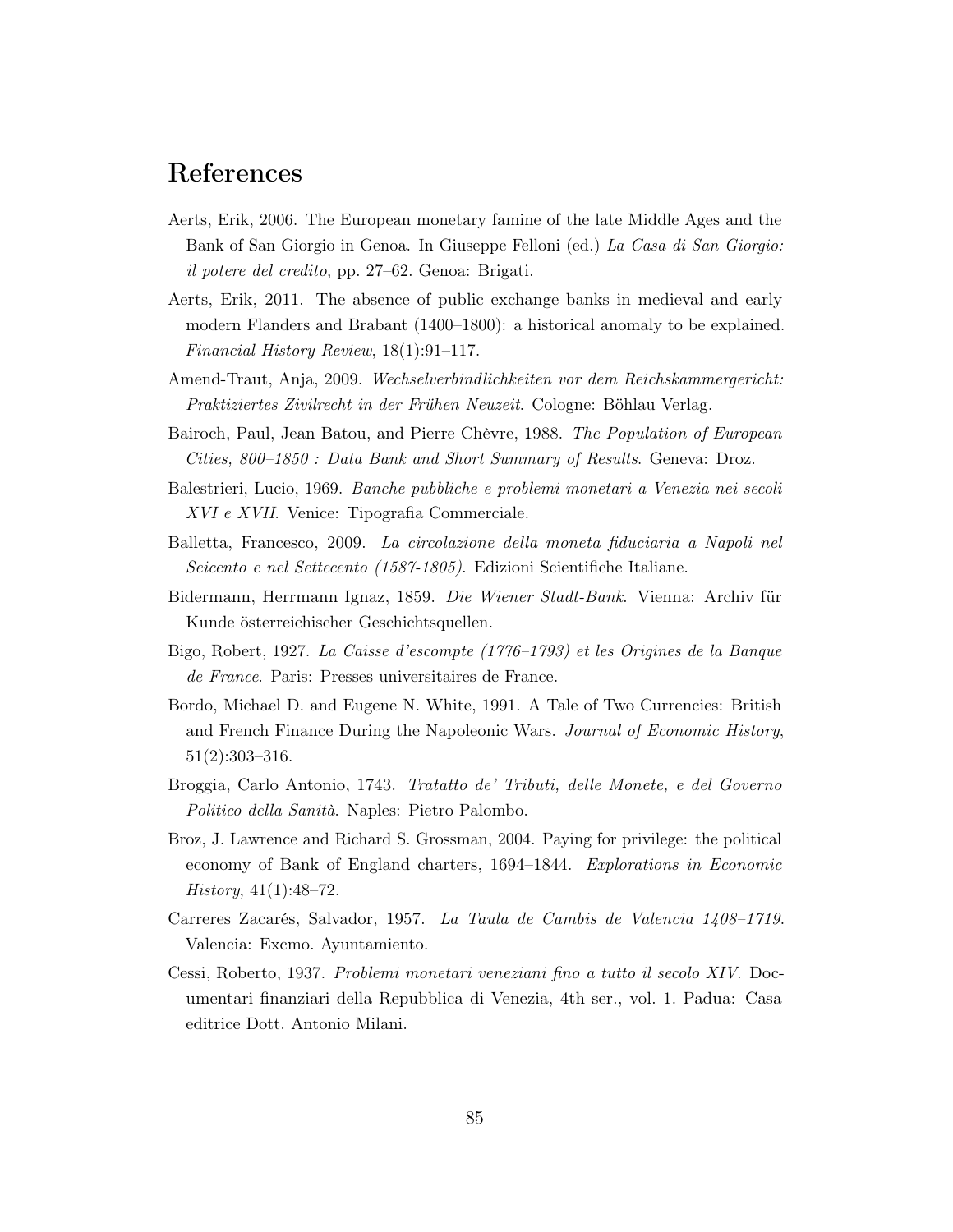# References

Aerts, Erik, 2006. The European monetary famine of the late Middle Ages and the Bank of San Giorgio in Genoa. In Giuseppe Felloni (ed.) *La Casa di San Giorgio: il potere del credito*, pp. 27–62. Genoa: Brigati.

Aerts, Erik, 2011. The absence of public exchange banks in medieval and early modern Flanders and Brabant (1400–1800): a historical anomaly to be explained. *Financial History Review*, 18(1):91–117.

Amend-Traut, Anja, 2009. *Wechselverbindlichkeiten vor dem Reichskammergericht: Praktiziertes Zivilrecht in der Frühen Neuzeit*. Cologne: Böhlau Verlag.

Bairoch, Paul, Jean Batou, and Pierre Chèvre, 1988. *The Population of European Cities, 800–1850 : Data Bank and Short Summary of Results*. Geneva: Droz.

Balestrieri, Lucio, 1969. *Banche pubbliche e problemi monetari a Venezia nei secoli XVI e XVII*. Venice: Tipografia Commerciale.

Balletta, Francesco, 2009. *La circolazione della moneta fiduciaria a Napoli nel Seicento e nel Settecento (1587-1805)*. Edizioni Scientifiche Italiane.

Bidermann, Herrmann Ignaz, 1859. *Die Wiener Stadt-Bank*. Vienna: Archiv für Kunde österreichischer Geschichtsquellen.

Bigo, Robert, 1927. *La Caisse d'escompte (1776–1793) et les Origines de la Banque de France*. Paris: Presses universitaires de France.

Bordo, Michael D. and Eugene N. White, 1991. A Tale of Two Currencies: British and French Finance During the Napoleonic Wars. *Journal of Economic History*, 51(2):303–316.

Broggia, Carlo Antonio, 1743. *Tratatto de' Tributi, delle Monete, e del Governo Politico della Sanità*. Naples: Pietro Palombo.

Broz, J. Lawrence and Richard S. Grossman, 2004. Paying for privilege: the political economy of Bank of England charters, 1694–1844. *Explorations in Economic History*, 41(1):48–72.

Carreres Zacarés, Salvador, 1957. *La Taula de Cambis de Valencia 1408–1719*. Valencia: Excmo. Ayuntamiento.

Cessi, Roberto, 1937. *Problemi monetari veneziani fino a tutto il secolo XIV*. Documentari finanziari della Repubblica di Venezia, 4th ser., vol. 1. Padua: Casa editrice Dott. Antonio Milani.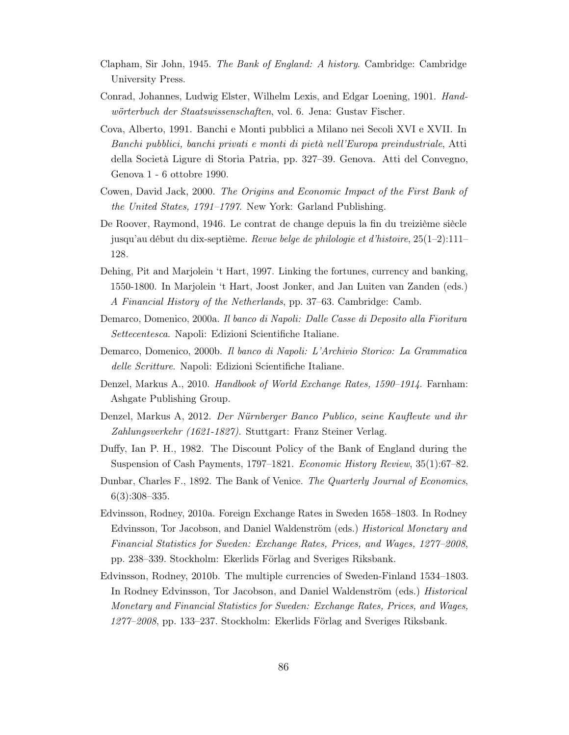Clapham, Sir John, 1945. *The Bank of England: A history*. Cambridge: Cambridge University Press.

Conrad, Johannes, Ludwig Elster, Wilhelm Lexis, and Edgar Loening, 1901. *Handwörterbuch der Staatswissenschaften*, vol. 6. Jena: Gustav Fischer.

Cova, Alberto, 1991. Banchi e Monti pubblici a Milano nei Secoli XVI e XVII. In *Banchi pubblici, banchi privati e monti di pietà nell'Europa preindustriale*, Atti della Società Ligure di Storia Patria, pp. 327–39. Genova. Atti del Convegno, Genova 1 - 6 ottobre 1990.

Cowen, David Jack, 2000. *The Origins and Economic Impact of the First Bank of the United States, 1791–1797*. New York: Garland Publishing.

De Roover, Raymond, 1946. Le contrat de change depuis la fin du treizième siècle jusqu'au début du dix-septième. *Revue belge de philologie et d'histoire*, 25(1–2):111–128.

Dehing, Pit and Marjolein 't Hart, 1997. Linking the fortunes, currency and banking, 1550-1800. In Marjolein 't Hart, Joost Jonker, and Jan Luiten van Zanden (eds.) *A Financial History of the Netherlands*, pp. 37–63. Cambridge: Camb.

Demarco, Domenico, 2000a. *Il banco di Napoli: Dalle Casse di Deposito alla Fioritura Settecentesca*. Napoli: Edizioni Scientifiche Italiane.

Demarco, Domenico, 2000b. *Il banco di Napoli: L'Archivio Storico: La Grammatica delle Scritture*. Napoli: Edizioni Scientifiche Italiane.

Denzel, Markus A., 2010. *Handbook of World Exchange Rates, 1590–1914*. Farnham: Ashgate Publishing Group.

Denzel, Markus A, 2012. *Der Nürnberger Banco Publico, seine Kaufleute und ihr Zahlungsverkehr (1621-1827)*. Stuttgart: Franz Steiner Verlag.

Duffy, Ian P. H., 1982. The Discount Policy of the Bank of England during the Suspension of Cash Payments, 1797–1821. *Economic History Review*, 35(1):67–82.

Dunbar, Charles F., 1892. The Bank of Venice. *The Quarterly Journal of Economics*, 6(3):308–335.

Edvinsson, Rodney, 2010a. Foreign Exchange Rates in Sweden 1658–1803. In Rodney Edvinsson, Tor Jacobson, and Daniel Waldenström (eds.) *Historical Monetary and Financial Statistics for Sweden: Exchange Rates, Prices, and Wages, 1277–2008*, pp. 238–339. Stockholm: Ekerlids Förlag and Sveriges Riksbank.

Edvinsson, Rodney, 2010b. The multiple currencies of Sweden-Finland 1534–1803. In Rodney Edvinsson, Tor Jacobson, and Daniel Waldenström (eds.) *Historical Monetary and Financial Statistics for Sweden: Exchange Rates, Prices, and Wages, 1277–2008*, pp. 133–237. Stockholm: Ekerlids Förlag and Sveriges Riksbank.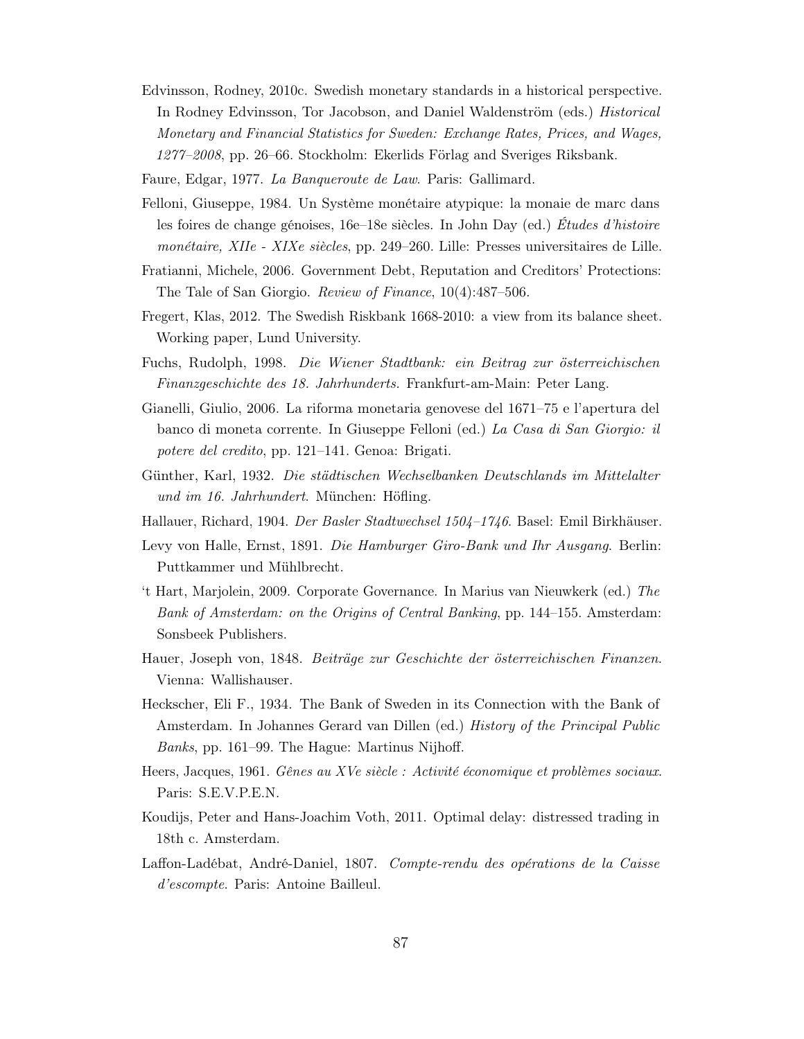Edvinsson, Rodney, 2010c. Swedish monetary standards in a historical perspective. In Rodney Edvinsson, Tor Jacobson, and Daniel Waldenström (eds.) *Historical Monetary and Financial Statistics for Sweden: Exchange Rates, Prices, and Wages, 1277–2008*, pp. 26–66. Stockholm: Ekerlids Förlag and Sveriges Riksbank.

Faure, Edgar, 1977. *La Banqueroute de Law*. Paris: Gallimard.

Felloni, Giuseppe, 1984. Un Système monétaire atypique: la monaie de marc dans les foires de change génoises, 16e–18e siècles. In John Day (ed.) *Études d'histoire monétaire, XIIe - XIXe siècles*, pp. 249–260. Lille: Presses universitaires de Lille.

Fratianni, Michele, 2006. Government Debt, Reputation and Creditors' Protections: The Tale of San Giorgio. *Review of Finance*, 10(4):487–506.

Fregert, Klas, 2012. The Swedish Riskbank 1668-2010: a view from its balance sheet. Working paper, Lund University.

Fuchs, Rudolph, 1998. *Die Wiener Stadtbank: ein Beitrag zur österreichischen Finanzgeschichte des 18. Jahrhunderts.* Frankfurt-am-Main: Peter Lang.

Gianelli, Giulio, 2006. La riforma monetaria genovese del 1671–75 e l'apertura del banco di moneta corrente. In Giuseppe Felloni (ed.) *La Casa di San Giorgio: il potere del credito*, pp. 121–141. Genoa: Brigati.

Günther, Karl, 1932. *Die städtischen Wechselbanken Deutschlands im Mittelalter und im 16. Jahrhundert*. München: Höfling.

Hallauer, Richard, 1904. *Der Basler Stadtwechsel 1504–1746*. Basel: Emil Birkhäuser.

Levy von Halle, Ernst, 1891. *Die Hamburger Giro-Bank und Ihr Ausgang*. Berlin: Puttkammer und Mühlbrecht.

't Hart, Marjolein, 2009. Corporate Governance. In Marius van Nieuwkerk (ed.) *The Bank of Amsterdam: on the Origins of Central Banking*, pp. 144–155. Amsterdam: Sonsbeek Publishers.

Hauer, Joseph von, 1848. *Beiträge zur Geschichte der österreichischen Finanzen*. Vienna: Wallishauser.

Heckscher, Eli F., 1934. The Bank of Sweden in its Connection with the Bank of Amsterdam. In Johannes Gerard van Dillen (ed.) *History of the Principal Public Banks*, pp. 161–99. The Hague: Martinus Nijhoff.

Heers, Jacques, 1961. *Gênes au XVe siècle : Activité économique et problèmes sociaux*. Paris: S.E.V.P.E.N.

Koudijs, Peter and Hans-Joachim Voth, 2011. Optimal delay: distressed trading in 18th c. Amsterdam.

Laffon-Ladébat, André-Daniel, 1807. *Compte-rendu des opérations de la Caisse d'escompte*. Paris: Antoine Bailleul.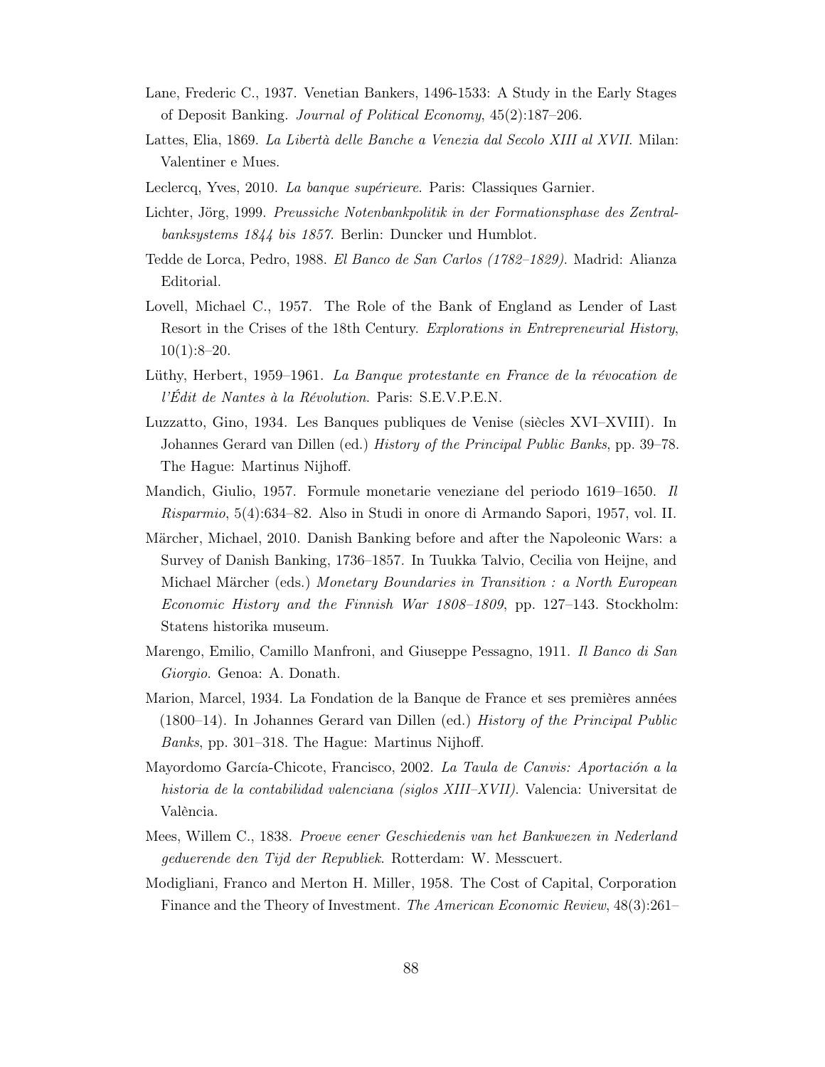Lane, Frederic C., 1937. Venetian Bankers, 1496-1533: A Study in the Early Stages of Deposit Banking. *Journal of Political Economy*, 45(2):187–206.

Lattes, Elia, 1869. *La Libertà delle Banche a Venezia dal Secolo XIII al XVII*. Milan: Valentiner e Mues.

Leclercq, Yves, 2010. *La banque supérieure*. Paris: Classiques Garnier.

Lichter, Jörg, 1999. *Preussiche Notenbankpolitik in der Formationsphase des Zentralbanksystems 1844 bis 1857*. Berlin: Duncker und Humblot.

Tedde de Lorca, Pedro, 1988. *El Banco de San Carlos (1782–1829)*. Madrid: Alianza Editorial.

Lovell, Michael C., 1957. The Role of the Bank of England as Lender of Last Resort in the Crises of the 18th Century. *Explorations in Entrepreneurial History*, 10(1):8–20.

Lüthy, Herbert, 1959–1961. *La Banque protestante en France de la révocation de l'Édit de Nantes à la Révolution*. Paris: S.E.V.P.E.N.

Luzzatto, Gino, 1934. Les Banques publiques de Venise (siècles XVI–XVIII). In Johannes Gerard van Dillen (ed.) *History of the Principal Public Banks*, pp. 39–78. The Hague: Martinus Nijhoff.

Mandich, Giulio, 1957. Formule monetarie veneziane del periodo 1619–1650. *Il Risparmio*, 5(4):634–82. Also in Studi in onore di Armando Sapori, 1957, vol. II.

Märcher, Michael, 2010. Danish Banking before and after the Napoleonic Wars: a Survey of Danish Banking, 1736–1857. In Tuukka Talvio, Cecilia von Heijne, and Michael Märcher (eds.) *Monetary Boundaries in Transition : a North European Economic History and the Finnish War 1808–1809*, pp. 127–143. Stockholm: Statens historika museum.

Marengo, Emilio, Camillo Manfroni, and Giuseppe Pessagno, 1911. *Il Banco di San Giorgio*. Genoa: A. Donath.

Marion, Marcel, 1934. La Fondation de la Banque de France et ses premières années (1800–14). In Johannes Gerard van Dillen (ed.) *History of the Principal Public Banks*, pp. 301–318. The Hague: Martinus Nijhoff.

Mayordomo García-Chicote, Francisco, 2002. *La Taula de Canvis: Aportación a la historia de la contabilidad valenciana (siglos XIII–XVII)*. Valencia: Universitat de València.

Mees, Willem C., 1838. *Proeve eener Geschiedenis van het Bankwezen in Nederland geduerende den Tijd der Republiek*. Rotterdam: W. Messcuert.

Modigliani, Franco and Merton H. Miller, 1958. The Cost of Capital, Corporation Finance and the Theory of Investment. *The American Economic Review*, 48(3):261–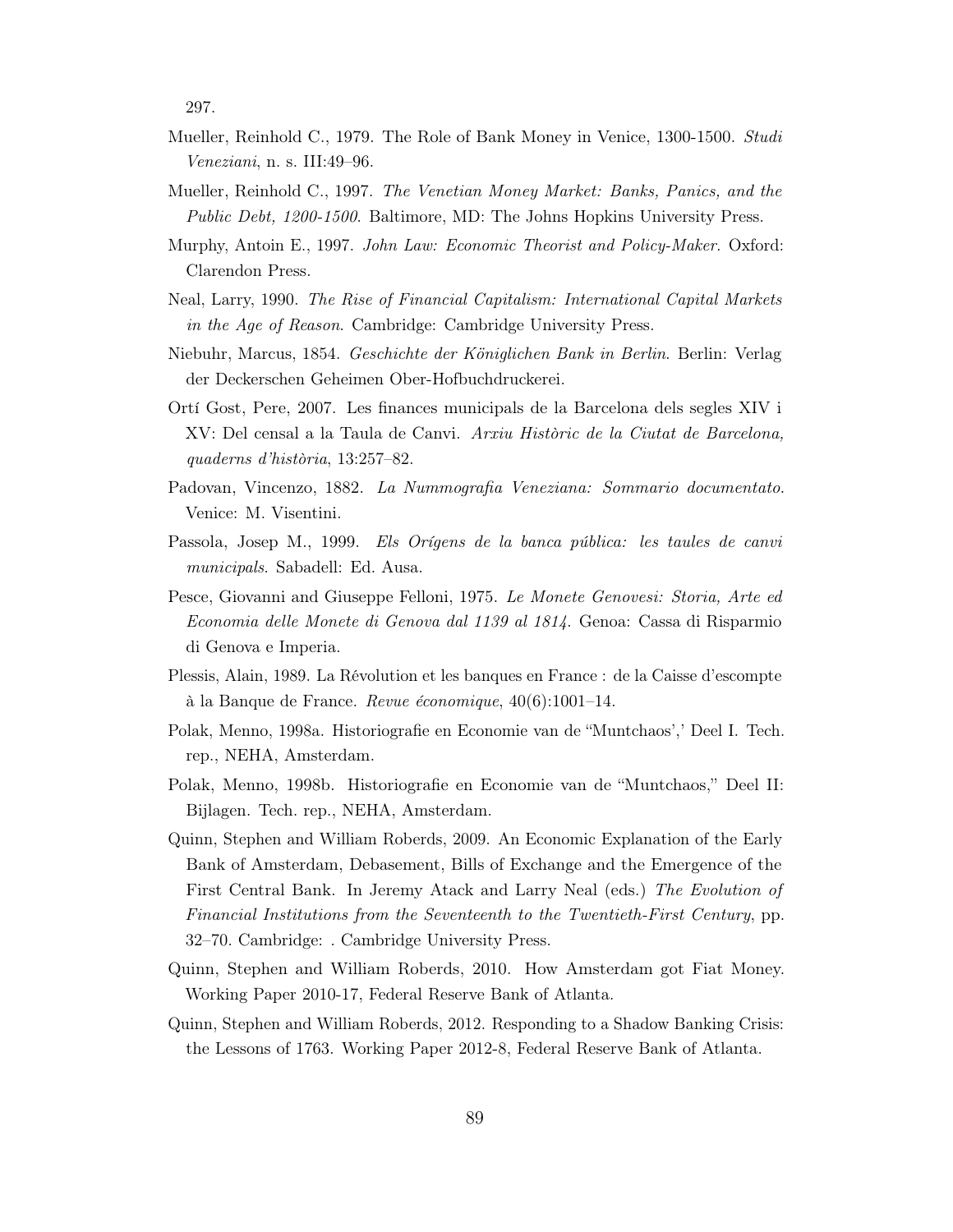297.

Mueller, Reinhold C., 1979. The Role of Bank Money in Venice, 1300-1500. *Studi Veneziani*, n. s. III:49–96.

Mueller, Reinhold C., 1997. *The Venetian Money Market: Banks, Panics, and the Public Debt, 1200-1500*. Baltimore, MD: The Johns Hopkins University Press.

Murphy, Antoin E., 1997. *John Law: Economic Theorist and Policy-Maker*. Oxford: Clarendon Press.

Neal, Larry, 1990. *The Rise of Financial Capitalism: International Capital Markets in the Age of Reason*. Cambridge: Cambridge University Press.

Niebuhr, Marcus, 1854. *Geschichte der Königlichen Bank in Berlin*. Berlin: Verlag der Deckerschen Geheimen Ober-Hofbuchdruckerei.

Ortí Gost, Pere, 2007. Les finances municipals de la Barcelona dels segles XIV i XV: Del censal a la Taula de Canvi. *Arxiu Històric de la Ciutat de Barcelona, quaderns d'història*, 13:257–82.

Padovan, Vincenzo, 1882. *La Nummografia Veneziana: Sommario documentato*. Venice: M. Visentini.

Passola, Josep M., 1999. *Els Orígens de la banca pública: les taules de canvi municipals*. Sabadell: Ed. Ausa.

Pesce, Giovanni and Giuseppe Felloni, 1975. *Le Monete Genovesi: Storia, Arte ed Economia delle Monete di Genova dal 1139 al 1814*. Genoa: Cassa di Risparmio di Genova e Imperia.

Plessis, Alain, 1989. La Révolution et les banques en France : de la Caisse d'escompte à la Banque de France. *Revue économique*, 40(6):1001–14.

Polak, Menno, 1998a. Historiografie en Economie van de "Muntchaos',' Deel I. Tech. rep., NEHA, Amsterdam.

Polak, Menno, 1998b. Historiografie en Economie van de "Muntchaos," Deel II: Bijlagen. Tech. rep., NEHA, Amsterdam.

Quinn, Stephen and William Roberds, 2009. An Economic Explanation of the Early Bank of Amsterdam, Debasement, Bills of Exchange and the Emergence of the First Central Bank. In Jeremy Atack and Larry Neal (eds.) *The Evolution of Financial Institutions from the Seventeenth to the Twentieth-First Century*, pp. 32–70. Cambridge: . Cambridge University Press.

Quinn, Stephen and William Roberds, 2010. How Amsterdam got Fiat Money. Working Paper 2010-17, Federal Reserve Bank of Atlanta.

Quinn, Stephen and William Roberds, 2012. Responding to a Shadow Banking Crisis: the Lessons of 1763. Working Paper 2012-8, Federal Reserve Bank of Atlanta.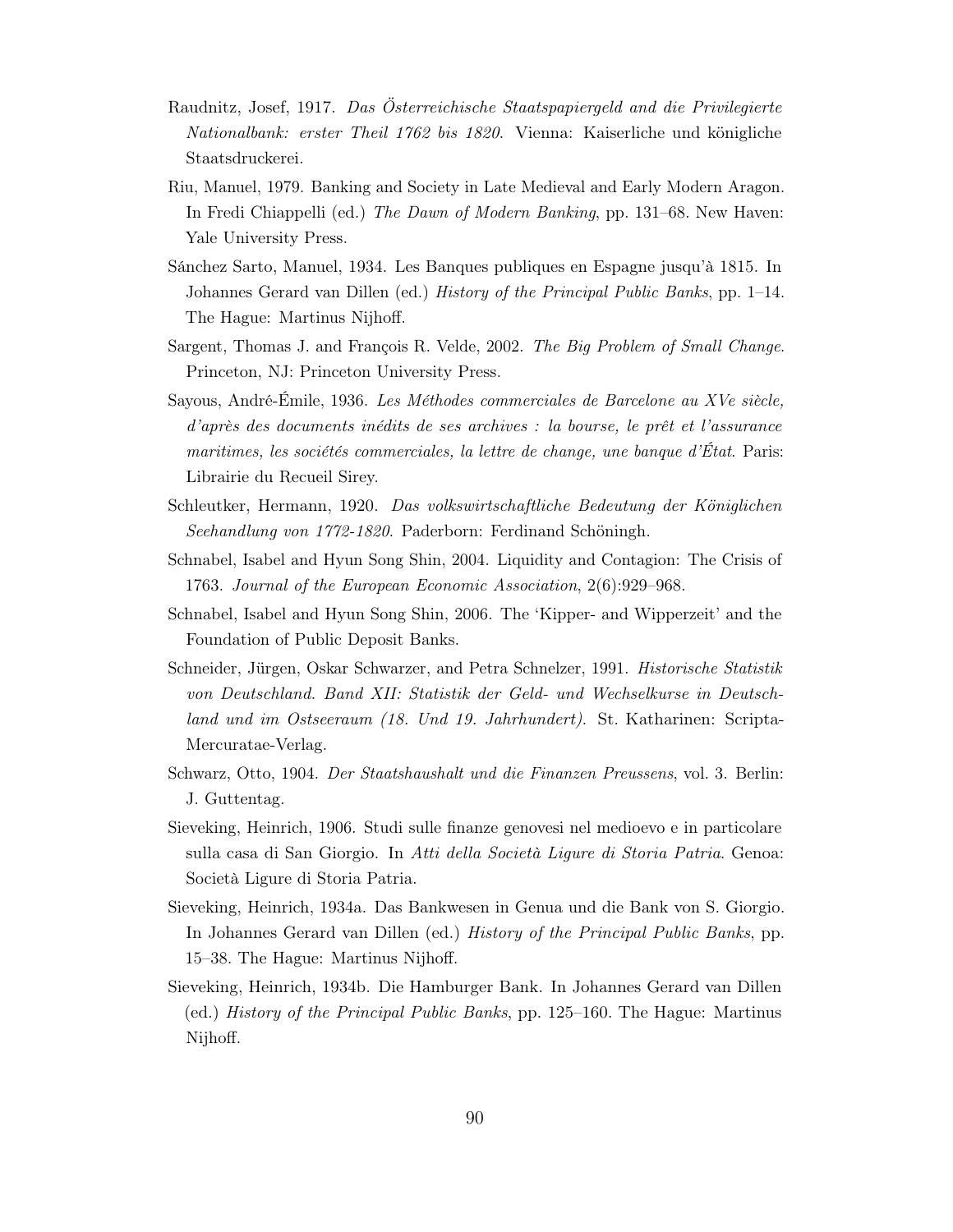Raudnitz, Josef, 1917. *Das Österreichische Staatspapiergeld and die Privilegierte Nationalbank: erster Theil 1762 bis 1820*. Vienna: Kaiserliche und königliche Staatsdruckerei.

Riu, Manuel, 1979. Banking and Society in Late Medieval and Early Modern Aragon. In Fredi Chiappelli (ed.) *The Dawn of Modern Banking*, pp. 131–68. New Haven: Yale University Press.

Sánchez Sarto, Manuel, 1934. Les Banques publiques en Espagne jusqu'à 1815. In Johannes Gerard van Dillen (ed.) *History of the Principal Public Banks*, pp. 1–14. The Hague: Martinus Nijhoff.

Sargent, Thomas J. and François R. Velde, 2002. *The Big Problem of Small Change*. Princeton, NJ: Princeton University Press.

Sayous, André-Émile, 1936. *Les Méthodes commerciales de Barcelone au XVe siècle, d'après des documents inédits de ses archives : la bourse, le prêt et l'assurance maritimes, les sociétés commerciales, la lettre de change, une banque d'État*. Paris: Librairie du Recueil Sirey.

Schleutker, Hermann, 1920. *Das volkswirtschaftliche Bedeutung der Königlichen Seehandlung von 1772-1820*. Paderborn: Ferdinand Schöningh.

Schnabel, Isabel and Hyun Song Shin, 2004. Liquidity and Contagion: The Crisis of 1763. *Journal of the European Economic Association*, 2(6):929–968.

Schnabel, Isabel and Hyun Song Shin, 2006. The 'Kipper- and Wipperzeit' and the Foundation of Public Deposit Banks.

Schneider, Jürgen, Oskar Schwarzer, and Petra Schnelzer, 1991. *Historische Statistik von Deutschland. Band XII: Statistik der Geld- und Wechselkurse in Deutschland und im Ostseeraum (18. Und 19. Jahrhundert)*. St. Katharinen: Scripta-Mercuratae-Verlag.

Schwarz, Otto, 1904. *Der Staatshaushalt und die Finanzen Preussens*, vol. 3. Berlin: J. Guttentag.

Sieveking, Heinrich, 1906. Studi sulle finanze genovesi nel medioevo e in particolare sulla casa di San Giorgio. In *Atti della Società Ligure di Storia Patria*. Genoa: Società Ligure di Storia Patria.

Sieveking, Heinrich, 1934a. Das Bankwesen in Genua und die Bank von S. Giorgio. In Johannes Gerard van Dillen (ed.) *History of the Principal Public Banks*, pp. 15–38. The Hague: Martinus Nijhoff.

Sieveking, Heinrich, 1934b. Die Hamburger Bank. In Johannes Gerard van Dillen (ed.) *History of the Principal Public Banks*, pp. 125–160. The Hague: Martinus Nijhoff.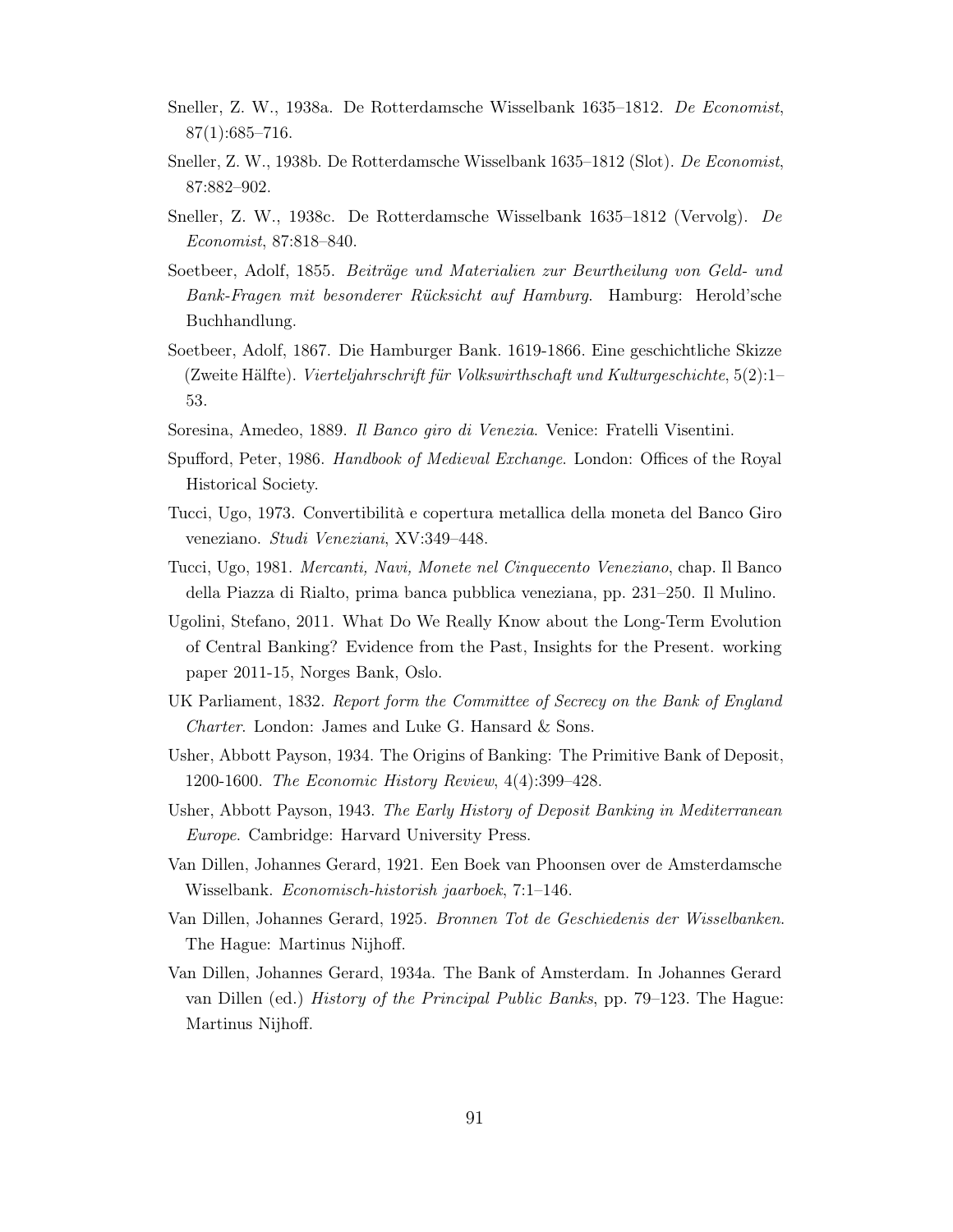Sneller, Z. W., 1938a. De Rotterdamsche Wisselbank 1635–1812. *De Economist*, 87(1):685–716.

Sneller, Z. W., 1938b. De Rotterdamsche Wisselbank 1635–1812 (Slot). *De Economist*, 87:882–902.

Sneller, Z. W., 1938c. De Rotterdamsche Wisselbank 1635–1812 (Vervolg). *De Economist*, 87:818–840.

Soetbeer, Adolf, 1855. *Beiträge und Materialien zur Beurtheilung von Geld- und Bank-Fragen mit besonderer Rücksicht auf Hamburg*. Hamburg: Herold'sche Buchhandlung.

Soetbeer, Adolf, 1867. Die Hamburger Bank. 1619-1866. Eine geschichtliche Skizze (Zweite Hälfte). *Vierteljahrschrift für Volkswirthschaft und Kulturgeschichte*, 5(2):1–53.

Soresina, Amedeo, 1889. *Il Banco giro di Venezia*. Venice: Fratelli Visentini.

Spufford, Peter, 1986. *Handbook of Medieval Exchange*. London: Offices of the Royal Historical Society.

Tucci, Ugo, 1973. Convertibilità e copertura metallica della moneta del Banco Giro veneziano. *Studi Veneziani*, XV:349–448.

Tucci, Ugo, 1981. *Mercanti, Navi, Monete nel Cinquecento Veneziano*, chap. Il Banco della Piazza di Rialto, prima banca pubblica veneziana, pp. 231–250. Il Mulino.

Ugolini, Stefano, 2011. What Do We Really Know about the Long-Term Evolution of Central Banking? Evidence from the Past, Insights for the Present. working paper 2011-15, Norges Bank, Oslo.

UK Parliament, 1832. *Report form the Committee of Secrecy on the Bank of England Charter*. London: James and Luke G. Hansard & Sons.

Usher, Abbott Payson, 1934. The Origins of Banking: The Primitive Bank of Deposit, 1200-1600. *The Economic History Review*, 4(4):399–428.

Usher, Abbott Payson, 1943. *The Early History of Deposit Banking in Mediterranean Europe*. Cambridge: Harvard University Press.

Van Dillen, Johannes Gerard, 1921. Een Boek van Phoonsen over de Amsterdamsche Wisselbank. *Economisch-historish jaarboek*, 7:1–146.

Van Dillen, Johannes Gerard, 1925. *Bronnen Tot de Geschiedenis der Wisselbanken*. The Hague: Martinus Nijhoff.

Van Dillen, Johannes Gerard, 1934a. The Bank of Amsterdam. In Johannes Gerard van Dillen (ed.) *History of the Principal Public Banks*, pp. 79–123. The Hague: Martinus Nijhoff.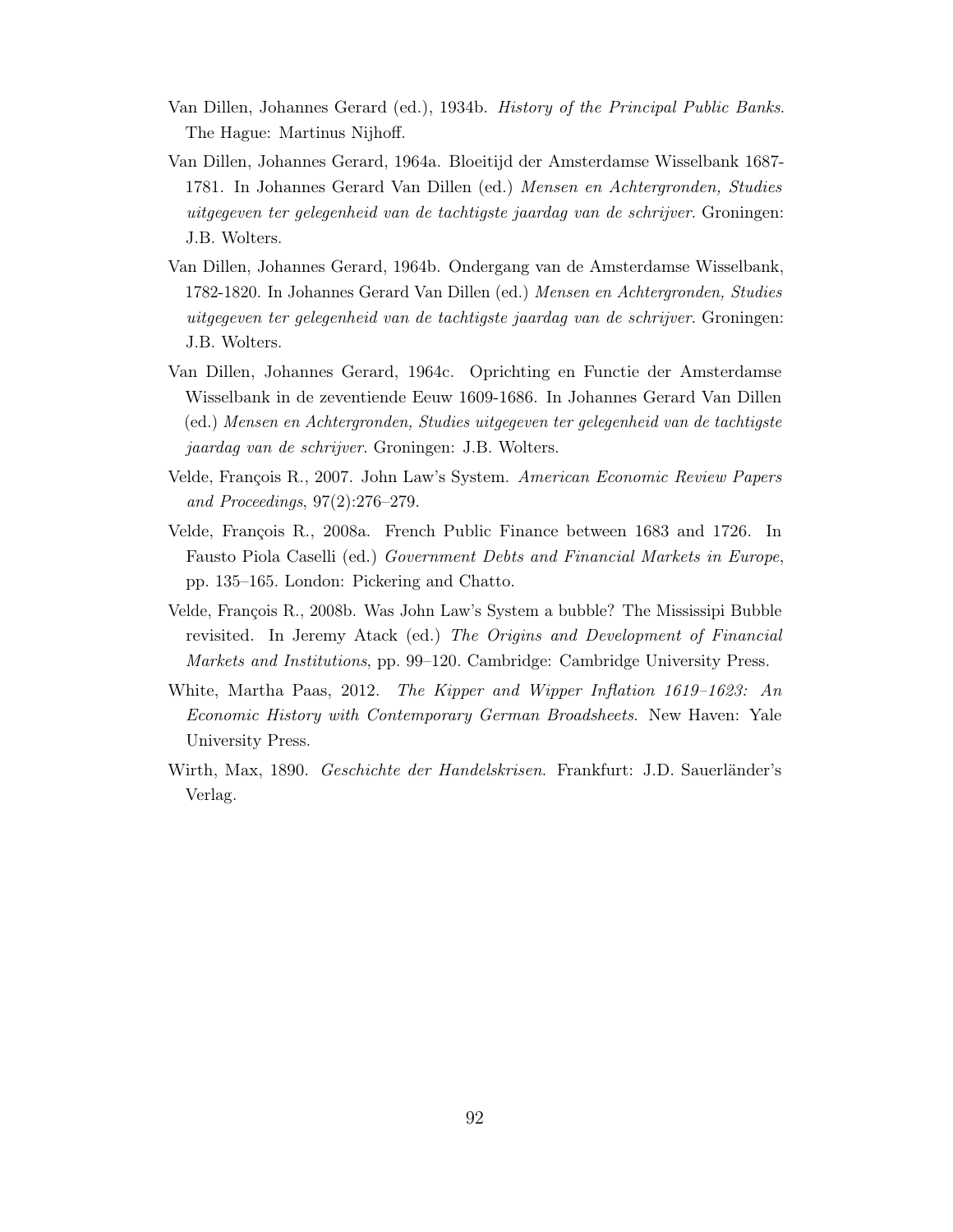Van Dillen, Johannes Gerard (ed.), 1934b. *History of the Principal Public Banks*. The Hague: Martinus Nijhoff.

Van Dillen, Johannes Gerard, 1964a. Bloeitijd der Amsterdamse Wisselbank 1687-1781. In Johannes Gerard Van Dillen (ed.) *Mensen en Achtergronden, Studies uitgegeven ter gelegenheid van de tachtigste jaardag van de schrijver*. Groningen: J.B. Wolters.

Van Dillen, Johannes Gerard, 1964b. Ondergang van de Amsterdamse Wisselbank, 1782-1820. In Johannes Gerard Van Dillen (ed.) *Mensen en Achtergronden, Studies uitgegeven ter gelegenheid van de tachtigste jaardag van de schrijver*. Groningen: J.B. Wolters.

Van Dillen, Johannes Gerard, 1964c. Oprichting en Functie der Amsterdamse Wisselbank in de zeventiende Eeuw 1609-1686. In Johannes Gerard Van Dillen (ed.) *Mensen en Achtergronden, Studies uitgegeven ter gelegenheid van de tachtigste jaardag van de schrijver*. Groningen: J.B. Wolters.

Velde, François R., 2007. John Law's System. *American Economic Review Papers and Proceedings*, 97(2):276–279.

Velde, François R., 2008a. French Public Finance between 1683 and 1726. In Fausto Piola Caselli (ed.) *Government Debts and Financial Markets in Europe*, pp. 135–165. London: Pickering and Chatto.

Velde, François R., 2008b. Was John Law's System a bubble? The Mississipi Bubble revisited. In Jeremy Atack (ed.) *The Origins and Development of Financial Markets and Institutions*, pp. 99–120. Cambridge: Cambridge University Press.

White, Martha Paas, 2012. *The Kipper and Wipper Inflation 1619–1623: An Economic History with Contemporary German Broadsheets*. New Haven: Yale University Press.

Wirth, Max, 1890. *Geschichte der Handelskrisen*. Frankfurt: J.D. Sauerländer's Verlag.